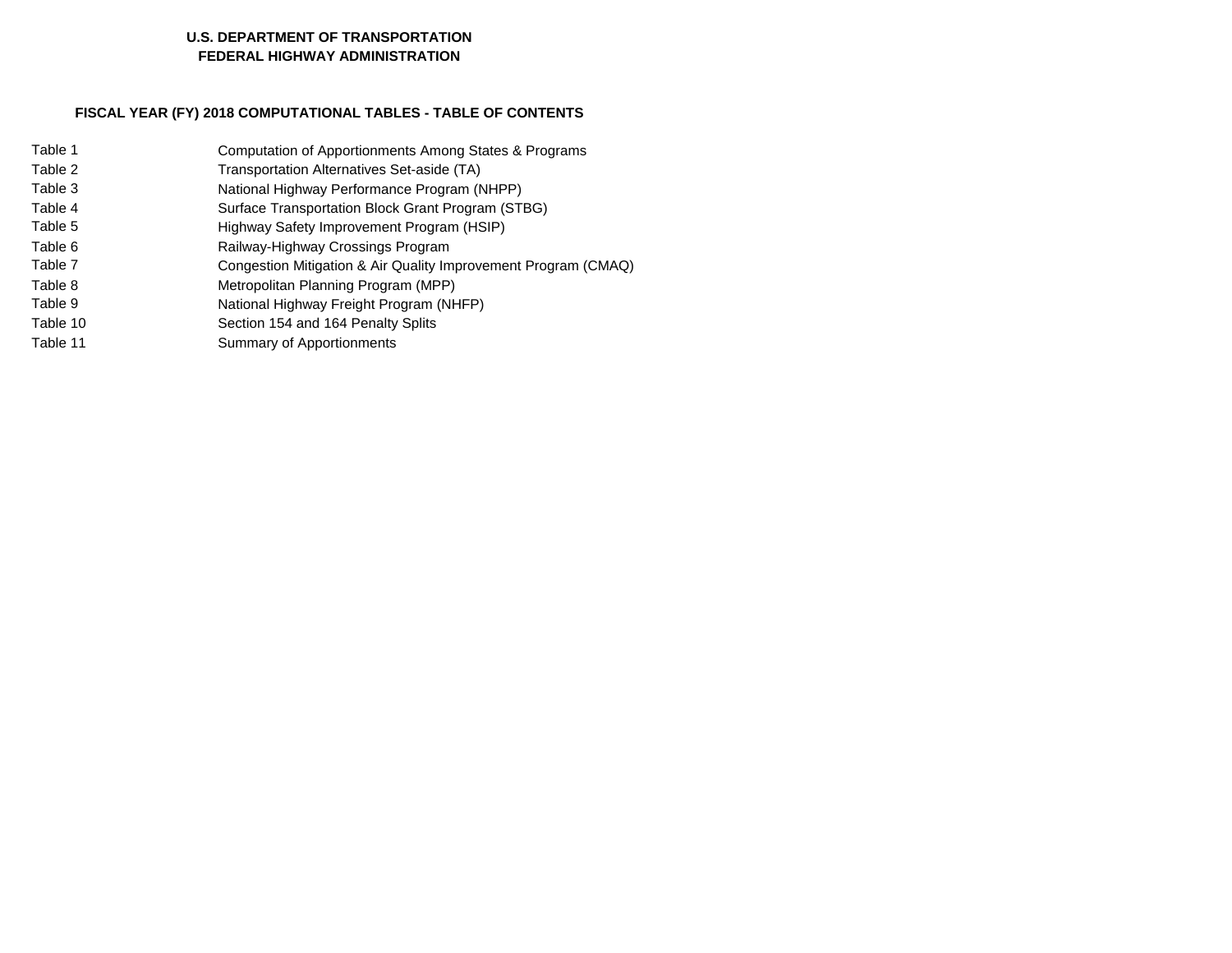**U.S. DEPARTMENT OF TRANSPORTATION**
**FEDERAL HIGHWAY ADMINISTRATION**

## FISCAL YEAR (FY) 2018 COMPUTATIONAL TABLES - TABLE OF CONTENTS

| | |
|---|---|
| Table 1 | Computation of Apportionments Among States & Programs |
| Table 2 | Transportation Alternatives Set-aside (TA) |
| Table 3 | National Highway Performance Program (NHPP) |
| Table 4 | Surface Transportation Block Grant Program (STBG) |
| Table 5 | Highway Safety Improvement Program (HSIP) |
| Table 6 | Railway-Highway Crossings Program |
| Table 7 | Congestion Mitigation & Air Quality Improvement Program (CMAQ) |
| Table 8 | Metropolitan Planning Program (MPP) |
| Table 9 | National Highway Freight Program (NHFP) |
| Table 10 | Section 154 and 164 Penalty Splits |
| Table 11 | Summary of Apportionments |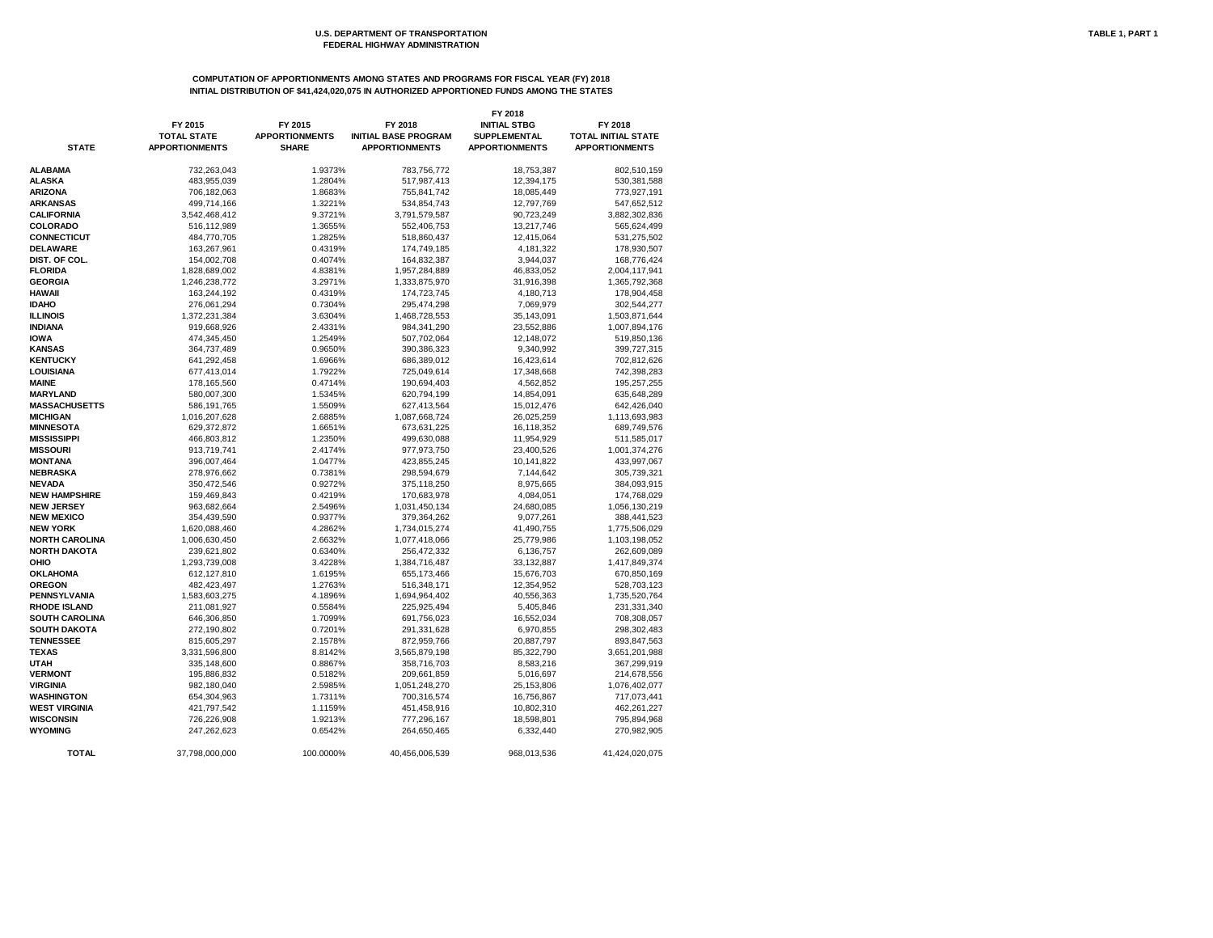U.S. DEPARTMENT OF TRANSPORTATION
FEDERAL HIGHWAY ADMINISTRATION

TABLE 1, PART 1

## COMPUTATION OF APPORTIONMENTS AMONG STATES AND PROGRAMS FOR FISCAL YEAR (FY) 2018
## INITIAL DISTRIBUTION OF $41,424,020,075 IN AUTHORIZED APPORTIONED FUNDS AMONG THE STATES

| STATE | FY 2015 TOTAL STATE APPORTIONMENTS | FY 2015 APPORTIONMENTS SHARE | FY 2018 INITIAL BASE PROGRAM APPORTIONMENTS | FY 2018 INITIAL STBG SUPPLEMENTAL APPORTIONMENTS | FY 2018 TOTAL INITIAL STATE APPORTIONMENTS |
|---|---|---|---|---|---|
| ALABAMA | 732,263,043 | 1.9373% | 783,756,772 | 18,753,387 | 802,510,159 |
| ALASKA | 483,955,039 | 1.2804% | 517,987,413 | 12,394,175 | 530,381,588 |
| ARIZONA | 706,182,063 | 1.8683% | 755,841,742 | 18,085,449 | 773,927,191 |
| ARKANSAS | 499,714,166 | 1.3221% | 534,854,743 | 12,797,769 | 547,652,512 |
| CALIFORNIA | 3,542,468,412 | 9.3721% | 3,791,579,587 | 90,723,249 | 3,882,302,836 |
| COLORADO | 516,112,989 | 1.3655% | 552,406,753 | 13,217,746 | 565,624,499 |
| CONNECTICUT | 484,770,705 | 1.2825% | 518,860,437 | 12,415,064 | 531,275,502 |
| DELAWARE | 163,267,961 | 0.4319% | 174,749,185 | 4,181,322 | 178,930,507 |
| DIST. OF COL. | 154,002,708 | 0.4074% | 164,832,387 | 3,944,037 | 168,776,424 |
| FLORIDA | 1,828,689,002 | 4.8381% | 1,957,284,889 | 46,833,052 | 2,004,117,941 |
| GEORGIA | 1,246,238,772 | 3.2971% | 1,333,875,970 | 31,916,398 | 1,365,792,368 |
| HAWAII | 163,244,192 | 0.4319% | 174,723,745 | 4,180,713 | 178,904,458 |
| IDAHO | 276,061,294 | 0.7304% | 295,474,298 | 7,069,979 | 302,544,277 |
| ILLINOIS | 1,372,231,384 | 3.6304% | 1,468,728,553 | 35,143,091 | 1,503,871,644 |
| INDIANA | 919,668,926 | 2.4331% | 984,341,290 | 23,552,886 | 1,007,894,176 |
| IOWA | 474,345,450 | 1.2549% | 507,702,064 | 12,148,072 | 519,850,136 |
| KANSAS | 364,737,489 | 0.9650% | 390,386,323 | 9,340,992 | 399,727,315 |
| KENTUCKY | 641,292,458 | 1.6966% | 686,389,012 | 16,423,614 | 702,812,626 |
| LOUISIANA | 677,413,014 | 1.7922% | 725,049,614 | 17,348,668 | 742,398,283 |
| MAINE | 178,165,560 | 0.4714% | 190,694,403 | 4,562,852 | 195,257,255 |
| MARYLAND | 580,007,300 | 1.5345% | 620,794,199 | 14,854,091 | 635,648,289 |
| MASSACHUSETTS | 586,191,765 | 1.5509% | 627,413,564 | 15,012,476 | 642,426,040 |
| MICHIGAN | 1,016,207,628 | 2.6885% | 1,087,668,724 | 26,025,259 | 1,113,693,983 |
| MINNESOTA | 629,372,872 | 1.6651% | 673,631,225 | 16,118,352 | 689,749,576 |
| MISSISSIPPI | 466,803,812 | 1.2350% | 499,630,088 | 11,954,929 | 511,585,017 |
| MISSOURI | 913,719,741 | 2.4174% | 977,973,750 | 23,400,526 | 1,001,374,276 |
| MONTANA | 396,007,464 | 1.0477% | 423,855,245 | 10,141,822 | 433,997,067 |
| NEBRASKA | 278,976,662 | 0.7381% | 298,594,679 | 7,144,642 | 305,739,321 |
| NEVADA | 350,472,546 | 0.9272% | 375,118,250 | 8,975,665 | 384,093,915 |
| NEW HAMPSHIRE | 159,469,843 | 0.4219% | 170,683,978 | 4,084,051 | 174,768,029 |
| NEW JERSEY | 963,682,664 | 2.5496% | 1,031,450,134 | 24,680,085 | 1,056,130,219 |
| NEW MEXICO | 354,439,590 | 0.9377% | 379,364,262 | 9,077,261 | 388,441,523 |
| NEW YORK | 1,620,088,460 | 4.2862% | 1,734,015,274 | 41,490,755 | 1,775,506,029 |
| NORTH CAROLINA | 1,006,630,450 | 2.6632% | 1,077,418,066 | 25,779,986 | 1,103,198,052 |
| NORTH DAKOTA | 239,621,802 | 0.6340% | 256,472,332 | 6,136,757 | 262,609,089 |
| OHIO | 1,293,739,008 | 3.4228% | 1,384,716,487 | 33,132,887 | 1,417,849,374 |
| OKLAHOMA | 612,127,810 | 1.6195% | 655,173,466 | 15,676,703 | 670,850,169 |
| OREGON | 482,423,497 | 1.2763% | 516,348,171 | 12,354,952 | 528,703,123 |
| PENNSYLVANIA | 1,583,603,275 | 4.1896% | 1,694,964,402 | 40,556,363 | 1,735,520,764 |
| RHODE ISLAND | 211,081,927 | 0.5584% | 225,925,494 | 5,405,846 | 231,331,340 |
| SOUTH CAROLINA | 646,306,850 | 1.7099% | 691,756,023 | 16,552,034 | 708,308,057 |
| SOUTH DAKOTA | 272,190,802 | 0.7201% | 291,331,628 | 6,970,855 | 298,302,483 |
| TENNESSEE | 815,605,297 | 2.1578% | 872,959,766 | 20,887,797 | 893,847,563 |
| TEXAS | 3,331,596,800 | 8.8142% | 3,565,879,198 | 85,322,790 | 3,651,201,988 |
| UTAH | 335,148,600 | 0.8867% | 358,716,703 | 8,583,216 | 367,299,919 |
| VERMONT | 195,886,832 | 0.5182% | 209,661,859 | 5,016,697 | 214,678,556 |
| VIRGINIA | 982,180,040 | 2.5985% | 1,051,248,270 | 25,153,806 | 1,076,402,077 |
| WASHINGTON | 654,304,963 | 1.7311% | 700,316,574 | 16,756,867 | 717,073,441 |
| WEST VIRGINIA | 421,797,542 | 1.1159% | 451,458,916 | 10,802,310 | 462,261,227 |
| WISCONSIN | 726,226,908 | 1.9213% | 777,296,167 | 18,598,801 | 795,894,968 |
| WYOMING | 247,262,623 | 0.6542% | 264,650,465 | 6,332,440 | 270,982,905 |
| TOTAL | 37,798,000,000 | 100.0000% | 40,456,006,539 | 968,013,536 | 41,424,020,075 |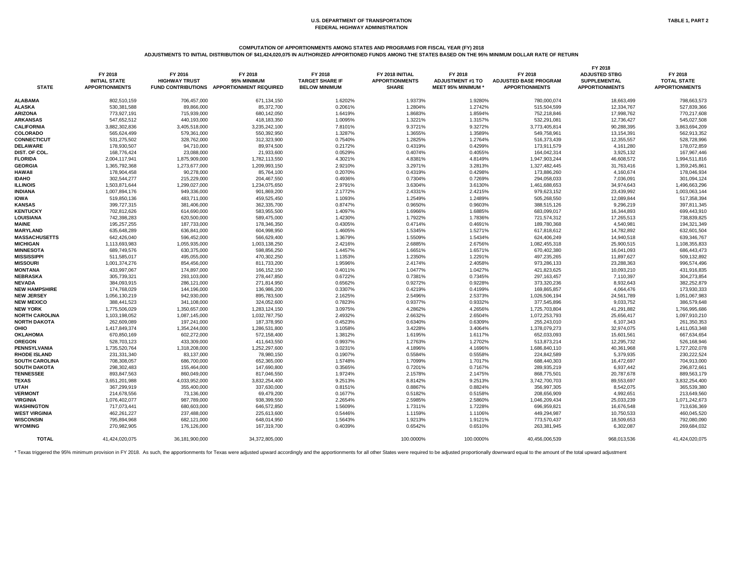U.S. DEPARTMENT OF TRANSPORTATION
FEDERAL HIGHWAY ADMINISTRATION

TABLE 1, PART 2

## COMPUTATION OF APPORTIONMENTS AMONG STATES AND PROGRAMS FOR FISCAL YEAR (FY) 2018

### ADJUSTMENTS TO INITIAL DISTRIBUTION OF $41,424,020,075 IN AUTHORIZED APPORTIONED FUNDS AMONG THE STATES BASED ON THE 95% MINIMUM DOLLAR RATE OF RETURN

| STATE | FY 2018 INITIAL STATE APPORTIONMENTS | FY 2016 HIGHWAY TRUST FUND CONTRIBUTIONS | FY 2018 95% MINIMUM APPORTIONMENT REQUIRED | FY 2018 TARGET SHARE IF BELOW MINIMUM | FY 2018 INITIAL APPORTIONMENTS SHARE | FY 2018 ADJUSTMENT #1 TO MEET 95% MINIMUM * | FY 2018 ADJUSTED BASE PROGRAM APPORTIONMENTS | FY 2018 ADJUSTED STBG SUPPLEMENTAL APPORTIONMENTS | FY 2018 TOTAL STATE APPORTIONMENTS |
|---|---|---|---|---|---|---|---|---|---|
| ALABAMA | 802,510,159 | 706,457,000 | 671,134,150 | 1.6202% | 1.9373% | 1.9280% | 780,000,074 | 18,663,499 | 798,663,573 |
| ALASKA | 530,381,588 | 89,866,000 | 85,372,700 | 0.2061% | 1.2804% | 1.2742% | 515,504,599 | 12,334,767 | 527,839,366 |
| ARIZONA | 773,927,191 | 715,939,000 | 680,142,050 | 1.6419% | 1.8683% | 1.8594% | 752,218,846 | 17,998,762 | 770,217,608 |
| ARKANSAS | 547,652,512 | 440,193,000 | 418,183,350 | 1.0095% | 1.3221% | 1.3157% | 532,291,081 | 12,736,427 | 545,027,508 |
| CALIFORNIA | 3,882,302,836 | 3,405,518,000 | 3,235,242,100 | 7.8101% | 9.3721% | 9.3272% | 3,773,405,814 | 90,288,395 | 3,863,694,209 |
| COLORADO | 565,624,499 | 579,361,000 | 550,392,950 | 1.3287% | 1.3655% | 1.3589% | 549,758,961 | 13,154,391 | 562,913,352 |
| CONNECTICUT | 531,275,502 | 328,762,000 | 312,323,900 | 0.7540% | 1.2825% | 1.2764% | 516,373,439 | 12,355,557 | 528,728,996 |
| DELAWARE | 178,930,507 | 94,710,000 | 89,974,500 | 0.2172% | 0.4319% | 0.4299% | 173,911,579 | 4,161,280 | 178,072,859 |
| DIST. OF COL. | 168,776,424 | 23,088,000 | 21,933,600 | 0.0529% | 0.4074% | 0.4055% | 164,042,314 | 3,925,132 | 167,967,446 |
| FLORIDA | 2,004,117,941 | 1,875,909,000 | 1,782,113,550 | 4.3021% | 4.8381% | 4.8149% | 1,947,903,244 | 46,608,572 | 1,994,511,816 |
| GEORGIA | 1,365,792,368 | 1,273,677,000 | 1,209,993,150 | 2.9210% | 3.2971% | 3.2813% | 1,327,482,445 | 31,763,416 | 1,359,245,861 |
| HAWAII | 178,904,458 | 90,278,000 | 85,764,100 | 0.2070% | 0.4319% | 0.4298% | 173,886,260 | 4,160,674 | 178,046,934 |
| IDAHO | 302,544,277 | 215,229,000 | 204,467,550 | 0.4936% | 0.7304% | 0.7269% | 294,058,033 | 7,036,091 | 301,094,124 |
| ILLINOIS | 1,503,871,644 | 1,299,027,000 | 1,234,075,650 | 2.9791% | 3.6304% | 3.6130% | 1,461,688,653 | 34,974,643 | 1,496,663,296 |
| INDIANA | 1,007,894,176 | 949,336,000 | 901,869,200 | 2.1772% | 2.4331% | 2.4215% | 979,623,152 | 23,439,992 | 1,003,063,144 |
| IOWA | 519,850,136 | 483,711,000 | 459,525,450 | 1.1093% | 1.2549% | 1.2489% | 505,268,550 | 12,089,844 | 517,358,394 |
| KANSAS | 399,727,315 | 381,406,000 | 362,335,700 | 0.8747% | 0.9650% | 0.9603% | 388,515,126 | 9,296,219 | 397,811,345 |
| KENTUCKY | 702,812,626 | 614,690,000 | 583,955,500 | 1.4097% | 1.6966% | 1.6885% | 683,099,017 | 16,344,893 | 699,443,910 |
| LOUISIANA | 742,398,283 | 620,500,000 | 589,475,000 | 1.4230% | 1.7922% | 1.7836% | 721,574,312 | 17,265,513 | 738,839,825 |
| MAINE | 195,257,255 | 187,733,000 | 178,346,350 | 0.4305% | 0.4714% | 0.4691% | 189,780,368 | 4,540,981 | 194,321,349 |
| MARYLAND | 635,648,289 | 636,841,000 | 604,998,950 | 1.4605% | 1.5345% | 1.5271% | 617,818,612 | 14,782,892 | 632,601,504 |
| MASSACHUSETTS | 642,426,040 | 596,452,000 | 566,629,400 | 1.3679% | 1.5509% | 1.5434% | 624,406,249 | 14,940,518 | 639,346,767 |
| MICHIGAN | 1,113,693,983 | 1,055,935,000 | 1,003,138,250 | 2.4216% | 2.6885% | 2.6756% | 1,082,455,318 | 25,900,515 | 1,108,355,833 |
| MINNESOTA | 689,749,576 | 630,375,000 | 598,856,250 | 1.4457% | 1.6651% | 1.6571% | 670,402,380 | 16,041,093 | 686,443,473 |
| MISSISSIPPI | 511,585,017 | 495,055,000 | 470,302,250 | 1.1353% | 1.2350% | 1.2291% | 497,235,265 | 11,897,627 | 509,132,892 |
| MISSOURI | 1,001,374,276 | 854,456,000 | 811,733,200 | 1.9596% | 2.4174% | 2.4058% | 973,286,133 | 23,288,363 | 996,574,496 |
| MONTANA | 433,997,067 | 174,897,000 | 166,152,150 | 0.4011% | 1.0477% | 1.0427% | 421,823,625 | 10,093,210 | 431,916,835 |
| NEBRASKA | 305,739,321 | 293,103,000 | 278,447,850 | 0.6722% | 0.7381% | 0.7345% | 297,163,457 | 7,110,397 | 304,273,854 |
| NEVADA | 384,093,915 | 286,121,000 | 271,814,950 | 0.6562% | 0.9272% | 0.9228% | 373,320,236 | 8,932,643 | 382,252,879 |
| NEW HAMPSHIRE | 174,768,029 | 144,196,000 | 136,986,200 | 0.3307% | 0.4219% | 0.4199% | 169,865,857 | 4,064,476 | 173,930,333 |
| NEW JERSEY | 1,056,130,219 | 942,930,000 | 895,783,500 | 2.1625% | 2.5496% | 2.5373% | 1,026,506,194 | 24,561,789 | 1,051,067,983 |
| NEW MEXICO | 388,441,523 | 341,108,000 | 324,052,600 | 0.7823% | 0.9377% | 0.9332% | 377,545,896 | 9,033,752 | 386,579,648 |
| NEW YORK | 1,775,506,029 | 1,350,657,000 | 1,283,124,150 | 3.0975% | 4.2862% | 4.2656% | 1,725,703,804 | 41,291,882 | 1,766,995,686 |
| NORTH CAROLINA | 1,103,198,052 | 1,087,145,000 | 1,032,787,750 | 2.4932% | 2.6632% | 2.6504% | 1,072,253,793 | 25,656,417 | 1,097,910,210 |
| NORTH DAKOTA | 262,609,089 | 197,241,000 | 187,378,950 | 0.4523% | 0.6340% | 0.6309% | 255,243,010 | 6,107,343 | 261,350,353 |
| OHIO | 1,417,849,374 | 1,354,244,000 | 1,286,531,800 | 3.1058% | 3.4228% | 3.4064% | 1,378,079,273 | 32,974,075 | 1,411,053,348 |
| OKLAHOMA | 670,850,169 | 602,272,000 | 572,158,400 | 1.3812% | 1.6195% | 1.6117% | 652,033,093 | 15,601,561 | 667,634,654 |
| OREGON | 528,703,123 | 433,309,000 | 411,643,550 | 0.9937% | 1.2763% | 1.2702% | 513,873,214 | 12,295,732 | 526,168,946 |
| PENNSYLVANIA | 1,735,520,764 | 1,318,208,000 | 1,252,297,600 | 3.0231% | 4.1896% | 4.1696% | 1,686,840,110 | 40,361,968 | 1,727,202,078 |
| RHODE ISLAND | 231,331,340 | 83,137,000 | 78,980,150 | 0.1907% | 0.5584% | 0.5558% | 224,842,589 | 5,379,935 | 230,222,524 |
| SOUTH CAROLINA | 708,308,057 | 686,700,000 | 652,365,000 | 1.5748% | 1.7099% | 1.7017% | 688,440,303 | 16,472,697 | 704,913,000 |
| SOUTH DAKOTA | 298,302,483 | 155,464,000 | 147,690,800 | 0.3565% | 0.7201% | 0.7167% | 289,935,219 | 6,937,442 | 296,872,661 |
| TENNESSEE | 893,847,563 | 860,049,000 | 817,046,550 | 1.9724% | 2.1578% | 2.1475% | 868,775,501 | 20,787,678 | 889,563,179 |
| TEXAS | 3,651,201,988 | 4,033,952,000 | 3,832,254,400 | 9.2513% | 8.8142% | 9.2513% | 3,742,700,703 | 89,553,697 | 3,832,254,400 |
| UTAH | 367,299,919 | 355,400,000 | 337,630,000 | 0.8151% | 0.8867% | 0.8824% | 356,997,305 | 8,542,075 | 365,539,380 |
| VERMONT | 214,678,556 | 73,136,000 | 69,479,200 | 0.1677% | 0.5182% | 0.5158% | 208,656,909 | 4,992,651 | 213,649,560 |
| VIRGINIA | 1,076,402,077 | 987,789,000 | 938,399,550 | 2.2654% | 2.5985% | 2.5860% | 1,046,209,434 | 25,033,239 | 1,071,242,673 |
| WASHINGTON | 717,073,441 | 680,603,000 | 646,572,850 | 1.5609% | 1.7311% | 1.7228% | 696,959,821 | 16,676,548 | 713,636,369 |
| WEST VIRGINIA | 462,261,227 | 237,488,000 | 225,613,600 | 0.5446% | 1.1159% | 1.1106% | 449,294,987 | 10,750,533 | 460,045,520 |
| WISCONSIN | 795,894,968 | 682,121,000 | 648,014,950 | 1.5643% | 1.9213% | 1.9121% | 773,570,437 | 18,509,653 | 792,080,090 |
| WYOMING | 270,982,905 | 176,126,000 | 167,319,700 | 0.4039% | 0.6542% | 0.6510% | 263,381,945 | 6,302,087 | 269,684,032 |
| TOTAL | 41,424,020,075 | 36,181,900,000 | 34,372,805,000 | | 100.0000% | 100.0000% | 40,456,006,539 | 968,013,536 | 41,424,020,075 |

* Texas triggered the 95% minimum provision in FY 2018. As such, the apportionments for Texas were adjusted upward accordingly and the apportionments for all other States were required to be adjusted proportionally downward equal to the amount of the total upward adjustment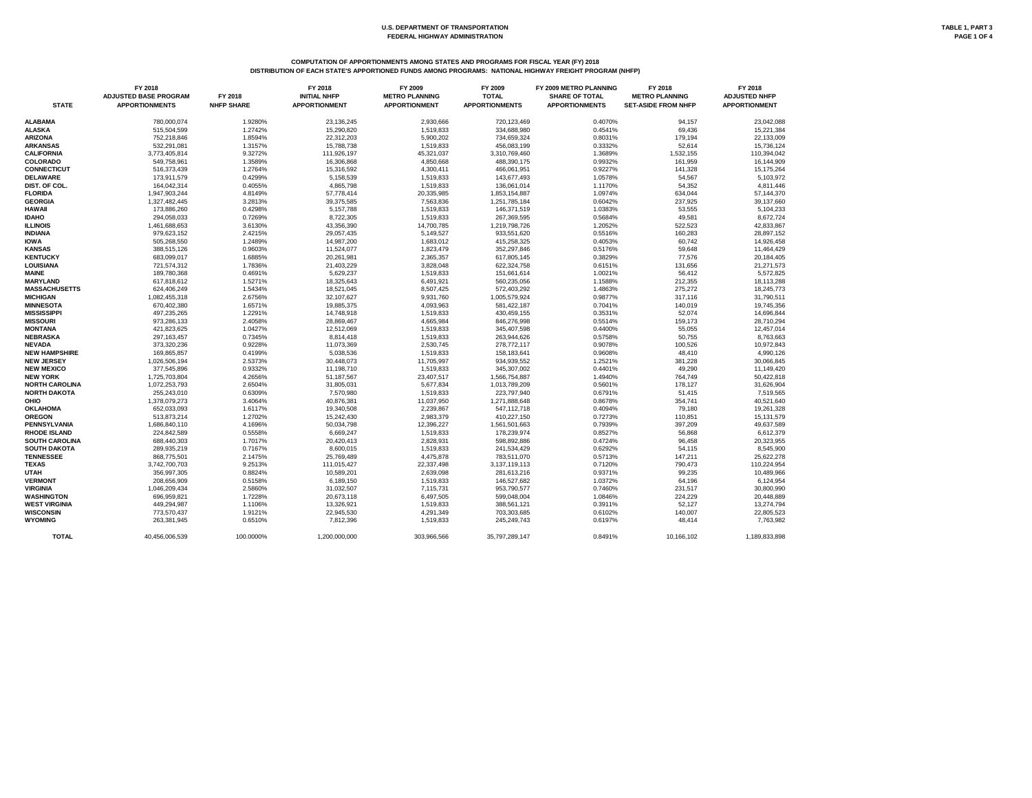U.S. DEPARTMENT OF TRANSPORTATION
FEDERAL HIGHWAY ADMINISTRATION

TABLE 1, PART 3

## COMPUTATION OF APPORTIONMENTS AMONG STATES AND PROGRAMS FOR FISCAL YEAR (FY) 2018
### DISTRIBUTION OF EACH STATE'S APPORTIONED FUNDS AMONG PROGRAMS: NATIONAL HIGHWAY FREIGHT PROGRAM (NHFP)

| STATE | FY 2018 ADJUSTED BASE PROGRAM APPORTIONMENTS | FY 2018 NHFP SHARE | FY 2018 INITIAL NHFP APPORTIONMENT | FY 2009 METRO PLANNING APPORTIONMENT | FY 2009 TOTAL APPORTIONMENTS | FY 2009 METRO PLANNING SHARE OF TOTAL APPORTIONMENTS | FY 2018 METRO PLANNING SET-ASIDE FROM NHFP | FY 2018 ADJUSTED NHFP APPORTIONMENT |
|---|---|---|---|---|---|---|---|---|
| ALABAMA | 780,000,074 | 1.9280% | 23,136,245 | 2,930,666 | 720,123,469 | 0.4070% | 94,157 | 23,042,088 |
| ALASKA | 515,504,599 | 1.2742% | 15,290,820 | 1,519,833 | 334,688,980 | 0.4541% | 69,436 | 15,221,384 |
| ARIZONA | 752,218,846 | 1.8594% | 22,312,203 | 5,900,202 | 734,659,324 | 0.8031% | 179,194 | 22,133,009 |
| ARKANSAS | 532,291,081 | 1.3157% | 15,788,738 | 1,519,833 | 456,083,199 | 0.3332% | 52,614 | 15,736,124 |
| CALIFORNIA | 3,773,405,814 | 9.3272% | 111,926,197 | 45,321,037 | 3,310,769,460 | 1.3689% | 1,532,155 | 110,394,042 |
| COLORADO | 549,758,961 | 1.3589% | 16,306,868 | 4,850,668 | 488,390,175 | 0.9932% | 161,959 | 16,144,909 |
| CONNECTICUT | 516,373,439 | 1.2764% | 15,316,592 | 4,300,411 | 466,061,951 | 0.9227% | 141,328 | 15,175,264 |
| DELAWARE | 173,911,579 | 0.4299% | 5,158,539 | 1,519,833 | 143,677,493 | 1.0578% | 54,567 | 5,103,972 |
| DIST. OF COL. | 164,042,314 | 0.4055% | 4,865,798 | 1,519,833 | 136,061,014 | 1.1170% | 54,352 | 4,811,446 |
| FLORIDA | 1,947,903,244 | 4.8149% | 57,778,414 | 20,335,985 | 1,853,154,887 | 1.0974% | 634,044 | 57,144,370 |
| GEORGIA | 1,327,482,445 | 3.2813% | 39,375,585 | 7,563,836 | 1,251,785,184 | 0.6042% | 237,925 | 39,137,660 |
| HAWAII | 173,886,260 | 0.4298% | 5,157,788 | 1,519,833 | 146,371,519 | 1.0383% | 53,555 | 5,104,233 |
| IDAHO | 294,058,033 | 0.7269% | 8,722,305 | 1,519,833 | 267,369,595 | 0.5684% | 49,581 | 8,672,724 |
| ILLINOIS | 1,461,688,653 | 3.6130% | 43,356,390 | 14,700,785 | 1,219,798,726 | 1.2052% | 522,523 | 42,833,867 |
| INDIANA | 979,623,152 | 2.4215% | 29,057,435 | 5,149,527 | 933,551,620 | 0.5516% | 160,283 | 28,897,152 |
| IOWA | 505,268,550 | 1.2489% | 14,987,200 | 1,683,012 | 415,258,325 | 0.4053% | 60,742 | 14,926,458 |
| KANSAS | 388,515,126 | 0.9603% | 11,524,077 | 1,823,479 | 352,297,846 | 0.5176% | 59,648 | 11,464,429 |
| KENTUCKY | 683,099,017 | 1.6885% | 20,261,981 | 2,365,357 | 617,805,145 | 0.3829% | 77,576 | 20,184,405 |
| LOUISIANA | 721,574,312 | 1.7836% | 21,403,229 | 3,828,048 | 622,324,758 | 0.6151% | 131,656 | 21,271,573 |
| MAINE | 189,780,368 | 0.4691% | 5,629,237 | 1,519,833 | 151,661,614 | 1.0021% | 56,412 | 5,572,825 |
| MARYLAND | 617,818,612 | 1.5271% | 18,325,643 | 6,491,921 | 560,235,056 | 1.1588% | 212,355 | 18,113,288 |
| MASSACHUSETTS | 624,406,249 | 1.5434% | 18,521,045 | 8,507,425 | 572,403,292 | 1.4863% | 275,272 | 18,245,773 |
| MICHIGAN | 1,082,455,318 | 2.6756% | 32,107,627 | 9,931,760 | 1,005,579,924 | 0.9877% | 317,116 | 31,790,511 |
| MINNESOTA | 670,402,380 | 1.6571% | 19,885,375 | 4,093,963 | 581,422,187 | 0.7041% | 140,019 | 19,745,356 |
| MISSISSIPPI | 497,235,265 | 1.2291% | 14,748,918 | 1,519,833 | 430,459,155 | 0.3531% | 52,074 | 14,696,844 |
| MISSOURI | 973,286,133 | 2.4058% | 28,869,467 | 4,665,984 | 846,276,998 | 0.5514% | 159,173 | 28,710,294 |
| MONTANA | 421,823,625 | 1.0427% | 12,512,069 | 1,519,833 | 345,407,598 | 0.4400% | 55,055 | 12,457,014 |
| NEBRASKA | 297,163,457 | 0.7345% | 8,814,418 | 1,519,833 | 263,944,626 | 0.5758% | 50,755 | 8,763,663 |
| NEVADA | 373,320,236 | 0.9228% | 11,073,369 | 2,530,745 | 278,772,117 | 0.9078% | 100,526 | 10,972,843 |
| NEW HAMPSHIRE | 169,865,857 | 0.4199% | 5,038,536 | 1,519,833 | 158,183,641 | 0.9608% | 48,410 | 4,990,126 |
| NEW JERSEY | 1,026,506,194 | 2.5373% | 30,448,073 | 11,705,997 | 934,939,552 | 1.2521% | 381,228 | 30,066,845 |
| NEW MEXICO | 377,545,896 | 0.9332% | 11,198,710 | 1,519,833 | 345,307,002 | 0.4401% | 49,290 | 11,149,420 |
| NEW YORK | 1,725,703,804 | 4.2656% | 51,187,567 | 23,407,517 | 1,566,754,887 | 1.4940% | 764,749 | 50,422,818 |
| NORTH CAROLINA | 1,072,253,793 | 2.6504% | 31,805,031 | 5,677,834 | 1,013,789,209 | 0.5601% | 178,127 | 31,626,904 |
| NORTH DAKOTA | 255,243,010 | 0.6309% | 7,570,980 | 1,519,833 | 223,797,940 | 0.6791% | 51,415 | 7,519,565 |
| OHIO | 1,378,079,273 | 3.4064% | 40,876,381 | 11,037,950 | 1,271,888,648 | 0.8678% | 354,741 | 40,521,640 |
| OKLAHOMA | 652,033,093 | 1.6117% | 19,340,508 | 2,239,867 | 547,112,718 | 0.4094% | 79,180 | 19,261,328 |
| OREGON | 513,873,214 | 1.2702% | 15,242,430 | 2,983,379 | 410,227,150 | 0.7273% | 110,851 | 15,131,579 |
| PENNSYLVANIA | 1,686,840,110 | 4.1696% | 50,034,798 | 12,396,227 | 1,561,501,663 | 0.7939% | 397,209 | 49,637,589 |
| RHODE ISLAND | 224,842,589 | 0.5558% | 6,669,247 | 1,519,833 | 178,239,974 | 0.8527% | 56,868 | 6,612,379 |
| SOUTH CAROLINA | 688,440,303 | 1.7017% | 20,420,413 | 2,828,931 | 598,892,886 | 0.4724% | 96,458 | 20,323,955 |
| SOUTH DAKOTA | 289,935,219 | 0.7167% | 8,600,015 | 1,519,833 | 241,534,429 | 0.6292% | 54,115 | 8,545,900 |
| TENNESSEE | 868,775,501 | 2.1475% | 25,769,489 | 4,475,878 | 783,511,070 | 0.5713% | 147,211 | 25,622,278 |
| TEXAS | 3,742,700,703 | 9.2513% | 111,015,427 | 22,337,498 | 3,137,119,113 | 0.7120% | 790,473 | 110,224,954 |
| UTAH | 356,997,305 | 0.8824% | 10,589,201 | 2,639,098 | 281,613,216 | 0.9371% | 99,235 | 10,489,966 |
| VERMONT | 208,656,909 | 0.5158% | 6,189,150 | 1,519,833 | 146,527,682 | 1.0372% | 64,196 | 6,124,954 |
| VIRGINIA | 1,046,209,434 | 2.5860% | 31,032,507 | 7,115,731 | 953,790,577 | 0.7460% | 231,517 | 30,800,990 |
| WASHINGTON | 696,959,821 | 1.7228% | 20,673,118 | 6,497,505 | 599,048,004 | 1.0846% | 224,229 | 20,448,889 |
| WEST VIRGINIA | 449,294,987 | 1.1106% | 13,326,921 | 1,519,833 | 388,561,121 | 0.3911% | 52,127 | 13,274,794 |
| WISCONSIN | 773,570,437 | 1.9121% | 22,945,530 | 4,291,349 | 703,303,685 | 0.6102% | 140,007 | 22,805,523 |
| WYOMING | 263,381,945 | 0.6510% | 7,812,396 | 1,519,833 | 245,249,743 | 0.6197% | 48,414 | 7,763,982 |
| TOTAL | 40,456,006,539 | 100.0000% | 1,200,000,000 | 303,966,566 | 35,797,289,147 | 0.8491% | 10,166,102 | 1,189,833,898 |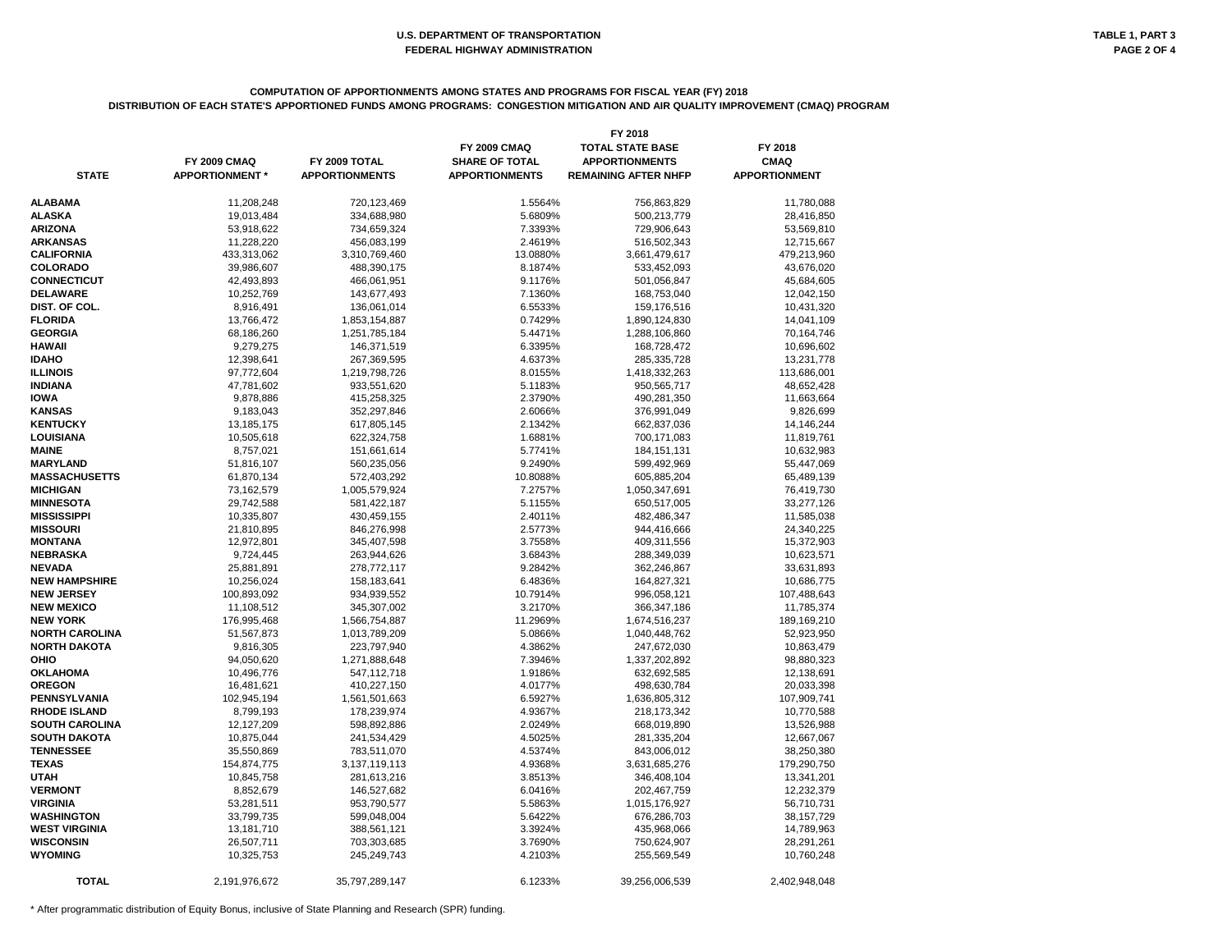**U.S. DEPARTMENT OF TRANSPORTATION**
**FEDERAL HIGHWAY ADMINISTRATION**

**TABLE 1, PART 3**

## COMPUTATION OF APPORTIONMENTS AMONG STATES AND PROGRAMS FOR FISCAL YEAR (FY) 2018
### DISTRIBUTION OF EACH STATE'S APPORTIONED FUNDS AMONG PROGRAMS: CONGESTION MITIGATION AND AIR QUALITY IMPROVEMENT (CMAQ) PROGRAM

| STATE | FY 2009 CMAQ APPORTIONMENT * | FY 2009 TOTAL APPORTIONMENTS | FY 2009 CMAQ SHARE OF TOTAL APPORTIONMENTS | FY 2018 TOTAL STATE BASE APPORTIONMENTS REMAINING AFTER NHFP | FY 2018 CMAQ APPORTIONMENT |
|---|---|---|---|---|---|
| ALABAMA | 11,208,248 | 720,123,469 | 1.5564% | 756,863,829 | 11,780,088 |
| ALASKA | 19,013,484 | 334,688,980 | 5.6809% | 500,213,779 | 28,416,850 |
| ARIZONA | 53,918,622 | 734,659,324 | 7.3393% | 729,906,643 | 53,569,810 |
| ARKANSAS | 11,228,220 | 456,083,199 | 2.4619% | 516,502,343 | 12,715,667 |
| CALIFORNIA | 433,313,062 | 3,310,769,460 | 13.0880% | 3,661,479,617 | 479,213,960 |
| COLORADO | 39,986,607 | 488,390,175 | 8.1874% | 533,452,093 | 43,676,020 |
| CONNECTICUT | 42,493,893 | 466,061,951 | 9.1176% | 501,056,847 | 45,684,605 |
| DELAWARE | 10,252,769 | 143,677,493 | 7.1360% | 168,753,040 | 12,042,150 |
| DIST. OF COL. | 8,916,491 | 136,061,014 | 6.5533% | 159,176,516 | 10,431,320 |
| FLORIDA | 13,766,472 | 1,853,154,887 | 0.7429% | 1,890,124,830 | 14,041,109 |
| GEORGIA | 68,186,260 | 1,251,785,184 | 5.4471% | 1,288,106,860 | 70,164,746 |
| HAWAII | 9,279,275 | 146,371,519 | 6.3395% | 168,728,472 | 10,696,602 |
| IDAHO | 12,398,641 | 267,369,595 | 4.6373% | 285,335,728 | 13,231,778 |
| ILLINOIS | 97,772,604 | 1,219,798,726 | 8.0155% | 1,418,332,263 | 113,686,001 |
| INDIANA | 47,781,602 | 933,551,620 | 5.1183% | 950,565,717 | 48,652,428 |
| IOWA | 9,878,886 | 415,258,325 | 2.3790% | 490,281,350 | 11,663,664 |
| KANSAS | 9,183,043 | 352,297,846 | 2.6066% | 376,991,049 | 9,826,699 |
| KENTUCKY | 13,185,175 | 617,805,145 | 2.1342% | 662,837,036 | 14,146,244 |
| LOUISIANA | 10,505,618 | 622,324,758 | 1.6881% | 700,171,083 | 11,819,761 |
| MAINE | 8,757,021 | 151,661,614 | 5.7741% | 184,151,131 | 10,632,983 |
| MARYLAND | 51,816,107 | 560,235,056 | 9.2490% | 599,492,969 | 55,447,069 |
| MASSACHUSETTS | 61,870,134 | 572,403,292 | 10.8088% | 605,885,204 | 65,489,139 |
| MICHIGAN | 73,162,579 | 1,005,579,924 | 7.2757% | 1,050,347,691 | 76,419,730 |
| MINNESOTA | 29,742,588 | 581,422,187 | 5.1155% | 650,517,005 | 33,277,126 |
| MISSISSIPPI | 10,335,807 | 430,459,155 | 2.4011% | 482,486,347 | 11,585,038 |
| MISSOURI | 21,810,895 | 846,276,998 | 2.5773% | 944,416,666 | 24,340,225 |
| MONTANA | 12,972,801 | 345,407,598 | 3.7558% | 409,311,556 | 15,372,903 |
| NEBRASKA | 9,724,445 | 263,944,626 | 3.6843% | 288,349,039 | 10,623,571 |
| NEVADA | 25,881,891 | 278,772,117 | 9.2842% | 362,246,867 | 33,631,893 |
| NEW HAMPSHIRE | 10,256,024 | 158,183,641 | 6.4836% | 164,827,321 | 10,686,775 |
| NEW JERSEY | 100,893,092 | 934,939,552 | 10.7914% | 996,058,121 | 107,488,643 |
| NEW MEXICO | 11,108,512 | 345,307,002 | 3.2170% | 366,347,186 | 11,785,374 |
| NEW YORK | 176,995,468 | 1,566,754,887 | 11.2969% | 1,674,516,237 | 189,169,210 |
| NORTH CAROLINA | 51,567,873 | 1,013,789,209 | 5.0866% | 1,040,448,762 | 52,923,950 |
| NORTH DAKOTA | 9,816,305 | 223,797,940 | 4.3862% | 247,672,030 | 10,863,479 |
| OHIO | 94,050,620 | 1,271,888,648 | 7.3946% | 1,337,202,892 | 98,880,323 |
| OKLAHOMA | 10,496,776 | 547,112,718 | 1.9186% | 632,692,585 | 12,138,691 |
| OREGON | 16,481,621 | 410,227,150 | 4.0177% | 498,630,784 | 20,033,398 |
| PENNSYLVANIA | 102,945,194 | 1,561,501,663 | 6.5927% | 1,636,805,312 | 107,909,741 |
| RHODE ISLAND | 8,799,193 | 178,239,974 | 4.9367% | 218,173,342 | 10,770,588 |
| SOUTH CAROLINA | 12,127,209 | 598,892,886 | 2.0249% | 668,019,890 | 13,526,988 |
| SOUTH DAKOTA | 10,875,044 | 241,534,429 | 4.5025% | 281,335,204 | 12,667,067 |
| TENNESSEE | 35,550,869 | 783,511,070 | 4.5374% | 843,006,012 | 38,250,380 |
| TEXAS | 154,874,775 | 3,137,119,113 | 4.9368% | 3,631,685,276 | 179,290,750 |
| UTAH | 10,845,758 | 281,613,216 | 3.8513% | 346,408,104 | 13,341,201 |
| VERMONT | 8,852,679 | 146,527,682 | 6.0416% | 202,467,759 | 12,232,379 |
| VIRGINIA | 53,281,511 | 953,790,577 | 5.5863% | 1,015,176,927 | 56,710,731 |
| WASHINGTON | 33,799,735 | 599,048,004 | 5.6422% | 676,286,703 | 38,157,729 |
| WEST VIRGINIA | 13,181,710 | 388,561,121 | 3.3924% | 435,968,066 | 14,789,963 |
| WISCONSIN | 26,507,711 | 703,303,685 | 3.7690% | 750,624,907 | 28,291,261 |
| WYOMING | 10,325,753 | 245,249,743 | 4.2103% | 255,569,549 | 10,760,248 |
| **TOTAL** | 2,191,976,672 | 35,797,289,147 | 6.1233% | 39,256,006,539 | 2,402,948,048 |

* After programmatic distribution of Equity Bonus, inclusive of State Planning and Research (SPR) funding.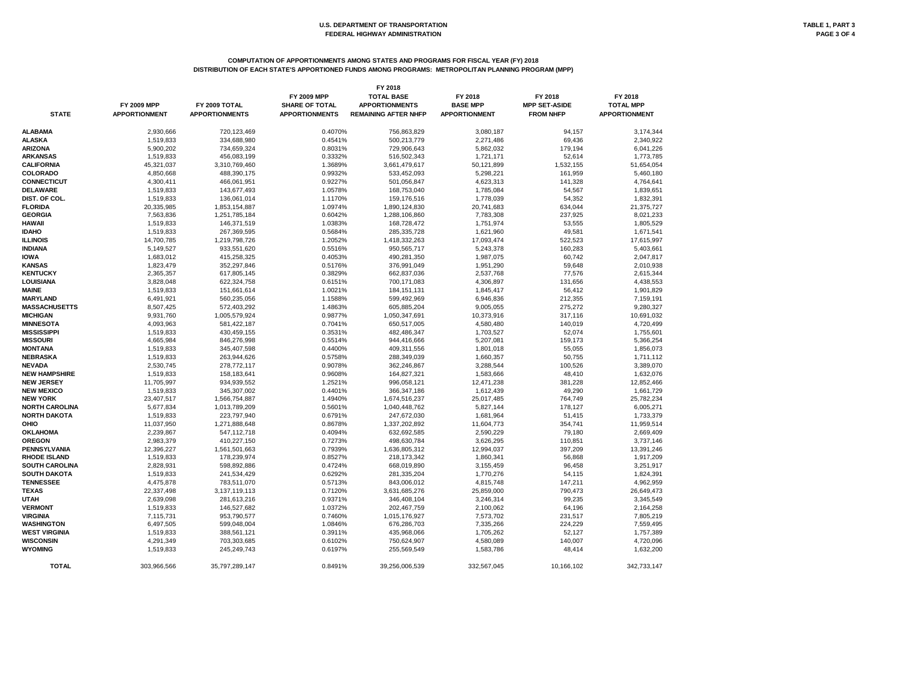U.S. DEPARTMENT OF TRANSPORTATION
FEDERAL HIGHWAY ADMINISTRATION

TABLE 1, PART 3

## COMPUTATION OF APPORTIONMENTS AMONG STATES AND PROGRAMS FOR FISCAL YEAR (FY) 2018
## DISTRIBUTION OF EACH STATE'S APPORTIONED FUNDS AMONG PROGRAMS: METROPOLITAN PLANNING PROGRAM (MPP)

| STATE | FY 2009 MPP APPORTIONMENT | FY 2009 TOTAL APPORTIONMENTS | FY 2009 MPP SHARE OF TOTAL APPORTIONMENTS | FY 2018 TOTAL BASE APPORTIONMENTS REMAINING AFTER NHFP | FY 2018 BASE MPP APPORTIONMENT | FY 2018 MPP SET-ASIDE FROM NHFP | FY 2018 TOTAL MPP APPORTIONMENT |
|---|---|---|---|---|---|---|---|
| ALABAMA | 2,930,666 | 720,123,469 | 0.4070% | 756,863,829 | 3,080,187 | 94,157 | 3,174,344 |
| ALASKA | 1,519,833 | 334,688,980 | 0.4541% | 500,213,779 | 2,271,486 | 69,436 | 2,340,922 |
| ARIZONA | 5,900,202 | 734,659,324 | 0.8031% | 729,906,643 | 5,862,032 | 179,194 | 6,041,226 |
| ARKANSAS | 1,519,833 | 456,083,199 | 0.3332% | 516,502,343 | 1,721,171 | 52,614 | 1,773,785 |
| CALIFORNIA | 45,321,037 | 3,310,769,460 | 1.3689% | 3,661,479,617 | 50,121,899 | 1,532,155 | 51,654,054 |
| COLORADO | 4,850,668 | 488,390,175 | 0.9932% | 533,452,093 | 5,298,221 | 161,959 | 5,460,180 |
| CONNECTICUT | 4,300,411 | 466,061,951 | 0.9227% | 501,056,847 | 4,623,313 | 141,328 | 4,764,641 |
| DELAWARE | 1,519,833 | 143,677,493 | 1.0578% | 168,753,040 | 1,785,084 | 54,567 | 1,839,651 |
| DIST. OF COL. | 1,519,833 | 136,061,014 | 1.1170% | 159,176,516 | 1,778,039 | 54,352 | 1,832,391 |
| FLORIDA | 20,335,985 | 1,853,154,887 | 1.0974% | 1,890,124,830 | 20,741,683 | 634,044 | 21,375,727 |
| GEORGIA | 7,563,836 | 1,251,785,184 | 0.6042% | 1,288,106,860 | 7,783,308 | 237,925 | 8,021,233 |
| HAWAII | 1,519,833 | 146,371,519 | 1.0383% | 168,728,472 | 1,751,974 | 53,555 | 1,805,529 |
| IDAHO | 1,519,833 | 267,369,595 | 0.5684% | 285,335,728 | 1,621,960 | 49,581 | 1,671,541 |
| ILLINOIS | 14,700,785 | 1,219,798,726 | 1.2052% | 1,418,332,263 | 17,093,474 | 522,523 | 17,615,997 |
| INDIANA | 5,149,527 | 933,551,620 | 0.5516% | 950,565,717 | 5,243,378 | 160,283 | 5,403,661 |
| IOWA | 1,683,012 | 415,258,325 | 0.4053% | 490,281,350 | 1,987,075 | 60,742 | 2,047,817 |
| KANSAS | 1,823,479 | 352,297,846 | 0.5176% | 376,991,049 | 1,951,290 | 59,648 | 2,010,938 |
| KENTUCKY | 2,365,357 | 617,805,145 | 0.3829% | 662,837,036 | 2,537,768 | 77,576 | 2,615,344 |
| LOUISIANA | 3,828,048 | 622,324,758 | 0.6151% | 700,171,083 | 4,306,897 | 131,656 | 4,438,553 |
| MAINE | 1,519,833 | 151,661,614 | 1.0021% | 184,151,131 | 1,845,417 | 56,412 | 1,901,829 |
| MARYLAND | 6,491,921 | 560,235,056 | 1.1588% | 599,492,969 | 6,946,836 | 212,355 | 7,159,191 |
| MASSACHUSETTS | 8,507,425 | 572,403,292 | 1.4863% | 605,885,204 | 9,005,055 | 275,272 | 9,280,327 |
| MICHIGAN | 9,931,760 | 1,005,579,924 | 0.9877% | 1,050,347,691 | 10,373,916 | 317,116 | 10,691,032 |
| MINNESOTA | 4,093,963 | 581,422,187 | 0.7041% | 650,517,005 | 4,580,480 | 140,019 | 4,720,499 |
| MISSISSIPPI | 1,519,833 | 430,459,155 | 0.3531% | 482,486,347 | 1,703,527 | 52,074 | 1,755,601 |
| MISSOURI | 4,665,984 | 846,276,998 | 0.5514% | 944,416,666 | 5,207,081 | 159,173 | 5,366,254 |
| MONTANA | 1,519,833 | 345,407,598 | 0.4400% | 409,311,556 | 1,801,018 | 55,055 | 1,856,073 |
| NEBRASKA | 1,519,833 | 263,944,626 | 0.5758% | 288,349,039 | 1,660,357 | 50,755 | 1,711,112 |
| NEVADA | 2,530,745 | 278,772,117 | 0.9078% | 362,246,867 | 3,288,544 | 100,526 | 3,389,070 |
| NEW HAMPSHIRE | 1,519,833 | 158,183,641 | 0.9608% | 164,827,321 | 1,583,666 | 48,410 | 1,632,076 |
| NEW JERSEY | 11,705,997 | 934,939,552 | 1.2521% | 996,058,121 | 12,471,238 | 381,228 | 12,852,466 |
| NEW MEXICO | 1,519,833 | 345,307,002 | 0.4401% | 366,347,186 | 1,612,439 | 49,290 | 1,661,729 |
| NEW YORK | 23,407,517 | 1,566,754,887 | 1.4940% | 1,674,516,237 | 25,017,485 | 764,749 | 25,782,234 |
| NORTH CAROLINA | 5,677,834 | 1,013,789,209 | 0.5601% | 1,040,448,762 | 5,827,144 | 178,127 | 6,005,271 |
| NORTH DAKOTA | 1,519,833 | 223,797,940 | 0.6791% | 247,672,030 | 1,681,964 | 51,415 | 1,733,379 |
| OHIO | 11,037,950 | 1,271,888,648 | 0.8678% | 1,337,202,892 | 11,604,773 | 354,741 | 11,959,514 |
| OKLAHOMA | 2,239,867 | 547,112,718 | 0.4094% | 632,692,585 | 2,590,229 | 79,180 | 2,669,409 |
| OREGON | 2,983,379 | 410,227,150 | 0.7273% | 498,630,784 | 3,626,295 | 110,851 | 3,737,146 |
| PENNSYLVANIA | 12,396,227 | 1,561,501,663 | 0.7939% | 1,636,805,312 | 12,994,037 | 397,209 | 13,391,246 |
| RHODE ISLAND | 1,519,833 | 178,239,974 | 0.8527% | 218,173,342 | 1,860,341 | 56,868 | 1,917,209 |
| SOUTH CAROLINA | 2,828,931 | 598,892,886 | 0.4724% | 668,019,890 | 3,155,459 | 96,458 | 3,251,917 |
| SOUTH DAKOTA | 1,519,833 | 241,534,429 | 0.6292% | 281,335,204 | 1,770,276 | 54,115 | 1,824,391 |
| TENNESSEE | 4,475,878 | 783,511,070 | 0.5713% | 843,006,012 | 4,815,748 | 147,211 | 4,962,959 |
| TEXAS | 22,337,498 | 3,137,119,113 | 0.7120% | 3,631,685,276 | 25,859,000 | 790,473 | 26,649,473 |
| UTAH | 2,639,098 | 281,613,216 | 0.9371% | 346,408,104 | 3,246,314 | 99,235 | 3,345,549 |
| VERMONT | 1,519,833 | 146,527,682 | 1.0372% | 202,467,759 | 2,100,062 | 64,196 | 2,164,258 |
| VIRGINIA | 7,115,731 | 953,790,577 | 0.7460% | 1,015,176,927 | 7,573,702 | 231,517 | 7,805,219 |
| WASHINGTON | 6,497,505 | 599,048,004 | 1.0846% | 676,286,703 | 7,335,266 | 224,229 | 7,559,495 |
| WEST VIRGINIA | 1,519,833 | 388,561,121 | 0.3911% | 435,968,066 | 1,705,262 | 52,127 | 1,757,389 |
| WISCONSIN | 4,291,349 | 703,303,685 | 0.6102% | 750,624,907 | 4,580,089 | 140,007 | 4,720,096 |
| WYOMING | 1,519,833 | 245,249,743 | 0.6197% | 255,569,549 | 1,583,786 | 48,414 | 1,632,200 |
| TOTAL | 303,966,566 | 35,797,289,147 | 0.8491% | 39,256,006,539 | 332,567,045 | 10,166,102 | 342,733,147 |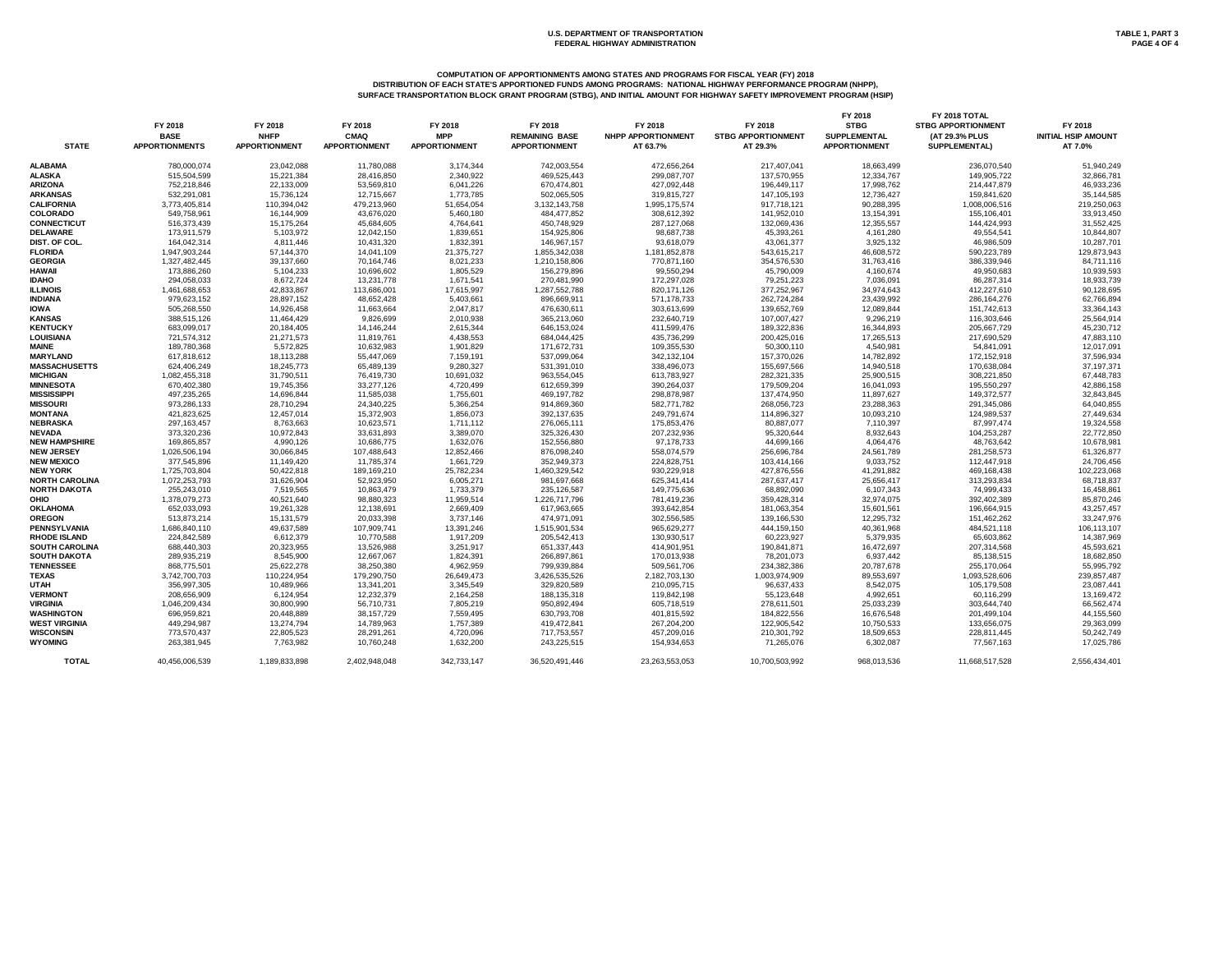U.S. DEPARTMENT OF TRANSPORTATION
FEDERAL HIGHWAY ADMINISTRATION

TABLE 1, PART 3

## COMPUTATION OF APPORTIONMENTS AMONG STATES AND PROGRAMS FOR FISCAL YEAR (FY) 2018
### DISTRIBUTION OF EACH STATE'S APPORTIONED FUNDS AMONG PROGRAMS: NATIONAL HIGHWAY PERFORMANCE PROGRAM (NHPP), SURFACE TRANSPORTATION BLOCK GRANT PROGRAM (STBG), AND INITIAL AMOUNT FOR HIGHWAY SAFETY IMPROVEMENT PROGRAM (HSIP)

| STATE | FY 2018 BASE APPORTIONMENTS | FY 2018 NHFP APPORTIONMENT | FY 2018 CMAQ APPORTIONMENT | FY 2018 MPP APPORTIONMENT | FY 2018 REMAINING BASE APPORTIONMENT | FY 2018 NHPP APPORTIONMENT AT 63.7% | FY 2018 STBG APPORTIONMENT AT 29.3% | FY 2018 STBG SUPPLEMENTAL APPORTIONMENT | FY 2018 TOTAL STBG APPORTIONMENT (AT 29.3% PLUS SUPPLEMENTAL) | FY 2018 INITIAL HSIP AMOUNT AT 7.0% |
|---|---|---|---|---|---|---|---|---|---|---|
| ALABAMA | 780,000,074 | 23,042,088 | 11,780,088 | 3,174,344 | 742,003,554 | 472,656,264 | 217,407,041 | 18,663,499 | 236,070,540 | 51,940,249 |
| ALASKA | 515,504,599 | 15,221,384 | 28,416,850 | 2,340,922 | 469,525,443 | 299,087,707 | 137,570,955 | 12,334,767 | 149,905,722 | 32,866,781 |
| ARIZONA | 752,218,846 | 22,133,009 | 53,569,810 | 6,041,226 | 670,474,801 | 427,092,448 | 196,449,117 | 17,998,762 | 214,447,879 | 46,933,236 |
| ARKANSAS | 532,291,081 | 15,736,124 | 12,715,667 | 1,773,785 | 502,065,505 | 319,815,727 | 147,105,193 | 12,736,427 | 159,841,620 | 35,144,585 |
| CALIFORNIA | 3,773,405,814 | 110,394,042 | 479,213,960 | 51,654,054 | 3,132,143,758 | 1,995,175,574 | 917,718,121 | 90,288,395 | 1,008,006,516 | 219,250,063 |
| COLORADO | 549,758,961 | 16,144,909 | 43,676,020 | 5,460,180 | 484,477,852 | 308,612,392 | 141,952,010 | 13,154,391 | 155,106,401 | 33,913,450 |
| CONNECTICUT | 516,373,439 | 15,175,264 | 45,684,605 | 4,764,641 | 450,748,929 | 287,127,068 | 132,069,436 | 12,355,557 | 144,424,993 | 31,552,425 |
| DELAWARE | 173,911,579 | 5,103,972 | 12,042,150 | 1,839,651 | 154,925,806 | 98,687,738 | 45,393,261 | 4,161,280 | 49,554,541 | 10,844,807 |
| DIST. OF COL. | 164,042,314 | 4,811,446 | 10,431,320 | 1,832,391 | 146,967,157 | 93,618,079 | 43,061,377 | 3,925,132 | 46,986,509 | 10,287,701 |
| FLORIDA | 1,947,903,244 | 57,144,370 | 14,041,109 | 21,375,727 | 1,855,342,038 | 1,181,852,878 | 543,615,217 | 46,608,572 | 590,223,789 | 129,873,943 |
| GEORGIA | 1,327,482,445 | 39,137,660 | 70,164,746 | 8,021,233 | 1,210,158,806 | 770,871,160 | 354,576,530 | 31,763,416 | 386,339,946 | 84,711,116 |
| HAWAII | 173,886,260 | 5,104,233 | 10,696,602 | 1,805,529 | 156,279,896 | 99,550,294 | 45,790,009 | 4,160,674 | 49,950,683 | 10,939,593 |
| IDAHO | 294,058,033 | 8,672,724 | 13,231,778 | 1,671,541 | 270,481,990 | 172,297,028 | 79,251,223 | 7,036,091 | 86,287,314 | 18,933,739 |
| ILLINOIS | 1,461,688,653 | 42,833,867 | 113,686,001 | 17,615,997 | 1,287,552,788 | 820,171,126 | 377,252,967 | 34,974,643 | 412,227,610 | 90,128,695 |
| INDIANA | 979,623,152 | 28,897,152 | 48,652,428 | 5,403,661 | 896,669,911 | 571,178,733 | 262,724,284 | 23,439,992 | 286,164,276 | 62,766,894 |
| IOWA | 505,268,550 | 14,926,458 | 11,663,664 | 2,047,817 | 476,630,611 | 303,613,699 | 139,652,769 | 12,089,844 | 151,742,613 | 33,364,143 |
| KANSAS | 388,515,126 | 11,464,429 | 9,826,699 | 2,010,938 | 365,213,060 | 232,640,719 | 107,007,427 | 9,296,219 | 116,303,646 | 25,564,914 |
| KENTUCKY | 683,099,017 | 20,184,405 | 14,146,244 | 2,615,344 | 646,153,024 | 411,599,476 | 189,322,836 | 16,344,893 | 205,667,729 | 45,230,712 |
| LOUISIANA | 721,574,312 | 21,271,573 | 11,819,761 | 4,438,553 | 684,044,425 | 435,736,299 | 200,425,016 | 17,265,513 | 217,690,529 | 47,883,110 |
| MAINE | 189,780,368 | 5,572,825 | 10,632,983 | 1,901,829 | 171,672,731 | 109,355,530 | 50,300,110 | 4,540,981 | 54,841,091 | 12,017,091 |
| MARYLAND | 617,818,612 | 18,113,288 | 55,447,069 | 7,159,191 | 537,099,064 | 342,132,104 | 157,370,026 | 14,782,892 | 172,152,918 | 37,596,934 |
| MASSACHUSETTS | 624,406,249 | 18,245,773 | 65,489,139 | 9,280,327 | 531,391,010 | 338,496,073 | 155,697,566 | 14,940,518 | 170,638,084 | 37,197,371 |
| MICHIGAN | 1,082,455,318 | 31,790,511 | 76,419,730 | 10,691,032 | 963,554,045 | 613,783,927 | 282,321,335 | 25,900,515 | 308,221,850 | 67,448,783 |
| MINNESOTA | 670,402,380 | 19,745,356 | 33,277,126 | 4,720,499 | 612,659,399 | 390,264,037 | 179,509,204 | 16,041,093 | 195,550,297 | 42,886,158 |
| MISSISSIPPI | 497,235,265 | 14,696,844 | 11,585,038 | 1,755,601 | 469,197,782 | 298,878,987 | 137,474,950 | 11,897,627 | 149,372,577 | 32,843,845 |
| MISSOURI | 973,286,133 | 28,710,294 | 24,340,225 | 5,366,254 | 914,869,360 | 582,771,782 | 268,056,723 | 23,288,363 | 291,345,086 | 64,040,855 |
| MONTANA | 421,823,625 | 12,457,014 | 15,372,903 | 1,856,073 | 392,137,635 | 249,791,674 | 114,896,327 | 10,093,210 | 124,989,537 | 27,449,634 |
| NEBRASKA | 297,163,457 | 8,763,663 | 10,623,571 | 1,711,112 | 276,065,111 | 175,853,476 | 80,887,077 | 7,110,397 | 87,997,474 | 19,324,558 |
| NEVADA | 373,320,236 | 10,972,843 | 33,631,893 | 3,389,070 | 325,326,430 | 207,232,936 | 95,320,644 | 8,932,643 | 104,253,287 | 22,772,850 |
| NEW HAMPSHIRE | 169,865,857 | 4,990,126 | 10,686,775 | 1,632,076 | 152,556,880 | 97,178,733 | 44,699,166 | 4,064,476 | 48,763,642 | 10,678,981 |
| NEW JERSEY | 1,026,506,194 | 30,066,845 | 107,488,643 | 12,852,466 | 876,098,240 | 558,074,579 | 256,696,784 | 24,561,789 | 281,258,573 | 61,326,877 |
| NEW MEXICO | 377,545,896 | 11,149,420 | 11,785,374 | 1,661,729 | 352,949,373 | 224,828,751 | 103,414,166 | 9,033,752 | 112,447,918 | 24,706,456 |
| NEW YORK | 1,725,703,804 | 50,422,818 | 189,169,210 | 25,782,234 | 1,460,329,542 | 930,229,918 | 427,876,556 | 41,291,882 | 469,168,438 | 102,223,068 |
| NORTH CAROLINA | 1,072,253,793 | 31,626,904 | 52,923,950 | 6,005,271 | 981,697,668 | 625,341,414 | 287,637,417 | 25,656,417 | 313,293,834 | 68,718,837 |
| NORTH DAKOTA | 255,243,010 | 7,519,565 | 10,863,479 | 1,733,379 | 235,126,587 | 149,775,636 | 68,892,090 | 6,107,343 | 74,999,433 | 16,458,861 |
| OHIO | 1,378,079,273 | 40,521,640 | 98,880,323 | 11,959,514 | 1,226,717,796 | 781,419,236 | 359,428,314 | 32,974,075 | 392,402,389 | 85,870,246 |
| OKLAHOMA | 652,033,093 | 19,261,328 | 12,138,691 | 2,669,409 | 617,963,665 | 393,642,854 | 181,063,354 | 15,601,561 | 196,664,915 | 43,257,457 |
| OREGON | 513,873,214 | 15,131,579 | 20,033,398 | 3,737,146 | 474,971,091 | 302,556,585 | 139,166,530 | 12,295,732 | 151,462,262 | 33,247,976 |
| PENNSYLVANIA | 1,686,840,110 | 49,637,589 | 107,909,741 | 13,391,246 | 1,515,901,534 | 965,629,277 | 444,159,150 | 40,361,968 | 484,521,118 | 106,113,107 |
| RHODE ISLAND | 224,842,589 | 6,612,379 | 10,770,588 | 1,917,209 | 205,542,413 | 130,930,517 | 60,223,927 | 5,379,935 | 65,603,862 | 14,387,969 |
| SOUTH CAROLINA | 688,440,303 | 20,323,955 | 13,526,988 | 3,251,917 | 651,337,443 | 414,901,951 | 190,841,871 | 16,472,697 | 207,314,568 | 45,593,621 |
| SOUTH DAKOTA | 289,935,219 | 8,545,900 | 12,667,067 | 1,824,391 | 266,897,861 | 170,013,938 | 78,201,073 | 6,937,442 | 85,138,515 | 18,682,850 |
| TENNESSEE | 868,775,501 | 25,622,278 | 38,250,380 | 4,962,959 | 799,939,884 | 509,561,706 | 234,382,386 | 20,787,678 | 255,170,064 | 55,995,792 |
| TEXAS | 3,742,700,703 | 110,224,954 | 179,290,750 | 26,649,473 | 3,426,535,526 | 2,182,703,130 | 1,003,974,909 | 89,553,697 | 1,093,528,606 | 239,857,487 |
| UTAH | 356,997,305 | 10,489,966 | 13,341,201 | 3,345,549 | 329,820,589 | 210,095,715 | 96,637,433 | 8,542,075 | 105,179,508 | 23,087,441 |
| VERMONT | 208,656,909 | 6,124,954 | 12,232,379 | 2,164,258 | 188,135,318 | 119,842,198 | 55,123,648 | 4,992,651 | 60,116,299 | 13,169,472 |
| VIRGINIA | 1,046,209,434 | 30,800,990 | 56,710,731 | 7,805,219 | 950,892,494 | 605,718,519 | 278,611,501 | 25,033,239 | 303,644,740 | 66,562,474 |
| WASHINGTON | 696,959,821 | 20,448,889 | 38,157,729 | 7,559,495 | 630,793,708 | 401,815,592 | 184,822,556 | 16,676,548 | 201,499,104 | 44,155,560 |
| WEST VIRGINIA | 449,294,987 | 13,274,794 | 14,789,963 | 1,757,389 | 419,472,841 | 267,204,200 | 122,905,542 | 10,750,533 | 133,656,075 | 29,363,099 |
| WISCONSIN | 773,570,437 | 22,805,523 | 28,291,261 | 4,720,096 | 717,753,557 | 457,209,016 | 210,301,792 | 18,509,653 | 228,811,445 | 50,242,749 |
| WYOMING | 263,381,945 | 7,763,982 | 10,760,248 | 1,632,200 | 243,225,515 | 154,934,653 | 71,265,076 | 6,302,087 | 77,567,163 | 17,025,786 |
| **TOTAL** | 40,456,006,539 | 1,189,833,898 | 2,402,948,048 | 342,733,147 | 36,520,491,446 | 23,263,553,053 | 10,700,503,992 | 968,013,536 | 11,668,517,528 | 2,556,434,401 |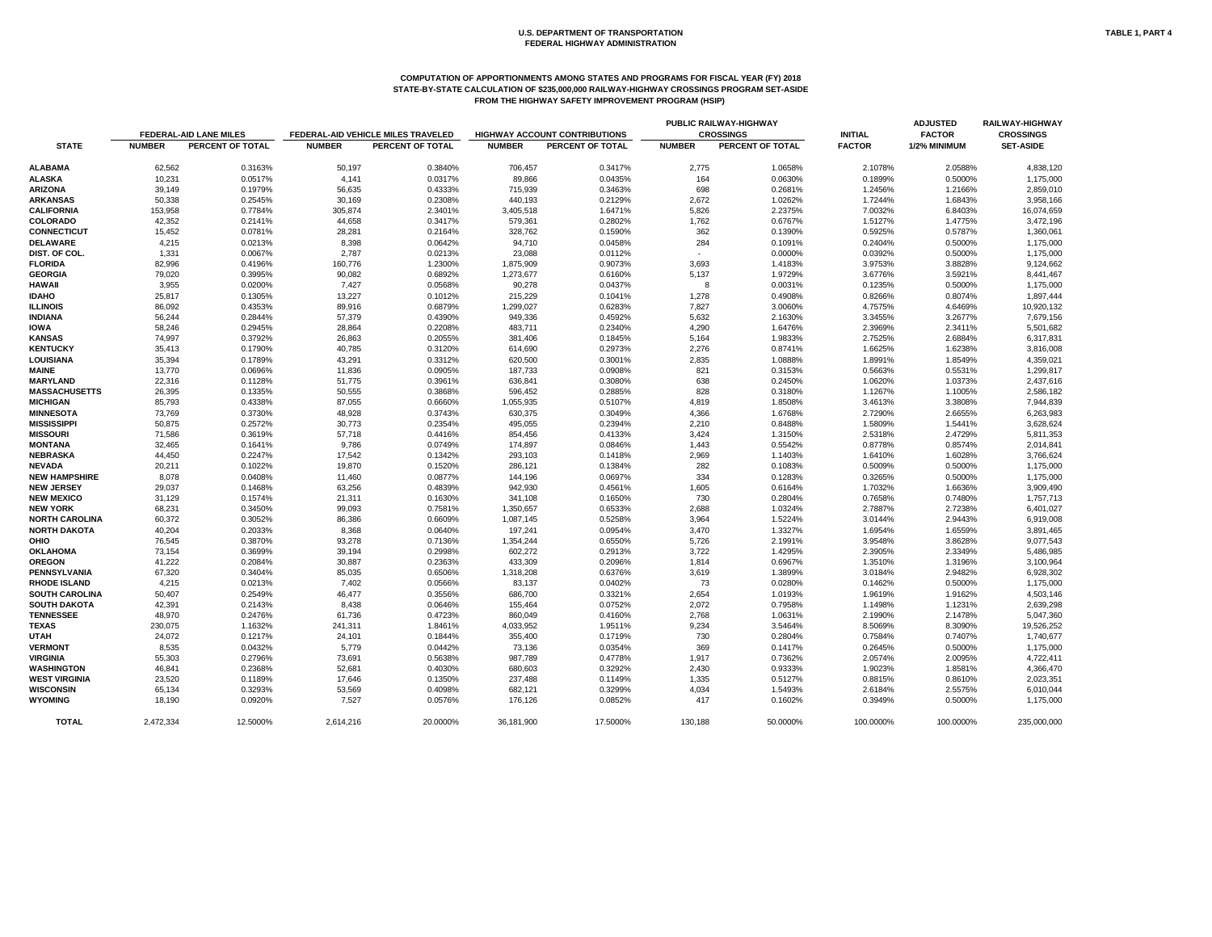U.S. DEPARTMENT OF TRANSPORTATION
FEDERAL HIGHWAY ADMINISTRATION

TABLE 1, PART 4

## COMPUTATION OF APPORTIONMENTS AMONG STATES AND PROGRAMS FOR FISCAL YEAR (FY) 2018
## STATE-BY-STATE CALCULATION OF $235,000,000 RAILWAY-HIGHWAY CROSSINGS PROGRAM SET-ASIDE
## FROM THE HIGHWAY SAFETY IMPROVEMENT PROGRAM (HSIP)

| STATE | FEDERAL-AID LANE MILES | | FEDERAL-AID VEHICLE MILES TRAVELED | | HIGHWAY ACCOUNT CONTRIBUTIONS | | PUBLIC RAILWAY-HIGHWAY CROSSINGS | | INITIAL FACTOR | ADJUSTED FACTOR 1/2% MINIMUM | RAILWAY-HIGHWAY CROSSINGS SET-ASIDE |
|---|---|---|---|---|---|---|---|---|---|---|---|
| | NUMBER | PERCENT OF TOTAL | NUMBER | PERCENT OF TOTAL | NUMBER | PERCENT OF TOTAL | NUMBER | PERCENT OF TOTAL | | | |
| ALABAMA | 62,562 | 0.3163% | 50,197 | 0.3840% | 706,457 | 0.3417% | 2,775 | 1.0658% | 2.1078% | 2.0588% | 4,838,120 |
| ALASKA | 10,231 | 0.0517% | 4,141 | 0.0317% | 89,866 | 0.0435% | 164 | 0.0630% | 0.1899% | 0.5000% | 1,175,000 |
| ARIZONA | 39,149 | 0.1979% | 56,635 | 0.4333% | 715,939 | 0.3463% | 698 | 0.2681% | 1.2456% | 1.2166% | 2,859,010 |
| ARKANSAS | 50,338 | 0.2545% | 30,169 | 0.2308% | 440,193 | 0.2129% | 2,672 | 1.0262% | 1.7244% | 1.6843% | 3,958,166 |
| CALIFORNIA | 153,958 | 0.7784% | 305,874 | 2.3401% | 3,405,518 | 1.6471% | 5,826 | 2.2375% | 7.0032% | 6.8403% | 16,074,659 |
| COLORADO | 42,352 | 0.2141% | 44,658 | 0.3417% | 579,361 | 0.2802% | 1,762 | 0.6767% | 1.5127% | 1.4775% | 3,472,196 |
| CONNECTICUT | 15,452 | 0.0781% | 28,281 | 0.2164% | 328,762 | 0.1590% | 362 | 0.1390% | 0.5925% | 0.5787% | 1,360,061 |
| DELAWARE | 4,215 | 0.0213% | 8,398 | 0.0642% | 94,710 | 0.0458% | 284 | 0.1091% | 0.2404% | 0.5000% | 1,175,000 |
| DIST. OF COL. | 1,331 | 0.0067% | 2,787 | 0.0213% | 23,088 | 0.0112% | - | 0.0000% | 0.0392% | 0.5000% | 1,175,000 |
| FLORIDA | 82,996 | 0.4196% | 160,776 | 1.2300% | 1,875,909 | 0.9073% | 3,693 | 1.4183% | 3.9753% | 3.8828% | 9,124,662 |
| GEORGIA | 79,020 | 0.3995% | 90,082 | 0.6892% | 1,273,677 | 0.6160% | 5,137 | 1.9729% | 3.6776% | 3.5921% | 8,441,467 |
| HAWAII | 3,955 | 0.0200% | 7,427 | 0.0568% | 90,278 | 0.0437% | 8 | 0.0031% | 0.1235% | 0.5000% | 1,175,000 |
| IDAHO | 25,817 | 0.1305% | 13,227 | 0.1012% | 215,229 | 0.1041% | 1,278 | 0.4908% | 0.8266% | 0.8074% | 1,897,444 |
| ILLINOIS | 86,092 | 0.4353% | 89,916 | 0.6879% | 1,299,027 | 0.6283% | 7,827 | 3.0060% | 4.7575% | 4.6469% | 10,920,132 |
| INDIANA | 56,244 | 0.2844% | 57,379 | 0.4390% | 949,336 | 0.4592% | 5,632 | 2.1630% | 3.3455% | 3.2677% | 7,679,156 |
| IOWA | 58,246 | 0.2945% | 28,864 | 0.2208% | 483,711 | 0.2340% | 4,290 | 1.6476% | 2.3969% | 2.3411% | 5,501,682 |
| KANSAS | 74,997 | 0.3792% | 26,863 | 0.2055% | 381,406 | 0.1845% | 5,164 | 1.9833% | 2.7525% | 2.6884% | 6,317,831 |
| KENTUCKY | 35,413 | 0.1790% | 40,785 | 0.3120% | 614,690 | 0.2973% | 2,276 | 0.8741% | 1.6625% | 1.6238% | 3,816,008 |
| LOUISIANA | 35,394 | 0.1789% | 43,291 | 0.3312% | 620,500 | 0.3001% | 2,835 | 1.0888% | 1.8991% | 1.8549% | 4,359,021 |
| MAINE | 13,770 | 0.0696% | 11,836 | 0.0905% | 187,733 | 0.0908% | 821 | 0.3153% | 0.5663% | 0.5531% | 1,299,817 |
| MARYLAND | 22,316 | 0.1128% | 51,775 | 0.3961% | 636,841 | 0.3080% | 638 | 0.2450% | 1.0620% | 1.0373% | 2,437,616 |
| MASSACHUSETTS | 26,395 | 0.1335% | 50,555 | 0.3868% | 596,452 | 0.2885% | 828 | 0.3180% | 1.1267% | 1.1005% | 2,586,182 |
| MICHIGAN | 85,793 | 0.4338% | 87,055 | 0.6660% | 1,055,935 | 0.5107% | 4,819 | 1.8508% | 3.4613% | 3.3808% | 7,944,839 |
| MINNESOTA | 73,769 | 0.3730% | 48,928 | 0.3743% | 630,375 | 0.3049% | 4,366 | 1.6768% | 2.7290% | 2.6655% | 6,263,983 |
| MISSISSIPPI | 50,875 | 0.2572% | 30,773 | 0.2354% | 495,055 | 0.2394% | 2,210 | 0.8488% | 1.5809% | 1.5441% | 3,628,624 |
| MISSOURI | 71,586 | 0.3619% | 57,718 | 0.4416% | 854,456 | 0.4133% | 3,424 | 1.3150% | 2.5318% | 2.4729% | 5,811,353 |
| MONTANA | 32,465 | 0.1641% | 9,786 | 0.0749% | 174,897 | 0.0846% | 1,443 | 0.5542% | 0.8778% | 0.8574% | 2,014,841 |
| NEBRASKA | 44,450 | 0.2247% | 17,542 | 0.1342% | 293,103 | 0.1418% | 2,969 | 1.1403% | 1.6410% | 1.6028% | 3,766,624 |
| NEVADA | 20,211 | 0.1022% | 19,870 | 0.1520% | 286,121 | 0.1384% | 282 | 0.1083% | 0.5009% | 0.5000% | 1,175,000 |
| NEW HAMPSHIRE | 8,078 | 0.0408% | 11,460 | 0.0877% | 144,196 | 0.0697% | 334 | 0.1283% | 0.3265% | 0.5000% | 1,175,000 |
| NEW JERSEY | 29,037 | 0.1468% | 63,256 | 0.4839% | 942,930 | 0.4561% | 1,605 | 0.6164% | 1.7032% | 1.6636% | 3,909,490 |
| NEW MEXICO | 31,129 | 0.1574% | 21,311 | 0.1630% | 341,108 | 0.1650% | 730 | 0.2804% | 0.7658% | 0.7480% | 1,757,713 |
| NEW YORK | 68,231 | 0.3450% | 99,093 | 0.7581% | 1,350,657 | 0.6533% | 2,688 | 1.0324% | 2.7887% | 2.7238% | 6,401,027 |
| NORTH CAROLINA | 60,372 | 0.3052% | 86,386 | 0.6609% | 1,087,145 | 0.5258% | 3,964 | 1.5224% | 3.0144% | 2.9443% | 6,919,008 |
| NORTH DAKOTA | 40,204 | 0.2033% | 8,368 | 0.0640% | 197,241 | 0.0954% | 3,470 | 1.3327% | 1.6954% | 1.6559% | 3,891,465 |
| OHIO | 76,545 | 0.3870% | 93,278 | 0.7136% | 1,354,244 | 0.6550% | 5,726 | 2.1991% | 3.9548% | 3.8628% | 9,077,543 |
| OKLAHOMA | 73,154 | 0.3699% | 39,194 | 0.2998% | 602,272 | 0.2913% | 3,722 | 1.4295% | 2.3905% | 2.3349% | 5,486,985 |
| OREGON | 41,222 | 0.2084% | 30,887 | 0.2363% | 433,309 | 0.2096% | 1,814 | 0.6967% | 1.3510% | 1.3196% | 3,100,964 |
| PENNSYLVANIA | 67,320 | 0.3404% | 85,035 | 0.6506% | 1,318,208 | 0.6376% | 3,619 | 1.3899% | 3.0184% | 2.9482% | 6,928,302 |
| RHODE ISLAND | 4,215 | 0.0213% | 7,402 | 0.0566% | 83,137 | 0.0402% | 73 | 0.0280% | 0.1462% | 0.5000% | 1,175,000 |
| SOUTH CAROLINA | 50,407 | 0.2549% | 46,477 | 0.3556% | 686,700 | 0.3321% | 2,654 | 1.0193% | 1.9619% | 1.9162% | 4,503,146 |
| SOUTH DAKOTA | 42,391 | 0.2143% | 8,438 | 0.0646% | 155,464 | 0.0752% | 2,072 | 0.7958% | 1.1498% | 1.1231% | 2,639,298 |
| TENNESSEE | 48,970 | 0.2476% | 61,736 | 0.4723% | 860,049 | 0.4160% | 2,768 | 1.0631% | 2.1990% | 2.1478% | 5,047,360 |
| TEXAS | 230,075 | 1.1632% | 241,311 | 1.8461% | 4,033,952 | 1.9511% | 9,234 | 3.5464% | 8.5069% | 8.3090% | 19,526,252 |
| UTAH | 24,072 | 0.1217% | 24,101 | 0.1844% | 355,400 | 0.1719% | 730 | 0.2804% | 0.7584% | 0.7407% | 1,740,677 |
| VERMONT | 8,535 | 0.0432% | 5,779 | 0.0442% | 73,136 | 0.0354% | 369 | 0.1417% | 0.2645% | 0.5000% | 1,175,000 |
| VIRGINIA | 55,303 | 0.2796% | 73,691 | 0.5638% | 987,789 | 0.4778% | 1,917 | 0.7362% | 2.0574% | 2.0095% | 4,722,411 |
| WASHINGTON | 46,841 | 0.2368% | 52,681 | 0.4030% | 680,603 | 0.3292% | 2,430 | 0.9333% | 1.9023% | 1.8581% | 4,366,470 |
| WEST VIRGINIA | 23,520 | 0.1189% | 17,646 | 0.1350% | 237,488 | 0.1149% | 1,335 | 0.5127% | 0.8815% | 0.8610% | 2,023,351 |
| WISCONSIN | 65,134 | 0.3293% | 53,569 | 0.4098% | 682,121 | 0.3299% | 4,034 | 1.5493% | 2.6184% | 2.5575% | 6,010,044 |
| WYOMING | 18,190 | 0.0920% | 7,527 | 0.0576% | 176,126 | 0.0852% | 417 | 0.1602% | 0.3949% | 0.5000% | 1,175,000 |
| TOTAL | 2,472,334 | 12.5000% | 2,614,216 | 20.0000% | 36,181,900 | 17.5000% | 130,188 | 50.0000% | 100.0000% | 100.0000% | 235,000,000 |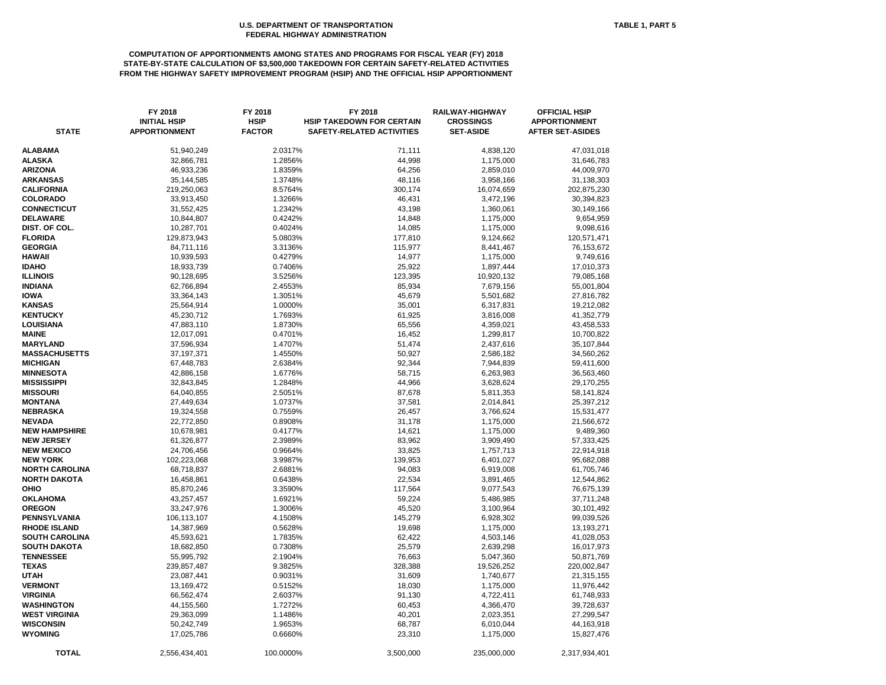U.S. DEPARTMENT OF TRANSPORTATION
FEDERAL HIGHWAY ADMINISTRATION

TABLE 1, PART 5

**COMPUTATION OF APPORTIONMENTS AMONG STATES AND PROGRAMS FOR FISCAL YEAR (FY) 2018**
**STATE-BY-STATE CALCULATION OF $3,500,000 TAKEDOWN FOR CERTAIN SAFETY-RELATED ACTIVITIES**
**FROM THE HIGHWAY SAFETY IMPROVEMENT PROGRAM (HSIP) AND THE OFFICIAL HSIP APPORTIONMENT**

| STATE | FY 2018 INITIAL HSIP APPORTIONMENT | FY 2018 HSIP FACTOR | FY 2018 HSIP TAKEDOWN FOR CERTAIN SAFETY-RELATED ACTIVITIES | RAILWAY-HIGHWAY CROSSINGS SET-ASIDE | OFFICIAL HSIP APPORTIONMENT AFTER SET-ASIDES |
|---|---|---|---|---|---|
| ALABAMA | 51,940,249 | 2.0317% | 71,111 | 4,838,120 | 47,031,018 |
| ALASKA | 32,866,781 | 1.2856% | 44,998 | 1,175,000 | 31,646,783 |
| ARIZONA | 46,933,236 | 1.8359% | 64,256 | 2,859,010 | 44,009,970 |
| ARKANSAS | 35,144,585 | 1.3748% | 48,116 | 3,958,166 | 31,138,303 |
| CALIFORNIA | 219,250,063 | 8.5764% | 300,174 | 16,074,659 | 202,875,230 |
| COLORADO | 33,913,450 | 1.3266% | 46,431 | 3,472,196 | 30,394,823 |
| CONNECTICUT | 31,552,425 | 1.2342% | 43,198 | 1,360,061 | 30,149,166 |
| DELAWARE | 10,844,807 | 0.4242% | 14,848 | 1,175,000 | 9,654,959 |
| DIST. OF COL. | 10,287,701 | 0.4024% | 14,085 | 1,175,000 | 9,098,616 |
| FLORIDA | 129,873,943 | 5.0803% | 177,810 | 9,124,662 | 120,571,471 |
| GEORGIA | 84,711,116 | 3.3136% | 115,977 | 8,441,467 | 76,153,672 |
| HAWAII | 10,939,593 | 0.4279% | 14,977 | 1,175,000 | 9,749,616 |
| IDAHO | 18,933,739 | 0.7406% | 25,922 | 1,897,444 | 17,010,373 |
| ILLINOIS | 90,128,695 | 3.5256% | 123,395 | 10,920,132 | 79,085,168 |
| INDIANA | 62,766,894 | 2.4553% | 85,934 | 7,679,156 | 55,001,804 |
| IOWA | 33,364,143 | 1.3051% | 45,679 | 5,501,682 | 27,816,782 |
| KANSAS | 25,564,914 | 1.0000% | 35,001 | 6,317,831 | 19,212,082 |
| KENTUCKY | 45,230,712 | 1.7693% | 61,925 | 3,816,008 | 41,352,779 |
| LOUISIANA | 47,883,110 | 1.8730% | 65,556 | 4,359,021 | 43,458,533 |
| MAINE | 12,017,091 | 0.4701% | 16,452 | 1,299,817 | 10,700,822 |
| MARYLAND | 37,596,934 | 1.4707% | 51,474 | 2,437,616 | 35,107,844 |
| MASSACHUSETTS | 37,197,371 | 1.4550% | 50,927 | 2,586,182 | 34,560,262 |
| MICHIGAN | 67,448,783 | 2.6384% | 92,344 | 7,944,839 | 59,411,600 |
| MINNESOTA | 42,886,158 | 1.6776% | 58,715 | 6,263,983 | 36,563,460 |
| MISSISSIPPI | 32,843,845 | 1.2848% | 44,966 | 3,628,624 | 29,170,255 |
| MISSOURI | 64,040,855 | 2.5051% | 87,678 | 5,811,353 | 58,141,824 |
| MONTANA | 27,449,634 | 1.0737% | 37,581 | 2,014,841 | 25,397,212 |
| NEBRASKA | 19,324,558 | 0.7559% | 26,457 | 3,766,624 | 15,531,477 |
| NEVADA | 22,772,850 | 0.8908% | 31,178 | 1,175,000 | 21,566,672 |
| NEW HAMPSHIRE | 10,678,981 | 0.4177% | 14,621 | 1,175,000 | 9,489,360 |
| NEW JERSEY | 61,326,877 | 2.3989% | 83,962 | 3,909,490 | 57,333,425 |
| NEW MEXICO | 24,706,456 | 0.9664% | 33,825 | 1,757,713 | 22,914,918 |
| NEW YORK | 102,223,068 | 3.9987% | 139,953 | 6,401,027 | 95,682,088 |
| NORTH CAROLINA | 68,718,837 | 2.6881% | 94,083 | 6,919,008 | 61,705,746 |
| NORTH DAKOTA | 16,458,861 | 0.6438% | 22,534 | 3,891,465 | 12,544,862 |
| OHIO | 85,870,246 | 3.3590% | 117,564 | 9,077,543 | 76,675,139 |
| OKLAHOMA | 43,257,457 | 1.6921% | 59,224 | 5,486,985 | 37,711,248 |
| OREGON | 33,247,976 | 1.3006% | 45,520 | 3,100,964 | 30,101,492 |
| PENNSYLVANIA | 106,113,107 | 4.1508% | 145,279 | 6,928,302 | 99,039,526 |
| RHODE ISLAND | 14,387,969 | 0.5628% | 19,698 | 1,175,000 | 13,193,271 |
| SOUTH CAROLINA | 45,593,621 | 1.7835% | 62,422 | 4,503,146 | 41,028,053 |
| SOUTH DAKOTA | 18,682,850 | 0.7308% | 25,579 | 2,639,298 | 16,017,973 |
| TENNESSEE | 55,995,792 | 2.1904% | 76,663 | 5,047,360 | 50,871,769 |
| TEXAS | 239,857,487 | 9.3825% | 328,388 | 19,526,252 | 220,002,847 |
| UTAH | 23,087,441 | 0.9031% | 31,609 | 1,740,677 | 21,315,155 |
| VERMONT | 13,169,472 | 0.5152% | 18,030 | 1,175,000 | 11,976,442 |
| VIRGINIA | 66,562,474 | 2.6037% | 91,130 | 4,722,411 | 61,748,933 |
| WASHINGTON | 44,155,560 | 1.7272% | 60,453 | 4,366,470 | 39,728,637 |
| WEST VIRGINIA | 29,363,099 | 1.1486% | 40,201 | 2,023,351 | 27,299,547 |
| WISCONSIN | 50,242,749 | 1.9653% | 68,787 | 6,010,044 | 44,163,918 |
| WYOMING | 17,025,786 | 0.6660% | 23,310 | 1,175,000 | 15,827,476 |
| **TOTAL** | 2,556,434,401 | 100.0000% | 3,500,000 | 235,000,000 | 2,317,934,401 |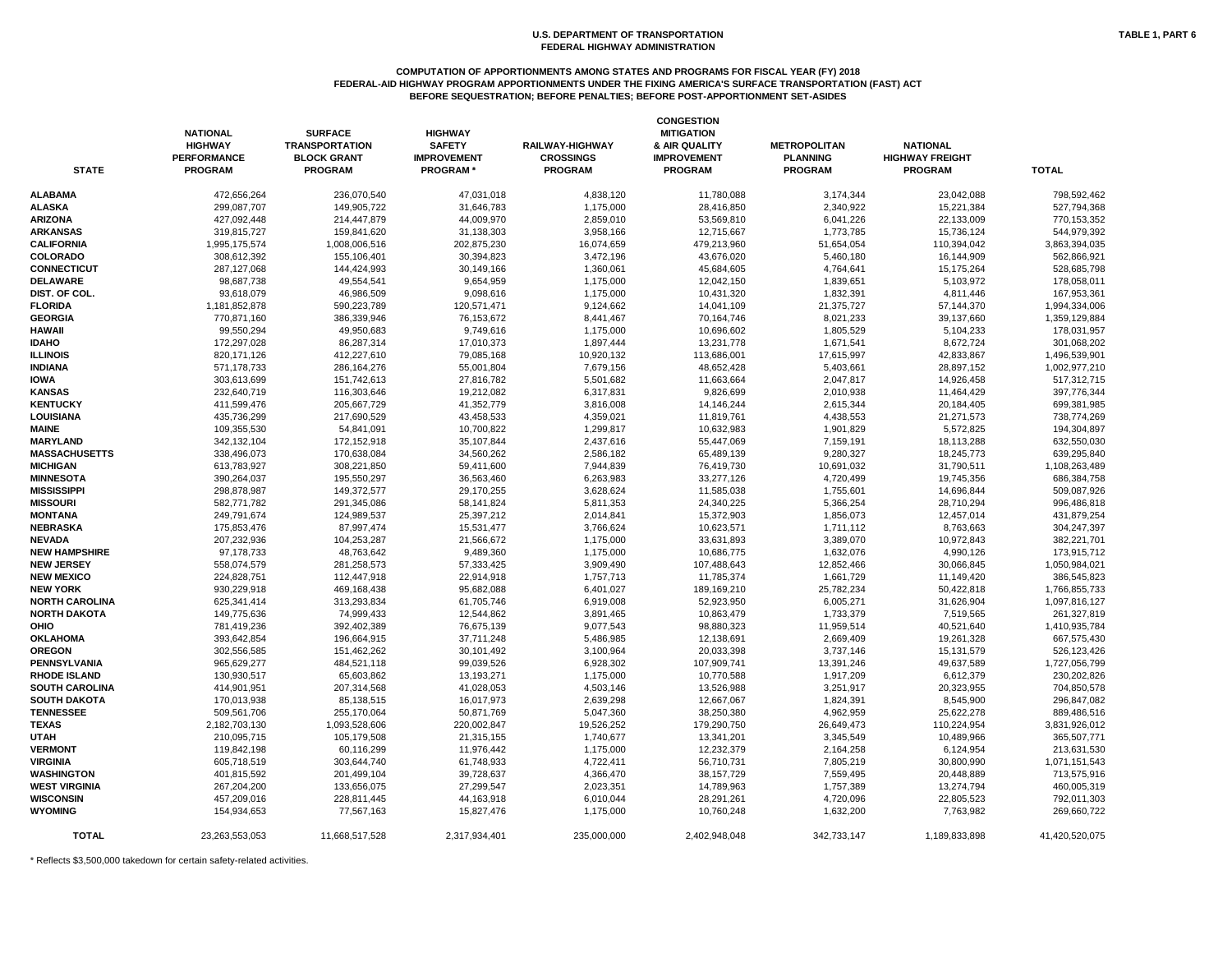U.S. DEPARTMENT OF TRANSPORTATION
FEDERAL HIGHWAY ADMINISTRATION

TABLE 1, PART 6

**COMPUTATION OF APPORTIONMENTS AMONG STATES AND PROGRAMS FOR FISCAL YEAR (FY) 2018**
**FEDERAL-AID HIGHWAY PROGRAM APPORTIONMENTS UNDER THE FIXING AMERICA'S SURFACE TRANSPORTATION (FAST) ACT**
**BEFORE SEQUESTRATION; BEFORE PENALTIES; BEFORE POST-APPORTIONMENT SET-ASIDES**

| STATE | NATIONAL HIGHWAY PERFORMANCE PROGRAM | SURFACE TRANSPORTATION BLOCK GRANT PROGRAM | HIGHWAY SAFETY IMPROVEMENT PROGRAM * | RAILWAY-HIGHWAY CROSSINGS PROGRAM | CONGESTION MITIGATION & AIR QUALITY IMPROVEMENT PROGRAM | METROPOLITAN PLANNING PROGRAM | NATIONAL HIGHWAY FREIGHT PROGRAM | TOTAL |
|---|---|---|---|---|---|---|---|---|
| ALABAMA | 472,656,264 | 236,070,540 | 47,031,018 | 4,838,120 | 11,780,088 | 3,174,344 | 23,042,088 | 798,592,462 |
| ALASKA | 299,087,707 | 149,905,722 | 31,646,783 | 1,175,000 | 28,416,850 | 2,340,922 | 15,221,384 | 527,794,368 |
| ARIZONA | 427,092,448 | 214,447,879 | 44,009,970 | 2,859,010 | 53,569,810 | 6,041,226 | 22,133,009 | 770,153,352 |
| ARKANSAS | 319,815,727 | 159,841,620 | 31,138,303 | 3,958,166 | 12,715,667 | 1,773,785 | 15,736,124 | 544,979,392 |
| CALIFORNIA | 1,995,175,574 | 1,008,006,516 | 202,875,230 | 16,074,659 | 479,213,960 | 51,654,054 | 110,394,042 | 3,863,394,035 |
| COLORADO | 308,612,392 | 155,106,401 | 30,394,823 | 3,472,196 | 43,676,020 | 5,460,180 | 16,144,909 | 562,866,921 |
| CONNECTICUT | 287,127,068 | 144,424,993 | 30,149,166 | 1,360,061 | 45,684,605 | 4,764,641 | 15,175,264 | 528,685,798 |
| DELAWARE | 98,687,738 | 49,554,541 | 9,654,959 | 1,175,000 | 12,042,150 | 1,839,651 | 5,103,972 | 178,058,011 |
| DIST. OF COL. | 93,618,079 | 46,986,509 | 9,098,616 | 1,175,000 | 10,431,320 | 1,832,391 | 4,811,446 | 167,953,361 |
| FLORIDA | 1,181,852,878 | 590,223,789 | 120,571,471 | 9,124,662 | 14,041,109 | 21,375,727 | 57,144,370 | 1,994,334,006 |
| GEORGIA | 770,871,160 | 386,339,946 | 76,153,672 | 8,441,467 | 70,164,746 | 8,021,233 | 39,137,660 | 1,359,129,884 |
| HAWAII | 99,550,294 | 49,950,683 | 9,749,616 | 1,175,000 | 10,696,602 | 1,805,529 | 5,104,233 | 178,031,957 |
| IDAHO | 172,297,028 | 86,287,314 | 17,010,373 | 1,897,444 | 13,231,778 | 1,671,541 | 8,672,724 | 301,068,202 |
| ILLINOIS | 820,171,126 | 412,227,610 | 79,085,168 | 10,920,132 | 113,686,001 | 17,615,997 | 42,833,867 | 1,496,539,901 |
| INDIANA | 571,178,733 | 286,164,276 | 55,001,804 | 7,679,156 | 48,652,428 | 5,403,661 | 28,897,152 | 1,002,977,210 |
| IOWA | 303,613,699 | 151,742,613 | 27,816,782 | 5,501,682 | 11,663,664 | 2,047,817 | 14,926,458 | 517,312,715 |
| KANSAS | 232,640,719 | 116,303,646 | 19,212,082 | 6,317,831 | 9,826,699 | 2,010,938 | 11,464,429 | 397,776,344 |
| KENTUCKY | 411,599,476 | 205,667,729 | 41,352,779 | 3,816,008 | 14,146,244 | 2,615,344 | 20,184,405 | 699,381,985 |
| LOUISIANA | 435,736,299 | 217,690,529 | 43,458,533 | 4,359,021 | 11,819,761 | 4,438,553 | 21,271,573 | 738,774,269 |
| MAINE | 109,355,530 | 54,841,091 | 10,700,822 | 1,299,817 | 10,632,983 | 1,901,829 | 5,572,825 | 194,304,897 |
| MARYLAND | 342,132,104 | 172,152,918 | 35,107,844 | 2,437,616 | 55,447,069 | 7,159,191 | 18,113,288 | 632,550,030 |
| MASSACHUSETTS | 338,496,073 | 170,638,084 | 34,560,262 | 2,586,182 | 65,489,139 | 9,280,327 | 18,245,773 | 639,295,840 |
| MICHIGAN | 613,783,927 | 308,221,850 | 59,411,600 | 7,944,839 | 76,419,730 | 10,691,032 | 31,790,511 | 1,108,263,489 |
| MINNESOTA | 390,264,037 | 195,550,297 | 36,563,460 | 6,263,983 | 33,277,126 | 4,720,499 | 19,745,356 | 686,384,758 |
| MISSISSIPPI | 298,878,987 | 149,372,577 | 29,170,255 | 3,628,624 | 11,585,038 | 1,755,601 | 14,696,844 | 509,087,926 |
| MISSOURI | 582,771,782 | 291,345,086 | 58,141,824 | 5,811,353 | 24,340,225 | 5,366,254 | 28,710,294 | 996,486,818 |
| MONTANA | 249,791,674 | 124,989,537 | 25,397,212 | 2,014,841 | 15,372,903 | 1,856,073 | 12,457,014 | 431,879,254 |
| NEBRASKA | 175,853,476 | 87,997,474 | 15,531,477 | 3,766,624 | 10,623,571 | 1,711,112 | 8,763,663 | 304,247,397 |
| NEVADA | 207,232,936 | 104,253,287 | 21,566,672 | 1,175,000 | 33,631,893 | 3,389,070 | 10,972,843 | 382,221,701 |
| NEW HAMPSHIRE | 97,178,733 | 48,763,642 | 9,489,360 | 1,175,000 | 10,686,775 | 1,632,076 | 4,990,126 | 173,915,712 |
| NEW JERSEY | 558,074,579 | 281,258,573 | 57,333,425 | 3,909,490 | 107,488,643 | 12,852,466 | 30,066,845 | 1,050,984,021 |
| NEW MEXICO | 224,828,751 | 112,447,918 | 22,914,918 | 1,757,713 | 11,785,374 | 1,661,729 | 11,149,420 | 386,545,823 |
| NEW YORK | 930,229,918 | 469,168,438 | 95,682,088 | 6,401,027 | 189,169,210 | 25,782,234 | 50,422,818 | 1,766,855,733 |
| NORTH CAROLINA | 625,341,414 | 313,293,834 | 61,705,746 | 6,919,008 | 52,923,950 | 6,005,271 | 31,626,904 | 1,097,816,127 |
| NORTH DAKOTA | 149,775,636 | 74,999,433 | 12,544,862 | 3,891,465 | 10,863,479 | 1,733,379 | 7,519,565 | 261,327,819 |
| OHIO | 781,419,236 | 392,402,389 | 76,675,139 | 9,077,543 | 98,880,323 | 11,959,514 | 40,521,640 | 1,410,935,784 |
| OKLAHOMA | 393,642,854 | 196,664,915 | 37,711,248 | 5,486,985 | 12,138,691 | 2,669,409 | 19,261,328 | 667,575,430 |
| OREGON | 302,556,585 | 151,462,262 | 30,101,492 | 3,100,964 | 20,033,398 | 3,737,146 | 15,131,579 | 526,123,426 |
| PENNSYLVANIA | 965,629,277 | 484,521,118 | 99,039,526 | 6,928,302 | 107,909,741 | 13,391,246 | 49,637,589 | 1,727,056,799 |
| RHODE ISLAND | 130,930,517 | 65,603,862 | 13,193,271 | 1,175,000 | 10,770,588 | 1,917,209 | 6,612,379 | 230,202,826 |
| SOUTH CAROLINA | 414,901,951 | 207,314,568 | 41,028,053 | 4,503,146 | 13,526,988 | 3,251,917 | 20,323,955 | 704,850,578 |
| SOUTH DAKOTA | 170,013,938 | 85,138,515 | 16,017,973 | 2,639,298 | 12,667,067 | 1,824,391 | 8,545,900 | 296,847,082 |
| TENNESSEE | 509,561,706 | 255,170,064 | 50,871,769 | 5,047,360 | 38,250,380 | 4,962,959 | 25,622,278 | 889,486,516 |
| TEXAS | 2,182,703,130 | 1,093,528,606 | 220,002,847 | 19,526,252 | 179,290,750 | 26,649,473 | 110,224,954 | 3,831,926,012 |
| UTAH | 210,095,715 | 105,179,508 | 21,315,155 | 1,740,677 | 13,341,201 | 3,345,549 | 10,489,966 | 365,507,771 |
| VERMONT | 119,842,198 | 60,116,299 | 11,976,442 | 1,175,000 | 12,232,379 | 2,164,258 | 6,124,954 | 213,631,530 |
| VIRGINIA | 605,718,519 | 303,644,740 | 61,748,933 | 4,722,411 | 56,710,731 | 7,805,219 | 30,800,990 | 1,071,151,543 |
| WASHINGTON | 401,815,592 | 201,499,104 | 39,728,637 | 4,366,470 | 38,157,729 | 7,559,495 | 20,448,889 | 713,575,916 |
| WEST VIRGINIA | 267,204,200 | 133,656,075 | 27,299,547 | 2,023,351 | 14,789,963 | 1,757,389 | 13,274,794 | 460,005,319 |
| WISCONSIN | 457,209,016 | 228,811,445 | 44,163,918 | 6,010,044 | 28,291,261 | 4,720,096 | 22,805,523 | 792,011,303 |
| WYOMING | 154,934,653 | 77,567,163 | 15,827,476 | 1,175,000 | 10,760,248 | 1,632,200 | 7,763,982 | 269,660,722 |
| **TOTAL** | 23,263,553,053 | 11,668,517,528 | 2,317,934,401 | 235,000,000 | 2,402,948,048 | 342,733,147 | 1,189,833,898 | 41,420,520,075 |

* Reflects $3,500,000 takedown for certain safety-related activities.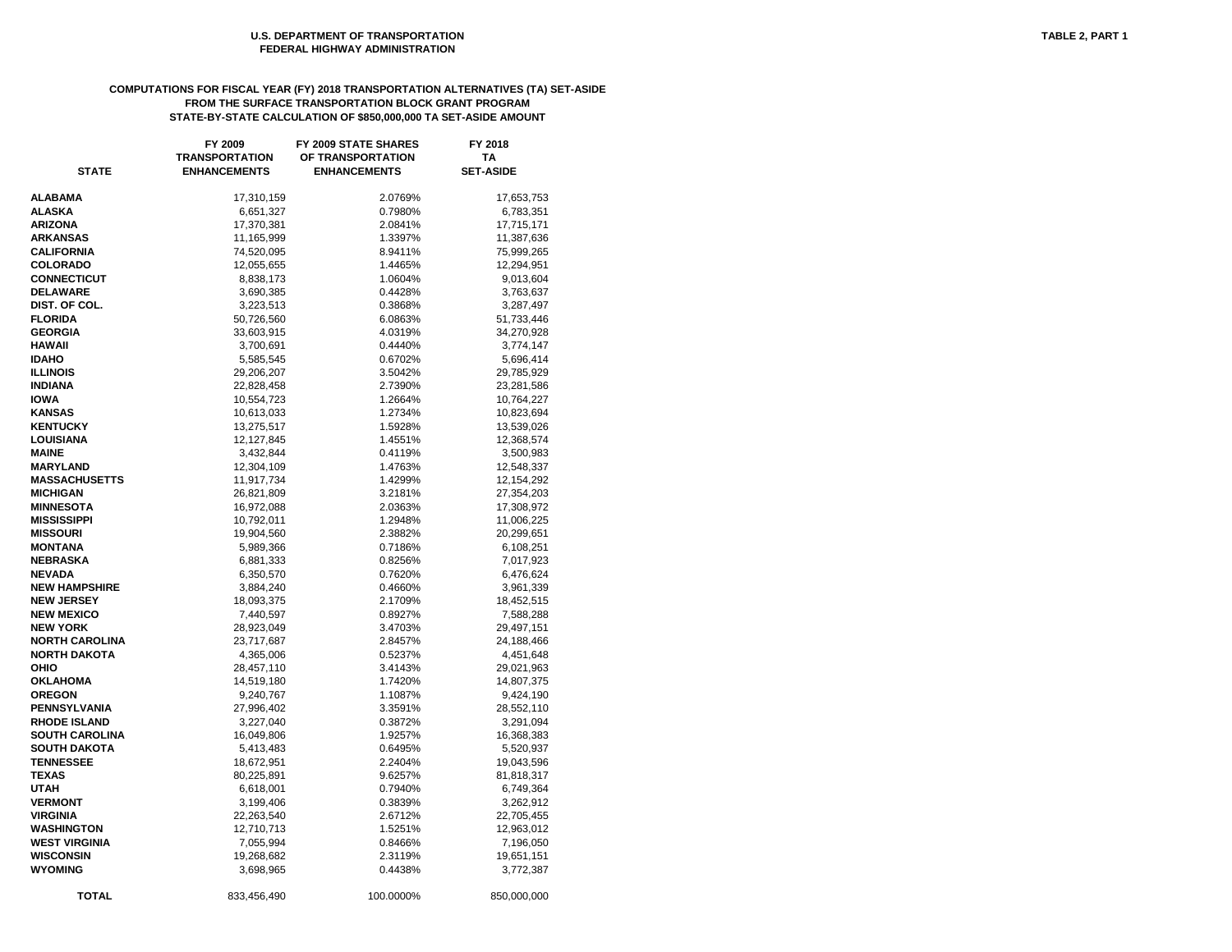U.S. DEPARTMENT OF TRANSPORTATION
FEDERAL HIGHWAY ADMINISTRATION

TABLE 2, PART 1

**COMPUTATIONS FOR FISCAL YEAR (FY) 2018 TRANSPORTATION ALTERNATIVES (TA) SET-ASIDE FROM THE SURFACE TRANSPORTATION BLOCK GRANT PROGRAM**
**STATE-BY-STATE CALCULATION OF $850,000,000 TA SET-ASIDE AMOUNT**

| STATE | FY 2009 TRANSPORTATION ENHANCEMENTS | FY 2009 STATE SHARES OF TRANSPORTATION ENHANCEMENTS | FY 2018 TA SET-ASIDE |
|---|---|---|---|
| ALABAMA | 17,310,159 | 2.0769% | 17,653,753 |
| ALASKA | 6,651,327 | 0.7980% | 6,783,351 |
| ARIZONA | 17,370,381 | 2.0841% | 17,715,171 |
| ARKANSAS | 11,165,999 | 1.3397% | 11,387,636 |
| CALIFORNIA | 74,520,095 | 8.9411% | 75,999,265 |
| COLORADO | 12,055,655 | 1.4465% | 12,294,951 |
| CONNECTICUT | 8,838,173 | 1.0604% | 9,013,604 |
| DELAWARE | 3,690,385 | 0.4428% | 3,763,637 |
| DIST. OF COL. | 3,223,513 | 0.3868% | 3,287,497 |
| FLORIDA | 50,726,560 | 6.0863% | 51,733,446 |
| GEORGIA | 33,603,915 | 4.0319% | 34,270,928 |
| HAWAII | 3,700,691 | 0.4440% | 3,774,147 |
| IDAHO | 5,585,545 | 0.6702% | 5,696,414 |
| ILLINOIS | 29,206,207 | 3.5042% | 29,785,929 |
| INDIANA | 22,828,458 | 2.7390% | 23,281,586 |
| IOWA | 10,554,723 | 1.2664% | 10,764,227 |
| KANSAS | 10,613,033 | 1.2734% | 10,823,694 |
| KENTUCKY | 13,275,517 | 1.5928% | 13,539,026 |
| LOUISIANA | 12,127,845 | 1.4551% | 12,368,574 |
| MAINE | 3,432,844 | 0.4119% | 3,500,983 |
| MARYLAND | 12,304,109 | 1.4763% | 12,548,337 |
| MASSACHUSETTS | 11,917,734 | 1.4299% | 12,154,292 |
| MICHIGAN | 26,821,809 | 3.2181% | 27,354,203 |
| MINNESOTA | 16,972,088 | 2.0363% | 17,308,972 |
| MISSISSIPPI | 10,792,011 | 1.2948% | 11,006,225 |
| MISSOURI | 19,904,560 | 2.3882% | 20,299,651 |
| MONTANA | 5,989,366 | 0.7186% | 6,108,251 |
| NEBRASKA | 6,881,333 | 0.8256% | 7,017,923 |
| NEVADA | 6,350,570 | 0.7620% | 6,476,624 |
| NEW HAMPSHIRE | 3,884,240 | 0.4660% | 3,961,339 |
| NEW JERSEY | 18,093,375 | 2.1709% | 18,452,515 |
| NEW MEXICO | 7,440,597 | 0.8927% | 7,588,288 |
| NEW YORK | 28,923,049 | 3.4703% | 29,497,151 |
| NORTH CAROLINA | 23,717,687 | 2.8457% | 24,188,466 |
| NORTH DAKOTA | 4,365,006 | 0.5237% | 4,451,648 |
| OHIO | 28,457,110 | 3.4143% | 29,021,963 |
| OKLAHOMA | 14,519,180 | 1.7420% | 14,807,375 |
| OREGON | 9,240,767 | 1.1087% | 9,424,190 |
| PENNSYLVANIA | 27,996,402 | 3.3591% | 28,552,110 |
| RHODE ISLAND | 3,227,040 | 0.3872% | 3,291,094 |
| SOUTH CAROLINA | 16,049,806 | 1.9257% | 16,368,383 |
| SOUTH DAKOTA | 5,413,483 | 0.6495% | 5,520,937 |
| TENNESSEE | 18,672,951 | 2.2404% | 19,043,596 |
| TEXAS | 80,225,891 | 9.6257% | 81,818,317 |
| UTAH | 6,618,001 | 0.7940% | 6,749,364 |
| VERMONT | 3,199,406 | 0.3839% | 3,262,912 |
| VIRGINIA | 22,263,540 | 2.6712% | 22,705,455 |
| WASHINGTON | 12,710,713 | 1.5251% | 12,963,012 |
| WEST VIRGINIA | 7,055,994 | 0.8466% | 7,196,050 |
| WISCONSIN | 19,268,682 | 2.3119% | 19,651,151 |
| WYOMING | 3,698,965 | 0.4438% | 3,772,387 |
| **TOTAL** | 833,456,490 | 100.0000% | 850,000,000 |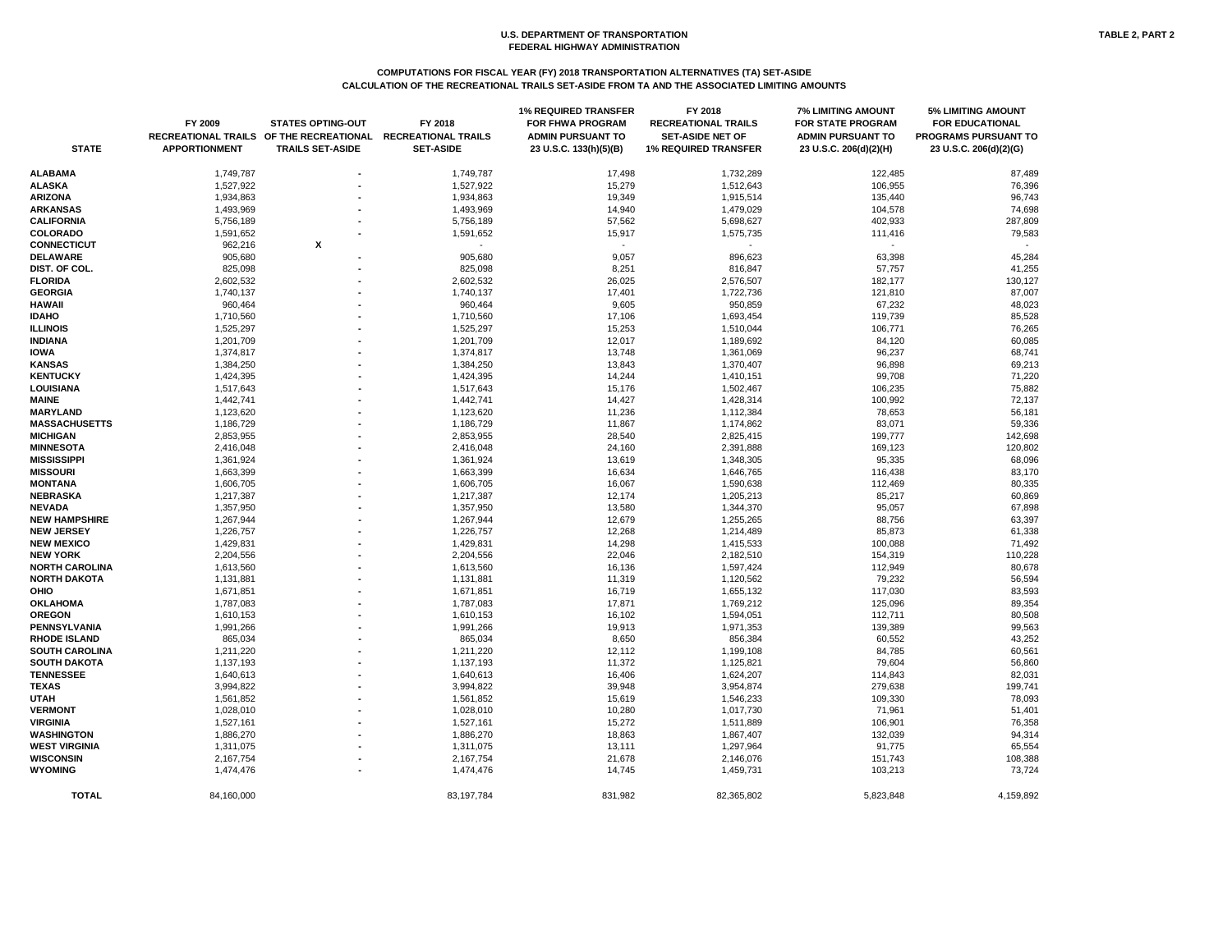U.S. DEPARTMENT OF TRANSPORTATION
FEDERAL HIGHWAY ADMINISTRATION

TABLE 2, PART 2

## COMPUTATIONS FOR FISCAL YEAR (FY) 2018 TRANSPORTATION ALTERNATIVES (TA) SET-ASIDE
## CALCULATION OF THE RECREATIONAL TRAILS SET-ASIDE FROM TA AND THE ASSOCIATED LIMITING AMOUNTS

| STATE | FY 2009 RECREATIONAL TRAILS APPORTIONMENT | STATES OPTING-OUT OF THE RECREATIONAL TRAILS SET-ASIDE | FY 2018 RECREATIONAL TRAILS SET-ASIDE | 1% REQUIRED TRANSFER FOR FHWA PROGRAM ADMIN PURSUANT TO 23 U.S.C. 133(h)(5)(B) | FY 2018 RECREATIONAL TRAILS SET-ASIDE NET OF 1% REQUIRED TRANSFER | 7% LIMITING AMOUNT FOR STATE PROGRAM ADMIN PURSUANT TO 23 U.S.C. 206(d)(2)(H) | 5% LIMITING AMOUNT FOR EDUCATIONAL PROGRAMS PURSUANT TO 23 U.S.C. 206(d)(2)(G) |
|---|---|---|---|---|---|---|---|
| ALABAMA | 1,749,787 | - | 1,749,787 | 17,498 | 1,732,289 | 122,485 | 87,489 |
| ALASKA | 1,527,922 | - | 1,527,922 | 15,279 | 1,512,643 | 106,955 | 76,396 |
| ARIZONA | 1,934,863 | - | 1,934,863 | 19,349 | 1,915,514 | 135,440 | 96,743 |
| ARKANSAS | 1,493,969 | - | 1,493,969 | 14,940 | 1,479,029 | 104,578 | 74,698 |
| CALIFORNIA | 5,756,189 | - | 5,756,189 | 57,562 | 5,698,627 | 402,933 | 287,809 |
| COLORADO | 1,591,652 | - | 1,591,652 | 15,917 | 1,575,735 | 111,416 | 79,583 |
| CONNECTICUT | 962,216 | X | - | - | - | - | - |
| DELAWARE | 905,680 | - | 905,680 | 9,057 | 896,623 | 63,398 | 45,284 |
| DIST. OF COL. | 825,098 | - | 825,098 | 8,251 | 816,847 | 57,757 | 41,255 |
| FLORIDA | 2,602,532 | - | 2,602,532 | 26,025 | 2,576,507 | 182,177 | 130,127 |
| GEORGIA | 1,740,137 | - | 1,740,137 | 17,401 | 1,722,736 | 121,810 | 87,007 |
| HAWAII | 960,464 | - | 960,464 | 9,605 | 950,859 | 67,232 | 48,023 |
| IDAHO | 1,710,560 | - | 1,710,560 | 17,106 | 1,693,454 | 119,739 | 85,528 |
| ILLINOIS | 1,525,297 | - | 1,525,297 | 15,253 | 1,510,044 | 106,771 | 76,265 |
| INDIANA | 1,201,709 | - | 1,201,709 | 12,017 | 1,189,692 | 84,120 | 60,085 |
| IOWA | 1,374,817 | - | 1,374,817 | 13,748 | 1,361,069 | 96,237 | 68,741 |
| KANSAS | 1,384,250 | - | 1,384,250 | 13,843 | 1,370,407 | 96,898 | 69,213 |
| KENTUCKY | 1,424,395 | - | 1,424,395 | 14,244 | 1,410,151 | 99,708 | 71,220 |
| LOUISIANA | 1,517,643 | - | 1,517,643 | 15,176 | 1,502,467 | 106,235 | 75,882 |
| MAINE | 1,442,741 | - | 1,442,741 | 14,427 | 1,428,314 | 100,992 | 72,137 |
| MARYLAND | 1,123,620 | - | 1,123,620 | 11,236 | 1,112,384 | 78,653 | 56,181 |
| MASSACHUSETTS | 1,186,729 | - | 1,186,729 | 11,867 | 1,174,862 | 83,071 | 59,336 |
| MICHIGAN | 2,853,955 | - | 2,853,955 | 28,540 | 2,825,415 | 199,777 | 142,698 |
| MINNESOTA | 2,416,048 | - | 2,416,048 | 24,160 | 2,391,888 | 169,123 | 120,802 |
| MISSISSIPPI | 1,361,924 | - | 1,361,924 | 13,619 | 1,348,305 | 95,335 | 68,096 |
| MISSOURI | 1,663,399 | - | 1,663,399 | 16,634 | 1,646,765 | 116,438 | 83,170 |
| MONTANA | 1,606,705 | - | 1,606,705 | 16,067 | 1,590,638 | 112,469 | 80,335 |
| NEBRASKA | 1,217,387 | - | 1,217,387 | 12,174 | 1,205,213 | 85,217 | 60,869 |
| NEVADA | 1,357,950 | - | 1,357,950 | 13,580 | 1,344,370 | 95,057 | 67,898 |
| NEW HAMPSHIRE | 1,267,944 | - | 1,267,944 | 12,679 | 1,255,265 | 88,756 | 63,397 |
| NEW JERSEY | 1,226,757 | - | 1,226,757 | 12,268 | 1,214,489 | 85,873 | 61,338 |
| NEW MEXICO | 1,429,831 | - | 1,429,831 | 14,298 | 1,415,533 | 100,088 | 71,492 |
| NEW YORK | 2,204,556 | - | 2,204,556 | 22,046 | 2,182,510 | 154,319 | 110,228 |
| NORTH CAROLINA | 1,613,560 | - | 1,613,560 | 16,136 | 1,597,424 | 112,949 | 80,678 |
| NORTH DAKOTA | 1,131,881 | - | 1,131,881 | 11,319 | 1,120,562 | 79,232 | 56,594 |
| OHIO | 1,671,851 | - | 1,671,851 | 16,719 | 1,655,132 | 117,030 | 83,593 |
| OKLAHOMA | 1,787,083 | - | 1,787,083 | 17,871 | 1,769,212 | 125,096 | 89,354 |
| OREGON | 1,610,153 | - | 1,610,153 | 16,102 | 1,594,051 | 112,711 | 80,508 |
| PENNSYLVANIA | 1,991,266 | - | 1,991,266 | 19,913 | 1,971,353 | 139,389 | 99,563 |
| RHODE ISLAND | 865,034 | - | 865,034 | 8,650 | 856,384 | 60,552 | 43,252 |
| SOUTH CAROLINA | 1,211,220 | - | 1,211,220 | 12,112 | 1,199,108 | 84,785 | 60,561 |
| SOUTH DAKOTA | 1,137,193 | - | 1,137,193 | 11,372 | 1,125,821 | 79,604 | 56,860 |
| TENNESSEE | 1,640,613 | - | 1,640,613 | 16,406 | 1,624,207 | 114,843 | 82,031 |
| TEXAS | 3,994,822 | - | 3,994,822 | 39,948 | 3,954,874 | 279,638 | 199,741 |
| UTAH | 1,561,852 | - | 1,561,852 | 15,619 | 1,546,233 | 109,330 | 78,093 |
| VERMONT | 1,028,010 | - | 1,028,010 | 10,280 | 1,017,730 | 71,961 | 51,401 |
| VIRGINIA | 1,527,161 | - | 1,527,161 | 15,272 | 1,511,889 | 106,901 | 76,358 |
| WASHINGTON | 1,886,270 | - | 1,886,270 | 18,863 | 1,867,407 | 132,039 | 94,314 |
| WEST VIRGINIA | 1,311,075 | - | 1,311,075 | 13,111 | 1,297,964 | 91,775 | 65,554 |
| WISCONSIN | 2,167,754 | - | 2,167,754 | 21,678 | 2,146,076 | 151,743 | 108,388 |
| WYOMING | 1,474,476 | - | 1,474,476 | 14,745 | 1,459,731 | 103,213 | 73,724 |
| TOTAL | 84,160,000 | | 83,197,784 | 831,982 | 82,365,802 | 5,823,848 | 4,159,892 |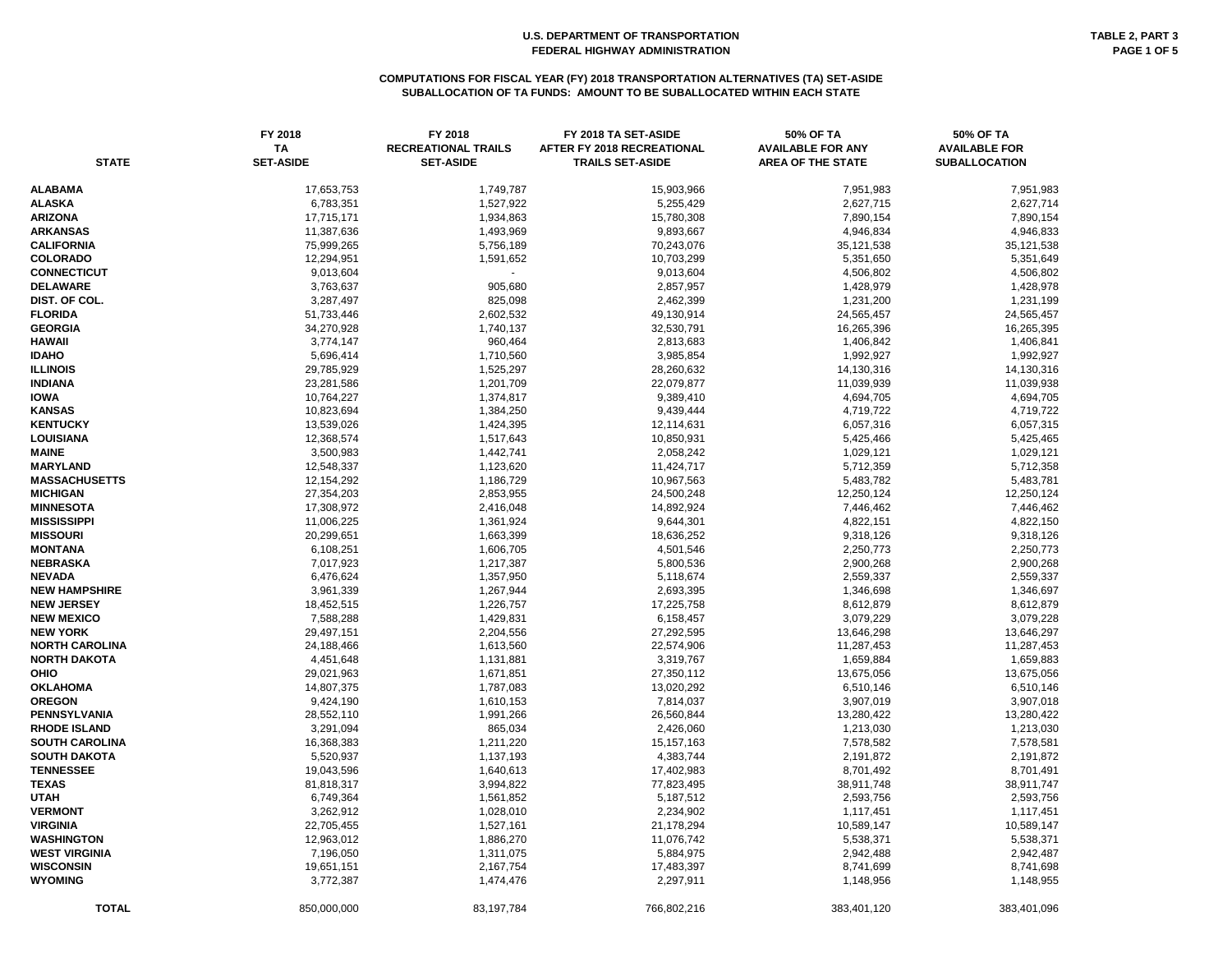U.S. DEPARTMENT OF TRANSPORTATION
FEDERAL HIGHWAY ADMINISTRATION

TABLE 2, PART 3

## COMPUTATIONS FOR FISCAL YEAR (FY) 2018 TRANSPORTATION ALTERNATIVES (TA) SET-ASIDE
## SUBALLOCATION OF TA FUNDS: AMOUNT TO BE SUBALLOCATED WITHIN EACH STATE

| STATE | FY 2018 TA SET-ASIDE | FY 2018 RECREATIONAL TRAILS SET-ASIDE | FY 2018 TA SET-ASIDE AFTER FY 2018 RECREATIONAL TRAILS SET-ASIDE | 50% OF TA AVAILABLE FOR ANY AREA OF THE STATE | 50% OF TA AVAILABLE FOR SUBALLOCATION |
|---|---|---|---|---|---|
| ALABAMA | 17,653,753 | 1,749,787 | 15,903,966 | 7,951,983 | 7,951,983 |
| ALASKA | 6,783,351 | 1,527,922 | 5,255,429 | 2,627,715 | 2,627,714 |
| ARIZONA | 17,715,171 | 1,934,863 | 15,780,308 | 7,890,154 | 7,890,154 |
| ARKANSAS | 11,387,636 | 1,493,969 | 9,893,667 | 4,946,834 | 4,946,833 |
| CALIFORNIA | 75,999,265 | 5,756,189 | 70,243,076 | 35,121,538 | 35,121,538 |
| COLORADO | 12,294,951 | 1,591,652 | 10,703,299 | 5,351,650 | 5,351,649 |
| CONNECTICUT | 9,013,604 | - | 9,013,604 | 4,506,802 | 4,506,802 |
| DELAWARE | 3,763,637 | 905,680 | 2,857,957 | 1,428,979 | 1,428,978 |
| DIST. OF COL. | 3,287,497 | 825,098 | 2,462,399 | 1,231,200 | 1,231,199 |
| FLORIDA | 51,733,446 | 2,602,532 | 49,130,914 | 24,565,457 | 24,565,457 |
| GEORGIA | 34,270,928 | 1,740,137 | 32,530,791 | 16,265,396 | 16,265,395 |
| HAWAII | 3,774,147 | 960,464 | 2,813,683 | 1,406,842 | 1,406,841 |
| IDAHO | 5,696,414 | 1,710,560 | 3,985,854 | 1,992,927 | 1,992,927 |
| ILLINOIS | 29,785,929 | 1,525,297 | 28,260,632 | 14,130,316 | 14,130,316 |
| INDIANA | 23,281,586 | 1,201,709 | 22,079,877 | 11,039,939 | 11,039,938 |
| IOWA | 10,764,227 | 1,374,817 | 9,389,410 | 4,694,705 | 4,694,705 |
| KANSAS | 10,823,694 | 1,384,250 | 9,439,444 | 4,719,722 | 4,719,722 |
| KENTUCKY | 13,539,026 | 1,424,395 | 12,114,631 | 6,057,316 | 6,057,315 |
| LOUISIANA | 12,368,574 | 1,517,643 | 10,850,931 | 5,425,466 | 5,425,465 |
| MAINE | 3,500,983 | 1,442,741 | 2,058,242 | 1,029,121 | 1,029,121 |
| MARYLAND | 12,548,337 | 1,123,620 | 11,424,717 | 5,712,359 | 5,712,358 |
| MASSACHUSETTS | 12,154,292 | 1,186,729 | 10,967,563 | 5,483,782 | 5,483,781 |
| MICHIGAN | 27,354,203 | 2,853,955 | 24,500,248 | 12,250,124 | 12,250,124 |
| MINNESOTA | 17,308,972 | 2,416,048 | 14,892,924 | 7,446,462 | 7,446,462 |
| MISSISSIPPI | 11,006,225 | 1,361,924 | 9,644,301 | 4,822,151 | 4,822,150 |
| MISSOURI | 20,299,651 | 1,663,399 | 18,636,252 | 9,318,126 | 9,318,126 |
| MONTANA | 6,108,251 | 1,606,705 | 4,501,546 | 2,250,773 | 2,250,773 |
| NEBRASKA | 7,017,923 | 1,217,387 | 5,800,536 | 2,900,268 | 2,900,268 |
| NEVADA | 6,476,624 | 1,357,950 | 5,118,674 | 2,559,337 | 2,559,337 |
| NEW HAMPSHIRE | 3,961,339 | 1,267,944 | 2,693,395 | 1,346,698 | 1,346,697 |
| NEW JERSEY | 18,452,515 | 1,226,757 | 17,225,758 | 8,612,879 | 8,612,879 |
| NEW MEXICO | 7,588,288 | 1,429,831 | 6,158,457 | 3,079,229 | 3,079,228 |
| NEW YORK | 29,497,151 | 2,204,556 | 27,292,595 | 13,646,298 | 13,646,297 |
| NORTH CAROLINA | 24,188,466 | 1,613,560 | 22,574,906 | 11,287,453 | 11,287,453 |
| NORTH DAKOTA | 4,451,648 | 1,131,881 | 3,319,767 | 1,659,884 | 1,659,883 |
| OHIO | 29,021,963 | 1,671,851 | 27,350,112 | 13,675,056 | 13,675,056 |
| OKLAHOMA | 14,807,375 | 1,787,083 | 13,020,292 | 6,510,146 | 6,510,146 |
| OREGON | 9,424,190 | 1,610,153 | 7,814,037 | 3,907,019 | 3,907,018 |
| PENNSYLVANIA | 28,552,110 | 1,991,266 | 26,560,844 | 13,280,422 | 13,280,422 |
| RHODE ISLAND | 3,291,094 | 865,034 | 2,426,060 | 1,213,030 | 1,213,030 |
| SOUTH CAROLINA | 16,368,383 | 1,211,220 | 15,157,163 | 7,578,582 | 7,578,581 |
| SOUTH DAKOTA | 5,520,937 | 1,137,193 | 4,383,744 | 2,191,872 | 2,191,872 |
| TENNESSEE | 19,043,596 | 1,640,613 | 17,402,983 | 8,701,492 | 8,701,491 |
| TEXAS | 81,818,317 | 3,994,822 | 77,823,495 | 38,911,748 | 38,911,747 |
| UTAH | 6,749,364 | 1,561,852 | 5,187,512 | 2,593,756 | 2,593,756 |
| VERMONT | 3,262,912 | 1,028,010 | 2,234,902 | 1,117,451 | 1,117,451 |
| VIRGINIA | 22,705,455 | 1,527,161 | 21,178,294 | 10,589,147 | 10,589,147 |
| WASHINGTON | 12,963,012 | 1,886,270 | 11,076,742 | 5,538,371 | 5,538,371 |
| WEST VIRGINIA | 7,196,050 | 1,311,075 | 5,884,975 | 2,942,488 | 2,942,487 |
| WISCONSIN | 19,651,151 | 2,167,754 | 17,483,397 | 8,741,699 | 8,741,698 |
| WYOMING | 3,772,387 | 1,474,476 | 2,297,911 | 1,148,956 | 1,148,955 |
| TOTAL | 850,000,000 | 83,197,784 | 766,802,216 | 383,401,120 | 383,401,096 |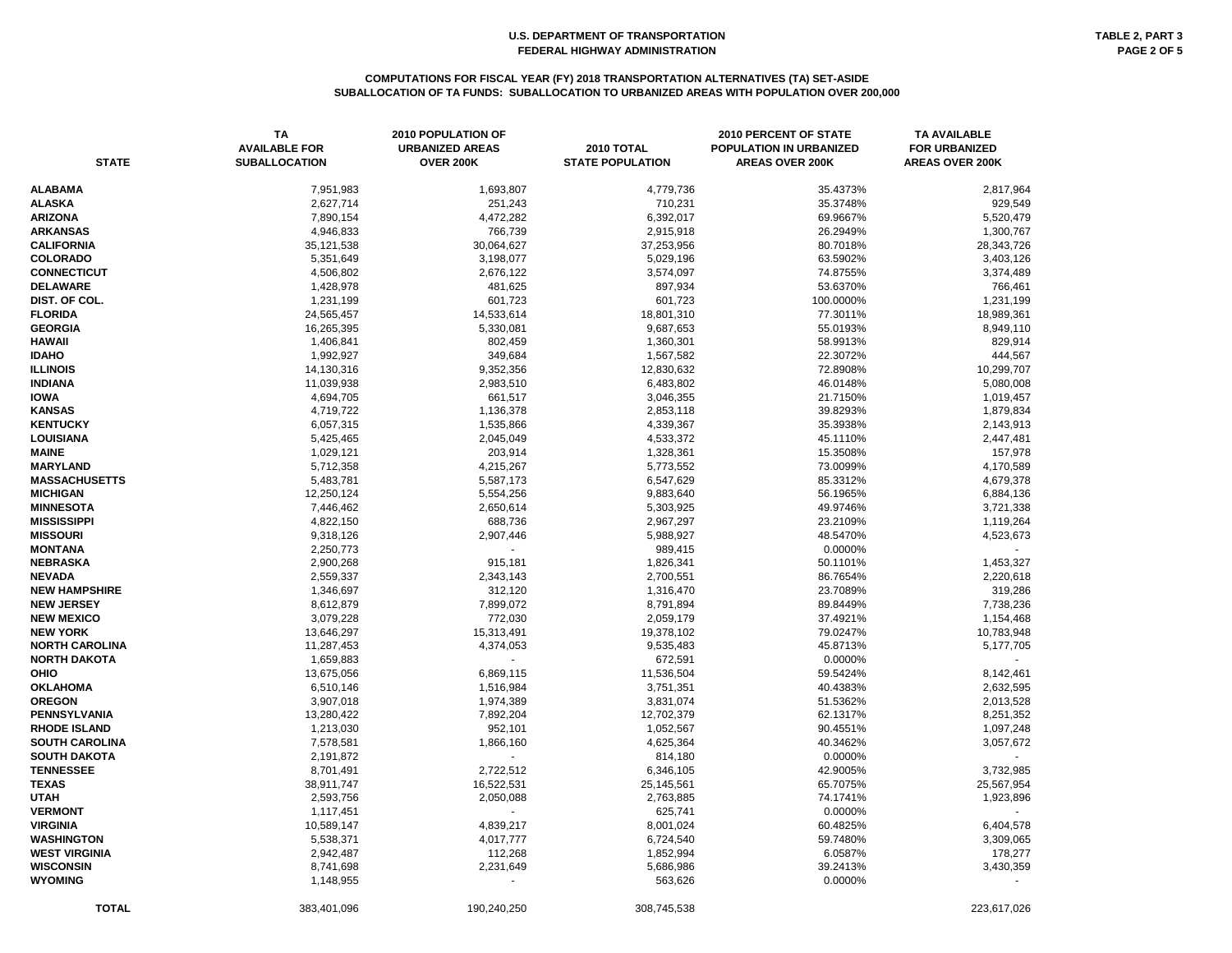# U.S. DEPARTMENT OF TRANSPORTATION
## FEDERAL HIGHWAY ADMINISTRATION

TABLE 2, PART 3

### COMPUTATIONS FOR FISCAL YEAR (FY) 2018 TRANSPORTATION ALTERNATIVES (TA) SET-ASIDE
### SUBALLOCATION OF TA FUNDS: SUBALLOCATION TO URBANIZED AREAS WITH POPULATION OVER 200,000

| STATE | TA AVAILABLE FOR SUBALLOCATION | 2010 POPULATION OF URBANIZED AREAS OVER 200K | 2010 TOTAL STATE POPULATION | 2010 PERCENT OF STATE POPULATION IN URBANIZED AREAS OVER 200K | TA AVAILABLE FOR URBANIZED AREAS OVER 200K |
|---|---|---|---|---|---|
| ALABAMA | 7,951,983 | 1,693,807 | 4,779,736 | 35.4373% | 2,817,964 |
| ALASKA | 2,627,714 | 251,243 | 710,231 | 35.3748% | 929,549 |
| ARIZONA | 7,890,154 | 4,472,282 | 6,392,017 | 69.9667% | 5,520,479 |
| ARKANSAS | 4,946,833 | 766,739 | 2,915,918 | 26.2949% | 1,300,767 |
| CALIFORNIA | 35,121,538 | 30,064,627 | 37,253,956 | 80.7018% | 28,343,726 |
| COLORADO | 5,351,649 | 3,198,077 | 5,029,196 | 63.5902% | 3,403,126 |
| CONNECTICUT | 4,506,802 | 2,676,122 | 3,574,097 | 74.8755% | 3,374,489 |
| DELAWARE | 1,428,978 | 481,625 | 897,934 | 53.6370% | 766,461 |
| DIST. OF COL. | 1,231,199 | 601,723 | 601,723 | 100.0000% | 1,231,199 |
| FLORIDA | 24,565,457 | 14,533,614 | 18,801,310 | 77.3011% | 18,989,361 |
| GEORGIA | 16,265,395 | 5,330,081 | 9,687,653 | 55.0193% | 8,949,110 |
| HAWAII | 1,406,841 | 802,459 | 1,360,301 | 58.9913% | 829,914 |
| IDAHO | 1,992,927 | 349,684 | 1,567,582 | 22.3072% | 444,567 |
| ILLINOIS | 14,130,316 | 9,352,356 | 12,830,632 | 72.8908% | 10,299,707 |
| INDIANA | 11,039,938 | 2,983,510 | 6,483,802 | 46.0148% | 5,080,008 |
| IOWA | 4,694,705 | 661,517 | 3,046,355 | 21.7150% | 1,019,457 |
| KANSAS | 4,719,722 | 1,136,378 | 2,853,118 | 39.8293% | 1,879,834 |
| KENTUCKY | 6,057,315 | 1,535,866 | 4,339,367 | 35.3938% | 2,143,913 |
| LOUISIANA | 5,425,465 | 2,045,049 | 4,533,372 | 45.1110% | 2,447,481 |
| MAINE | 1,029,121 | 203,914 | 1,328,361 | 15.3508% | 157,978 |
| MARYLAND | 5,712,358 | 4,215,267 | 5,773,552 | 73.0099% | 4,170,589 |
| MASSACHUSETTS | 5,483,781 | 5,587,173 | 6,547,629 | 85.3312% | 4,679,378 |
| MICHIGAN | 12,250,124 | 5,554,256 | 9,883,640 | 56.1965% | 6,884,136 |
| MINNESOTA | 7,446,462 | 2,650,614 | 5,303,925 | 49.9746% | 3,721,338 |
| MISSISSIPPI | 4,822,150 | 688,736 | 2,967,297 | 23.2109% | 1,119,264 |
| MISSOURI | 9,318,126 | 2,907,446 | 5,988,927 | 48.5470% | 4,523,673 |
| MONTANA | 2,250,773 | - | 989,415 | 0.0000% | - |
| NEBRASKA | 2,900,268 | 915,181 | 1,826,341 | 50.1101% | 1,453,327 |
| NEVADA | 2,559,337 | 2,343,143 | 2,700,551 | 86.7654% | 2,220,618 |
| NEW HAMPSHIRE | 1,346,697 | 312,120 | 1,316,470 | 23.7089% | 319,286 |
| NEW JERSEY | 8,612,879 | 7,899,072 | 8,791,894 | 89.8449% | 7,738,236 |
| NEW MEXICO | 3,079,228 | 772,030 | 2,059,179 | 37.4921% | 1,154,468 |
| NEW YORK | 13,646,297 | 15,313,491 | 19,378,102 | 79.0247% | 10,783,948 |
| NORTH CAROLINA | 11,287,453 | 4,374,053 | 9,535,483 | 45.8713% | 5,177,705 |
| NORTH DAKOTA | 1,659,883 | - | 672,591 | 0.0000% | - |
| OHIO | 13,675,056 | 6,869,115 | 11,536,504 | 59.5424% | 8,142,461 |
| OKLAHOMA | 6,510,146 | 1,516,984 | 3,751,351 | 40.4383% | 2,632,595 |
| OREGON | 3,907,018 | 1,974,389 | 3,831,074 | 51.5362% | 2,013,528 |
| PENNSYLVANIA | 13,280,422 | 7,892,204 | 12,702,379 | 62.1317% | 8,251,352 |
| RHODE ISLAND | 1,213,030 | 952,101 | 1,052,567 | 90.4551% | 1,097,248 |
| SOUTH CAROLINA | 7,578,581 | 1,866,160 | 4,625,364 | 40.3462% | 3,057,672 |
| SOUTH DAKOTA | 2,191,872 | - | 814,180 | 0.0000% | - |
| TENNESSEE | 8,701,491 | 2,722,512 | 6,346,105 | 42.9005% | 3,732,985 |
| TEXAS | 38,911,747 | 16,522,531 | 25,145,561 | 65.7075% | 25,567,954 |
| UTAH | 2,593,756 | 2,050,088 | 2,763,885 | 74.1741% | 1,923,896 |
| VERMONT | 1,117,451 | - | 625,741 | 0.0000% | - |
| VIRGINIA | 10,589,147 | 4,839,217 | 8,001,024 | 60.4825% | 6,404,578 |
| WASHINGTON | 5,538,371 | 4,017,777 | 6,724,540 | 59.7480% | 3,309,065 |
| WEST VIRGINIA | 2,942,487 | 112,268 | 1,852,994 | 6.0587% | 178,277 |
| WISCONSIN | 8,741,698 | 2,231,649 | 5,686,986 | 39.2413% | 3,430,359 |
| WYOMING | 1,148,955 | - | 563,626 | 0.0000% | - |
| TOTAL | 383,401,096 | 190,240,250 | 308,745,538 | | 223,617,026 |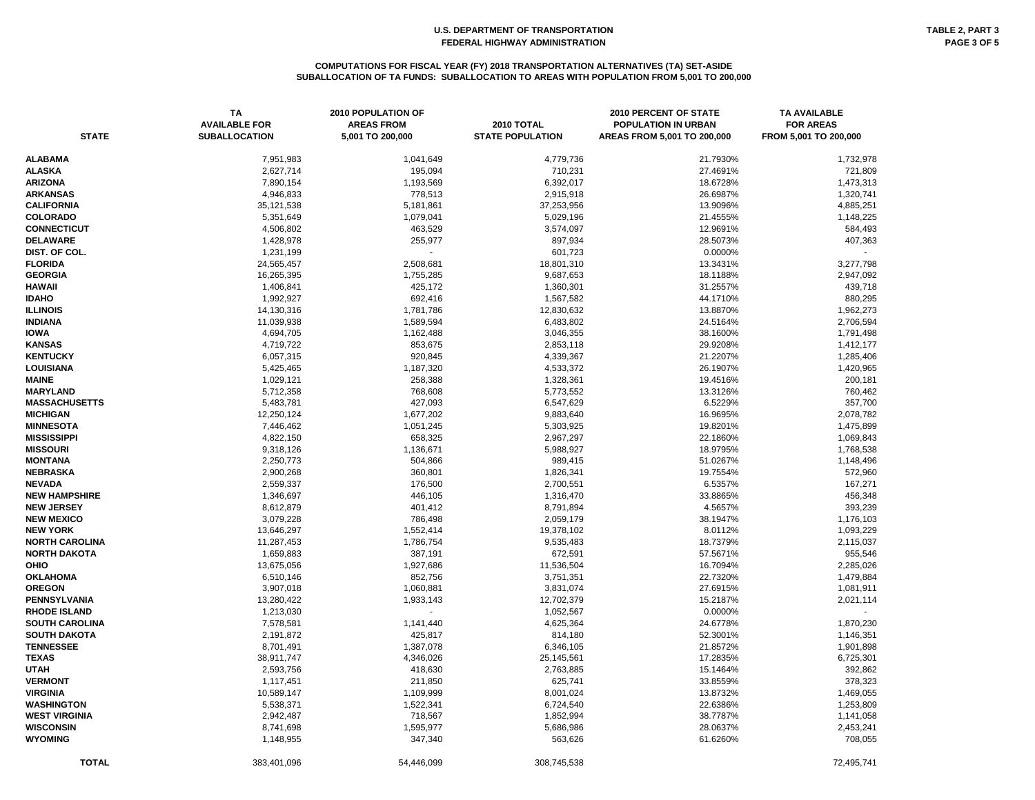# U.S. DEPARTMENT OF TRANSPORTATION
# FEDERAL HIGHWAY ADMINISTRATION

TABLE 2, PART 3
PAGE 3 OF 5

## COMPUTATIONS FOR FISCAL YEAR (FY) 2018 TRANSPORTATION ALTERNATIVES (TA) SET-ASIDE
## SUBALLOCATION OF TA FUNDS: SUBALLOCATION TO AREAS WITH POPULATION FROM 5,001 TO 200,000

| STATE | TA AVAILABLE FOR SUBALLOCATION | 2010 POPULATION OF AREAS FROM 5,001 TO 200,000 | 2010 TOTAL STATE POPULATION | 2010 PERCENT OF STATE POPULATION IN URBAN AREAS FROM 5,001 TO 200,000 | TA AVAILABLE FOR AREAS FROM 5,001 TO 200,000 |
|---|---|---|---|---|---|
| ALABAMA | 7,951,983 | 1,041,649 | 4,779,736 | 21.7930% | 1,732,978 |
| ALASKA | 2,627,714 | 195,094 | 710,231 | 27.4691% | 721,809 |
| ARIZONA | 7,890,154 | 1,193,569 | 6,392,017 | 18.6728% | 1,473,313 |
| ARKANSAS | 4,946,833 | 778,513 | 2,915,918 | 26.6987% | 1,320,741 |
| CALIFORNIA | 35,121,538 | 5,181,861 | 37,253,956 | 13.9096% | 4,885,251 |
| COLORADO | 5,351,649 | 1,079,041 | 5,029,196 | 21.4555% | 1,148,225 |
| CONNECTICUT | 4,506,802 | 463,529 | 3,574,097 | 12.9691% | 584,493 |
| DELAWARE | 1,428,978 | 255,977 | 897,934 | 28.5073% | 407,363 |
| DIST. OF COL. | 1,231,199 | - | 601,723 | 0.0000% | - |
| FLORIDA | 24,565,457 | 2,508,681 | 18,801,310 | 13.3431% | 3,277,798 |
| GEORGIA | 16,265,395 | 1,755,285 | 9,687,653 | 18.1188% | 2,947,092 |
| HAWAII | 1,406,841 | 425,172 | 1,360,301 | 31.2557% | 439,718 |
| IDAHO | 1,992,927 | 692,416 | 1,567,582 | 44.1710% | 880,295 |
| ILLINOIS | 14,130,316 | 1,781,786 | 12,830,632 | 13.8870% | 1,962,273 |
| INDIANA | 11,039,938 | 1,589,594 | 6,483,802 | 24.5164% | 2,706,594 |
| IOWA | 4,694,705 | 1,162,488 | 3,046,355 | 38.1600% | 1,791,498 |
| KANSAS | 4,719,722 | 853,675 | 2,853,118 | 29.9208% | 1,412,177 |
| KENTUCKY | 6,057,315 | 920,845 | 4,339,367 | 21.2207% | 1,285,406 |
| LOUISIANA | 5,425,465 | 1,187,320 | 4,533,372 | 26.1907% | 1,420,965 |
| MAINE | 1,029,121 | 258,388 | 1,328,361 | 19.4516% | 200,181 |
| MARYLAND | 5,712,358 | 768,608 | 5,773,552 | 13.3126% | 760,462 |
| MASSACHUSETTS | 5,483,781 | 427,093 | 6,547,629 | 6.5229% | 357,700 |
| MICHIGAN | 12,250,124 | 1,677,202 | 9,883,640 | 16.9695% | 2,078,782 |
| MINNESOTA | 7,446,462 | 1,051,245 | 5,303,925 | 19.8201% | 1,475,899 |
| MISSISSIPPI | 4,822,150 | 658,325 | 2,967,297 | 22.1860% | 1,069,843 |
| MISSOURI | 9,318,126 | 1,136,671 | 5,988,927 | 18.9795% | 1,768,538 |
| MONTANA | 2,250,773 | 504,866 | 989,415 | 51.0267% | 1,148,496 |
| NEBRASKA | 2,900,268 | 360,801 | 1,826,341 | 19.7554% | 572,960 |
| NEVADA | 2,559,337 | 176,500 | 2,700,551 | 6.5357% | 167,271 |
| NEW HAMPSHIRE | 1,346,697 | 446,105 | 1,316,470 | 33.8865% | 456,348 |
| NEW JERSEY | 8,612,879 | 401,412 | 8,791,894 | 4.5657% | 393,239 |
| NEW MEXICO | 3,079,228 | 786,498 | 2,059,179 | 38.1947% | 1,176,103 |
| NEW YORK | 13,646,297 | 1,552,414 | 19,378,102 | 8.0112% | 1,093,229 |
| NORTH CAROLINA | 11,287,453 | 1,786,754 | 9,535,483 | 18.7379% | 2,115,037 |
| NORTH DAKOTA | 1,659,883 | 387,191 | 672,591 | 57.5671% | 955,546 |
| OHIO | 13,675,056 | 1,927,686 | 11,536,504 | 16.7094% | 2,285,026 |
| OKLAHOMA | 6,510,146 | 852,756 | 3,751,351 | 22.7320% | 1,479,884 |
| OREGON | 3,907,018 | 1,060,881 | 3,831,074 | 27.6915% | 1,081,911 |
| PENNSYLVANIA | 13,280,422 | 1,933,143 | 12,702,379 | 15.2187% | 2,021,114 |
| RHODE ISLAND | 1,213,030 | - | 1,052,567 | 0.0000% | - |
| SOUTH CAROLINA | 7,578,581 | 1,141,440 | 4,625,364 | 24.6778% | 1,870,230 |
| SOUTH DAKOTA | 2,191,872 | 425,817 | 814,180 | 52.3001% | 1,146,351 |
| TENNESSEE | 8,701,491 | 1,387,078 | 6,346,105 | 21.8572% | 1,901,898 |
| TEXAS | 38,911,747 | 4,346,026 | 25,145,561 | 17.2835% | 6,725,301 |
| UTAH | 2,593,756 | 418,630 | 2,763,885 | 15.1464% | 392,862 |
| VERMONT | 1,117,451 | 211,850 | 625,741 | 33.8559% | 378,323 |
| VIRGINIA | 10,589,147 | 1,109,999 | 8,001,024 | 13.8732% | 1,469,055 |
| WASHINGTON | 5,538,371 | 1,522,341 | 6,724,540 | 22.6386% | 1,253,809 |
| WEST VIRGINIA | 2,942,487 | 718,567 | 1,852,994 | 38.7787% | 1,141,058 |
| WISCONSIN | 8,741,698 | 1,595,977 | 5,686,986 | 28.0637% | 2,453,241 |
| WYOMING | 1,148,955 | 347,340 | 563,626 | 61.6260% | 708,055 |
| TOTAL | 383,401,096 | 54,446,099 | 308,745,538 | | 72,495,741 |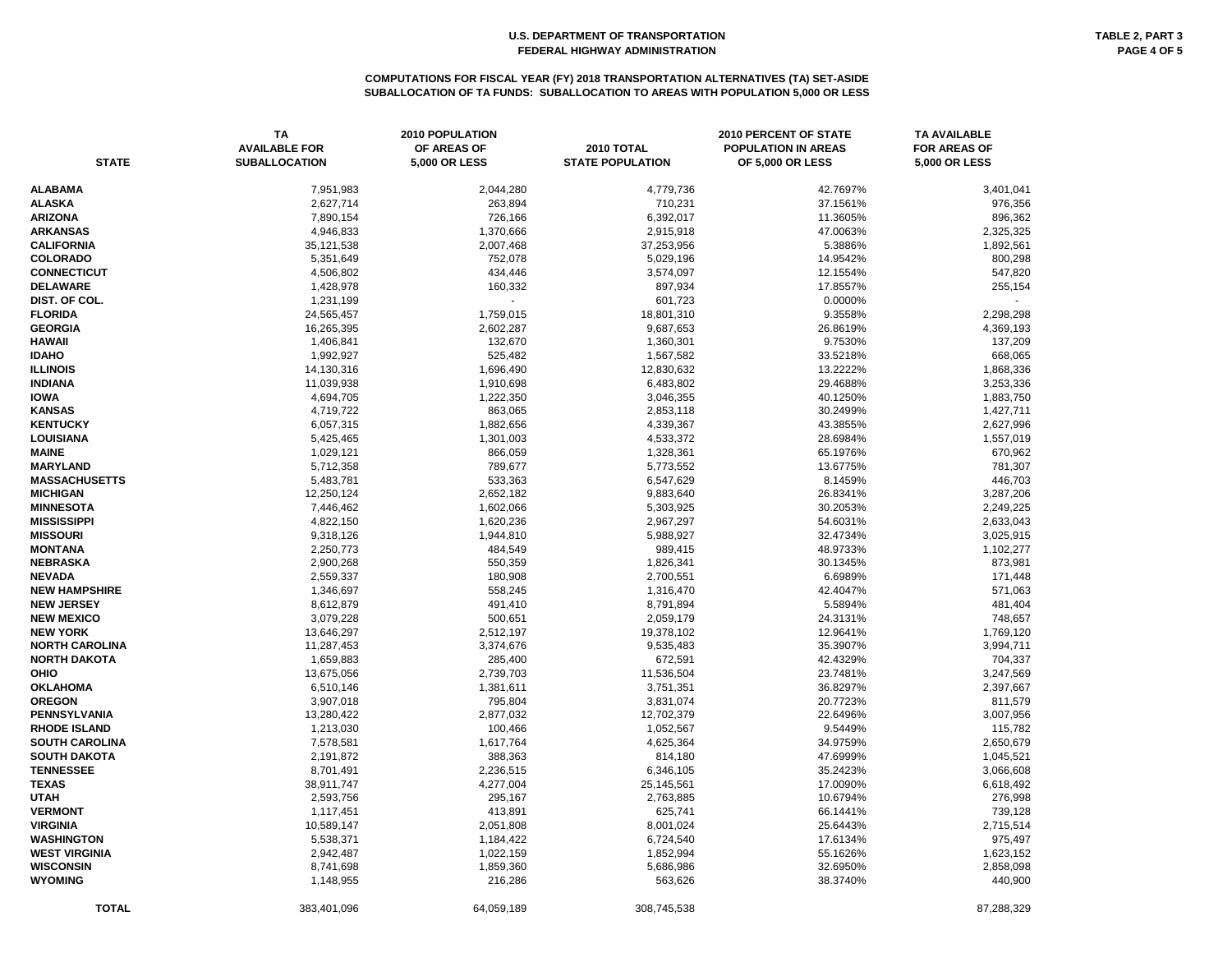# U.S. DEPARTMENT OF TRANSPORTATION
## FEDERAL HIGHWAY ADMINISTRATION

TABLE 2, PART 3

### COMPUTATIONS FOR FISCAL YEAR (FY) 2018 TRANSPORTATION ALTERNATIVES (TA) SET-ASIDE
### SUBALLOCATION OF TA FUNDS: SUBALLOCATION TO AREAS WITH POPULATION 5,000 OR LESS

| STATE | TA AVAILABLE FOR SUBALLOCATION | 2010 POPULATION OF AREAS OF 5,000 OR LESS | 2010 TOTAL STATE POPULATION | 2010 PERCENT OF STATE POPULATION IN AREAS OF 5,000 OR LESS | TA AVAILABLE FOR AREAS OF 5,000 OR LESS |
|---|---|---|---|---|---|
| ALABAMA | 7,951,983 | 2,044,280 | 4,779,736 | 42.7697% | 3,401,041 |
| ALASKA | 2,627,714 | 263,894 | 710,231 | 37.1561% | 976,356 |
| ARIZONA | 7,890,154 | 726,166 | 6,392,017 | 11.3605% | 896,362 |
| ARKANSAS | 4,946,833 | 1,370,666 | 2,915,918 | 47.0063% | 2,325,325 |
| CALIFORNIA | 35,121,538 | 2,007,468 | 37,253,956 | 5.3886% | 1,892,561 |
| COLORADO | 5,351,649 | 752,078 | 5,029,196 | 14.9542% | 800,298 |
| CONNECTICUT | 4,506,802 | 434,446 | 3,574,097 | 12.1554% | 547,820 |
| DELAWARE | 1,428,978 | 160,332 | 897,934 | 17.8557% | 255,154 |
| DIST. OF COL. | 1,231,199 | - | 601,723 | 0.0000% | - |
| FLORIDA | 24,565,457 | 1,759,015 | 18,801,310 | 9.3558% | 2,298,298 |
| GEORGIA | 16,265,395 | 2,602,287 | 9,687,653 | 26.8619% | 4,369,193 |
| HAWAII | 1,406,841 | 132,670 | 1,360,301 | 9.7530% | 137,209 |
| IDAHO | 1,992,927 | 525,482 | 1,567,582 | 33.5218% | 668,065 |
| ILLINOIS | 14,130,316 | 1,696,490 | 12,830,632 | 13.2222% | 1,868,336 |
| INDIANA | 11,039,938 | 1,910,698 | 6,483,802 | 29.4688% | 3,253,336 |
| IOWA | 4,694,705 | 1,222,350 | 3,046,355 | 40.1250% | 1,883,750 |
| KANSAS | 4,719,722 | 863,065 | 2,853,118 | 30.2499% | 1,427,711 |
| KENTUCKY | 6,057,315 | 1,882,656 | 4,339,367 | 43.3855% | 2,627,996 |
| LOUISIANA | 5,425,465 | 1,301,003 | 4,533,372 | 28.6984% | 1,557,019 |
| MAINE | 1,029,121 | 866,059 | 1,328,361 | 65.1976% | 670,962 |
| MARYLAND | 5,712,358 | 789,677 | 5,773,552 | 13.6775% | 781,307 |
| MASSACHUSETTS | 5,483,781 | 533,363 | 6,547,629 | 8.1459% | 446,703 |
| MICHIGAN | 12,250,124 | 2,652,182 | 9,883,640 | 26.8341% | 3,287,206 |
| MINNESOTA | 7,446,462 | 1,602,066 | 5,303,925 | 30.2053% | 2,249,225 |
| MISSISSIPPI | 4,822,150 | 1,620,236 | 2,967,297 | 54.6031% | 2,633,043 |
| MISSOURI | 9,318,126 | 1,944,810 | 5,988,927 | 32.4734% | 3,025,915 |
| MONTANA | 2,250,773 | 484,549 | 989,415 | 48.9733% | 1,102,277 |
| NEBRASKA | 2,900,268 | 550,359 | 1,826,341 | 30.1345% | 873,981 |
| NEVADA | 2,559,337 | 180,908 | 2,700,551 | 6.6989% | 171,448 |
| NEW HAMPSHIRE | 1,346,697 | 558,245 | 1,316,470 | 42.4047% | 571,063 |
| NEW JERSEY | 8,612,879 | 491,410 | 8,791,894 | 5.5894% | 481,404 |
| NEW MEXICO | 3,079,228 | 500,651 | 2,059,179 | 24.3131% | 748,657 |
| NEW YORK | 13,646,297 | 2,512,197 | 19,378,102 | 12.9641% | 1,769,120 |
| NORTH CAROLINA | 11,287,453 | 3,374,676 | 9,535,483 | 35.3907% | 3,994,711 |
| NORTH DAKOTA | 1,659,883 | 285,400 | 672,591 | 42.4329% | 704,337 |
| OHIO | 13,675,056 | 2,739,703 | 11,536,504 | 23.7481% | 3,247,569 |
| OKLAHOMA | 6,510,146 | 1,381,611 | 3,751,351 | 36.8297% | 2,397,667 |
| OREGON | 3,907,018 | 795,804 | 3,831,074 | 20.7723% | 811,579 |
| PENNSYLVANIA | 13,280,422 | 2,877,032 | 12,702,379 | 22.6496% | 3,007,956 |
| RHODE ISLAND | 1,213,030 | 100,466 | 1,052,567 | 9.5449% | 115,782 |
| SOUTH CAROLINA | 7,578,581 | 1,617,764 | 4,625,364 | 34.9759% | 2,650,679 |
| SOUTH DAKOTA | 2,191,872 | 388,363 | 814,180 | 47.6999% | 1,045,521 |
| TENNESSEE | 8,701,491 | 2,236,515 | 6,346,105 | 35.2423% | 3,066,608 |
| TEXAS | 38,911,747 | 4,277,004 | 25,145,561 | 17.0090% | 6,618,492 |
| UTAH | 2,593,756 | 295,167 | 2,763,885 | 10.6794% | 276,998 |
| VERMONT | 1,117,451 | 413,891 | 625,741 | 66.1441% | 739,128 |
| VIRGINIA | 10,589,147 | 2,051,808 | 8,001,024 | 25.6443% | 2,715,514 |
| WASHINGTON | 5,538,371 | 1,184,422 | 6,724,540 | 17.6134% | 975,497 |
| WEST VIRGINIA | 2,942,487 | 1,022,159 | 1,852,994 | 55.1626% | 1,623,152 |
| WISCONSIN | 8,741,698 | 1,859,360 | 5,686,986 | 32.6950% | 2,858,098 |
| WYOMING | 1,148,955 | 216,286 | 563,626 | 38.3740% | 440,900 |
| TOTAL | 383,401,096 | 64,059,189 | 308,745,538 | | 87,288,329 |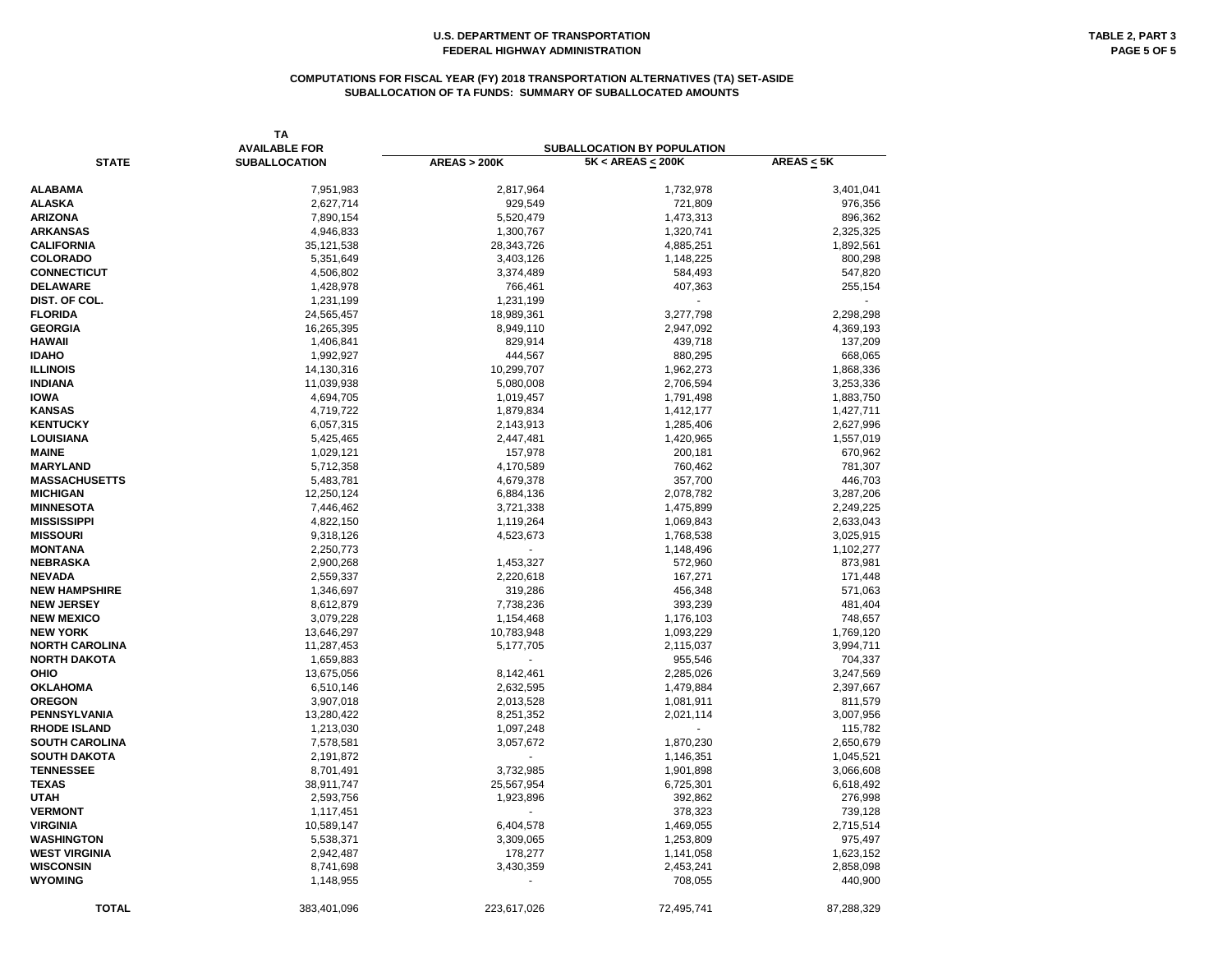# U.S. DEPARTMENT OF TRANSPORTATION
## FEDERAL HIGHWAY ADMINISTRATION

TABLE 2, PART 3

### COMPUTATIONS FOR FISCAL YEAR (FY) 2018 TRANSPORTATION ALTERNATIVES (TA) SET-ASIDE
### SUBALLOCATION OF TA FUNDS: SUMMARY OF SUBALLOCATED AMOUNTS

| STATE | TA AVAILABLE FOR SUBALLOCATION | SUBALLOCATION BY POPULATION | | |
|---|---|---|---|---|
| | | AREAS > 200K | 5K < AREAS ≤ 200K | AREAS ≤ 5K |
| ALABAMA | 7,951,983 | 2,817,964 | 1,732,978 | 3,401,041 |
| ALASKA | 2,627,714 | 929,549 | 721,809 | 976,356 |
| ARIZONA | 7,890,154 | 5,520,479 | 1,473,313 | 896,362 |
| ARKANSAS | 4,946,833 | 1,300,767 | 1,320,741 | 2,325,325 |
| CALIFORNIA | 35,121,538 | 28,343,726 | 4,885,251 | 1,892,561 |
| COLORADO | 5,351,649 | 3,403,126 | 1,148,225 | 800,298 |
| CONNECTICUT | 4,506,802 | 3,374,489 | 584,493 | 547,820 |
| DELAWARE | 1,428,978 | 766,461 | 407,363 | 255,154 |
| DIST. OF COL. | 1,231,199 | 1,231,199 | - | - |
| FLORIDA | 24,565,457 | 18,989,361 | 3,277,798 | 2,298,298 |
| GEORGIA | 16,265,395 | 8,949,110 | 2,947,092 | 4,369,193 |
| HAWAII | 1,406,841 | 829,914 | 439,718 | 137,209 |
| IDAHO | 1,992,927 | 444,567 | 880,295 | 668,065 |
| ILLINOIS | 14,130,316 | 10,299,707 | 1,962,273 | 1,868,336 |
| INDIANA | 11,039,938 | 5,080,008 | 2,706,594 | 3,253,336 |
| IOWA | 4,694,705 | 1,019,457 | 1,791,498 | 1,883,750 |
| KANSAS | 4,719,722 | 1,879,834 | 1,412,177 | 1,427,711 |
| KENTUCKY | 6,057,315 | 2,143,913 | 1,285,406 | 2,627,996 |
| LOUISIANA | 5,425,465 | 2,447,481 | 1,420,965 | 1,557,019 |
| MAINE | 1,029,121 | 157,978 | 200,181 | 670,962 |
| MARYLAND | 5,712,358 | 4,170,589 | 760,462 | 781,307 |
| MASSACHUSETTS | 5,483,781 | 4,679,378 | 357,700 | 446,703 |
| MICHIGAN | 12,250,124 | 6,884,136 | 2,078,782 | 3,287,206 |
| MINNESOTA | 7,446,462 | 3,721,338 | 1,475,899 | 2,249,225 |
| MISSISSIPPI | 4,822,150 | 1,119,264 | 1,069,843 | 2,633,043 |
| MISSOURI | 9,318,126 | 4,523,673 | 1,768,538 | 3,025,915 |
| MONTANA | 2,250,773 | - | 1,148,496 | 1,102,277 |
| NEBRASKA | 2,900,268 | 1,453,327 | 572,960 | 873,981 |
| NEVADA | 2,559,337 | 2,220,618 | 167,271 | 171,448 |
| NEW HAMPSHIRE | 1,346,697 | 319,286 | 456,348 | 571,063 |
| NEW JERSEY | 8,612,879 | 7,738,236 | 393,239 | 481,404 |
| NEW MEXICO | 3,079,228 | 1,154,468 | 1,176,103 | 748,657 |
| NEW YORK | 13,646,297 | 10,783,948 | 1,093,229 | 1,769,120 |
| NORTH CAROLINA | 11,287,453 | 5,177,705 | 2,115,037 | 3,994,711 |
| NORTH DAKOTA | 1,659,883 | - | 955,546 | 704,337 |
| OHIO | 13,675,056 | 8,142,461 | 2,285,026 | 3,247,569 |
| OKLAHOMA | 6,510,146 | 2,632,595 | 1,479,884 | 2,397,667 |
| OREGON | 3,907,018 | 2,013,528 | 1,081,911 | 811,579 |
| PENNSYLVANIA | 13,280,422 | 8,251,352 | 2,021,114 | 3,007,956 |
| RHODE ISLAND | 1,213,030 | 1,097,248 | - | 115,782 |
| SOUTH CAROLINA | 7,578,581 | 3,057,672 | 1,870,230 | 2,650,679 |
| SOUTH DAKOTA | 2,191,872 | - | 1,146,351 | 1,045,521 |
| TENNESSEE | 8,701,491 | 3,732,985 | 1,901,898 | 3,066,608 |
| TEXAS | 38,911,747 | 25,567,954 | 6,725,301 | 6,618,492 |
| UTAH | 2,593,756 | 1,923,896 | 392,862 | 276,998 |
| VERMONT | 1,117,451 | - | 378,323 | 739,128 |
| VIRGINIA | 10,589,147 | 6,404,578 | 1,469,055 | 2,715,514 |
| WASHINGTON | 5,538,371 | 3,309,065 | 1,253,809 | 975,497 |
| WEST VIRGINIA | 2,942,487 | 178,277 | 1,141,058 | 1,623,152 |
| WISCONSIN | 8,741,698 | 3,430,359 | 2,453,241 | 2,858,098 |
| WYOMING | 1,148,955 | - | 708,055 | 440,900 |
| TOTAL | 383,401,096 | 223,617,026 | 72,495,741 | 87,288,329 |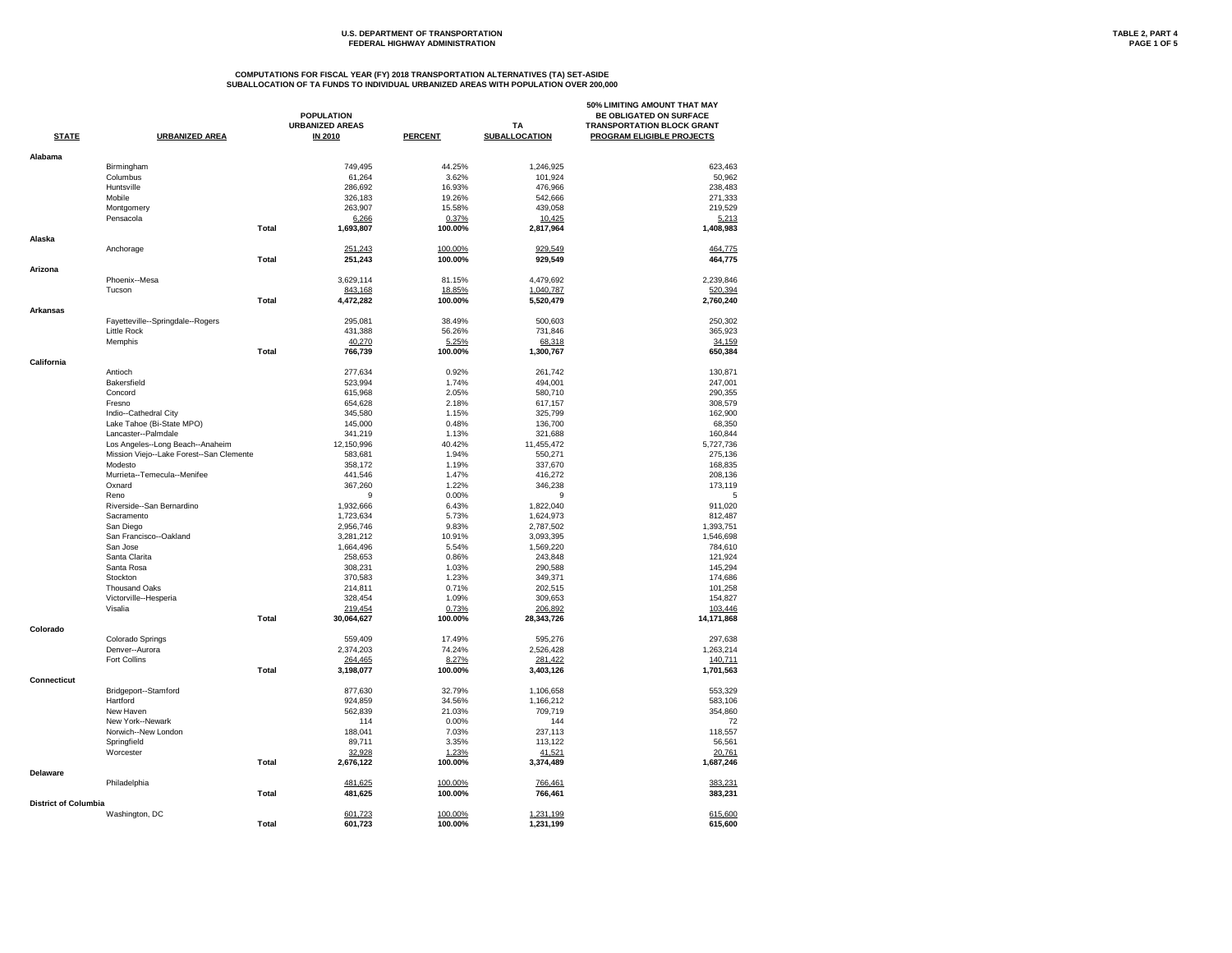U.S. DEPARTMENT OF TRANSPORTATION
FEDERAL HIGHWAY ADMINISTRATION

TABLE 2, PART 4

## COMPUTATIONS FOR FISCAL YEAR (FY) 2018 TRANSPORTATION ALTERNATIVES (TA) SET-ASIDE
## SUBALLOCATION OF TA FUNDS TO INDIVIDUAL URBANIZED AREAS WITH POPULATION OVER 200,000

| STATE | URBANIZED AREA | | POPULATION URBANIZED AREAS IN 2010 | PERCENT | TA SUBALLOCATION | 50% LIMITING AMOUNT THAT MAY BE OBLIGATED ON SURFACE TRANSPORTATION BLOCK GRANT PROGRAM ELIGIBLE PROJECTS |
|---|---|---|---|---|---|---|
| **Alabama** | | | | | | |
| | Birmingham | | 749,495 | 44.25% | 1,246,925 | 623,463 |
| | Columbus | | 61,264 | 3.62% | 101,924 | 50,962 |
| | Huntsville | | 286,692 | 16.93% | 476,966 | 238,483 |
| | Mobile | | 326,183 | 19.26% | 542,666 | 271,333 |
| | Montgomery | | 263,907 | 15.58% | 439,058 | 219,529 |
| | Pensacola | | 6,266 | 0.37% | 10,425 | 5,213 |
| | | **Total** | **1,693,807** | **100.00%** | **2,817,964** | **1,408,983** |
| **Alaska** | | | | | | |
| | Anchorage | | 251,243 | 100.00% | 929,549 | 464,775 |
| | | **Total** | **251,243** | **100.00%** | **929,549** | **464,775** |
| **Arizona** | | | | | | |
| | Phoenix--Mesa | | 3,629,114 | 81.15% | 4,479,692 | 2,239,846 |
| | Tucson | | 843,168 | 18.85% | 1,040,787 | 520,394 |
| | | **Total** | **4,472,282** | **100.00%** | **5,520,479** | **2,760,240** |
| **Arkansas** | | | | | | |
| | Fayetteville--Springdale--Rogers | | 295,081 | 38.49% | 500,603 | 250,302 |
| | Little Rock | | 431,388 | 56.26% | 731,846 | 365,923 |
| | Memphis | | 40,270 | 5.25% | 68,318 | 34,159 |
| | | **Total** | **766,739** | **100.00%** | **1,300,767** | **650,384** |
| **California** | | | | | | |
| | Antioch | | 277,634 | 0.92% | 261,742 | 130,871 |
| | Bakersfield | | 523,994 | 1.74% | 494,001 | 247,001 |
| | Concord | | 615,968 | 2.05% | 580,710 | 290,355 |
| | Fresno | | 654,628 | 2.18% | 617,157 | 308,579 |
| | Indio--Cathedral City | | 345,580 | 1.15% | 325,799 | 162,900 |
| | Lake Tahoe (Bi-State MPO) | | 145,000 | 0.48% | 136,700 | 68,350 |
| | Lancaster--Palmdale | | 341,219 | 1.13% | 321,688 | 160,844 |
| | Los Angeles--Long Beach--Anaheim | | 12,150,996 | 40.42% | 11,455,472 | 5,727,736 |
| | Mission Viejo--Lake Forest--San Clemente | | 583,681 | 1.94% | 550,271 | 275,136 |
| | Modesto | | 358,172 | 1.19% | 337,670 | 168,835 |
| | Murrieta--Temecula--Menifee | | 441,546 | 1.47% | 416,272 | 208,136 |
| | Oxnard | | 367,260 | 1.22% | 346,238 | 173,119 |
| | Reno | | 9 | 0.00% | 9 | 5 |
| | Riverside--San Bernardino | | 1,932,666 | 6.43% | 1,822,040 | 911,020 |
| | Sacramento | | 1,723,634 | 5.73% | 1,624,973 | 812,487 |
| | San Diego | | 2,956,746 | 9.83% | 2,787,502 | 1,393,751 |
| | San Francisco--Oakland | | 3,281,212 | 10.91% | 3,093,395 | 1,546,698 |
| | San Jose | | 1,664,496 | 5.54% | 1,569,220 | 784,610 |
| | Santa Clarita | | 258,653 | 0.86% | 243,848 | 121,924 |
| | Santa Rosa | | 308,231 | 1.03% | 290,588 | 145,294 |
| | Stockton | | 370,583 | 1.23% | 349,371 | 174,686 |
| | Thousand Oaks | | 214,811 | 0.71% | 202,515 | 101,258 |
| | Victorville--Hesperia | | 328,454 | 1.09% | 309,653 | 154,827 |
| | Visalia | | 219,454 | 0.73% | 206,892 | 103,446 |
| | | **Total** | **30,064,627** | **100.00%** | **28,343,726** | **14,171,868** |
| **Colorado** | | | | | | |
| | Colorado Springs | | 559,409 | 17.49% | 595,276 | 297,638 |
| | Denver--Aurora | | 2,374,203 | 74.24% | 2,526,428 | 1,263,214 |
| | Fort Collins | | 264,465 | 8.27% | 281,422 | 140,711 |
| | | **Total** | **3,198,077** | **100.00%** | **3,403,126** | **1,701,563** |
| **Connecticut** | | | | | | |
| | Bridgeport--Stamford | | 877,630 | 32.79% | 1,106,658 | 553,329 |
| | Hartford | | 924,859 | 34.56% | 1,166,212 | 583,106 |
| | New Haven | | 562,839 | 21.03% | 709,719 | 354,860 |
| | New York--Newark | | 114 | 0.00% | 144 | 72 |
| | Norwich--New London | | 188,041 | 7.03% | 237,113 | 118,557 |
| | Springfield | | 89,711 | 3.35% | 113,122 | 56,561 |
| | Worcester | | 32,928 | 1.23% | 41,521 | 20,761 |
| | | **Total** | **2,676,122** | **100.00%** | **3,374,489** | **1,687,246** |
| **Delaware** | | | | | | |
| | Philadelphia | | 481,625 | 100.00% | 766,461 | 383,231 |
| | | **Total** | **481,625** | **100.00%** | **766,461** | **383,231** |
| **District of Columbia** | | | | | | |
| | Washington, DC | | 601,723 | 100.00% | 1,231,199 | 615,600 |
| | | **Total** | **601,723** | **100.00%** | **1,231,199** | **615,600** |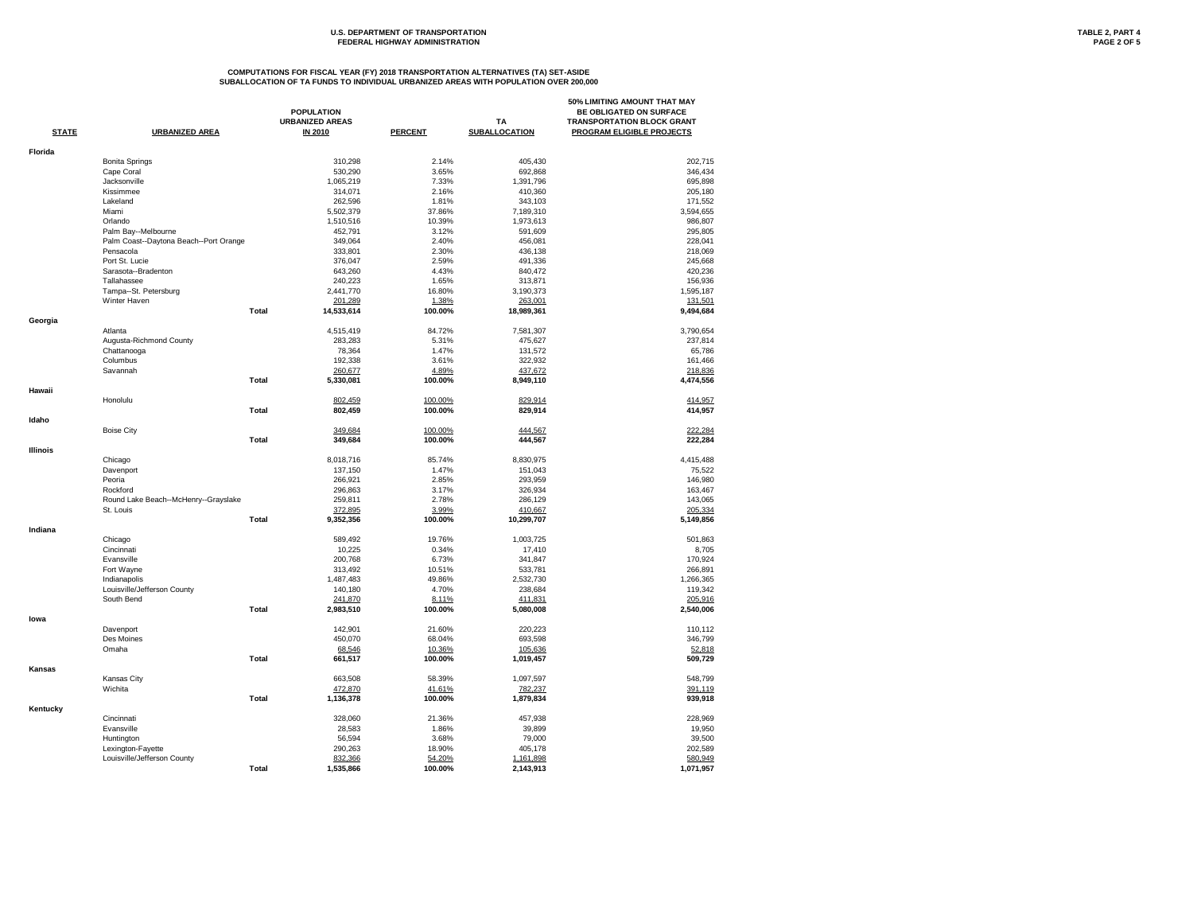**U.S. DEPARTMENT OF TRANSPORTATION**
**FEDERAL HIGHWAY ADMINISTRATION**

**TABLE 2, PART 4**
**PAGE 2 OF 5**

**COMPUTATIONS FOR FISCAL YEAR (FY) 2018 TRANSPORTATION ALTERNATIVES (TA) SET-ASIDE**
**SUBALLOCATION OF TA FUNDS TO INDIVIDUAL URBANIZED AREAS WITH POPULATION OVER 200,000**

| STATE | URBANIZED AREA | | POPULATION URBANIZED AREAS IN 2010 | PERCENT | TA SUBALLOCATION | 50% LIMITING AMOUNT THAT MAY BE OBLIGATED ON SURFACE TRANSPORTATION BLOCK GRANT PROGRAM ELIGIBLE PROJECTS |
|---|---|---|---|---|---|---|
| **Florida** | | | | | | |
| | Bonita Springs | | 310,298 | 2.14% | 405,430 | 202,715 |
| | Cape Coral | | 530,290 | 3.65% | 692,868 | 346,434 |
| | Jacksonville | | 1,065,219 | 7.33% | 1,391,796 | 695,898 |
| | Kissimmee | | 314,071 | 2.16% | 410,360 | 205,180 |
| | Lakeland | | 262,596 | 1.81% | 343,103 | 171,552 |
| | Miami | | 5,502,379 | 37.86% | 7,189,310 | 3,594,655 |
| | Orlando | | 1,510,516 | 10.39% | 1,973,613 | 986,807 |
| | Palm Bay--Melbourne | | 452,791 | 3.12% | 591,609 | 295,805 |
| | Palm Coast--Daytona Beach--Port Orange | | 349,064 | 2.40% | 456,081 | 228,041 |
| | Pensacola | | 333,801 | 2.30% | 436,138 | 218,069 |
| | Port St. Lucie | | 376,047 | 2.59% | 491,336 | 245,668 |
| | Sarasota--Bradenton | | 643,260 | 4.43% | 840,472 | 420,236 |
| | Tallahassee | | 240,223 | 1.65% | 313,871 | 156,936 |
| | Tampa--St. Petersburg | | 2,441,770 | 16.80% | 3,190,373 | 1,595,187 |
| | Winter Haven | | 201,289 | 1.38% | 263,001 | 131,501 |
| | | **Total** | **14,533,614** | **100.00%** | **18,989,361** | **9,494,684** |
| **Georgia** | | | | | | |
| | Atlanta | | 4,515,419 | 84.72% | 7,581,307 | 3,790,654 |
| | Augusta-Richmond County | | 283,283 | 5.31% | 475,627 | 237,814 |
| | Chattanooga | | 78,364 | 1.47% | 131,572 | 65,786 |
| | Columbus | | 192,338 | 3.61% | 322,932 | 161,466 |
| | Savannah | | 260,677 | 4.89% | 437,672 | 218,836 |
| | | **Total** | **5,330,081** | **100.00%** | **8,949,110** | **4,474,556** |
| **Hawaii** | | | | | | |
| | Honolulu | | 802,459 | 100.00% | 829,914 | 414,957 |
| | | **Total** | **802,459** | **100.00%** | **829,914** | **414,957** |
| **Idaho** | | | | | | |
| | Boise City | | 349,684 | 100.00% | 444,567 | 222,284 |
| | | **Total** | **349,684** | **100.00%** | **444,567** | **222,284** |
| **Illinois** | | | | | | |
| | Chicago | | 8,018,716 | 85.74% | 8,830,975 | 4,415,488 |
| | Davenport | | 137,150 | 1.47% | 151,043 | 75,522 |
| | Peoria | | 266,921 | 2.85% | 293,959 | 146,980 |
| | Rockford | | 296,863 | 3.17% | 326,934 | 163,467 |
| | Round Lake Beach--McHenry--Grayslake | | 259,811 | 2.78% | 286,129 | 143,065 |
| | St. Louis | | 372,895 | 3.99% | 410,667 | 205,334 |
| | | **Total** | **9,352,356** | **100.00%** | **10,299,707** | **5,149,856** |
| **Indiana** | | | | | | |
| | Chicago | | 589,492 | 19.76% | 1,003,725 | 501,863 |
| | Cincinnati | | 10,225 | 0.34% | 17,410 | 8,705 |
| | Evansville | | 200,768 | 6.73% | 341,847 | 170,924 |
| | Fort Wayne | | 313,492 | 10.51% | 533,781 | 266,891 |
| | Indianapolis | | 1,487,483 | 49.86% | 2,532,730 | 1,266,365 |
| | Louisville/Jefferson County | | 140,180 | 4.70% | 238,684 | 119,342 |
| | South Bend | | 241,870 | 8.11% | 411,831 | 205,916 |
| | | **Total** | **2,983,510** | **100.00%** | **5,080,008** | **2,540,006** |
| **Iowa** | | | | | | |
| | Davenport | | 142,901 | 21.60% | 220,223 | 110,112 |
| | Des Moines | | 450,070 | 68.04% | 693,598 | 346,799 |
| | Omaha | | 68,546 | 10.36% | 105,636 | 52,818 |
| | | **Total** | **661,517** | **100.00%** | **1,019,457** | **509,729** |
| **Kansas** | | | | | | |
| | Kansas City | | 663,508 | 58.39% | 1,097,597 | 548,799 |
| | Wichita | | 472,870 | 41.61% | 782,237 | 391,119 |
| | | **Total** | **1,136,378** | **100.00%** | **1,879,834** | **939,918** |
| **Kentucky** | | | | | | |
| | Cincinnati | | 328,060 | 21.36% | 457,938 | 228,969 |
| | Evansville | | 28,583 | 1.86% | 39,899 | 19,950 |
| | Huntington | | 56,594 | 3.68% | 79,000 | 39,500 |
| | Lexington-Fayette | | 290,263 | 18.90% | 405,178 | 202,589 |
| | Louisville/Jefferson County | | 832,366 | 54.20% | 1,161,898 | 580,949 |
| | | **Total** | **1,535,866** | **100.00%** | **2,143,913** | **1,071,957** |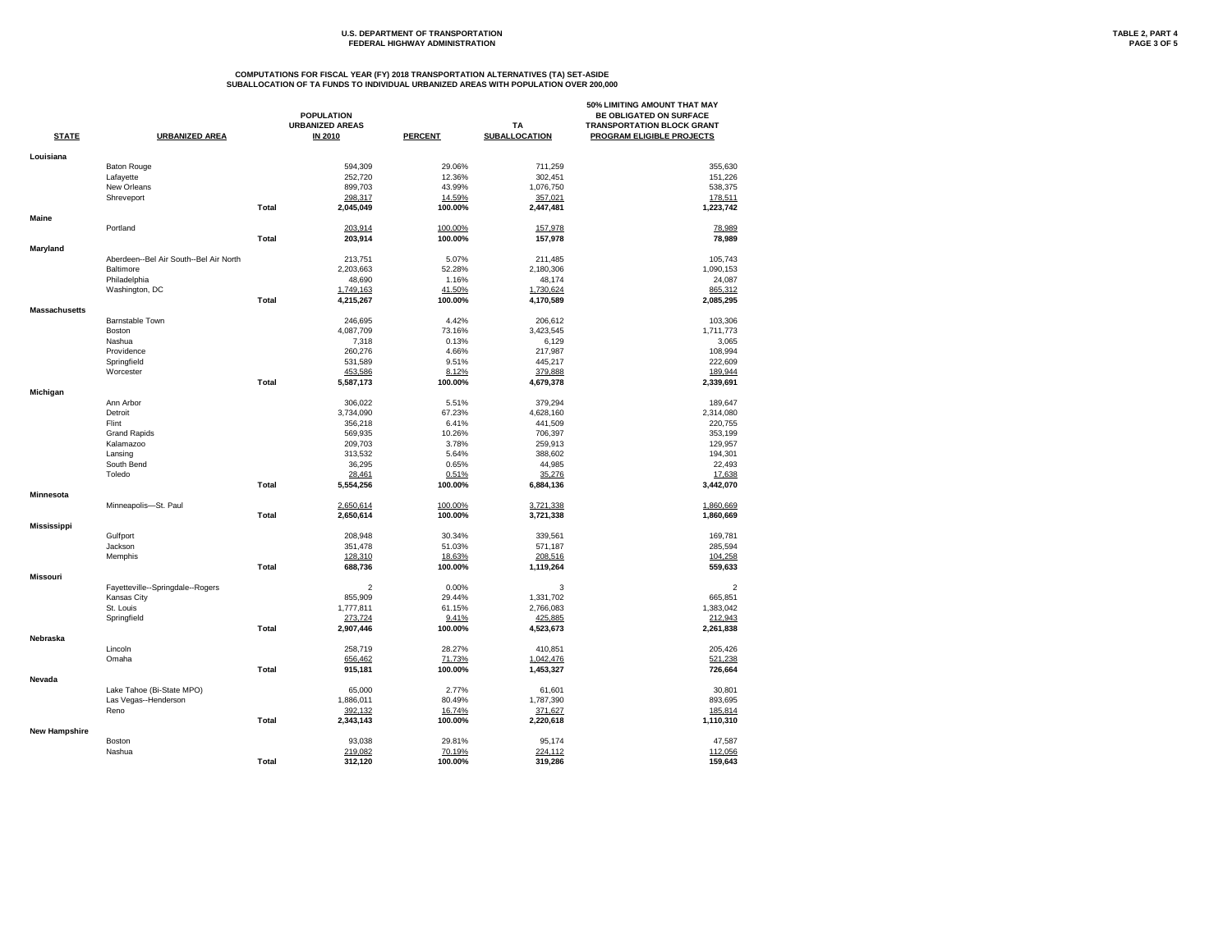U.S. DEPARTMENT OF TRANSPORTATION
FEDERAL HIGHWAY ADMINISTRATION

TABLE 2, PART 4

## COMPUTATIONS FOR FISCAL YEAR (FY) 2018 TRANSPORTATION ALTERNATIVES (TA) SET-ASIDE SUBALLOCATION OF TA FUNDS TO INDIVIDUAL URBANIZED AREAS WITH POPULATION OVER 200,000

| STATE | URBANIZED AREA | | POPULATION URBANIZED AREAS IN 2010 | PERCENT | TA SUBALLOCATION | 50% LIMITING AMOUNT THAT MAY BE OBLIGATED ON SURFACE TRANSPORTATION BLOCK GRANT PROGRAM ELIGIBLE PROJECTS |
|---|---|---|---|---|---|---|
| **Louisiana** | | | | | | |
| | Baton Rouge | | 594,309 | 29.06% | 711,259 | 355,630 |
| | Lafayette | | 252,720 | 12.36% | 302,451 | 151,226 |
| | New Orleans | | 899,703 | 43.99% | 1,076,750 | 538,375 |
| | Shreveport | | 298,317 | 14.59% | 357,021 | 178,511 |
| | | **Total** | **2,045,049** | **100.00%** | **2,447,481** | **1,223,742** |
| **Maine** | | | | | | |
| | Portland | | 203,914 | 100.00% | 157,978 | 78,989 |
| | | **Total** | **203,914** | **100.00%** | **157,978** | **78,989** |
| **Maryland** | | | | | | |
| | Aberdeen--Bel Air South--Bel Air North | | 213,751 | 5.07% | 211,485 | 105,743 |
| | Baltimore | | 2,203,663 | 52.28% | 2,180,306 | 1,090,153 |
| | Philadelphia | | 48,690 | 1.16% | 48,174 | 24,087 |
| | Washington, DC | | 1,749,163 | 41.50% | 1,730,624 | 865,312 |
| | | **Total** | **4,215,267** | **100.00%** | **4,170,589** | **2,085,295** |
| **Massachusetts** | | | | | | |
| | Barnstable Town | | 246,695 | 4.42% | 206,612 | 103,306 |
| | Boston | | 4,087,709 | 73.16% | 3,423,545 | 1,711,773 |
| | Nashua | | 7,318 | 0.13% | 6,129 | 3,065 |
| | Providence | | 260,276 | 4.66% | 217,987 | 108,994 |
| | Springfield | | 531,589 | 9.51% | 445,217 | 222,609 |
| | Worcester | | 453,586 | 8.12% | 379,888 | 189,944 |
| | | **Total** | **5,587,173** | **100.00%** | **4,679,378** | **2,339,691** |
| **Michigan** | | | | | | |
| | Ann Arbor | | 306,022 | 5.51% | 379,294 | 189,647 |
| | Detroit | | 3,734,090 | 67.23% | 4,628,160 | 2,314,080 |
| | Flint | | 356,218 | 6.41% | 441,509 | 220,755 |
| | Grand Rapids | | 569,935 | 10.26% | 706,397 | 353,199 |
| | Kalamazoo | | 209,703 | 3.78% | 259,913 | 129,957 |
| | Lansing | | 313,532 | 5.64% | 388,602 | 194,301 |
| | South Bend | | 36,295 | 0.65% | 44,985 | 22,493 |
| | Toledo | | 28,461 | 0.51% | 35,276 | 17,638 |
| | | **Total** | **5,554,256** | **100.00%** | **6,884,136** | **3,442,070** |
| **Minnesota** | | | | | | |
| | Minneapolis—St. Paul | | 2,650,614 | 100.00% | 3,721,338 | 1,860,669 |
| | | **Total** | **2,650,614** | **100.00%** | **3,721,338** | **1,860,669** |
| **Mississippi** | | | | | | |
| | Gulfport | | 208,948 | 30.34% | 339,561 | 169,781 |
| | Jackson | | 351,478 | 51.03% | 571,187 | 285,594 |
| | Memphis | | 128,310 | 18.63% | 208,516 | 104,258 |
| | | **Total** | **688,736** | **100.00%** | **1,119,264** | **559,633** |
| **Missouri** | | | | | | |
| | Fayetteville--Springdale--Rogers | | 2 | 0.00% | 3 | 2 |
| | Kansas City | | 855,909 | 29.44% | 1,331,702 | 665,851 |
| | St. Louis | | 1,777,811 | 61.15% | 2,766,083 | 1,383,042 |
| | Springfield | | 273,724 | 9.41% | 425,885 | 212,943 |
| | | **Total** | **2,907,446** | **100.00%** | **4,523,673** | **2,261,838** |
| **Nebraska** | | | | | | |
| | Lincoln | | 258,719 | 28.27% | 410,851 | 205,426 |
| | Omaha | | 656,462 | 71.73% | 1,042,476 | 521,238 |
| | | **Total** | **915,181** | **100.00%** | **1,453,327** | **726,664** |
| **Nevada** | | | | | | |
| | Lake Tahoe (Bi-State MPO) | | 65,000 | 2.77% | 61,601 | 30,801 |
| | Las Vegas--Henderson | | 1,886,011 | 80.49% | 1,787,390 | 893,695 |
| | Reno | | 392,132 | 16.74% | 371,627 | 185,814 |
| | | **Total** | **2,343,143** | **100.00%** | **2,220,618** | **1,110,310** |
| **New Hampshire** | | | | | | |
| | Boston | | 93,038 | 29.81% | 95,174 | 47,587 |
| | Nashua | | 219,082 | 70.19% | 224,112 | 112,056 |
| | | **Total** | **312,120** | **100.00%** | **319,286** | **159,643** |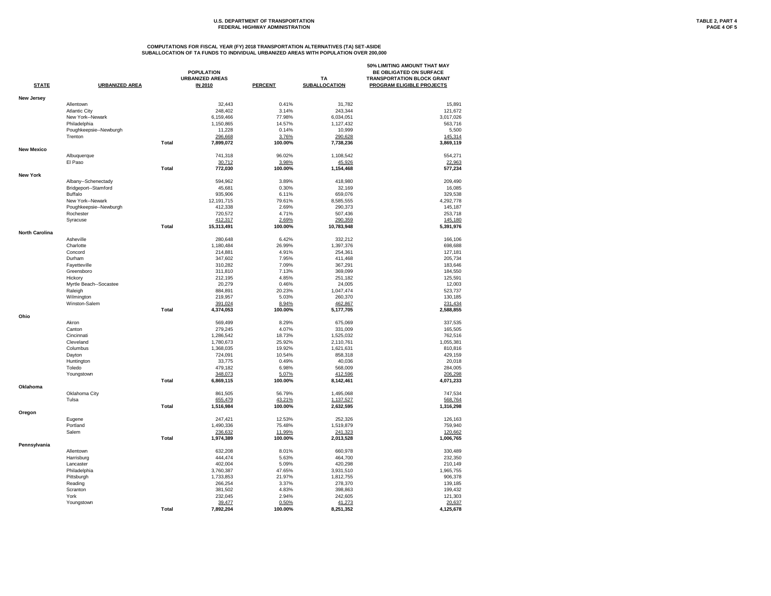U.S. DEPARTMENT OF TRANSPORTATION
FEDERAL HIGHWAY ADMINISTRATION

TABLE 2, PART 4

## COMPUTATIONS FOR FISCAL YEAR (FY) 2018 TRANSPORTATION ALTERNATIVES (TA) SET-ASIDE SUBALLOCATION OF TA FUNDS TO INDIVIDUAL URBANIZED AREAS WITH POPULATION OVER 200,000

| STATE | URBANIZED AREA | | POPULATION URBANIZED AREAS IN 2010 | PERCENT | TA SUBALLOCATION | 50% LIMITING AMOUNT THAT MAY BE OBLIGATED ON SURFACE TRANSPORTATION BLOCK GRANT PROGRAM ELIGIBLE PROJECTS |
|---|---|---|---|---|---|---|
| **New Jersey** | | | | | | |
| | Allentown | | 32,443 | 0.41% | 31,782 | 15,891 |
| | Atlantic City | | 248,402 | 3.14% | 243,344 | 121,672 |
| | New York--Newark | | 6,159,466 | 77.98% | 6,034,051 | 3,017,026 |
| | Philadelphia | | 1,150,865 | 14.57% | 1,127,432 | 563,716 |
| | Poughkeepsie--Newburgh | | 11,228 | 0.14% | 10,999 | 5,500 |
| | Trenton | | 296,668 | 3.76% | 290,628 | 145,314 |
| | | **Total** | **7,899,072** | **100.00%** | **7,738,236** | **3,869,119** |
| **New Mexico** | | | | | | |
| | Albuquerque | | 741,318 | 96.02% | 1,108,542 | 554,271 |
| | El Paso | | 30,712 | 3.98% | 45,926 | 22,963 |
| | | **Total** | **772,030** | **100.00%** | **1,154,468** | **577,234** |
| **New York** | | | | | | |
| | Albany--Schenectady | | 594,962 | 3.89% | 418,980 | 209,490 |
| | Bridgeport--Stamford | | 45,681 | 0.30% | 32,169 | 16,085 |
| | Buffalo | | 935,906 | 6.11% | 659,076 | 329,538 |
| | New York--Newark | | 12,191,715 | 79.61% | 8,585,555 | 4,292,778 |
| | Poughkeepsie--Newburgh | | 412,338 | 2.69% | 290,373 | 145,187 |
| | Rochester | | 720,572 | 4.71% | 507,436 | 253,718 |
| | Syracuse | | 412,317 | 2.69% | 290,359 | 145,180 |
| | | **Total** | **15,313,491** | **100.00%** | **10,783,948** | **5,391,976** |
| **North Carolina** | | | | | | |
| | Asheville | | 280,648 | 6.42% | 332,212 | 166,106 |
| | Charlotte | | 1,180,484 | 26.99% | 1,397,376 | 698,688 |
| | Concord | | 214,881 | 4.91% | 254,361 | 127,181 |
| | Durham | | 347,602 | 7.95% | 411,468 | 205,734 |
| | Fayetteville | | 310,282 | 7.09% | 367,291 | 183,646 |
| | Greensboro | | 311,810 | 7.13% | 369,099 | 184,550 |
| | Hickory | | 212,195 | 4.85% | 251,182 | 125,591 |
| | Myrtle Beach--Socastee | | 20,279 | 0.46% | 24,005 | 12,003 |
| | Raleigh | | 884,891 | 20.23% | 1,047,474 | 523,737 |
| | Wilmington | | 219,957 | 5.03% | 260,370 | 130,185 |
| | Winston-Salem | | 391,024 | 8.94% | 462,867 | 231,434 |
| | | **Total** | **4,374,053** | **100.00%** | **5,177,705** | **2,588,855** |
| **Ohio** | | | | | | |
| | Akron | | 569,499 | 8.29% | 675,069 | 337,535 |
| | Canton | | 279,245 | 4.07% | 331,009 | 165,505 |
| | Cincinnati | | 1,286,542 | 18.73% | 1,525,032 | 762,516 |
| | Cleveland | | 1,780,673 | 25.92% | 2,110,761 | 1,055,381 |
| | Columbus | | 1,368,035 | 19.92% | 1,621,631 | 810,816 |
| | Dayton | | 724,091 | 10.54% | 858,318 | 429,159 |
| | Huntington | | 33,775 | 0.49% | 40,036 | 20,018 |
| | Toledo | | 479,182 | 6.98% | 568,009 | 284,005 |
| | Youngstown | | 348,073 | 5.07% | 412,596 | 206,298 |
| | | **Total** | **6,869,115** | **100.00%** | **8,142,461** | **4,071,233** |
| **Oklahoma** | | | | | | |
| | Oklahoma City | | 861,505 | 56.79% | 1,495,068 | 747,534 |
| | Tulsa | | 655,479 | 43.21% | 1,137,527 | 568,764 |
| | | **Total** | **1,516,984** | **100.00%** | **2,632,595** | **1,316,298** |
| **Oregon** | | | | | | |
| | Eugene | | 247,421 | 12.53% | 252,326 | 126,163 |
| | Portland | | 1,490,336 | 75.48% | 1,519,879 | 759,940 |
| | Salem | | 236,632 | 11.99% | 241,323 | 120,662 |
| | | **Total** | **1,974,389** | **100.00%** | **2,013,528** | **1,006,765** |
| **Pennsylvania** | | | | | | |
| | Allentown | | 632,208 | 8.01% | 660,978 | 330,489 |
| | Harrisburg | | 444,474 | 5.63% | 464,700 | 232,350 |
| | Lancaster | | 402,004 | 5.09% | 420,298 | 210,149 |
| | Philadelphia | | 3,760,387 | 47.65% | 3,931,510 | 1,965,755 |
| | Pittsburgh | | 1,733,853 | 21.97% | 1,812,755 | 906,378 |
| | Reading | | 266,254 | 3.37% | 278,370 | 139,185 |
| | Scranton | | 381,502 | 4.83% | 398,863 | 199,432 |
| | York | | 232,045 | 2.94% | 242,605 | 121,303 |
| | Youngstown | | 39,477 | 0.50% | 41,273 | 20,637 |
| | | **Total** | **7,892,204** | **100.00%** | **8,251,352** | **4,125,678** |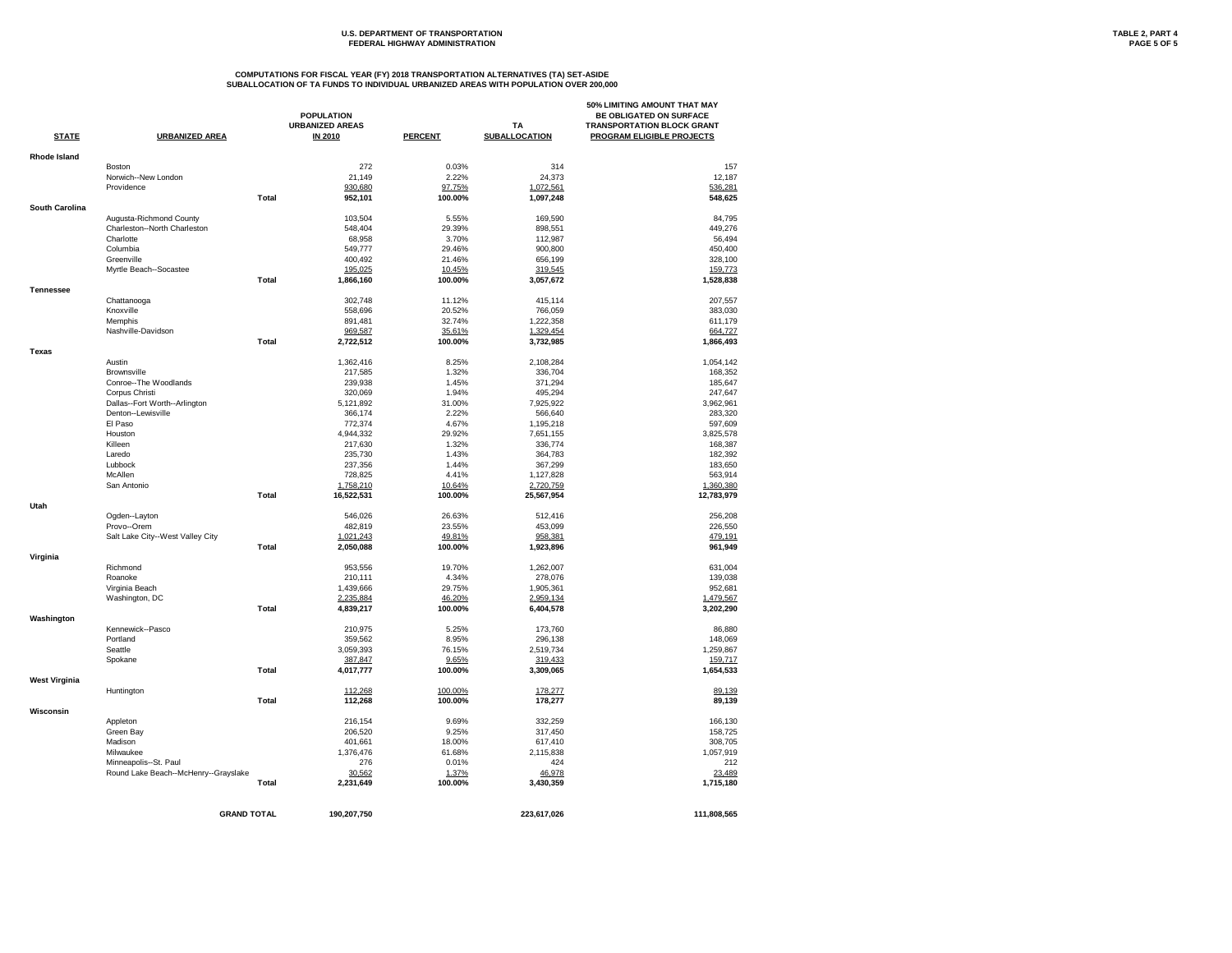U.S. DEPARTMENT OF TRANSPORTATION
FEDERAL HIGHWAY ADMINISTRATION

TABLE 2, PART 4

## COMPUTATIONS FOR FISCAL YEAR (FY) 2018 TRANSPORTATION ALTERNATIVES (TA) SET-ASIDE SUBALLOCATION OF TA FUNDS TO INDIVIDUAL URBANIZED AREAS WITH POPULATION OVER 200,000

| STATE | URBANIZED AREA | | POPULATION URBANIZED AREAS IN 2010 | PERCENT | TA SUBALLOCATION | 50% LIMITING AMOUNT THAT MAY BE OBLIGATED ON SURFACE TRANSPORTATION BLOCK GRANT PROGRAM ELIGIBLE PROJECTS |
|---|---|---|---|---|---|---|
| **Rhode Island** | | | | | | |
| | Boston | | 272 | 0.03% | 314 | 157 |
| | Norwich--New London | | 21,149 | 2.22% | 24,373 | 12,187 |
| | Providence | | 930,680 | 97.75% | 1,072,561 | 536,281 |
| | | **Total** | **952,101** | **100.00%** | **1,097,248** | **548,625** |
| **South Carolina** | | | | | | |
| | Augusta-Richmond County | | 103,504 | 5.55% | 169,590 | 84,795 |
| | Charleston--North Charleston | | 548,404 | 29.39% | 898,551 | 449,276 |
| | Charlotte | | 68,958 | 3.70% | 112,987 | 56,494 |
| | Columbia | | 549,777 | 29.46% | 900,800 | 450,400 |
| | Greenville | | 400,492 | 21.46% | 656,199 | 328,100 |
| | Myrtle Beach--Socastee | | 195,025 | 10.45% | 319,545 | 159,773 |
| | | **Total** | **1,866,160** | **100.00%** | **3,057,672** | **1,528,838** |
| **Tennessee** | | | | | | |
| | Chattanooga | | 302,748 | 11.12% | 415,114 | 207,557 |
| | Knoxville | | 558,696 | 20.52% | 766,059 | 383,030 |
| | Memphis | | 891,481 | 32.74% | 1,222,358 | 611,179 |
| | Nashville-Davidson | | 969,587 | 35.61% | 1,329,454 | 664,727 |
| | | **Total** | **2,722,512** | **100.00%** | **3,732,985** | **1,866,493** |
| **Texas** | | | | | | |
| | Austin | | 1,362,416 | 8.25% | 2,108,284 | 1,054,142 |
| | Brownsville | | 217,585 | 1.32% | 336,704 | 168,352 |
| | Conroe--The Woodlands | | 239,938 | 1.45% | 371,294 | 185,647 |
| | Corpus Christi | | 320,069 | 1.94% | 495,294 | 247,647 |
| | Dallas--Fort Worth--Arlington | | 5,121,892 | 31.00% | 7,925,922 | 3,962,961 |
| | Denton--Lewisville | | 366,174 | 2.22% | 566,640 | 283,320 |
| | El Paso | | 772,374 | 4.67% | 1,195,218 | 597,609 |
| | Houston | | 4,944,332 | 29.92% | 7,651,155 | 3,825,578 |
| | Killeen | | 217,630 | 1.32% | 336,774 | 168,387 |
| | Laredo | | 235,730 | 1.43% | 364,783 | 182,392 |
| | Lubbock | | 237,356 | 1.44% | 367,299 | 183,650 |
| | McAllen | | 728,825 | 4.41% | 1,127,828 | 563,914 |
| | San Antonio | | 1,758,210 | 10.64% | 2,720,759 | 1,360,380 |
| | | **Total** | **16,522,531** | **100.00%** | **25,567,954** | **12,783,979** |
| **Utah** | | | | | | |
| | Ogden--Layton | | 546,026 | 26.63% | 512,416 | 256,208 |
| | Provo--Orem | | 482,819 | 23.55% | 453,099 | 226,550 |
| | Salt Lake City--West Valley City | | 1,021,243 | 49.81% | 958,381 | 479,191 |
| | | **Total** | **2,050,088** | **100.00%** | **1,923,896** | **961,949** |
| **Virginia** | | | | | | |
| | Richmond | | 953,556 | 19.70% | 1,262,007 | 631,004 |
| | Roanoke | | 210,111 | 4.34% | 278,076 | 139,038 |
| | Virginia Beach | | 1,439,666 | 29.75% | 1,905,361 | 952,681 |
| | Washington, DC | | 2,235,884 | 46.20% | 2,959,134 | 1,479,567 |
| | | **Total** | **4,839,217** | **100.00%** | **6,404,578** | **3,202,290** |
| **Washington** | | | | | | |
| | Kennewick--Pasco | | 210,975 | 5.25% | 173,760 | 86,880 |
| | Portland | | 359,562 | 8.95% | 296,138 | 148,069 |
| | Seattle | | 3,059,393 | 76.15% | 2,519,734 | 1,259,867 |
| | Spokane | | 387,847 | 9.65% | 319,433 | 159,717 |
| | | **Total** | **4,017,777** | **100.00%** | **3,309,065** | **1,654,533** |
| **West Virginia** | | | | | | |
| | Huntington | | 112,268 | 100.00% | 178,277 | 89,139 |
| | | **Total** | **112,268** | **100.00%** | **178,277** | **89,139** |
| **Wisconsin** | | | | | | |
| | Appleton | | 216,154 | 9.69% | 332,259 | 166,130 |
| | Green Bay | | 206,520 | 9.25% | 317,450 | 158,725 |
| | Madison | | 401,661 | 18.00% | 617,410 | 308,705 |
| | Milwaukee | | 1,376,476 | 61.68% | 2,115,838 | 1,057,919 |
| | Minneapolis--St. Paul | | 276 | 0.01% | 424 | 212 |
| | Round Lake Beach--McHenry--Grayslake | | 30,562 | 1.37% | 46,978 | 23,489 |
| | | **Total** | **2,231,649** | **100.00%** | **3,430,359** | **1,715,180** |
| | | **GRAND TOTAL** | **190,207,750** | | **223,617,026** | **111,808,565** |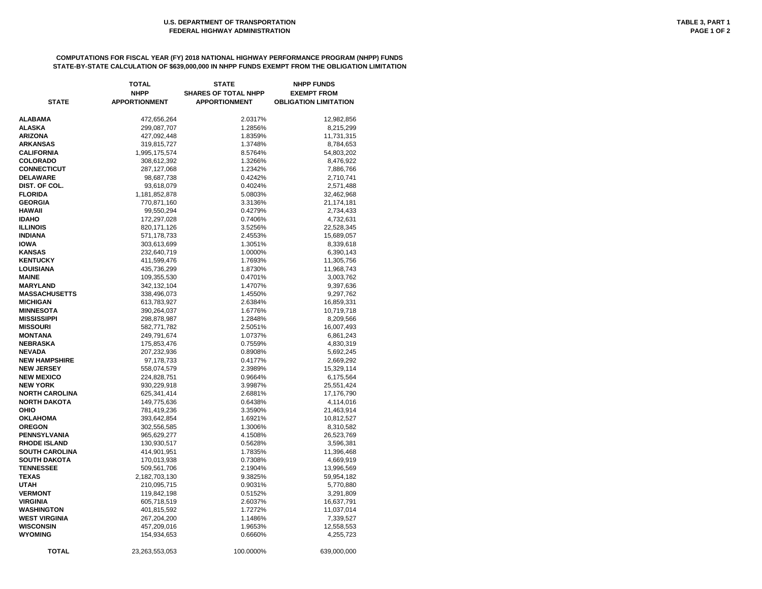U.S. DEPARTMENT OF TRANSPORTATION
FEDERAL HIGHWAY ADMINISTRATION

TABLE 3, PART 1

**COMPUTATIONS FOR FISCAL YEAR (FY) 2018 NATIONAL HIGHWAY PERFORMANCE PROGRAM (NHPP) FUNDS**
**STATE-BY-STATE CALCULATION OF $639,000,000 IN NHPP FUNDS EXEMPT FROM THE OBLIGATION LIMITATION**

| STATE | TOTAL NHPP APPORTIONMENT | STATE SHARES OF TOTAL NHPP APPORTIONMENT | NHPP FUNDS EXEMPT FROM OBLIGATION LIMITATION |
|---|---|---|---|
| ALABAMA | 472,656,264 | 2.0317% | 12,982,856 |
| ALASKA | 299,087,707 | 1.2856% | 8,215,299 |
| ARIZONA | 427,092,448 | 1.8359% | 11,731,315 |
| ARKANSAS | 319,815,727 | 1.3748% | 8,784,653 |
| CALIFORNIA | 1,995,175,574 | 8.5764% | 54,803,202 |
| COLORADO | 308,612,392 | 1.3266% | 8,476,922 |
| CONNECTICUT | 287,127,068 | 1.2342% | 7,886,766 |
| DELAWARE | 98,687,738 | 0.4242% | 2,710,741 |
| DIST. OF COL. | 93,618,079 | 0.4024% | 2,571,488 |
| FLORIDA | 1,181,852,878 | 5.0803% | 32,462,968 |
| GEORGIA | 770,871,160 | 3.3136% | 21,174,181 |
| HAWAII | 99,550,294 | 0.4279% | 2,734,433 |
| IDAHO | 172,297,028 | 0.7406% | 4,732,631 |
| ILLINOIS | 820,171,126 | 3.5256% | 22,528,345 |
| INDIANA | 571,178,733 | 2.4553% | 15,689,057 |
| IOWA | 303,613,699 | 1.3051% | 8,339,618 |
| KANSAS | 232,640,719 | 1.0000% | 6,390,143 |
| KENTUCKY | 411,599,476 | 1.7693% | 11,305,756 |
| LOUISIANA | 435,736,299 | 1.8730% | 11,968,743 |
| MAINE | 109,355,530 | 0.4701% | 3,003,762 |
| MARYLAND | 342,132,104 | 1.4707% | 9,397,636 |
| MASSACHUSETTS | 338,496,073 | 1.4550% | 9,297,762 |
| MICHIGAN | 613,783,927 | 2.6384% | 16,859,331 |
| MINNESOTA | 390,264,037 | 1.6776% | 10,719,718 |
| MISSISSIPPI | 298,878,987 | 1.2848% | 8,209,566 |
| MISSOURI | 582,771,782 | 2.5051% | 16,007,493 |
| MONTANA | 249,791,674 | 1.0737% | 6,861,243 |
| NEBRASKA | 175,853,476 | 0.7559% | 4,830,319 |
| NEVADA | 207,232,936 | 0.8908% | 5,692,245 |
| NEW HAMPSHIRE | 97,178,733 | 0.4177% | 2,669,292 |
| NEW JERSEY | 558,074,579 | 2.3989% | 15,329,114 |
| NEW MEXICO | 224,828,751 | 0.9664% | 6,175,564 |
| NEW YORK | 930,229,918 | 3.9987% | 25,551,424 |
| NORTH CAROLINA | 625,341,414 | 2.6881% | 17,176,790 |
| NORTH DAKOTA | 149,775,636 | 0.6438% | 4,114,016 |
| OHIO | 781,419,236 | 3.3590% | 21,463,914 |
| OKLAHOMA | 393,642,854 | 1.6921% | 10,812,527 |
| OREGON | 302,556,585 | 1.3006% | 8,310,582 |
| PENNSYLVANIA | 965,629,277 | 4.1508% | 26,523,769 |
| RHODE ISLAND | 130,930,517 | 0.5628% | 3,596,381 |
| SOUTH CAROLINA | 414,901,951 | 1.7835% | 11,396,468 |
| SOUTH DAKOTA | 170,013,938 | 0.7308% | 4,669,919 |
| TENNESSEE | 509,561,706 | 2.1904% | 13,996,569 |
| TEXAS | 2,182,703,130 | 9.3825% | 59,954,182 |
| UTAH | 210,095,715 | 0.9031% | 5,770,880 |
| VERMONT | 119,842,198 | 0.5152% | 3,291,809 |
| VIRGINIA | 605,718,519 | 2.6037% | 16,637,791 |
| WASHINGTON | 401,815,592 | 1.7272% | 11,037,014 |
| WEST VIRGINIA | 267,204,200 | 1.1486% | 7,339,527 |
| WISCONSIN | 457,209,016 | 1.9653% | 12,558,553 |
| WYOMING | 154,934,653 | 0.6660% | 4,255,723 |
| TOTAL | 23,263,553,053 | 100.0000% | 639,000,000 |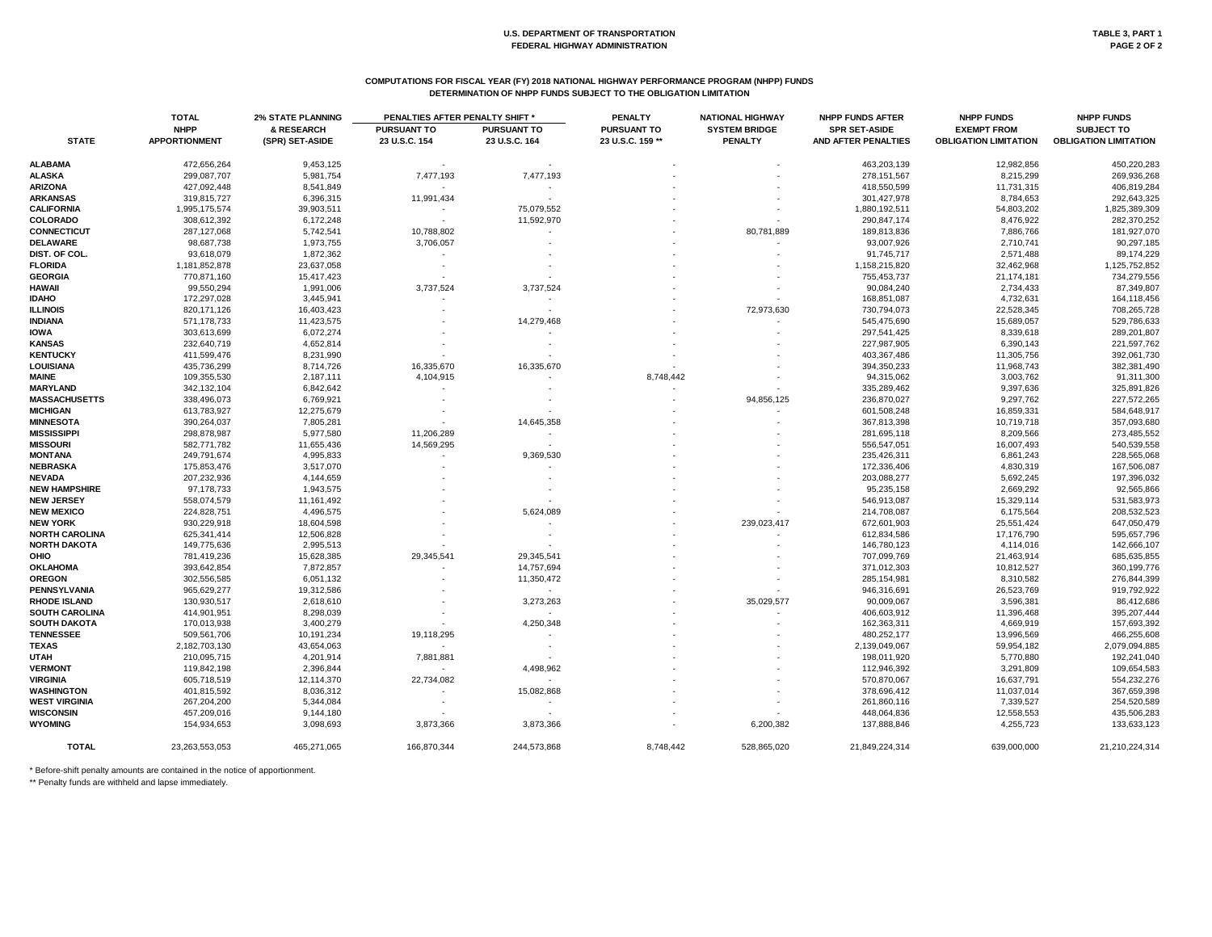U.S. DEPARTMENT OF TRANSPORTATION
FEDERAL HIGHWAY ADMINISTRATION

TABLE 3, PART 1

## COMPUTATIONS FOR FISCAL YEAR (FY) 2018 NATIONAL HIGHWAY PERFORMANCE PROGRAM (NHPP) FUNDS
## DETERMINATION OF NHPP FUNDS SUBJECT TO THE OBLIGATION LIMITATION

| STATE | TOTAL NHPP APPORTIONMENT | 2% STATE PLANNING & RESEARCH (SPR) SET-ASIDE | PENALTIES AFTER PENALTY SHIFT * PURSUANT TO 23 U.S.C. 154 | PENALTIES AFTER PENALTY SHIFT * PURSUANT TO 23 U.S.C. 164 | PENALTY PURSUANT TO 23 U.S.C. 159 ** | NATIONAL HIGHWAY SYSTEM BRIDGE PENALTY | NHPP FUNDS AFTER SPR SET-ASIDE AND AFTER PENALTIES | NHPP FUNDS EXEMPT FROM OBLIGATION LIMITATION | NHPP FUNDS SUBJECT TO OBLIGATION LIMITATION |
|---|---|---|---|---|---|---|---|---|---|
| ALABAMA | 472,656,264 | 9,453,125 | - | - | - | - | 463,203,139 | 12,982,856 | 450,220,283 |
| ALASKA | 299,087,707 | 5,981,754 | 7,477,193 | 7,477,193 | - | - | 278,151,567 | 8,215,299 | 269,936,268 |
| ARIZONA | 427,092,448 | 8,541,849 | - | - | - | - | 418,550,599 | 11,731,315 | 406,819,284 |
| ARKANSAS | 319,815,727 | 6,396,315 | 11,991,434 | - | - | - | 301,427,978 | 8,784,653 | 292,643,325 |
| CALIFORNIA | 1,995,175,574 | 39,903,511 | - | 75,079,552 | - | - | 1,880,192,511 | 54,803,202 | 1,825,389,309 |
| COLORADO | 308,612,392 | 6,172,248 | - | 11,592,970 | - | - | 290,847,174 | 8,476,922 | 282,370,252 |
| CONNECTICUT | 287,127,068 | 5,742,541 | 10,788,802 | - | - | 80,781,889 | 189,813,836 | 7,886,766 | 181,927,070 |
| DELAWARE | 98,687,738 | 1,973,755 | 3,706,057 | - | - | - | 93,007,926 | 2,710,741 | 90,297,185 |
| DIST. OF COL. | 93,618,079 | 1,872,362 | - | - | - | - | 91,745,717 | 2,571,488 | 89,174,229 |
| FLORIDA | 1,181,852,878 | 23,637,058 | - | - | - | - | 1,158,215,820 | 32,462,968 | 1,125,752,852 |
| GEORGIA | 770,871,160 | 15,417,423 | - | - | - | - | 755,453,737 | 21,174,181 | 734,279,556 |
| HAWAII | 99,550,294 | 1,991,006 | 3,737,524 | 3,737,524 | - | - | 90,084,240 | 2,734,433 | 87,349,807 |
| IDAHO | 172,297,028 | 3,445,941 | - | - | - | - | 168,851,087 | 4,732,631 | 164,118,456 |
| ILLINOIS | 820,171,126 | 16,403,423 | - | - | - | 72,973,630 | 730,794,073 | 22,528,345 | 708,265,728 |
| INDIANA | 571,178,733 | 11,423,575 | - | 14,279,468 | - | - | 545,475,690 | 15,689,057 | 529,786,633 |
| IOWA | 303,613,699 | 6,072,274 | - | - | - | - | 297,541,425 | 8,339,618 | 289,201,807 |
| KANSAS | 232,640,719 | 4,652,814 | - | - | - | - | 227,987,905 | 6,390,143 | 221,597,762 |
| KENTUCKY | 411,599,476 | 8,231,990 | - | - | - | - | 403,367,486 | 11,305,756 | 392,061,730 |
| LOUISIANA | 435,736,299 | 8,714,726 | 16,335,670 | 16,335,670 | - | - | 394,350,233 | 11,968,743 | 382,381,490 |
| MAINE | 109,355,530 | 2,187,111 | 4,104,915 | - | 8,748,442 | - | 94,315,062 | 3,003,762 | 91,311,300 |
| MARYLAND | 342,132,104 | 6,842,642 | - | - | - | - | 335,289,462 | 9,397,636 | 325,891,826 |
| MASSACHUSETTS | 338,496,073 | 6,769,921 | - | - | - | 94,856,125 | 236,870,027 | 9,297,762 | 227,572,265 |
| MICHIGAN | 613,783,927 | 12,275,679 | - | - | - | - | 601,508,248 | 16,859,331 | 584,648,917 |
| MINNESOTA | 390,264,037 | 7,805,281 | - | 14,645,358 | - | - | 367,813,398 | 10,719,718 | 357,093,680 |
| MISSISSIPPI | 298,878,987 | 5,977,580 | 11,206,289 | - | - | - | 281,695,118 | 8,209,566 | 273,485,552 |
| MISSOURI | 582,771,782 | 11,655,436 | 14,569,295 | - | - | - | 556,547,051 | 16,007,493 | 540,539,558 |
| MONTANA | 249,791,674 | 4,995,833 | - | 9,369,530 | - | - | 235,426,311 | 6,861,243 | 228,565,068 |
| NEBRASKA | 175,853,476 | 3,517,070 | - | - | - | - | 172,336,406 | 4,830,319 | 167,506,087 |
| NEVADA | 207,232,936 | 4,144,659 | - | - | - | - | 203,088,277 | 5,692,245 | 197,396,032 |
| NEW HAMPSHIRE | 97,178,733 | 1,943,575 | - | - | - | - | 95,235,158 | 2,669,292 | 92,565,866 |
| NEW JERSEY | 558,074,579 | 11,161,492 | - | - | - | - | 546,913,087 | 15,329,114 | 531,583,973 |
| NEW MEXICO | 224,828,751 | 4,496,575 | - | 5,624,089 | - | - | 214,708,087 | 6,175,564 | 208,532,523 |
| NEW YORK | 930,229,918 | 18,604,598 | - | - | - | 239,023,417 | 672,601,903 | 25,551,424 | 647,050,479 |
| NORTH CAROLINA | 625,341,414 | 12,506,828 | - | - | - | - | 612,834,586 | 17,176,790 | 595,657,796 |
| NORTH DAKOTA | 149,775,636 | 2,995,513 | - | - | - | - | 146,780,123 | 4,114,016 | 142,666,107 |
| OHIO | 781,419,236 | 15,628,385 | 29,345,541 | 29,345,541 | - | - | 707,099,769 | 21,463,914 | 685,635,855 |
| OKLAHOMA | 393,642,854 | 7,872,857 | - | 14,757,694 | - | - | 371,012,303 | 10,812,527 | 360,199,776 |
| OREGON | 302,556,585 | 6,051,132 | - | 11,350,472 | - | - | 285,154,981 | 8,310,582 | 276,844,399 |
| PENNSYLVANIA | 965,629,277 | 19,312,586 | - | - | - | - | 946,316,691 | 26,523,769 | 919,792,922 |
| RHODE ISLAND | 130,930,517 | 2,618,610 | - | 3,273,263 | - | 35,029,577 | 90,009,067 | 3,596,381 | 86,412,686 |
| SOUTH CAROLINA | 414,901,951 | 8,298,039 | - | - | - | - | 406,603,912 | 11,396,468 | 395,207,444 |
| SOUTH DAKOTA | 170,013,938 | 3,400,279 | - | 4,250,348 | - | - | 162,363,311 | 4,669,919 | 157,693,392 |
| TENNESSEE | 509,561,706 | 10,191,234 | 19,118,295 | - | - | - | 480,252,177 | 13,996,569 | 466,255,608 |
| TEXAS | 2,182,703,130 | 43,654,063 | - | - | - | - | 2,139,049,067 | 59,954,182 | 2,079,094,885 |
| UTAH | 210,095,715 | 4,201,914 | 7,881,881 | - | - | - | 198,011,920 | 5,770,880 | 192,241,040 |
| VERMONT | 119,842,198 | 2,396,844 | - | 4,498,962 | - | - | 112,946,392 | 3,291,809 | 109,654,583 |
| VIRGINIA | 605,718,519 | 12,114,370 | 22,734,082 | - | - | - | 570,870,067 | 16,637,791 | 554,232,276 |
| WASHINGTON | 401,815,592 | 8,036,312 | - | 15,082,868 | - | - | 378,696,412 | 11,037,014 | 367,659,398 |
| WEST VIRGINIA | 267,204,200 | 5,344,084 | - | - | - | - | 261,860,116 | 7,339,527 | 254,520,589 |
| WISCONSIN | 457,209,016 | 9,144,180 | - | - | - | - | 448,064,836 | 12,558,553 | 435,506,283 |
| WYOMING | 154,934,653 | 3,098,693 | 3,873,366 | 3,873,366 | - | 6,200,382 | 137,888,846 | 4,255,723 | 133,633,123 |
| TOTAL | 23,263,553,053 | 465,271,065 | 166,870,344 | 244,573,868 | 8,748,442 | 528,865,020 | 21,849,224,314 | 639,000,000 | 21,210,224,314 |

\* Before-shift penalty amounts are contained in the notice of apportionment.

\*\* Penalty funds are withheld and lapse immediately.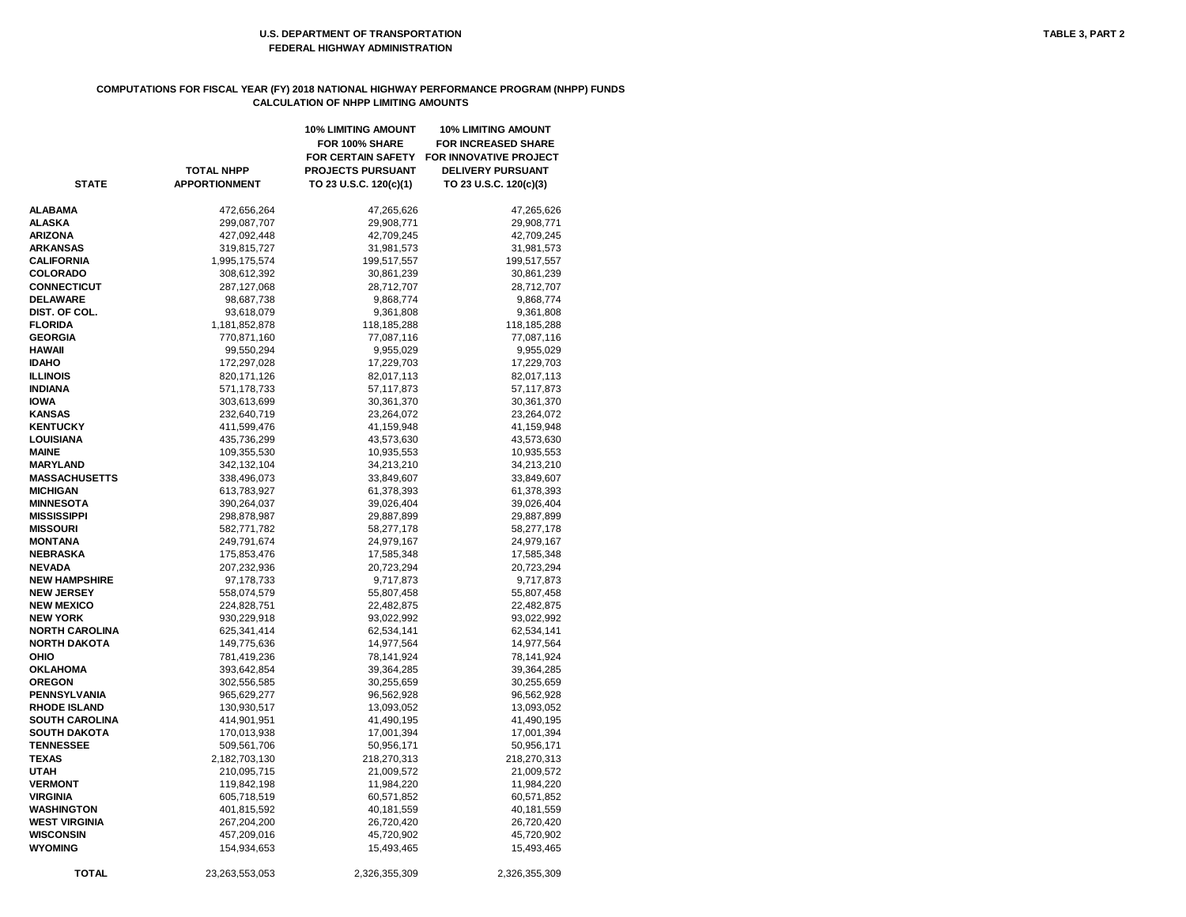U.S. DEPARTMENT OF TRANSPORTATION
FEDERAL HIGHWAY ADMINISTRATION

TABLE 3, PART 2

## COMPUTATIONS FOR FISCAL YEAR (FY) 2018 NATIONAL HIGHWAY PERFORMANCE PROGRAM (NHPP) FUNDS
## CALCULATION OF NHPP LIMITING AMOUNTS

| STATE | TOTAL NHPP APPORTIONMENT | 10% LIMITING AMOUNT FOR 100% SHARE FOR CERTAIN SAFETY PROJECTS PURSUANT TO 23 U.S.C. 120(c)(1) | 10% LIMITING AMOUNT FOR INCREASED SHARE FOR INNOVATIVE PROJECT DELIVERY PURSUANT TO 23 U.S.C. 120(c)(3) |
|---|---|---|---|
| ALABAMA | 472,656,264 | 47,265,626 | 47,265,626 |
| ALASKA | 299,087,707 | 29,908,771 | 29,908,771 |
| ARIZONA | 427,092,448 | 42,709,245 | 42,709,245 |
| ARKANSAS | 319,815,727 | 31,981,573 | 31,981,573 |
| CALIFORNIA | 1,995,175,574 | 199,517,557 | 199,517,557 |
| COLORADO | 308,612,392 | 30,861,239 | 30,861,239 |
| CONNECTICUT | 287,127,068 | 28,712,707 | 28,712,707 |
| DELAWARE | 98,687,738 | 9,868,774 | 9,868,774 |
| DIST. OF COL. | 93,618,079 | 9,361,808 | 9,361,808 |
| FLORIDA | 1,181,852,878 | 118,185,288 | 118,185,288 |
| GEORGIA | 770,871,160 | 77,087,116 | 77,087,116 |
| HAWAII | 99,550,294 | 9,955,029 | 9,955,029 |
| IDAHO | 172,297,028 | 17,229,703 | 17,229,703 |
| ILLINOIS | 820,171,126 | 82,017,113 | 82,017,113 |
| INDIANA | 571,178,733 | 57,117,873 | 57,117,873 |
| IOWA | 303,613,699 | 30,361,370 | 30,361,370 |
| KANSAS | 232,640,719 | 23,264,072 | 23,264,072 |
| KENTUCKY | 411,599,476 | 41,159,948 | 41,159,948 |
| LOUISIANA | 435,736,299 | 43,573,630 | 43,573,630 |
| MAINE | 109,355,530 | 10,935,553 | 10,935,553 |
| MARYLAND | 342,132,104 | 34,213,210 | 34,213,210 |
| MASSACHUSETTS | 338,496,073 | 33,849,607 | 33,849,607 |
| MICHIGAN | 613,783,927 | 61,378,393 | 61,378,393 |
| MINNESOTA | 390,264,037 | 39,026,404 | 39,026,404 |
| MISSISSIPPI | 298,878,987 | 29,887,899 | 29,887,899 |
| MISSOURI | 582,771,782 | 58,277,178 | 58,277,178 |
| MONTANA | 249,791,674 | 24,979,167 | 24,979,167 |
| NEBRASKA | 175,853,476 | 17,585,348 | 17,585,348 |
| NEVADA | 207,232,936 | 20,723,294 | 20,723,294 |
| NEW HAMPSHIRE | 97,178,733 | 9,717,873 | 9,717,873 |
| NEW JERSEY | 558,074,579 | 55,807,458 | 55,807,458 |
| NEW MEXICO | 224,828,751 | 22,482,875 | 22,482,875 |
| NEW YORK | 930,229,918 | 93,022,992 | 93,022,992 |
| NORTH CAROLINA | 625,341,414 | 62,534,141 | 62,534,141 |
| NORTH DAKOTA | 149,775,636 | 14,977,564 | 14,977,564 |
| OHIO | 781,419,236 | 78,141,924 | 78,141,924 |
| OKLAHOMA | 393,642,854 | 39,364,285 | 39,364,285 |
| OREGON | 302,556,585 | 30,255,659 | 30,255,659 |
| PENNSYLVANIA | 965,629,277 | 96,562,928 | 96,562,928 |
| RHODE ISLAND | 130,930,517 | 13,093,052 | 13,093,052 |
| SOUTH CAROLINA | 414,901,951 | 41,490,195 | 41,490,195 |
| SOUTH DAKOTA | 170,013,938 | 17,001,394 | 17,001,394 |
| TENNESSEE | 509,561,706 | 50,956,171 | 50,956,171 |
| TEXAS | 2,182,703,130 | 218,270,313 | 218,270,313 |
| UTAH | 210,095,715 | 21,009,572 | 21,009,572 |
| VERMONT | 119,842,198 | 11,984,220 | 11,984,220 |
| VIRGINIA | 605,718,519 | 60,571,852 | 60,571,852 |
| WASHINGTON | 401,815,592 | 40,181,559 | 40,181,559 |
| WEST VIRGINIA | 267,204,200 | 26,720,420 | 26,720,420 |
| WISCONSIN | 457,209,016 | 45,720,902 | 45,720,902 |
| WYOMING | 154,934,653 | 15,493,465 | 15,493,465 |
| TOTAL | 23,263,553,053 | 2,326,355,309 | 2,326,355,309 |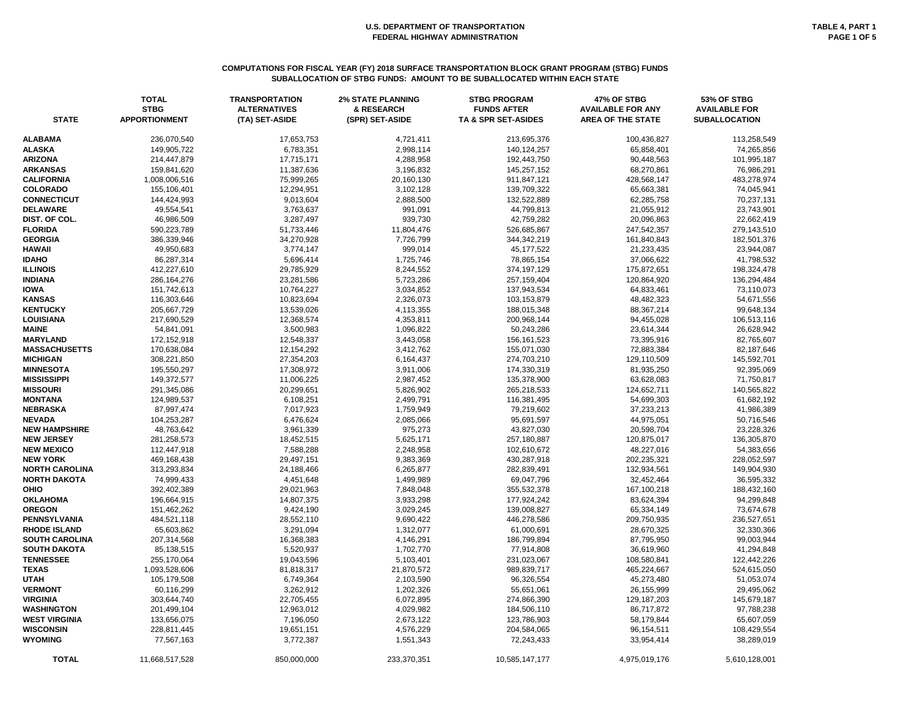U.S. DEPARTMENT OF TRANSPORTATION
FEDERAL HIGHWAY ADMINISTRATION

TABLE 4, PART 1

## COMPUTATIONS FOR FISCAL YEAR (FY) 2018 SURFACE TRANSPORTATION BLOCK GRANT PROGRAM (STBG) FUNDS
## SUBALLOCATION OF STBG FUNDS: AMOUNT TO BE SUBALLOCATED WITHIN EACH STATE

| STATE | TOTAL STBG APPORTIONMENT | TRANSPORTATION ALTERNATIVES (TA) SET-ASIDE | 2% STATE PLANNING & RESEARCH (SPR) SET-ASIDE | STBG PROGRAM FUNDS AFTER TA & SPR SET-ASIDES | 47% OF STBG AVAILABLE FOR ANY AREA OF THE STATE | 53% OF STBG AVAILABLE FOR SUBALLOCATION |
|---|---|---|---|---|---|---|
| ALABAMA | 236,070,540 | 17,653,753 | 4,721,411 | 213,695,376 | 100,436,827 | 113,258,549 |
| ALASKA | 149,905,722 | 6,783,351 | 2,998,114 | 140,124,257 | 65,858,401 | 74,265,856 |
| ARIZONA | 214,447,879 | 17,715,171 | 4,288,958 | 192,443,750 | 90,448,563 | 101,995,187 |
| ARKANSAS | 159,841,620 | 11,387,636 | 3,196,832 | 145,257,152 | 68,270,861 | 76,986,291 |
| CALIFORNIA | 1,008,006,516 | 75,999,265 | 20,160,130 | 911,847,121 | 428,568,147 | 483,278,974 |
| COLORADO | 155,106,401 | 12,294,951 | 3,102,128 | 139,709,322 | 65,663,381 | 74,045,941 |
| CONNECTICUT | 144,424,993 | 9,013,604 | 2,888,500 | 132,522,889 | 62,285,758 | 70,237,131 |
| DELAWARE | 49,554,541 | 3,763,637 | 991,091 | 44,799,813 | 21,055,912 | 23,743,901 |
| DIST. OF COL. | 46,986,509 | 3,287,497 | 939,730 | 42,759,282 | 20,096,863 | 22,662,419 |
| FLORIDA | 590,223,789 | 51,733,446 | 11,804,476 | 526,685,867 | 247,542,357 | 279,143,510 |
| GEORGIA | 386,339,946 | 34,270,928 | 7,726,799 | 344,342,219 | 161,840,843 | 182,501,376 |
| HAWAII | 49,950,683 | 3,774,147 | 999,014 | 45,177,522 | 21,233,435 | 23,944,087 |
| IDAHO | 86,287,314 | 5,696,414 | 1,725,746 | 78,865,154 | 37,066,622 | 41,798,532 |
| ILLINOIS | 412,227,610 | 29,785,929 | 8,244,552 | 374,197,129 | 175,872,651 | 198,324,478 |
| INDIANA | 286,164,276 | 23,281,586 | 5,723,286 | 257,159,404 | 120,864,920 | 136,294,484 |
| IOWA | 151,742,613 | 10,764,227 | 3,034,852 | 137,943,534 | 64,833,461 | 73,110,073 |
| KANSAS | 116,303,646 | 10,823,694 | 2,326,073 | 103,153,879 | 48,482,323 | 54,671,556 |
| KENTUCKY | 205,667,729 | 13,539,026 | 4,113,355 | 188,015,348 | 88,367,214 | 99,648,134 |
| LOUISIANA | 217,690,529 | 12,368,574 | 4,353,811 | 200,968,144 | 94,455,028 | 106,513,116 |
| MAINE | 54,841,091 | 3,500,983 | 1,096,822 | 50,243,286 | 23,614,344 | 26,628,942 |
| MARYLAND | 172,152,918 | 12,548,337 | 3,443,058 | 156,161,523 | 73,395,916 | 82,765,607 |
| MASSACHUSETTS | 170,638,084 | 12,154,292 | 3,412,762 | 155,071,030 | 72,883,384 | 82,187,646 |
| MICHIGAN | 308,221,850 | 27,354,203 | 6,164,437 | 274,703,210 | 129,110,509 | 145,592,701 |
| MINNESOTA | 195,550,297 | 17,308,972 | 3,911,006 | 174,330,319 | 81,935,250 | 92,395,069 |
| MISSISSIPPI | 149,372,577 | 11,006,225 | 2,987,452 | 135,378,900 | 63,628,083 | 71,750,817 |
| MISSOURI | 291,345,086 | 20,299,651 | 5,826,902 | 265,218,533 | 124,652,711 | 140,565,822 |
| MONTANA | 124,989,537 | 6,108,251 | 2,499,791 | 116,381,495 | 54,699,303 | 61,682,192 |
| NEBRASKA | 87,997,474 | 7,017,923 | 1,759,949 | 79,219,602 | 37,233,213 | 41,986,389 |
| NEVADA | 104,253,287 | 6,476,624 | 2,085,066 | 95,691,597 | 44,975,051 | 50,716,546 |
| NEW HAMPSHIRE | 48,763,642 | 3,961,339 | 975,273 | 43,827,030 | 20,598,704 | 23,228,326 |
| NEW JERSEY | 281,258,573 | 18,452,515 | 5,625,171 | 257,180,887 | 120,875,017 | 136,305,870 |
| NEW MEXICO | 112,447,918 | 7,588,288 | 2,248,958 | 102,610,672 | 48,227,016 | 54,383,656 |
| NEW YORK | 469,168,438 | 29,497,151 | 9,383,369 | 430,287,918 | 202,235,321 | 228,052,597 |
| NORTH CAROLINA | 313,293,834 | 24,188,466 | 6,265,877 | 282,839,491 | 132,934,561 | 149,904,930 |
| NORTH DAKOTA | 74,999,433 | 4,451,648 | 1,499,989 | 69,047,796 | 32,452,464 | 36,595,332 |
| OHIO | 392,402,389 | 29,021,963 | 7,848,048 | 355,532,378 | 167,100,218 | 188,432,160 |
| OKLAHOMA | 196,664,915 | 14,807,375 | 3,933,298 | 177,924,242 | 83,624,394 | 94,299,848 |
| OREGON | 151,462,262 | 9,424,190 | 3,029,245 | 139,008,827 | 65,334,149 | 73,674,678 |
| PENNSYLVANIA | 484,521,118 | 28,552,110 | 9,690,422 | 446,278,586 | 209,750,935 | 236,527,651 |
| RHODE ISLAND | 65,603,862 | 3,291,094 | 1,312,077 | 61,000,691 | 28,670,325 | 32,330,366 |
| SOUTH CAROLINA | 207,314,568 | 16,368,383 | 4,146,291 | 186,799,894 | 87,795,950 | 99,003,944 |
| SOUTH DAKOTA | 85,138,515 | 5,520,937 | 1,702,770 | 77,914,808 | 36,619,960 | 41,294,848 |
| TENNESSEE | 255,170,064 | 19,043,596 | 5,103,401 | 231,023,067 | 108,580,841 | 122,442,226 |
| TEXAS | 1,093,528,606 | 81,818,317 | 21,870,572 | 989,839,717 | 465,224,667 | 524,615,050 |
| UTAH | 105,179,508 | 6,749,364 | 2,103,590 | 96,326,554 | 45,273,480 | 51,053,074 |
| VERMONT | 60,116,299 | 3,262,912 | 1,202,326 | 55,651,061 | 26,155,999 | 29,495,062 |
| VIRGINIA | 303,644,740 | 22,705,455 | 6,072,895 | 274,866,390 | 129,187,203 | 145,679,187 |
| WASHINGTON | 201,499,104 | 12,963,012 | 4,029,982 | 184,506,110 | 86,717,872 | 97,788,238 |
| WEST VIRGINIA | 133,656,075 | 7,196,050 | 2,673,122 | 123,786,903 | 58,179,844 | 65,607,059 |
| WISCONSIN | 228,811,445 | 19,651,151 | 4,576,229 | 204,584,065 | 96,154,511 | 108,429,554 |
| WYOMING | 77,567,163 | 3,772,387 | 1,551,343 | 72,243,433 | 33,954,414 | 38,289,019 |
| TOTAL | 11,668,517,528 | 850,000,000 | 233,370,351 | 10,585,147,177 | 4,975,019,176 | 5,610,128,001 |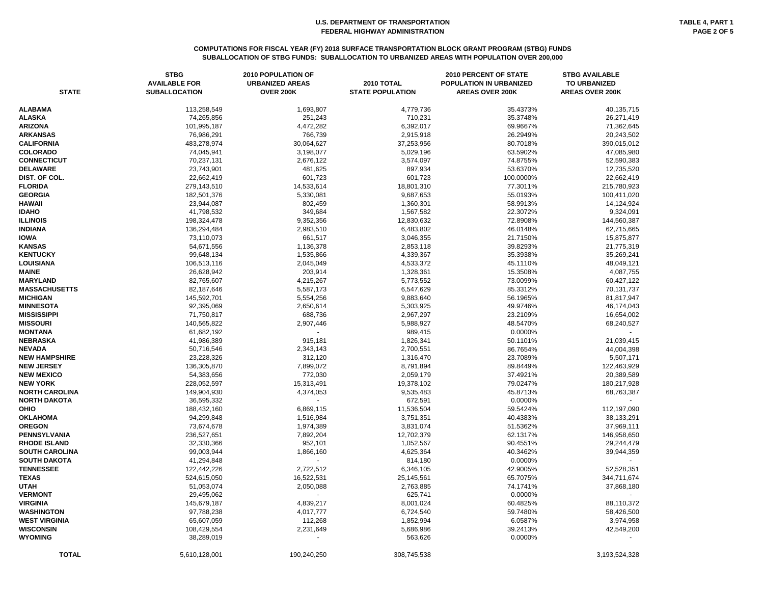U.S. DEPARTMENT OF TRANSPORTATION
FEDERAL HIGHWAY ADMINISTRATION

TABLE 4, PART 1

## COMPUTATIONS FOR FISCAL YEAR (FY) 2018 SURFACE TRANSPORTATION BLOCK GRANT PROGRAM (STBG) FUNDS
## SUBALLOCATION OF STBG FUNDS: SUBALLOCATION TO URBANIZED AREAS WITH POPULATION OVER 200,000

| STATE | STBG AVAILABLE FOR SUBALLOCATION | 2010 POPULATION OF URBANIZED AREAS OVER 200K | 2010 TOTAL STATE POPULATION | 2010 PERCENT OF STATE POPULATION IN URBANIZED AREAS OVER 200K | STBG AVAILABLE TO URBANIZED AREAS OVER 200K |
|---|---|---|---|---|---|
| ALABAMA | 113,258,549 | 1,693,807 | 4,779,736 | 35.4373% | 40,135,715 |
| ALASKA | 74,265,856 | 251,243 | 710,231 | 35.3748% | 26,271,419 |
| ARIZONA | 101,995,187 | 4,472,282 | 6,392,017 | 69.9667% | 71,362,645 |
| ARKANSAS | 76,986,291 | 766,739 | 2,915,918 | 26.2949% | 20,243,502 |
| CALIFORNIA | 483,278,974 | 30,064,627 | 37,253,956 | 80.7018% | 390,015,012 |
| COLORADO | 74,045,941 | 3,198,077 | 5,029,196 | 63.5902% | 47,085,980 |
| CONNECTICUT | 70,237,131 | 2,676,122 | 3,574,097 | 74.8755% | 52,590,383 |
| DELAWARE | 23,743,901 | 481,625 | 897,934 | 53.6370% | 12,735,520 |
| DIST. OF COL. | 22,662,419 | 601,723 | 601,723 | 100.0000% | 22,662,419 |
| FLORIDA | 279,143,510 | 14,533,614 | 18,801,310 | 77.3011% | 215,780,923 |
| GEORGIA | 182,501,376 | 5,330,081 | 9,687,653 | 55.0193% | 100,411,020 |
| HAWAII | 23,944,087 | 802,459 | 1,360,301 | 58.9913% | 14,124,924 |
| IDAHO | 41,798,532 | 349,684 | 1,567,582 | 22.3072% | 9,324,091 |
| ILLINOIS | 198,324,478 | 9,352,356 | 12,830,632 | 72.8908% | 144,560,387 |
| INDIANA | 136,294,484 | 2,983,510 | 6,483,802 | 46.0148% | 62,715,665 |
| IOWA | 73,110,073 | 661,517 | 3,046,355 | 21.7150% | 15,875,877 |
| KANSAS | 54,671,556 | 1,136,378 | 2,853,118 | 39.8293% | 21,775,319 |
| KENTUCKY | 99,648,134 | 1,535,866 | 4,339,367 | 35.3938% | 35,269,241 |
| LOUISIANA | 106,513,116 | 2,045,049 | 4,533,372 | 45.1110% | 48,049,121 |
| MAINE | 26,628,942 | 203,914 | 1,328,361 | 15.3508% | 4,087,755 |
| MARYLAND | 82,765,607 | 4,215,267 | 5,773,552 | 73.0099% | 60,427,122 |
| MASSACHUSETTS | 82,187,646 | 5,587,173 | 6,547,629 | 85.3312% | 70,131,737 |
| MICHIGAN | 145,592,701 | 5,554,256 | 9,883,640 | 56.1965% | 81,817,947 |
| MINNESOTA | 92,395,069 | 2,650,614 | 5,303,925 | 49.9746% | 46,174,043 |
| MISSISSIPPI | 71,750,817 | 688,736 | 2,967,297 | 23.2109% | 16,654,002 |
| MISSOURI | 140,565,822 | 2,907,446 | 5,988,927 | 48.5470% | 68,240,527 |
| MONTANA | 61,682,192 | - | 989,415 | 0.0000% | - |
| NEBRASKA | 41,986,389 | 915,181 | 1,826,341 | 50.1101% | 21,039,415 |
| NEVADA | 50,716,546 | 2,343,143 | 2,700,551 | 86.7654% | 44,004,398 |
| NEW HAMPSHIRE | 23,228,326 | 312,120 | 1,316,470 | 23.7089% | 5,507,171 |
| NEW JERSEY | 136,305,870 | 7,899,072 | 8,791,894 | 89.8449% | 122,463,929 |
| NEW MEXICO | 54,383,656 | 772,030 | 2,059,179 | 37.4921% | 20,389,589 |
| NEW YORK | 228,052,597 | 15,313,491 | 19,378,102 | 79.0247% | 180,217,928 |
| NORTH CAROLINA | 149,904,930 | 4,374,053 | 9,535,483 | 45.8713% | 68,763,387 |
| NORTH DAKOTA | 36,595,332 | - | 672,591 | 0.0000% | - |
| OHIO | 188,432,160 | 6,869,115 | 11,536,504 | 59.5424% | 112,197,090 |
| OKLAHOMA | 94,299,848 | 1,516,984 | 3,751,351 | 40.4383% | 38,133,291 |
| OREGON | 73,674,678 | 1,974,389 | 3,831,074 | 51.5362% | 37,969,111 |
| PENNSYLVANIA | 236,527,651 | 7,892,204 | 12,702,379 | 62.1317% | 146,958,650 |
| RHODE ISLAND | 32,330,366 | 952,101 | 1,052,567 | 90.4551% | 29,244,479 |
| SOUTH CAROLINA | 99,003,944 | 1,866,160 | 4,625,364 | 40.3462% | 39,944,359 |
| SOUTH DAKOTA | 41,294,848 | - | 814,180 | 0.0000% | - |
| TENNESSEE | 122,442,226 | 2,722,512 | 6,346,105 | 42.9005% | 52,528,351 |
| TEXAS | 524,615,050 | 16,522,531 | 25,145,561 | 65.7075% | 344,711,674 |
| UTAH | 51,053,074 | 2,050,088 | 2,763,885 | 74.1741% | 37,868,180 |
| VERMONT | 29,495,062 | - | 625,741 | 0.0000% | - |
| VIRGINIA | 145,679,187 | 4,839,217 | 8,001,024 | 60.4825% | 88,110,372 |
| WASHINGTON | 97,788,238 | 4,017,777 | 6,724,540 | 59.7480% | 58,426,500 |
| WEST VIRGINIA | 65,607,059 | 112,268 | 1,852,994 | 6.0587% | 3,974,958 |
| WISCONSIN | 108,429,554 | 2,231,649 | 5,686,986 | 39.2413% | 42,549,200 |
| WYOMING | 38,289,019 | - | 563,626 | 0.0000% | - |
| TOTAL | 5,610,128,001 | 190,240,250 | 308,745,538 | | 3,193,524,328 |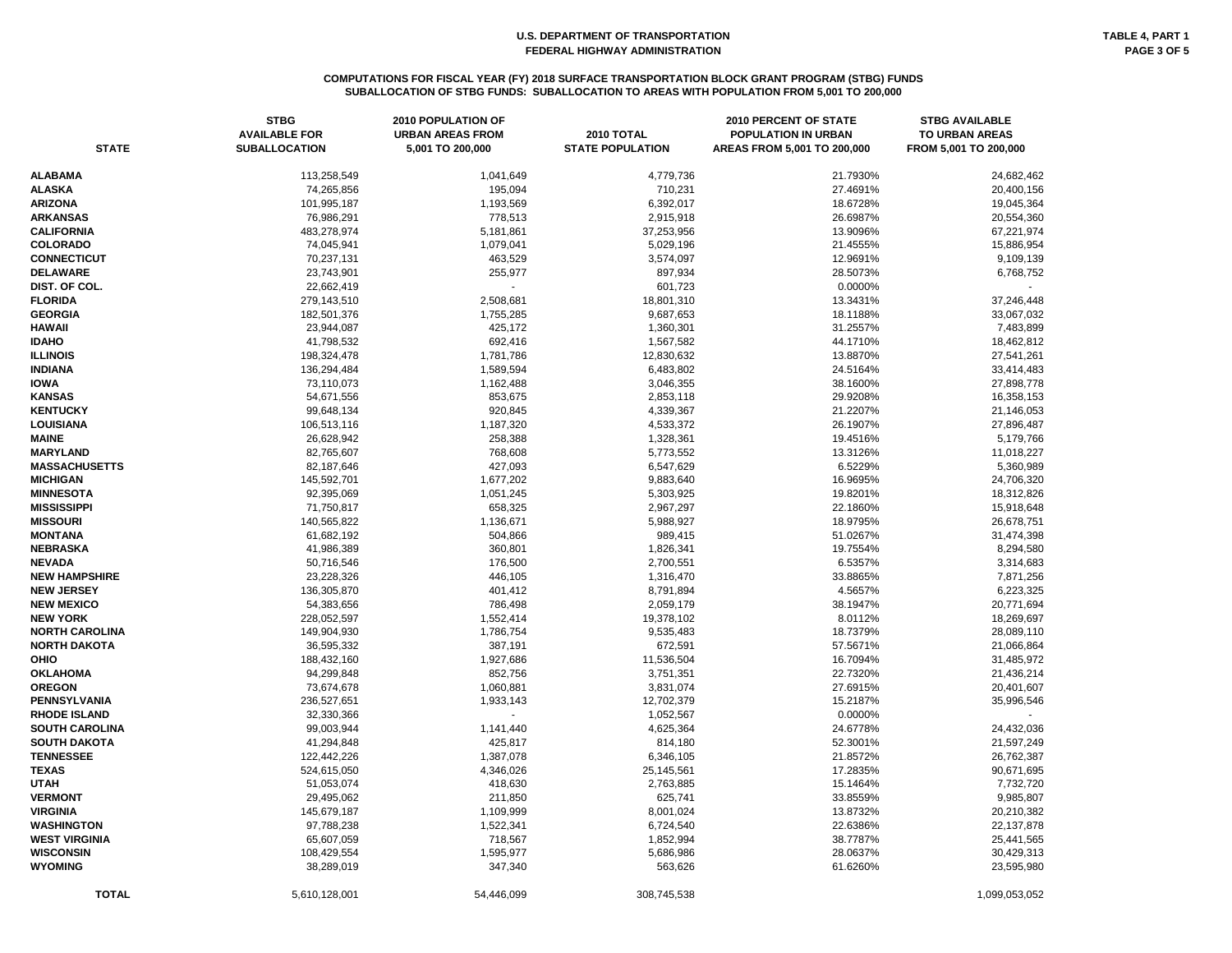# U.S. DEPARTMENT OF TRANSPORTATION
# FEDERAL HIGHWAY ADMINISTRATION

TABLE 4, PART 1

## COMPUTATIONS FOR FISCAL YEAR (FY) 2018 SURFACE TRANSPORTATION BLOCK GRANT PROGRAM (STBG) FUNDS
## SUBALLOCATION OF STBG FUNDS: SUBALLOCATION TO AREAS WITH POPULATION FROM 5,001 TO 200,000

| STATE | STBG AVAILABLE FOR SUBALLOCATION | 2010 POPULATION OF URBAN AREAS FROM 5,001 TO 200,000 | 2010 TOTAL STATE POPULATION | 2010 PERCENT OF STATE POPULATION IN URBAN AREAS FROM 5,001 TO 200,000 | STBG AVAILABLE TO URBAN AREAS FROM 5,001 TO 200,000 |
|---|---|---|---|---|---|
| ALABAMA | 113,258,549 | 1,041,649 | 4,779,736 | 21.7930% | 24,682,462 |
| ALASKA | 74,265,856 | 195,094 | 710,231 | 27.4691% | 20,400,156 |
| ARIZONA | 101,995,187 | 1,193,569 | 6,392,017 | 18.6728% | 19,045,364 |
| ARKANSAS | 76,986,291 | 778,513 | 2,915,918 | 26.6987% | 20,554,360 |
| CALIFORNIA | 483,278,974 | 5,181,861 | 37,253,956 | 13.9096% | 67,221,974 |
| COLORADO | 74,045,941 | 1,079,041 | 5,029,196 | 21.4555% | 15,886,954 |
| CONNECTICUT | 70,237,131 | 463,529 | 3,574,097 | 12.9691% | 9,109,139 |
| DELAWARE | 23,743,901 | 255,977 | 897,934 | 28.5073% | 6,768,752 |
| DIST. OF COL. | 22,662,419 | - | 601,723 | 0.0000% | - |
| FLORIDA | 279,143,510 | 2,508,681 | 18,801,310 | 13.3431% | 37,246,448 |
| GEORGIA | 182,501,376 | 1,755,285 | 9,687,653 | 18.1188% | 33,067,032 |
| HAWAII | 23,944,087 | 425,172 | 1,360,301 | 31.2557% | 7,483,899 |
| IDAHO | 41,798,532 | 692,416 | 1,567,582 | 44.1710% | 18,462,812 |
| ILLINOIS | 198,324,478 | 1,781,786 | 12,830,632 | 13.8870% | 27,541,261 |
| INDIANA | 136,294,484 | 1,589,594 | 6,483,802 | 24.5164% | 33,414,483 |
| IOWA | 73,110,073 | 1,162,488 | 3,046,355 | 38.1600% | 27,898,778 |
| KANSAS | 54,671,556 | 853,675 | 2,853,118 | 29.9208% | 16,358,153 |
| KENTUCKY | 99,648,134 | 920,845 | 4,339,367 | 21.2207% | 21,146,053 |
| LOUISIANA | 106,513,116 | 1,187,320 | 4,533,372 | 26.1907% | 27,896,487 |
| MAINE | 26,628,942 | 258,388 | 1,328,361 | 19.4516% | 5,179,766 |
| MARYLAND | 82,765,607 | 768,608 | 5,773,552 | 13.3126% | 11,018,227 |
| MASSACHUSETTS | 82,187,646 | 427,093 | 6,547,629 | 6.5229% | 5,360,989 |
| MICHIGAN | 145,592,701 | 1,677,202 | 9,883,640 | 16.9695% | 24,706,320 |
| MINNESOTA | 92,395,069 | 1,051,245 | 5,303,925 | 19.8201% | 18,312,826 |
| MISSISSIPPI | 71,750,817 | 658,325 | 2,967,297 | 22.1860% | 15,918,648 |
| MISSOURI | 140,565,822 | 1,136,671 | 5,988,927 | 18.9795% | 26,678,751 |
| MONTANA | 61,682,192 | 504,866 | 989,415 | 51.0267% | 31,474,398 |
| NEBRASKA | 41,986,389 | 360,801 | 1,826,341 | 19.7554% | 8,294,580 |
| NEVADA | 50,716,546 | 176,500 | 2,700,551 | 6.5357% | 3,314,683 |
| NEW HAMPSHIRE | 23,228,326 | 446,105 | 1,316,470 | 33.8865% | 7,871,256 |
| NEW JERSEY | 136,305,870 | 401,412 | 8,791,894 | 4.5657% | 6,223,325 |
| NEW MEXICO | 54,383,656 | 786,498 | 2,059,179 | 38.1947% | 20,771,694 |
| NEW YORK | 228,052,597 | 1,552,414 | 19,378,102 | 8.0112% | 18,269,697 |
| NORTH CAROLINA | 149,904,930 | 1,786,754 | 9,535,483 | 18.7379% | 28,089,110 |
| NORTH DAKOTA | 36,595,332 | 387,191 | 672,591 | 57.5671% | 21,066,864 |
| OHIO | 188,432,160 | 1,927,686 | 11,536,504 | 16.7094% | 31,485,972 |
| OKLAHOMA | 94,299,848 | 852,756 | 3,751,351 | 22.7320% | 21,436,214 |
| OREGON | 73,674,678 | 1,060,881 | 3,831,074 | 27.6915% | 20,401,607 |
| PENNSYLVANIA | 236,527,651 | 1,933,143 | 12,702,379 | 15.2187% | 35,996,546 |
| RHODE ISLAND | 32,330,366 | - | 1,052,567 | 0.0000% | - |
| SOUTH CAROLINA | 99,003,944 | 1,141,440 | 4,625,364 | 24.6778% | 24,432,036 |
| SOUTH DAKOTA | 41,294,848 | 425,817 | 814,180 | 52.3001% | 21,597,249 |
| TENNESSEE | 122,442,226 | 1,387,078 | 6,346,105 | 21.8572% | 26,762,387 |
| TEXAS | 524,615,050 | 4,346,026 | 25,145,561 | 17.2835% | 90,671,695 |
| UTAH | 51,053,074 | 418,630 | 2,763,885 | 15.1464% | 7,732,720 |
| VERMONT | 29,495,062 | 211,850 | 625,741 | 33.8559% | 9,985,807 |
| VIRGINIA | 145,679,187 | 1,109,999 | 8,001,024 | 13.8732% | 20,210,382 |
| WASHINGTON | 97,788,238 | 1,522,341 | 6,724,540 | 22.6386% | 22,137,878 |
| WEST VIRGINIA | 65,607,059 | 718,567 | 1,852,994 | 38.7787% | 25,441,565 |
| WISCONSIN | 108,429,554 | 1,595,977 | 5,686,986 | 28.0637% | 30,429,313 |
| WYOMING | 38,289,019 | 347,340 | 563,626 | 61.6260% | 23,595,980 |
| **TOTAL** | 5,610,128,001 | 54,446,099 | 308,745,538 | | 1,099,053,052 |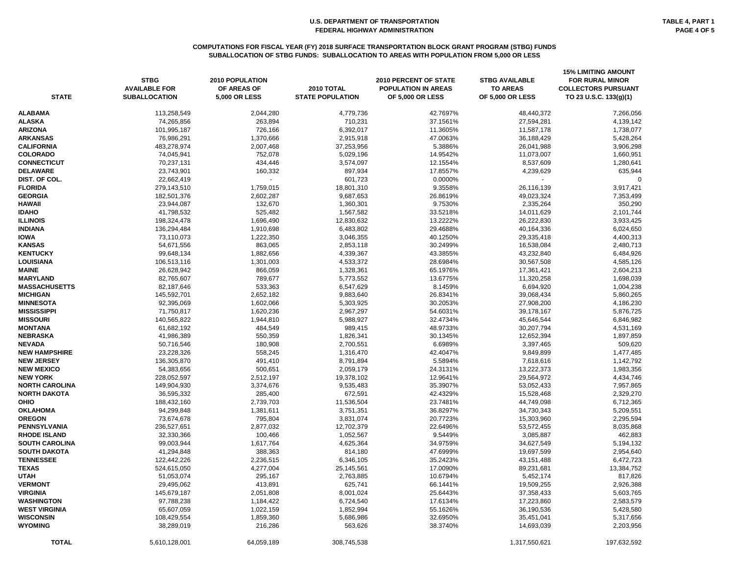U.S. DEPARTMENT OF TRANSPORTATION
FEDERAL HIGHWAY ADMINISTRATION

TABLE 4, PART 1

**COMPUTATIONS FOR FISCAL YEAR (FY) 2018 SURFACE TRANSPORTATION BLOCK GRANT PROGRAM (STBG) FUNDS**
**SUBALLOCATION OF STBG FUNDS: SUBALLOCATION TO AREAS WITH POPULATION FROM 5,000 OR LESS**

| STATE | STBG AVAILABLE FOR SUBALLOCATION | 2010 POPULATION OF AREAS OF 5,000 OR LESS | 2010 TOTAL STATE POPULATION | 2010 PERCENT OF STATE POPULATION IN AREAS OF 5,000 OR LESS | STBG AVAILABLE TO AREAS OF 5,000 OR LESS | 15% LIMITING AMOUNT FOR RURAL MINOR COLLECTORS PURSUANT TO 23 U.S.C. 133(g)(1) |
|---|---|---|---|---|---|---|
| ALABAMA | 113,258,549 | 2,044,280 | 4,779,736 | 42.7697% | 48,440,372 | 7,266,056 |
| ALASKA | 74,265,856 | 263,894 | 710,231 | 37.1561% | 27,594,281 | 4,139,142 |
| ARIZONA | 101,995,187 | 726,166 | 6,392,017 | 11.3605% | 11,587,178 | 1,738,077 |
| ARKANSAS | 76,986,291 | 1,370,666 | 2,915,918 | 47.0063% | 36,188,429 | 5,428,264 |
| CALIFORNIA | 483,278,974 | 2,007,468 | 37,253,956 | 5.3886% | 26,041,988 | 3,906,298 |
| COLORADO | 74,045,941 | 752,078 | 5,029,196 | 14.9542% | 11,073,007 | 1,660,951 |
| CONNECTICUT | 70,237,131 | 434,446 | 3,574,097 | 12.1554% | 8,537,609 | 1,280,641 |
| DELAWARE | 23,743,901 | 160,332 | 897,934 | 17.8557% | 4,239,629 | 635,944 |
| DIST. OF COL. | 22,662,419 | - | 601,723 | 0.0000% | - | 0 |
| FLORIDA | 279,143,510 | 1,759,015 | 18,801,310 | 9.3558% | 26,116,139 | 3,917,421 |
| GEORGIA | 182,501,376 | 2,602,287 | 9,687,653 | 26.8619% | 49,023,324 | 7,353,499 |
| HAWAII | 23,944,087 | 132,670 | 1,360,301 | 9.7530% | 2,335,264 | 350,290 |
| IDAHO | 41,798,532 | 525,482 | 1,567,582 | 33.5218% | 14,011,629 | 2,101,744 |
| ILLINOIS | 198,324,478 | 1,696,490 | 12,830,632 | 13.2222% | 26,222,830 | 3,933,425 |
| INDIANA | 136,294,484 | 1,910,698 | 6,483,802 | 29.4688% | 40,164,336 | 6,024,650 |
| IOWA | 73,110,073 | 1,222,350 | 3,046,355 | 40.1250% | 29,335,418 | 4,400,313 |
| KANSAS | 54,671,556 | 863,065 | 2,853,118 | 30.2499% | 16,538,084 | 2,480,713 |
| KENTUCKY | 99,648,134 | 1,882,656 | 4,339,367 | 43.3855% | 43,232,840 | 6,484,926 |
| LOUISIANA | 106,513,116 | 1,301,003 | 4,533,372 | 28.6984% | 30,567,508 | 4,585,126 |
| MAINE | 26,628,942 | 866,059 | 1,328,361 | 65.1976% | 17,361,421 | 2,604,213 |
| MARYLAND | 82,765,607 | 789,677 | 5,773,552 | 13.6775% | 11,320,258 | 1,698,039 |
| MASSACHUSETTS | 82,187,646 | 533,363 | 6,547,629 | 8.1459% | 6,694,920 | 1,004,238 |
| MICHIGAN | 145,592,701 | 2,652,182 | 9,883,640 | 26.8341% | 39,068,434 | 5,860,265 |
| MINNESOTA | 92,395,069 | 1,602,066 | 5,303,925 | 30.2053% | 27,908,200 | 4,186,230 |
| MISSISSIPPI | 71,750,817 | 1,620,236 | 2,967,297 | 54.6031% | 39,178,167 | 5,876,725 |
| MISSOURI | 140,565,822 | 1,944,810 | 5,988,927 | 32.4734% | 45,646,544 | 6,846,982 |
| MONTANA | 61,682,192 | 484,549 | 989,415 | 48.9733% | 30,207,794 | 4,531,169 |
| NEBRASKA | 41,986,389 | 550,359 | 1,826,341 | 30.1345% | 12,652,394 | 1,897,859 |
| NEVADA | 50,716,546 | 180,908 | 2,700,551 | 6.6989% | 3,397,465 | 509,620 |
| NEW HAMPSHIRE | 23,228,326 | 558,245 | 1,316,470 | 42.4047% | 9,849,899 | 1,477,485 |
| NEW JERSEY | 136,305,870 | 491,410 | 8,791,894 | 5.5894% | 7,618,616 | 1,142,792 |
| NEW MEXICO | 54,383,656 | 500,651 | 2,059,179 | 24.3131% | 13,222,373 | 1,983,356 |
| NEW YORK | 228,052,597 | 2,512,197 | 19,378,102 | 12.9641% | 29,564,972 | 4,434,746 |
| NORTH CAROLINA | 149,904,930 | 3,374,676 | 9,535,483 | 35.3907% | 53,052,433 | 7,957,865 |
| NORTH DAKOTA | 36,595,332 | 285,400 | 672,591 | 42.4329% | 15,528,468 | 2,329,270 |
| OHIO | 188,432,160 | 2,739,703 | 11,536,504 | 23.7481% | 44,749,098 | 6,712,365 |
| OKLAHOMA | 94,299,848 | 1,381,611 | 3,751,351 | 36.8297% | 34,730,343 | 5,209,551 |
| OREGON | 73,674,678 | 795,804 | 3,831,074 | 20.7723% | 15,303,960 | 2,295,594 |
| PENNSYLVANIA | 236,527,651 | 2,877,032 | 12,702,379 | 22.6496% | 53,572,455 | 8,035,868 |
| RHODE ISLAND | 32,330,366 | 100,466 | 1,052,567 | 9.5449% | 3,085,887 | 462,883 |
| SOUTH CAROLINA | 99,003,944 | 1,617,764 | 4,625,364 | 34.9759% | 34,627,549 | 5,194,132 |
| SOUTH DAKOTA | 41,294,848 | 388,363 | 814,180 | 47.6999% | 19,697,599 | 2,954,640 |
| TENNESSEE | 122,442,226 | 2,236,515 | 6,346,105 | 35.2423% | 43,151,488 | 6,472,723 |
| TEXAS | 524,615,050 | 4,277,004 | 25,145,561 | 17.0090% | 89,231,681 | 13,384,752 |
| UTAH | 51,053,074 | 295,167 | 2,763,885 | 10.6794% | 5,452,174 | 817,826 |
| VERMONT | 29,495,062 | 413,891 | 625,741 | 66.1441% | 19,509,255 | 2,926,388 |
| VIRGINIA | 145,679,187 | 2,051,808 | 8,001,024 | 25.6443% | 37,358,433 | 5,603,765 |
| WASHINGTON | 97,788,238 | 1,184,422 | 6,724,540 | 17.6134% | 17,223,860 | 2,583,579 |
| WEST VIRGINIA | 65,607,059 | 1,022,159 | 1,852,994 | 55.1626% | 36,190,536 | 5,428,580 |
| WISCONSIN | 108,429,554 | 1,859,360 | 5,686,986 | 32.6950% | 35,451,041 | 5,317,656 |
| WYOMING | 38,289,019 | 216,286 | 563,626 | 38.3740% | 14,693,039 | 2,203,956 |
| TOTAL | 5,610,128,001 | 64,059,189 | 308,745,538 | | 1,317,550,621 | 197,632,592 |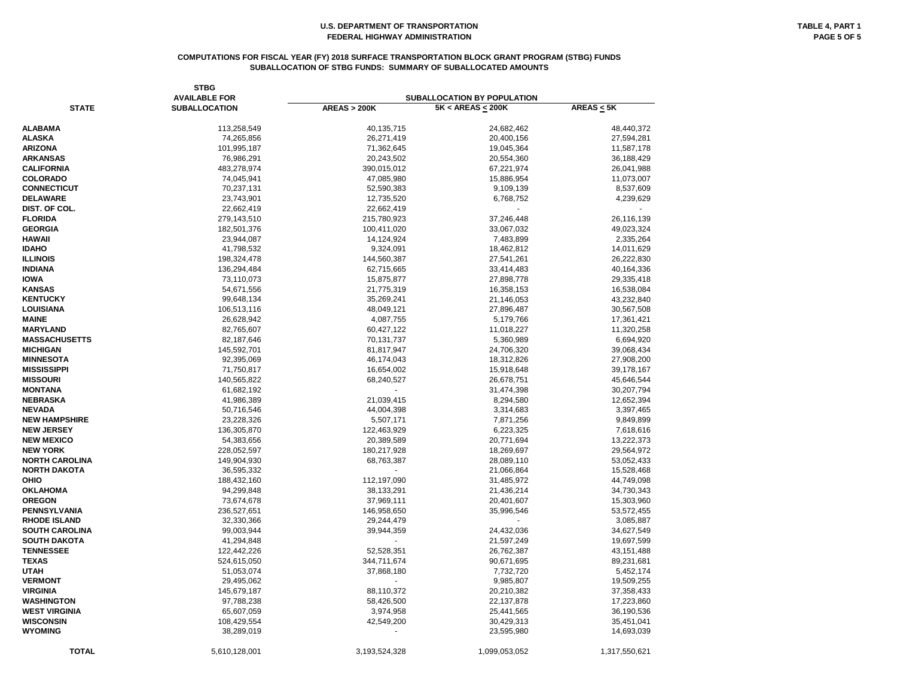**U.S. DEPARTMENT OF TRANSPORTATION**
**FEDERAL HIGHWAY ADMINISTRATION**

**TABLE 4, PART 1**

## COMPUTATIONS FOR FISCAL YEAR (FY) 2018 SURFACE TRANSPORTATION BLOCK GRANT PROGRAM (STBG) FUNDS
## SUBALLOCATION OF STBG FUNDS: SUMMARY OF SUBALLOCATED AMOUNTS

| STATE | STBG AVAILABLE FOR SUBALLOCATION | SUBALLOCATION BY POPULATION | | |
|---|---|---|---|---|
| | | AREAS > 200K | 5K < AREAS ≤ 200K | AREAS ≤ 5K |
| ALABAMA | 113,258,549 | 40,135,715 | 24,682,462 | 48,440,372 |
| ALASKA | 74,265,856 | 26,271,419 | 20,400,156 | 27,594,281 |
| ARIZONA | 101,995,187 | 71,362,645 | 19,045,364 | 11,587,178 |
| ARKANSAS | 76,986,291 | 20,243,502 | 20,554,360 | 36,188,429 |
| CALIFORNIA | 483,278,974 | 390,015,012 | 67,221,974 | 26,041,988 |
| COLORADO | 74,045,941 | 47,085,980 | 15,886,954 | 11,073,007 |
| CONNECTICUT | 70,237,131 | 52,590,383 | 9,109,139 | 8,537,609 |
| DELAWARE | 23,743,901 | 12,735,520 | 6,768,752 | 4,239,629 |
| DIST. OF COL. | 22,662,419 | 22,662,419 | - | - |
| FLORIDA | 279,143,510 | 215,780,923 | 37,246,448 | 26,116,139 |
| GEORGIA | 182,501,376 | 100,411,020 | 33,067,032 | 49,023,324 |
| HAWAII | 23,944,087 | 14,124,924 | 7,483,899 | 2,335,264 |
| IDAHO | 41,798,532 | 9,324,091 | 18,462,812 | 14,011,629 |
| ILLINOIS | 198,324,478 | 144,560,387 | 27,541,261 | 26,222,830 |
| INDIANA | 136,294,484 | 62,715,665 | 33,414,483 | 40,164,336 |
| IOWA | 73,110,073 | 15,875,877 | 27,898,778 | 29,335,418 |
| KANSAS | 54,671,556 | 21,775,319 | 16,358,153 | 16,538,084 |
| KENTUCKY | 99,648,134 | 35,269,241 | 21,146,053 | 43,232,840 |
| LOUISIANA | 106,513,116 | 48,049,121 | 27,896,487 | 30,567,508 |
| MAINE | 26,628,942 | 4,087,755 | 5,179,766 | 17,361,421 |
| MARYLAND | 82,765,607 | 60,427,122 | 11,018,227 | 11,320,258 |
| MASSACHUSETTS | 82,187,646 | 70,131,737 | 5,360,989 | 6,694,920 |
| MICHIGAN | 145,592,701 | 81,817,947 | 24,706,320 | 39,068,434 |
| MINNESOTA | 92,395,069 | 46,174,043 | 18,312,826 | 27,908,200 |
| MISSISSIPPI | 71,750,817 | 16,654,002 | 15,918,648 | 39,178,167 |
| MISSOURI | 140,565,822 | 68,240,527 | 26,678,751 | 45,646,544 |
| MONTANA | 61,682,192 | - | 31,474,398 | 30,207,794 |
| NEBRASKA | 41,986,389 | 21,039,415 | 8,294,580 | 12,652,394 |
| NEVADA | 50,716,546 | 44,004,398 | 3,314,683 | 3,397,465 |
| NEW HAMPSHIRE | 23,228,326 | 5,507,171 | 7,871,256 | 9,849,899 |
| NEW JERSEY | 136,305,870 | 122,463,929 | 6,223,325 | 7,618,616 |
| NEW MEXICO | 54,383,656 | 20,389,589 | 20,771,694 | 13,222,373 |
| NEW YORK | 228,052,597 | 180,217,928 | 18,269,697 | 29,564,972 |
| NORTH CAROLINA | 149,904,930 | 68,763,387 | 28,089,110 | 53,052,433 |
| NORTH DAKOTA | 36,595,332 | - | 21,066,864 | 15,528,468 |
| OHIO | 188,432,160 | 112,197,090 | 31,485,972 | 44,749,098 |
| OKLAHOMA | 94,299,848 | 38,133,291 | 21,436,214 | 34,730,343 |
| OREGON | 73,674,678 | 37,969,111 | 20,401,607 | 15,303,960 |
| PENNSYLVANIA | 236,527,651 | 146,958,650 | 35,996,546 | 53,572,455 |
| RHODE ISLAND | 32,330,366 | 29,244,479 | - | 3,085,887 |
| SOUTH CAROLINA | 99,003,944 | 39,944,359 | 24,432,036 | 34,627,549 |
| SOUTH DAKOTA | 41,294,848 | - | 21,597,249 | 19,697,599 |
| TENNESSEE | 122,442,226 | 52,528,351 | 26,762,387 | 43,151,488 |
| TEXAS | 524,615,050 | 344,711,674 | 90,671,695 | 89,231,681 |
| UTAH | 51,053,074 | 37,868,180 | 7,732,720 | 5,452,174 |
| VERMONT | 29,495,062 | - | 9,985,807 | 19,509,255 |
| VIRGINIA | 145,679,187 | 88,110,372 | 20,210,382 | 37,358,433 |
| WASHINGTON | 97,788,238 | 58,426,500 | 22,137,878 | 17,223,860 |
| WEST VIRGINIA | 65,607,059 | 3,974,958 | 25,441,565 | 36,190,536 |
| WISCONSIN | 108,429,554 | 42,549,200 | 30,429,313 | 35,451,041 |
| WYOMING | 38,289,019 | - | 23,595,980 | 14,693,039 |
| **TOTAL** | 5,610,128,001 | 3,193,524,328 | 1,099,053,052 | 1,317,550,621 |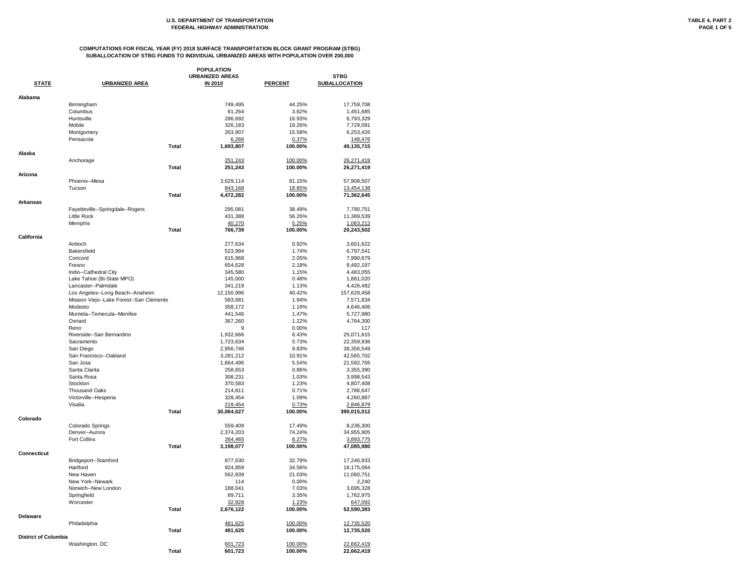U.S. DEPARTMENT OF TRANSPORTATION
FEDERAL HIGHWAY ADMINISTRATION

TABLE 4, PART 2

## COMPUTATIONS FOR FISCAL YEAR (FY) 2018 SURFACE TRANSPORTATION BLOCK GRANT PROGRAM (STBG)
## SUBALLOCATION OF STBG FUNDS TO INDIVIDUAL URBANIZED AREAS WITH POPULATION OVER 200,000

| STATE | URBANIZED AREA | | POPULATION URBANIZED AREAS IN 2010 | PERCENT | STBG SUBALLOCATION |
|---|---|---|---|---|---|
| **Alabama** | | | | | |
| | Birmingham | | 749,495 | 44.25% | 17,759,708 |
| | Columbus | | 61,264 | 3.62% | 1,451,685 |
| | Huntsville | | 286,692 | 16.93% | 6,793,329 |
| | Mobile | | 326,183 | 19.26% | 7,729,091 |
| | Montgomery | | 263,907 | 15.58% | 6,253,426 |
| | Pensacola | | 6,266 | 0.37% | 148,476 |
| | | **Total** | **1,693,807** | **100.00%** | **40,135,715** |
| **Alaska** | | | | | |
| | Anchorage | | 251,243 | 100.00% | 26,271,419 |
| | | **Total** | **251,243** | **100.00%** | **26,271,419** |
| **Arizona** | | | | | |
| | Phoenix--Mesa | | 3,629,114 | 81.15% | 57,908,507 |
| | Tucson | | 843,168 | 18.85% | 13,454,138 |
| | | **Total** | **4,472,282** | **100.00%** | **71,362,645** |
| **Arkansas** | | | | | |
| | Fayetteville--Springdale--Rogers | | 295,081 | 38.49% | 7,790,751 |
| | Little Rock | | 431,388 | 56.26% | 11,389,539 |
| | Memphis | | 40,270 | 5.25% | 1,063,212 |
| | | **Total** | **766,739** | **100.00%** | **20,243,502** |
| **California** | | | | | |
| | Antioch | | 277,634 | 0.92% | 3,601,622 |
| | Bakersfield | | 523,994 | 1.74% | 6,797,541 |
| | Concord | | 615,968 | 2.05% | 7,990,679 |
| | Fresno | | 654,628 | 2.18% | 8,492,197 |
| | Indio--Cathedral City | | 345,580 | 1.15% | 4,483,055 |
| | Lake Tahoe (Bi-State MPO) | | 145,000 | 0.48% | 1,881,020 |
| | Lancaster--Palmdale | | 341,219 | 1.13% | 4,426,482 |
| | Los Angeles--Long Beach--Anaheim | | 12,150,996 | 40.42% | 157,629,458 |
| | Mission Viejo--Lake Forest--San Clemente | | 583,681 | 1.94% | 7,571,834 |
| | Modesto | | 358,172 | 1.19% | 4,646,406 |
| | Murrieta--Temecula--Menifee | | 441,546 | 1.47% | 5,727,980 |
| | Oxnard | | 367,260 | 1.22% | 4,764,300 |
| | Reno | | 9 | 0.00% | 117 |
| | Riverside--San Bernardino | | 1,932,666 | 6.43% | 25,071,615 |
| | Sacramento | | 1,723,634 | 5.73% | 22,359,936 |
| | San Diego | | 2,956,746 | 9.83% | 38,356,549 |
| | San Francisco--Oakland | | 3,281,212 | 10.91% | 42,565,702 |
| | San Jose | | 1,664,496 | 5.54% | 21,592,765 |
| | Santa Clarita | | 258,653 | 0.86% | 3,355,390 |
| | Santa Rosa | | 308,231 | 1.03% | 3,998,543 |
| | Stockton | | 370,583 | 1.23% | 4,807,408 |
| | Thousand Oaks | | 214,811 | 0.71% | 2,786,647 |
| | Victorville--Hesperia | | 328,454 | 1.09% | 4,260,887 |
| | Visalia | | 219,454 | 0.73% | 2,846,879 |
| | | **Total** | **30,064,627** | **100.00%** | **390,015,012** |
| **Colorado** | | | | | |
| | Colorado Springs | | 559,409 | 17.49% | 8,236,300 |
| | Denver--Aurora | | 2,374,203 | 74.24% | 34,955,905 |
| | Fort Collins | | 264,465 | 8.27% | 3,893,775 |
| | | **Total** | **3,198,077** | **100.00%** | **47,085,980** |
| **Connecticut** | | | | | |
| | Bridgeport--Stamford | | 877,630 | 32.79% | 17,246,933 |
| | Hartford | | 924,859 | 34.56% | 18,175,064 |
| | New Haven | | 562,839 | 21.03% | 11,060,751 |
| | New York--Newark | | 114 | 0.00% | 2,240 |
| | Norwich--New London | | 188,041 | 7.03% | 3,695,328 |
| | Springfield | | 89,711 | 3.35% | 1,762,975 |
| | Worcester | | 32,928 | 1.23% | 647,092 |
| | | **Total** | **2,676,122** | **100.00%** | **52,590,383** |
| **Delaware** | | | | | |
| | Philadelphia | | 481,625 | 100.00% | 12,735,520 |
| | | **Total** | **481,625** | **100.00%** | **12,735,520** |
| **District of Columbia** | | | | | |
| | Washington, DC | | 601,723 | 100.00% | 22,662,419 |
| | | **Total** | **601,723** | **100.00%** | **22,662,419** |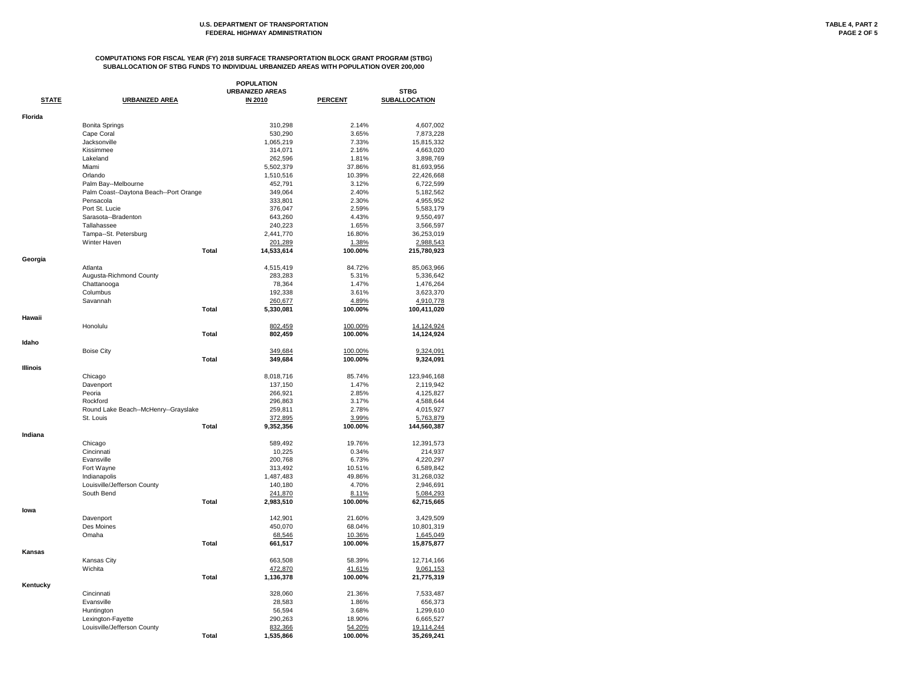U.S. DEPARTMENT OF TRANSPORTATION
FEDERAL HIGHWAY ADMINISTRATION

TABLE 4, PART 2

## COMPUTATIONS FOR FISCAL YEAR (FY) 2018 SURFACE TRANSPORTATION BLOCK GRANT PROGRAM (STBG) SUBALLOCATION OF STBG FUNDS TO INDIVIDUAL URBANIZED AREAS WITH POPULATION OVER 200,000

| STATE | URBANIZED AREA | | POPULATION URBANIZED AREAS IN 2010 | PERCENT | STBG SUBALLOCATION |
|---|---|---|---|---|---|
| **Florida** | | | | | |
| | Bonita Springs | | 310,298 | 2.14% | 4,607,002 |
| | Cape Coral | | 530,290 | 3.65% | 7,873,228 |
| | Jacksonville | | 1,065,219 | 7.33% | 15,815,332 |
| | Kissimmee | | 314,071 | 2.16% | 4,663,020 |
| | Lakeland | | 262,596 | 1.81% | 3,898,769 |
| | Miami | | 5,502,379 | 37.86% | 81,693,956 |
| | Orlando | | 1,510,516 | 10.39% | 22,426,668 |
| | Palm Bay--Melbourne | | 452,791 | 3.12% | 6,722,599 |
| | Palm Coast--Daytona Beach--Port Orange | | 349,064 | 2.40% | 5,182,562 |
| | Pensacola | | 333,801 | 2.30% | 4,955,952 |
| | Port St. Lucie | | 376,047 | 2.59% | 5,583,179 |
| | Sarasota--Bradenton | | 643,260 | 4.43% | 9,550,497 |
| | Tallahassee | | 240,223 | 1.65% | 3,566,597 |
| | Tampa--St. Petersburg | | 2,441,770 | 16.80% | 36,253,019 |
| | Winter Haven | | 201,289 | 1.38% | 2,988,543 |
| | | **Total** | **14,533,614** | **100.00%** | **215,780,923** |
| **Georgia** | | | | | |
| | Atlanta | | 4,515,419 | 84.72% | 85,063,966 |
| | Augusta-Richmond County | | 283,283 | 5.31% | 5,336,642 |
| | Chattanooga | | 78,364 | 1.47% | 1,476,264 |
| | Columbus | | 192,338 | 3.61% | 3,623,370 |
| | Savannah | | 260,677 | 4.89% | 4,910,778 |
| | | **Total** | **5,330,081** | **100.00%** | **100,411,020** |
| **Hawaii** | | | | | |
| | Honolulu | | 802,459 | 100.00% | 14,124,924 |
| | | **Total** | **802,459** | **100.00%** | **14,124,924** |
| **Idaho** | | | | | |
| | Boise City | | 349,684 | 100.00% | 9,324,091 |
| | | **Total** | **349,684** | **100.00%** | **9,324,091** |
| **Illinois** | | | | | |
| | Chicago | | 8,018,716 | 85.74% | 123,946,168 |
| | Davenport | | 137,150 | 1.47% | 2,119,942 |
| | Peoria | | 266,921 | 2.85% | 4,125,827 |
| | Rockford | | 296,863 | 3.17% | 4,588,644 |
| | Round Lake Beach--McHenry--Grayslake | | 259,811 | 2.78% | 4,015,927 |
| | St. Louis | | 372,895 | 3.99% | 5,763,879 |
| | | **Total** | **9,352,356** | **100.00%** | **144,560,387** |
| **Indiana** | | | | | |
| | Chicago | | 589,492 | 19.76% | 12,391,573 |
| | Cincinnati | | 10,225 | 0.34% | 214,937 |
| | Evansville | | 200,768 | 6.73% | 4,220,297 |
| | Fort Wayne | | 313,492 | 10.51% | 6,589,842 |
| | Indianapolis | | 1,487,483 | 49.86% | 31,268,032 |
| | Louisville/Jefferson County | | 140,180 | 4.70% | 2,946,691 |
| | South Bend | | 241,870 | 8.11% | 5,084,293 |
| | | **Total** | **2,983,510** | **100.00%** | **62,715,665** |
| **Iowa** | | | | | |
| | Davenport | | 142,901 | 21.60% | 3,429,509 |
| | Des Moines | | 450,070 | 68.04% | 10,801,319 |
| | Omaha | | 68,546 | 10.36% | 1,645,049 |
| | | **Total** | **661,517** | **100.00%** | **15,875,877** |
| **Kansas** | | | | | |
| | Kansas City | | 663,508 | 58.39% | 12,714,166 |
| | Wichita | | 472,870 | 41.61% | 9,061,153 |
| | | **Total** | **1,136,378** | **100.00%** | **21,775,319** |
| **Kentucky** | | | | | |
| | Cincinnati | | 328,060 | 21.36% | 7,533,487 |
| | Evansville | | 28,583 | 1.86% | 656,373 |
| | Huntington | | 56,594 | 3.68% | 1,299,610 |
| | Lexington-Fayette | | 290,263 | 18.90% | 6,665,527 |
| | Louisville/Jefferson County | | 832,366 | 54.20% | 19,114,244 |
| | | **Total** | **1,535,866** | **100.00%** | **35,269,241** |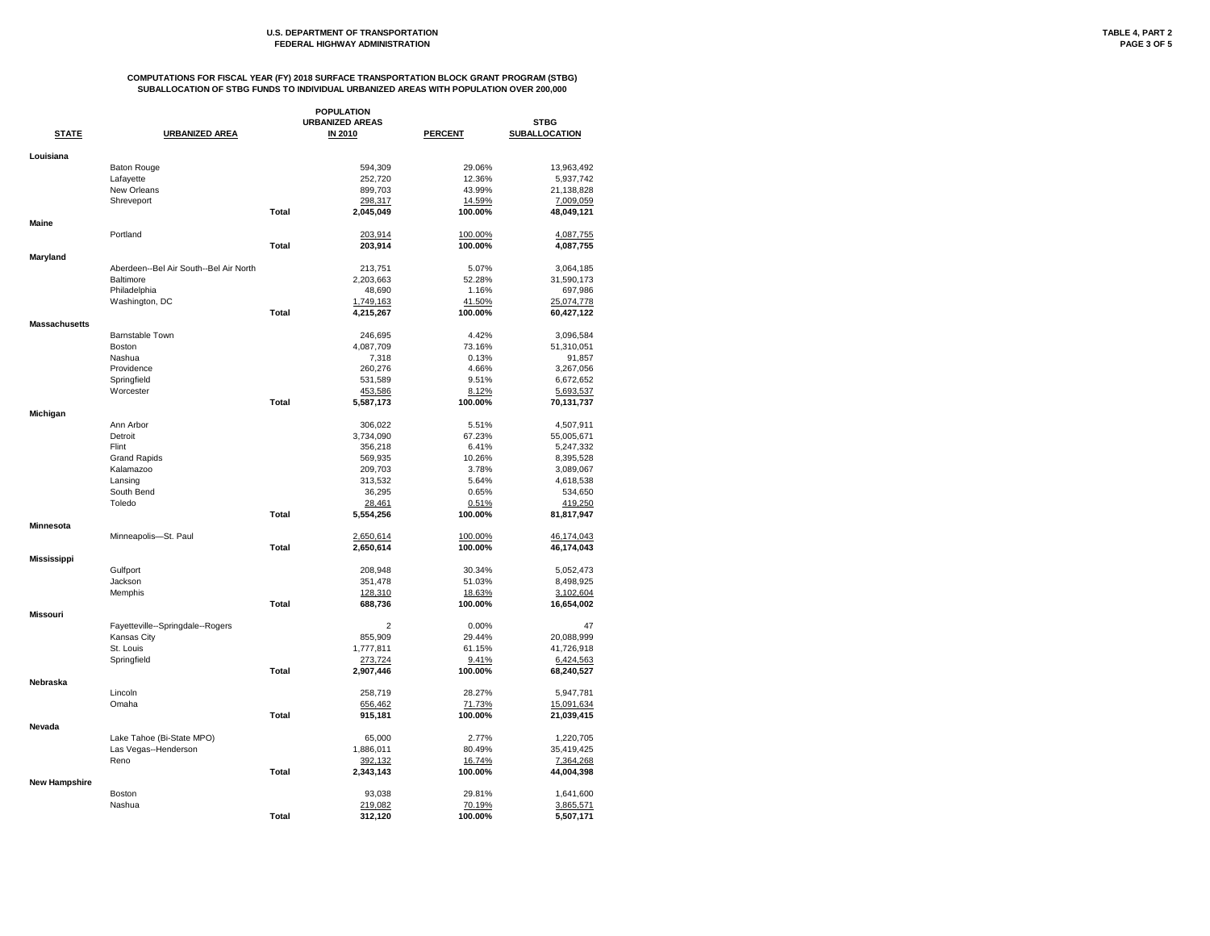U.S. DEPARTMENT OF TRANSPORTATION
FEDERAL HIGHWAY ADMINISTRATION

TABLE 4, PART 2

**COMPUTATIONS FOR FISCAL YEAR (FY) 2018 SURFACE TRANSPORTATION BLOCK GRANT PROGRAM (STBG)**
**SUBALLOCATION OF STBG FUNDS TO INDIVIDUAL URBANIZED AREAS WITH POPULATION OVER 200,000**

| STATE | URBANIZED AREA | | POPULATION URBANIZED AREAS IN 2010 | PERCENT | STBG SUBALLOCATION |
|---|---|---|---|---|---|
| **Louisiana** | | | | | |
| | Baton Rouge | | 594,309 | 29.06% | 13,963,492 |
| | Lafayette | | 252,720 | 12.36% | 5,937,742 |
| | New Orleans | | 899,703 | 43.99% | 21,138,828 |
| | Shreveport | | 298,317 | 14.59% | 7,009,059 |
| | | **Total** | **2,045,049** | **100.00%** | **48,049,121** |
| **Maine** | | | | | |
| | Portland | | 203,914 | 100.00% | 4,087,755 |
| | | **Total** | **203,914** | **100.00%** | **4,087,755** |
| **Maryland** | | | | | |
| | Aberdeen--Bel Air South--Bel Air North | | 213,751 | 5.07% | 3,064,185 |
| | Baltimore | | 2,203,663 | 52.28% | 31,590,173 |
| | Philadelphia | | 48,690 | 1.16% | 697,986 |
| | Washington, DC | | 1,749,163 | 41.50% | 25,074,778 |
| | | **Total** | **4,215,267** | **100.00%** | **60,427,122** |
| **Massachusetts** | | | | | |
| | Barnstable Town | | 246,695 | 4.42% | 3,096,584 |
| | Boston | | 4,087,709 | 73.16% | 51,310,051 |
| | Nashua | | 7,318 | 0.13% | 91,857 |
| | Providence | | 260,276 | 4.66% | 3,267,056 |
| | Springfield | | 531,589 | 9.51% | 6,672,652 |
| | Worcester | | 453,586 | 8.12% | 5,693,537 |
| | | **Total** | **5,587,173** | **100.00%** | **70,131,737** |
| **Michigan** | | | | | |
| | Ann Arbor | | 306,022 | 5.51% | 4,507,911 |
| | Detroit | | 3,734,090 | 67.23% | 55,005,671 |
| | Flint | | 356,218 | 6.41% | 5,247,332 |
| | Grand Rapids | | 569,935 | 10.26% | 8,395,528 |
| | Kalamazoo | | 209,703 | 3.78% | 3,089,067 |
| | Lansing | | 313,532 | 5.64% | 4,618,538 |
| | South Bend | | 36,295 | 0.65% | 534,650 |
| | Toledo | | 28,461 | 0.51% | 419,250 |
| | | **Total** | **5,554,256** | **100.00%** | **81,817,947** |
| **Minnesota** | | | | | |
| | Minneapolis—St. Paul | | 2,650,614 | 100.00% | 46,174,043 |
| | | **Total** | **2,650,614** | **100.00%** | **46,174,043** |
| **Mississippi** | | | | | |
| | Gulfport | | 208,948 | 30.34% | 5,052,473 |
| | Jackson | | 351,478 | 51.03% | 8,498,925 |
| | Memphis | | 128,310 | 18.63% | 3,102,604 |
| | | **Total** | **688,736** | **100.00%** | **16,654,002** |
| **Missouri** | | | | | |
| | Fayetteville--Springdale--Rogers | | 2 | 0.00% | 47 |
| | Kansas City | | 855,909 | 29.44% | 20,088,999 |
| | St. Louis | | 1,777,811 | 61.15% | 41,726,918 |
| | Springfield | | 273,724 | 9.41% | 6,424,563 |
| | | **Total** | **2,907,446** | **100.00%** | **68,240,527** |
| **Nebraska** | | | | | |
| | Lincoln | | 258,719 | 28.27% | 5,947,781 |
| | Omaha | | 656,462 | 71.73% | 15,091,634 |
| | | **Total** | **915,181** | **100.00%** | **21,039,415** |
| **Nevada** | | | | | |
| | Lake Tahoe (Bi-State MPO) | | 65,000 | 2.77% | 1,220,705 |
| | Las Vegas--Henderson | | 1,886,011 | 80.49% | 35,419,425 |
| | Reno | | 392,132 | 16.74% | 7,364,268 |
| | | **Total** | **2,343,143** | **100.00%** | **44,004,398** |
| **New Hampshire** | | | | | |
| | Boston | | 93,038 | 29.81% | 1,641,600 |
| | Nashua | | 219,082 | 70.19% | 3,865,571 |
| | | **Total** | **312,120** | **100.00%** | **5,507,171** |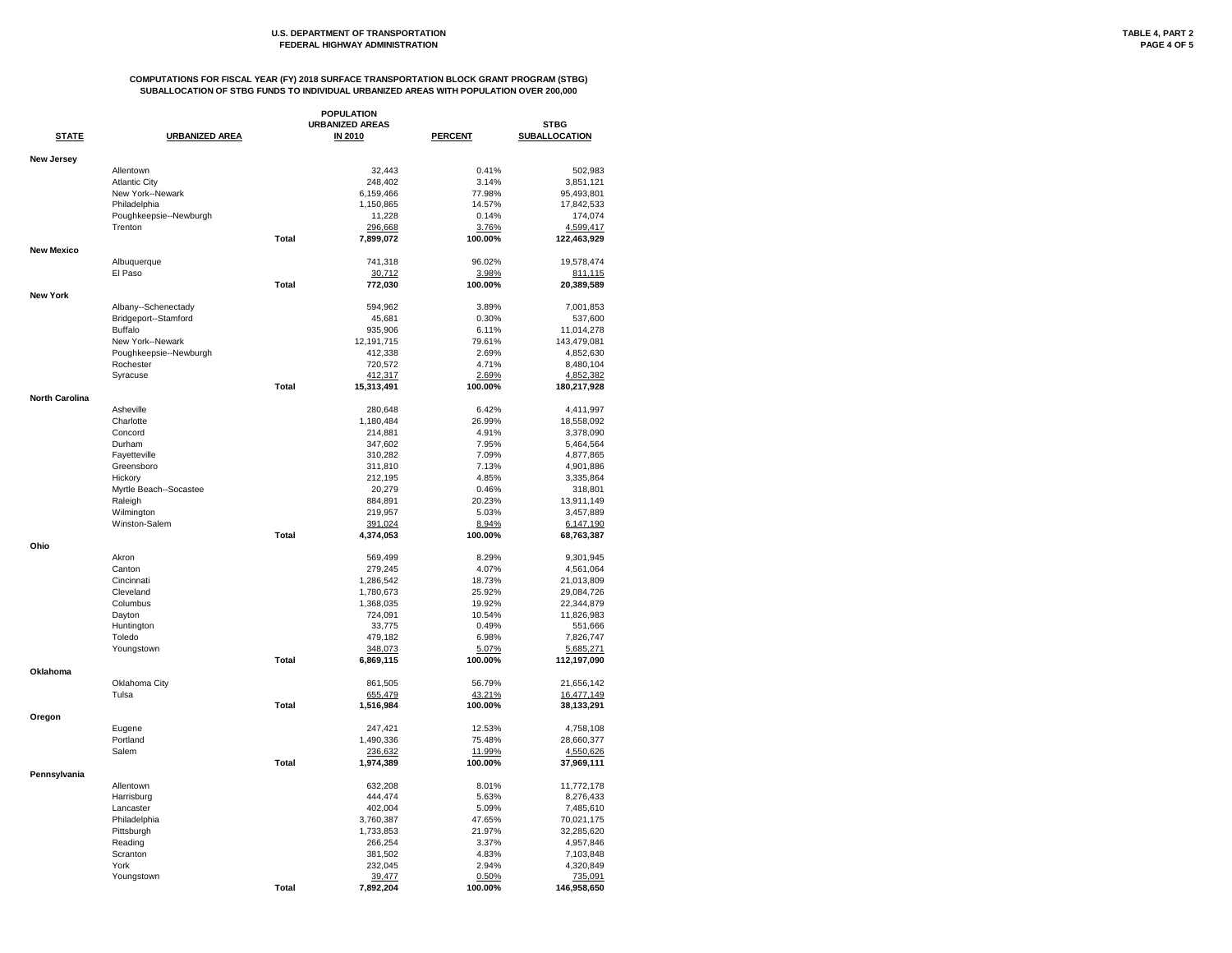U.S. DEPARTMENT OF TRANSPORTATION
FEDERAL HIGHWAY ADMINISTRATION

TABLE 4, PART 2

### COMPUTATIONS FOR FISCAL YEAR (FY) 2018 SURFACE TRANSPORTATION BLOCK GRANT PROGRAM (STBG)
### SUBALLOCATION OF STBG FUNDS TO INDIVIDUAL URBANIZED AREAS WITH POPULATION OVER 200,000

| STATE | URBANIZED AREA | | POPULATION URBANIZED AREAS IN 2010 | PERCENT | STBG SUBALLOCATION |
|---|---|---|---|---|---|
| **New Jersey** | | | | | |
| | Allentown | | 32,443 | 0.41% | 502,983 |
| | Atlantic City | | 248,402 | 3.14% | 3,851,121 |
| | New York--Newark | | 6,159,466 | 77.98% | 95,493,801 |
| | Philadelphia | | 1,150,865 | 14.57% | 17,842,533 |
| | Poughkeepsie--Newburgh | | 11,228 | 0.14% | 174,074 |
| | Trenton | | 296,668 | 3.76% | 4,599,417 |
| | | **Total** | **7,899,072** | **100.00%** | **122,463,929** |
| **New Mexico** | | | | | |
| | Albuquerque | | 741,318 | 96.02% | 19,578,474 |
| | El Paso | | 30,712 | 3.98% | 811,115 |
| | | **Total** | **772,030** | **100.00%** | **20,389,589** |
| **New York** | | | | | |
| | Albany--Schenectady | | 594,962 | 3.89% | 7,001,853 |
| | Bridgeport--Stamford | | 45,681 | 0.30% | 537,600 |
| | Buffalo | | 935,906 | 6.11% | 11,014,278 |
| | New York--Newark | | 12,191,715 | 79.61% | 143,479,081 |
| | Poughkeepsie--Newburgh | | 412,338 | 2.69% | 4,852,630 |
| | Rochester | | 720,572 | 4.71% | 8,480,104 |
| | Syracuse | | 412,317 | 2.69% | 4,852,382 |
| | | **Total** | **15,313,491** | **100.00%** | **180,217,928** |
| **North Carolina** | | | | | |
| | Asheville | | 280,648 | 6.42% | 4,411,997 |
| | Charlotte | | 1,180,484 | 26.99% | 18,558,092 |
| | Concord | | 214,881 | 4.91% | 3,378,090 |
| | Durham | | 347,602 | 7.95% | 5,464,564 |
| | Fayetteville | | 310,282 | 7.09% | 4,877,865 |
| | Greensboro | | 311,810 | 7.13% | 4,901,886 |
| | Hickory | | 212,195 | 4.85% | 3,335,864 |
| | Myrtle Beach--Socastee | | 20,279 | 0.46% | 318,801 |
| | Raleigh | | 884,891 | 20.23% | 13,911,149 |
| | Wilmington | | 219,957 | 5.03% | 3,457,889 |
| | Winston-Salem | | 391,024 | 8.94% | 6,147,190 |
| | | **Total** | **4,374,053** | **100.00%** | **68,763,387** |
| **Ohio** | | | | | |
| | Akron | | 569,499 | 8.29% | 9,301,945 |
| | Canton | | 279,245 | 4.07% | 4,561,064 |
| | Cincinnati | | 1,286,542 | 18.73% | 21,013,809 |
| | Cleveland | | 1,780,673 | 25.92% | 29,084,726 |
| | Columbus | | 1,368,035 | 19.92% | 22,344,879 |
| | Dayton | | 724,091 | 10.54% | 11,826,983 |
| | Huntington | | 33,775 | 0.49% | 551,666 |
| | Toledo | | 479,182 | 6.98% | 7,826,747 |
| | Youngstown | | 348,073 | 5.07% | 5,685,271 |
| | | **Total** | **6,869,115** | **100.00%** | **112,197,090** |
| **Oklahoma** | | | | | |
| | Oklahoma City | | 861,505 | 56.79% | 21,656,142 |
| | Tulsa | | 655,479 | 43.21% | 16,477,149 |
| | | **Total** | **1,516,984** | **100.00%** | **38,133,291** |
| **Oregon** | | | | | |
| | Eugene | | 247,421 | 12.53% | 4,758,108 |
| | Portland | | 1,490,336 | 75.48% | 28,660,377 |
| | Salem | | 236,632 | 11.99% | 4,550,626 |
| | | **Total** | **1,974,389** | **100.00%** | **37,969,111** |
| **Pennsylvania** | | | | | |
| | Allentown | | 632,208 | 8.01% | 11,772,178 |
| | Harrisburg | | 444,474 | 5.63% | 8,276,433 |
| | Lancaster | | 402,004 | 5.09% | 7,485,610 |
| | Philadelphia | | 3,760,387 | 47.65% | 70,021,175 |
| | Pittsburgh | | 1,733,853 | 21.97% | 32,285,620 |
| | Reading | | 266,254 | 3.37% | 4,957,846 |
| | Scranton | | 381,502 | 4.83% | 7,103,848 |
| | York | | 232,045 | 2.94% | 4,320,849 |
| | Youngstown | | 39,477 | 0.50% | 735,091 |
| | | **Total** | **7,892,204** | **100.00%** | **146,958,650** |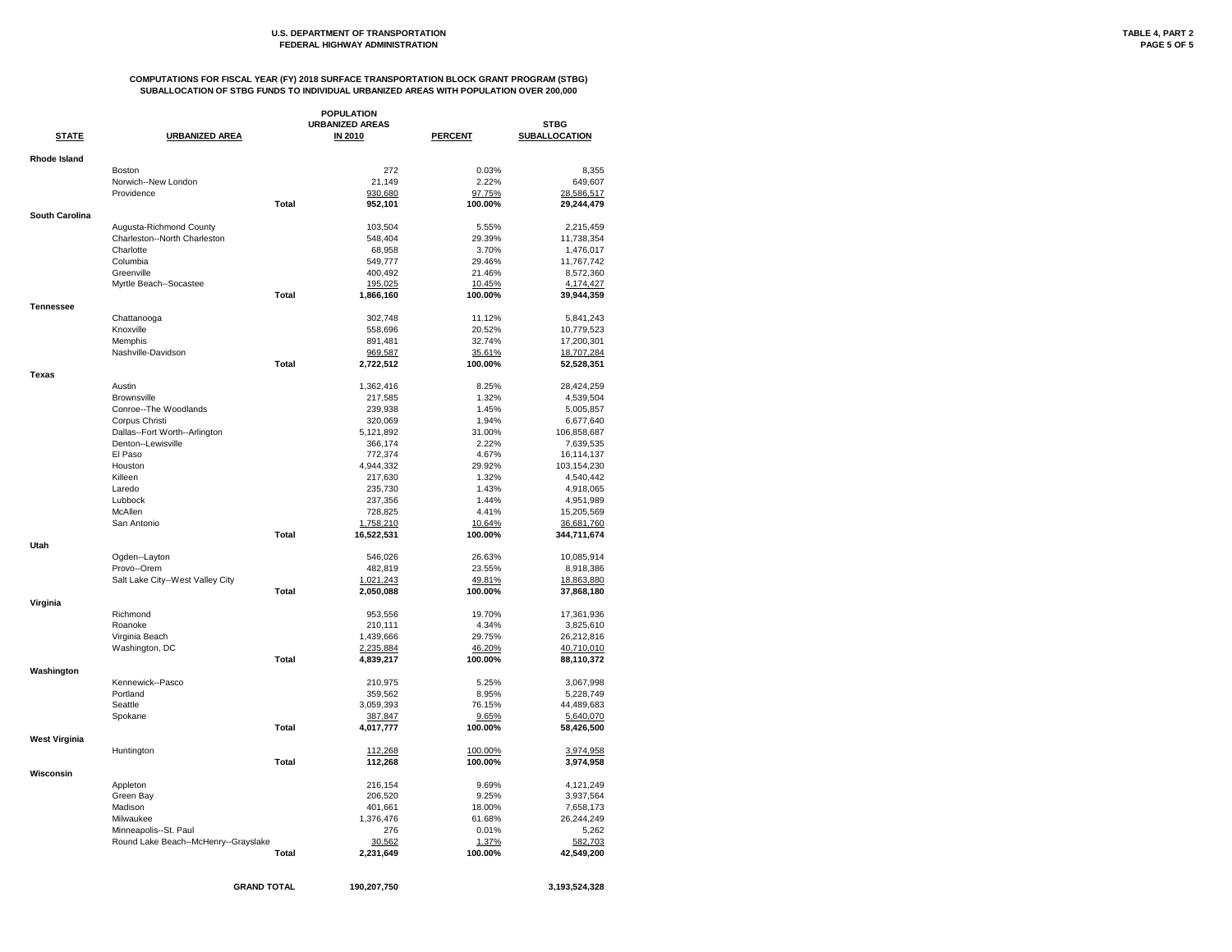U.S. DEPARTMENT OF TRANSPORTATION
FEDERAL HIGHWAY ADMINISTRATION

TABLE 4, PART 2

## COMPUTATIONS FOR FISCAL YEAR (FY) 2018 SURFACE TRANSPORTATION BLOCK GRANT PROGRAM (STBG)
## SUBALLOCATION OF STBG FUNDS TO INDIVIDUAL URBANIZED AREAS WITH POPULATION OVER 200,000

| STATE | URBANIZED AREA | | POPULATION URBANIZED AREAS IN 2010 | PERCENT | STBG SUBALLOCATION |
|---|---|---|---|---|---|
| **Rhode Island** | | | | | |
| | Boston | | 272 | 0.03% | 8,355 |
| | Norwich--New London | | 21,149 | 2.22% | 649,607 |
| | Providence | | 930,680 | 97.75% | 28,586,517 |
| | | **Total** | **952,101** | **100.00%** | **29,244,479** |
| **South Carolina** | | | | | |
| | Augusta-Richmond County | | 103,504 | 5.55% | 2,215,459 |
| | Charleston--North Charleston | | 548,404 | 29.39% | 11,738,354 |
| | Charlotte | | 68,958 | 3.70% | 1,476,017 |
| | Columbia | | 549,777 | 29.46% | 11,767,742 |
| | Greenville | | 400,492 | 21.46% | 8,572,360 |
| | Myrtle Beach--Socastee | | 195,025 | 10.45% | 4,174,427 |
| | | **Total** | **1,866,160** | **100.00%** | **39,944,359** |
| **Tennessee** | | | | | |
| | Chattanooga | | 302,748 | 11.12% | 5,841,243 |
| | Knoxville | | 558,696 | 20.52% | 10,779,523 |
| | Memphis | | 891,481 | 32.74% | 17,200,301 |
| | Nashville-Davidson | | 969,587 | 35.61% | 18,707,284 |
| | | **Total** | **2,722,512** | **100.00%** | **52,528,351** |
| **Texas** | | | | | |
| | Austin | | 1,362,416 | 8.25% | 28,424,259 |
| | Brownsville | | 217,585 | 1.32% | 4,539,504 |
| | Conroe--The Woodlands | | 239,938 | 1.45% | 5,005,857 |
| | Corpus Christi | | 320,069 | 1.94% | 6,677,640 |
| | Dallas--Fort Worth--Arlington | | 5,121,892 | 31.00% | 106,858,687 |
| | Denton--Lewisville | | 366,174 | 2.22% | 7,639,535 |
| | El Paso | | 772,374 | 4.67% | 16,114,137 |
| | Houston | | 4,944,332 | 29.92% | 103,154,230 |
| | Killeen | | 217,630 | 1.32% | 4,540,442 |
| | Laredo | | 235,730 | 1.43% | 4,918,065 |
| | Lubbock | | 237,356 | 1.44% | 4,951,989 |
| | McAllen | | 728,825 | 4.41% | 15,205,569 |
| | San Antonio | | 1,758,210 | 10.64% | 36,681,760 |
| | | **Total** | **16,522,531** | **100.00%** | **344,711,674** |
| **Utah** | | | | | |
| | Ogden--Layton | | 546,026 | 26.63% | 10,085,914 |
| | Provo--Orem | | 482,819 | 23.55% | 8,918,386 |
| | Salt Lake City--West Valley City | | 1,021,243 | 49.81% | 18,863,880 |
| | | **Total** | **2,050,088** | **100.00%** | **37,868,180** |
| **Virginia** | | | | | |
| | Richmond | | 953,556 | 19.70% | 17,361,936 |
| | Roanoke | | 210,111 | 4.34% | 3,825,610 |
| | Virginia Beach | | 1,439,666 | 29.75% | 26,212,816 |
| | Washington, DC | | 2,235,884 | 46.20% | 40,710,010 |
| | | **Total** | **4,839,217** | **100.00%** | **88,110,372** |
| **Washington** | | | | | |
| | Kennewick--Pasco | | 210,975 | 5.25% | 3,067,998 |
| | Portland | | 359,562 | 8.95% | 5,228,749 |
| | Seattle | | 3,059,393 | 76.15% | 44,489,683 |
| | Spokane | | 387,847 | 9.65% | 5,640,070 |
| | | **Total** | **4,017,777** | **100.00%** | **58,426,500** |
| **West Virginia** | | | | | |
| | Huntington | | 112,268 | 100.00% | 3,974,958 |
| | | **Total** | **112,268** | **100.00%** | **3,974,958** |
| **Wisconsin** | | | | | |
| | Appleton | | 216,154 | 9.69% | 4,121,249 |
| | Green Bay | | 206,520 | 9.25% | 3,937,564 |
| | Madison | | 401,661 | 18.00% | 7,658,173 |
| | Milwaukee | | 1,376,476 | 61.68% | 26,244,249 |
| | Minneapolis--St. Paul | | 276 | 0.01% | 5,262 |
| | Round Lake Beach--McHenry--Grayslake | | 30,562 | 1.37% | 582,703 |
| | | **Total** | **2,231,649** | **100.00%** | **42,549,200** |
| | | **GRAND TOTAL** | **190,207,750** | | **3,193,524,328** |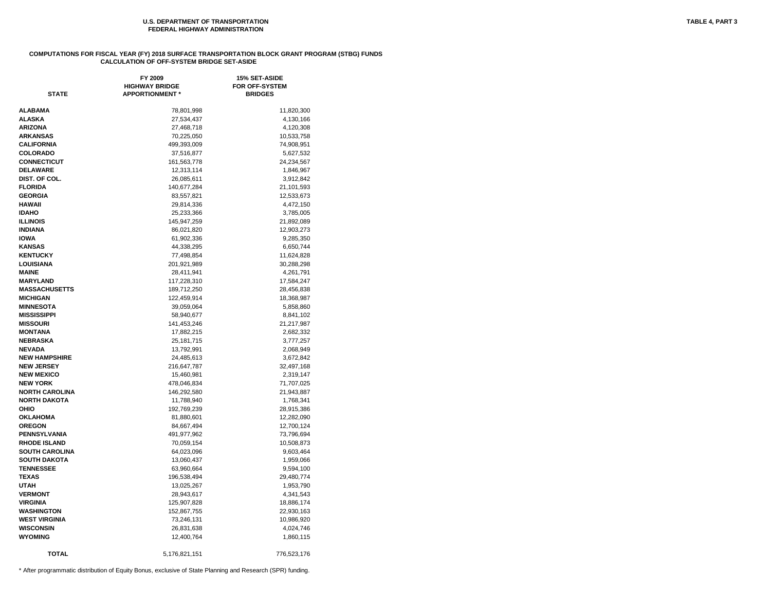U.S. DEPARTMENT OF TRANSPORTATION
FEDERAL HIGHWAY ADMINISTRATION

TABLE 4, PART 3

## COMPUTATIONS FOR FISCAL YEAR (FY) 2018 SURFACE TRANSPORTATION BLOCK GRANT PROGRAM (STBG) FUNDS
### CALCULATION OF OFF-SYSTEM BRIDGE SET-ASIDE

| STATE | FY 2009 HIGHWAY BRIDGE APPORTIONMENT * | 15% SET-ASIDE FOR OFF-SYSTEM BRIDGES |
|---|---|---|
| ALABAMA | 78,801,998 | 11,820,300 |
| ALASKA | 27,534,437 | 4,130,166 |
| ARIZONA | 27,468,718 | 4,120,308 |
| ARKANSAS | 70,225,050 | 10,533,758 |
| CALIFORNIA | 499,393,009 | 74,908,951 |
| COLORADO | 37,516,877 | 5,627,532 |
| CONNECTICUT | 161,563,778 | 24,234,567 |
| DELAWARE | 12,313,114 | 1,846,967 |
| DIST. OF COL. | 26,085,611 | 3,912,842 |
| FLORIDA | 140,677,284 | 21,101,593 |
| GEORGIA | 83,557,821 | 12,533,673 |
| HAWAII | 29,814,336 | 4,472,150 |
| IDAHO | 25,233,366 | 3,785,005 |
| ILLINOIS | 145,947,259 | 21,892,089 |
| INDIANA | 86,021,820 | 12,903,273 |
| IOWA | 61,902,336 | 9,285,350 |
| KANSAS | 44,338,295 | 6,650,744 |
| KENTUCKY | 77,498,854 | 11,624,828 |
| LOUISIANA | 201,921,989 | 30,288,298 |
| MAINE | 28,411,941 | 4,261,791 |
| MARYLAND | 117,228,310 | 17,584,247 |
| MASSACHUSETTS | 189,712,250 | 28,456,838 |
| MICHIGAN | 122,459,914 | 18,368,987 |
| MINNESOTA | 39,059,064 | 5,858,860 |
| MISSISSIPPI | 58,940,677 | 8,841,102 |
| MISSOURI | 141,453,246 | 21,217,987 |
| MONTANA | 17,882,215 | 2,682,332 |
| NEBRASKA | 25,181,715 | 3,777,257 |
| NEVADA | 13,792,991 | 2,068,949 |
| NEW HAMPSHIRE | 24,485,613 | 3,672,842 |
| NEW JERSEY | 216,647,787 | 32,497,168 |
| NEW MEXICO | 15,460,981 | 2,319,147 |
| NEW YORK | 478,046,834 | 71,707,025 |
| NORTH CAROLINA | 146,292,580 | 21,943,887 |
| NORTH DAKOTA | 11,788,940 | 1,768,341 |
| OHIO | 192,769,239 | 28,915,386 |
| OKLAHOMA | 81,880,601 | 12,282,090 |
| OREGON | 84,667,494 | 12,700,124 |
| PENNSYLVANIA | 491,977,962 | 73,796,694 |
| RHODE ISLAND | 70,059,154 | 10,508,873 |
| SOUTH CAROLINA | 64,023,096 | 9,603,464 |
| SOUTH DAKOTA | 13,060,437 | 1,959,066 |
| TENNESSEE | 63,960,664 | 9,594,100 |
| TEXAS | 196,538,494 | 29,480,774 |
| UTAH | 13,025,267 | 1,953,790 |
| VERMONT | 28,943,617 | 4,341,543 |
| VIRGINIA | 125,907,828 | 18,886,174 |
| WASHINGTON | 152,867,755 | 22,930,163 |
| WEST VIRGINIA | 73,246,131 | 10,986,920 |
| WISCONSIN | 26,831,638 | 4,024,746 |
| WYOMING | 12,400,764 | 1,860,115 |
| TOTAL | 5,176,821,151 | 776,523,176 |

* After programmatic distribution of Equity Bonus, exclusive of State Planning and Research (SPR) funding.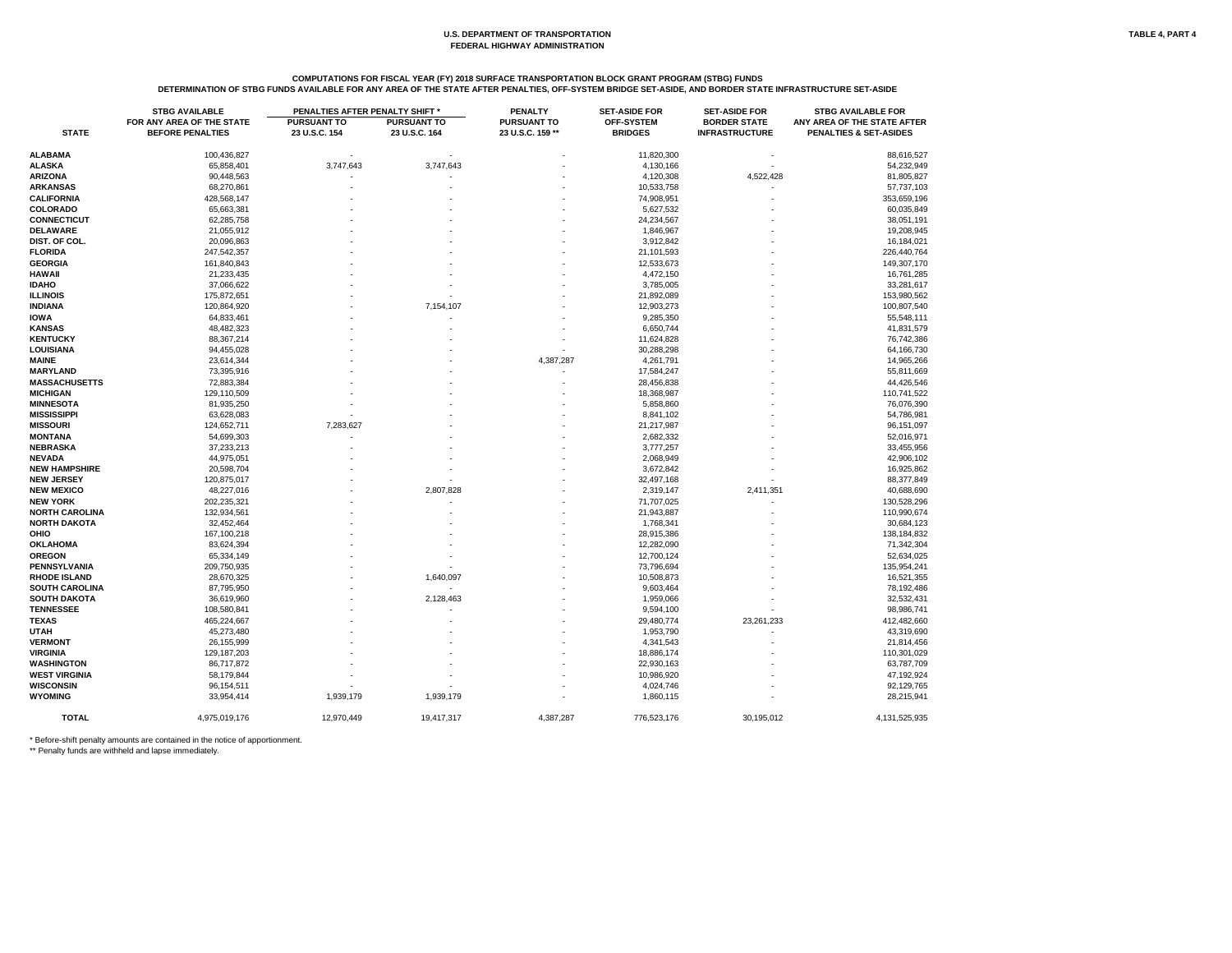U.S. DEPARTMENT OF TRANSPORTATION
FEDERAL HIGHWAY ADMINISTRATION

TABLE 4, PART 4

COMPUTATIONS FOR FISCAL YEAR (FY) 2018 SURFACE TRANSPORTATION BLOCK GRANT PROGRAM (STBG) FUNDS
DETERMINATION OF STBG FUNDS AVAILABLE FOR ANY AREA OF THE STATE AFTER PENALTIES, OFF-SYSTEM BRIDGE SET-ASIDE, AND BORDER STATE INFRASTRUCTURE SET-ASIDE

| STATE | STBG AVAILABLE FOR ANY AREA OF THE STATE BEFORE PENALTIES | PENALTIES AFTER PENALTY SHIFT * | | PENALTY PURSUANT TO 23 U.S.C. 159 ** | SET-ASIDE FOR OFF-SYSTEM BRIDGES | SET-ASIDE FOR BORDER STATE INFRASTRUCTURE | STBG AVAILABLE FOR ANY AREA OF THE STATE AFTER PENALTIES & SET-ASIDES |
|---|---|---|---|---|---|---|---|
| | | PURSUANT TO 23 U.S.C. 154 | PURSUANT TO 23 U.S.C. 164 | | | | |
| ALABAMA | 100,436,827 | - | - | - | 11,820,300 | - | 88,616,527 |
| ALASKA | 65,858,401 | 3,747,643 | 3,747,643 | - | 4,130,166 | - | 54,232,949 |
| ARIZONA | 90,448,563 | - | - | - | 4,120,308 | 4,522,428 | 81,805,827 |
| ARKANSAS | 68,270,861 | - | - | - | 10,533,758 | - | 57,737,103 |
| CALIFORNIA | 428,568,147 | - | - | - | 74,908,951 | - | 353,659,196 |
| COLORADO | 65,663,381 | - | - | - | 5,627,532 | - | 60,035,849 |
| CONNECTICUT | 62,285,758 | - | - | - | 24,234,567 | - | 38,051,191 |
| DELAWARE | 21,055,912 | - | - | - | 1,846,967 | - | 19,208,945 |
| DIST. OF COL. | 20,096,863 | - | - | - | 3,912,842 | - | 16,184,021 |
| FLORIDA | 247,542,357 | - | - | - | 21,101,593 | - | 226,440,764 |
| GEORGIA | 161,840,843 | - | - | - | 12,533,673 | - | 149,307,170 |
| HAWAII | 21,233,435 | - | - | - | 4,472,150 | - | 16,761,285 |
| IDAHO | 37,066,622 | - | - | - | 3,785,005 | - | 33,281,617 |
| ILLINOIS | 175,872,651 | - | - | - | 21,892,089 | - | 153,980,562 |
| INDIANA | 120,864,920 | - | 7,154,107 | - | 12,903,273 | - | 100,807,540 |
| IOWA | 64,833,461 | - | - | - | 9,285,350 | - | 55,548,111 |
| KANSAS | 48,482,323 | - | - | - | 6,650,744 | - | 41,831,579 |
| KENTUCKY | 88,367,214 | - | - | - | 11,624,828 | - | 76,742,386 |
| LOUISIANA | 94,455,028 | - | - | - | 30,288,298 | - | 64,166,730 |
| MAINE | 23,614,344 | - | - | 4,387,287 | 4,261,791 | - | 14,965,266 |
| MARYLAND | 73,395,916 | - | - | - | 17,584,247 | - | 55,811,669 |
| MASSACHUSETTS | 72,883,384 | - | - | - | 28,456,838 | - | 44,426,546 |
| MICHIGAN | 129,110,509 | - | - | - | 18,368,987 | - | 110,741,522 |
| MINNESOTA | 81,935,250 | - | - | - | 5,858,860 | - | 76,076,390 |
| MISSISSIPPI | 63,628,083 | - | - | - | 8,841,102 | - | 54,786,981 |
| MISSOURI | 124,652,711 | 7,283,627 | - | - | 21,217,987 | - | 96,151,097 |
| MONTANA | 54,699,303 | - | - | - | 2,682,332 | - | 52,016,971 |
| NEBRASKA | 37,233,213 | - | - | - | 3,777,257 | - | 33,455,956 |
| NEVADA | 44,975,051 | - | - | - | 2,068,949 | - | 42,906,102 |
| NEW HAMPSHIRE | 20,598,704 | - | - | - | 3,672,842 | - | 16,925,862 |
| NEW JERSEY | 120,875,017 | - | - | - | 32,497,168 | - | 88,377,849 |
| NEW MEXICO | 48,227,016 | - | 2,807,828 | - | 2,319,147 | 2,411,351 | 40,688,690 |
| NEW YORK | 202,235,321 | - | - | - | 71,707,025 | - | 130,528,296 |
| NORTH CAROLINA | 132,934,561 | - | - | - | 21,943,887 | - | 110,990,674 |
| NORTH DAKOTA | 32,452,464 | - | - | - | 1,768,341 | - | 30,684,123 |
| OHIO | 167,100,218 | - | - | - | 28,915,386 | - | 138,184,832 |
| OKLAHOMA | 83,624,394 | - | - | - | 12,282,090 | - | 71,342,304 |
| OREGON | 65,334,149 | - | - | - | 12,700,124 | - | 52,634,025 |
| PENNSYLVANIA | 209,750,935 | - | - | - | 73,796,694 | - | 135,954,241 |
| RHODE ISLAND | 28,670,325 | - | 1,640,097 | - | 10,508,873 | - | 16,521,355 |
| SOUTH CAROLINA | 87,795,950 | - | - | - | 9,603,464 | - | 78,192,486 |
| SOUTH DAKOTA | 36,619,960 | - | 2,128,463 | - | 1,959,066 | - | 32,532,431 |
| TENNESSEE | 108,580,841 | - | - | - | 9,594,100 | - | 98,986,741 |
| TEXAS | 465,224,667 | - | - | - | 29,480,774 | 23,261,233 | 412,482,660 |
| UTAH | 45,273,480 | - | - | - | 1,953,790 | - | 43,319,690 |
| VERMONT | 26,155,999 | - | - | - | 4,341,543 | - | 21,814,456 |
| VIRGINIA | 129,187,203 | - | - | - | 18,886,174 | - | 110,301,029 |
| WASHINGTON | 86,717,872 | - | - | - | 22,930,163 | - | 63,787,709 |
| WEST VIRGINIA | 58,179,844 | - | - | - | 10,986,920 | - | 47,192,924 |
| WISCONSIN | 96,154,511 | - | - | - | 4,024,746 | - | 92,129,765 |
| WYOMING | 33,954,414 | 1,939,179 | 1,939,179 | - | 1,860,115 | - | 28,215,941 |
| TOTAL | 4,975,019,176 | 12,970,449 | 19,417,317 | 4,387,287 | 776,523,176 | 30,195,012 | 4,131,525,935 |

* Before-shift penalty amounts are contained in the notice of apportionment.
** Penalty funds are withheld and lapse immediately.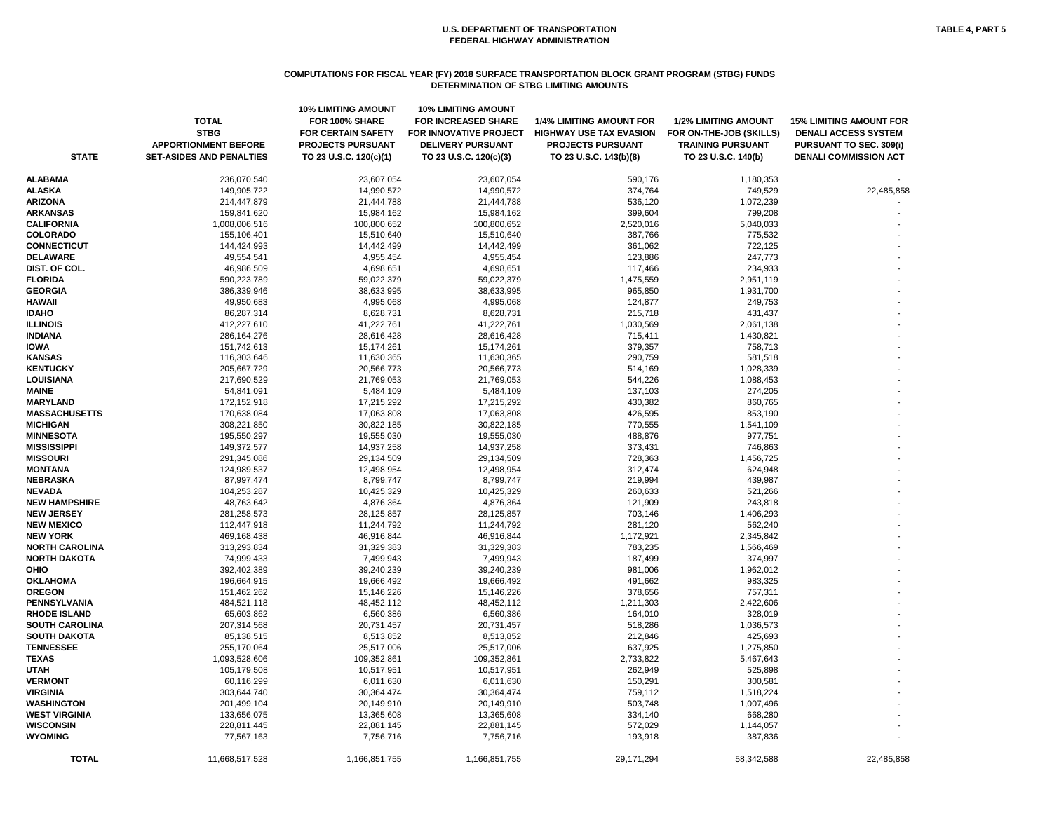U.S. DEPARTMENT OF TRANSPORTATION
FEDERAL HIGHWAY ADMINISTRATION

TABLE 4, PART 5

### COMPUTATIONS FOR FISCAL YEAR (FY) 2018 SURFACE TRANSPORTATION BLOCK GRANT PROGRAM (STBG) FUNDS
### DETERMINATION OF STBG LIMITING AMOUNTS

| STATE | TOTAL STBG APPORTIONMENT BEFORE SET-ASIDES AND PENALTIES | 10% LIMITING AMOUNT FOR 100% SHARE FOR CERTAIN SAFETY PROJECTS PURSUANT TO 23 U.S.C. 120(c)(1) | 10% LIMITING AMOUNT FOR INCREASED SHARE FOR INNOVATIVE PROJECT DELIVERY PURSUANT TO 23 U.S.C. 120(c)(3) | 1/4% LIMITING AMOUNT FOR HIGHWAY USE TAX EVASION PROJECTS PURSUANT TO 23 U.S.C. 143(b)(8) | 1/2% LIMITING AMOUNT FOR ON-THE-JOB (SKILLS) TRAINING PURSUANT TO 23 U.S.C. 140(b) | 15% LIMITING AMOUNT FOR DENALI ACCESS SYSTEM PURSUANT TO SEC. 309(i) DENALI COMMISSION ACT |
|---|---|---|---|---|---|---|
| ALABAMA | 236,070,540 | 23,607,054 | 23,607,054 | 590,176 | 1,180,353 | - |
| ALASKA | 149,905,722 | 14,990,572 | 14,990,572 | 374,764 | 749,529 | 22,485,858 |
| ARIZONA | 214,447,879 | 21,444,788 | 21,444,788 | 536,120 | 1,072,239 | - |
| ARKANSAS | 159,841,620 | 15,984,162 | 15,984,162 | 399,604 | 799,208 | - |
| CALIFORNIA | 1,008,006,516 | 100,800,652 | 100,800,652 | 2,520,016 | 5,040,033 | - |
| COLORADO | 155,106,401 | 15,510,640 | 15,510,640 | 387,766 | 775,532 | - |
| CONNECTICUT | 144,424,993 | 14,442,499 | 14,442,499 | 361,062 | 722,125 | - |
| DELAWARE | 49,554,541 | 4,955,454 | 4,955,454 | 123,886 | 247,773 | - |
| DIST. OF COL. | 46,986,509 | 4,698,651 | 4,698,651 | 117,466 | 234,933 | - |
| FLORIDA | 590,223,789 | 59,022,379 | 59,022,379 | 1,475,559 | 2,951,119 | - |
| GEORGIA | 386,339,946 | 38,633,995 | 38,633,995 | 965,850 | 1,931,700 | - |
| HAWAII | 49,950,683 | 4,995,068 | 4,995,068 | 124,877 | 249,753 | - |
| IDAHO | 86,287,314 | 8,628,731 | 8,628,731 | 215,718 | 431,437 | - |
| ILLINOIS | 412,227,610 | 41,222,761 | 41,222,761 | 1,030,569 | 2,061,138 | - |
| INDIANA | 286,164,276 | 28,616,428 | 28,616,428 | 715,411 | 1,430,821 | - |
| IOWA | 151,742,613 | 15,174,261 | 15,174,261 | 379,357 | 758,713 | - |
| KANSAS | 116,303,646 | 11,630,365 | 11,630,365 | 290,759 | 581,518 | - |
| KENTUCKY | 205,667,729 | 20,566,773 | 20,566,773 | 514,169 | 1,028,339 | - |
| LOUISIANA | 217,690,529 | 21,769,053 | 21,769,053 | 544,226 | 1,088,453 | - |
| MAINE | 54,841,091 | 5,484,109 | 5,484,109 | 137,103 | 274,205 | - |
| MARYLAND | 172,152,918 | 17,215,292 | 17,215,292 | 430,382 | 860,765 | - |
| MASSACHUSETTS | 170,638,084 | 17,063,808 | 17,063,808 | 426,595 | 853,190 | - |
| MICHIGAN | 308,221,850 | 30,822,185 | 30,822,185 | 770,555 | 1,541,109 | - |
| MINNESOTA | 195,550,297 | 19,555,030 | 19,555,030 | 488,876 | 977,751 | - |
| MISSISSIPPI | 149,372,577 | 14,937,258 | 14,937,258 | 373,431 | 746,863 | - |
| MISSOURI | 291,345,086 | 29,134,509 | 29,134,509 | 728,363 | 1,456,725 | - |
| MONTANA | 124,989,537 | 12,498,954 | 12,498,954 | 312,474 | 624,948 | - |
| NEBRASKA | 87,997,474 | 8,799,747 | 8,799,747 | 219,994 | 439,987 | - |
| NEVADA | 104,253,287 | 10,425,329 | 10,425,329 | 260,633 | 521,266 | - |
| NEW HAMPSHIRE | 48,763,642 | 4,876,364 | 4,876,364 | 121,909 | 243,818 | - |
| NEW JERSEY | 281,258,573 | 28,125,857 | 28,125,857 | 703,146 | 1,406,293 | - |
| NEW MEXICO | 112,447,918 | 11,244,792 | 11,244,792 | 281,120 | 562,240 | - |
| NEW YORK | 469,168,438 | 46,916,844 | 46,916,844 | 1,172,921 | 2,345,842 | - |
| NORTH CAROLINA | 313,293,834 | 31,329,383 | 31,329,383 | 783,235 | 1,566,469 | - |
| NORTH DAKOTA | 74,999,433 | 7,499,943 | 7,499,943 | 187,499 | 374,997 | - |
| OHIO | 392,402,389 | 39,240,239 | 39,240,239 | 981,006 | 1,962,012 | - |
| OKLAHOMA | 196,664,915 | 19,666,492 | 19,666,492 | 491,662 | 983,325 | - |
| OREGON | 151,462,262 | 15,146,226 | 15,146,226 | 378,656 | 757,311 | - |
| PENNSYLVANIA | 484,521,118 | 48,452,112 | 48,452,112 | 1,211,303 | 2,422,606 | - |
| RHODE ISLAND | 65,603,862 | 6,560,386 | 6,560,386 | 164,010 | 328,019 | - |
| SOUTH CAROLINA | 207,314,568 | 20,731,457 | 20,731,457 | 518,286 | 1,036,573 | - |
| SOUTH DAKOTA | 85,138,515 | 8,513,852 | 8,513,852 | 212,846 | 425,693 | - |
| TENNESSEE | 255,170,064 | 25,517,006 | 25,517,006 | 637,925 | 1,275,850 | - |
| TEXAS | 1,093,528,606 | 109,352,861 | 109,352,861 | 2,733,822 | 5,467,643 | - |
| UTAH | 105,179,508 | 10,517,951 | 10,517,951 | 262,949 | 525,898 | - |
| VERMONT | 60,116,299 | 6,011,630 | 6,011,630 | 150,291 | 300,581 | - |
| VIRGINIA | 303,644,740 | 30,364,474 | 30,364,474 | 759,112 | 1,518,224 | - |
| WASHINGTON | 201,499,104 | 20,149,910 | 20,149,910 | 503,748 | 1,007,496 | - |
| WEST VIRGINIA | 133,656,075 | 13,365,608 | 13,365,608 | 334,140 | 668,280 | - |
| WISCONSIN | 228,811,445 | 22,881,145 | 22,881,145 | 572,029 | 1,144,057 | - |
| WYOMING | 77,567,163 | 7,756,716 | 7,756,716 | 193,918 | 387,836 | - |
| TOTAL | 11,668,517,528 | 1,166,851,755 | 1,166,851,755 | 29,171,294 | 58,342,588 | 22,485,858 |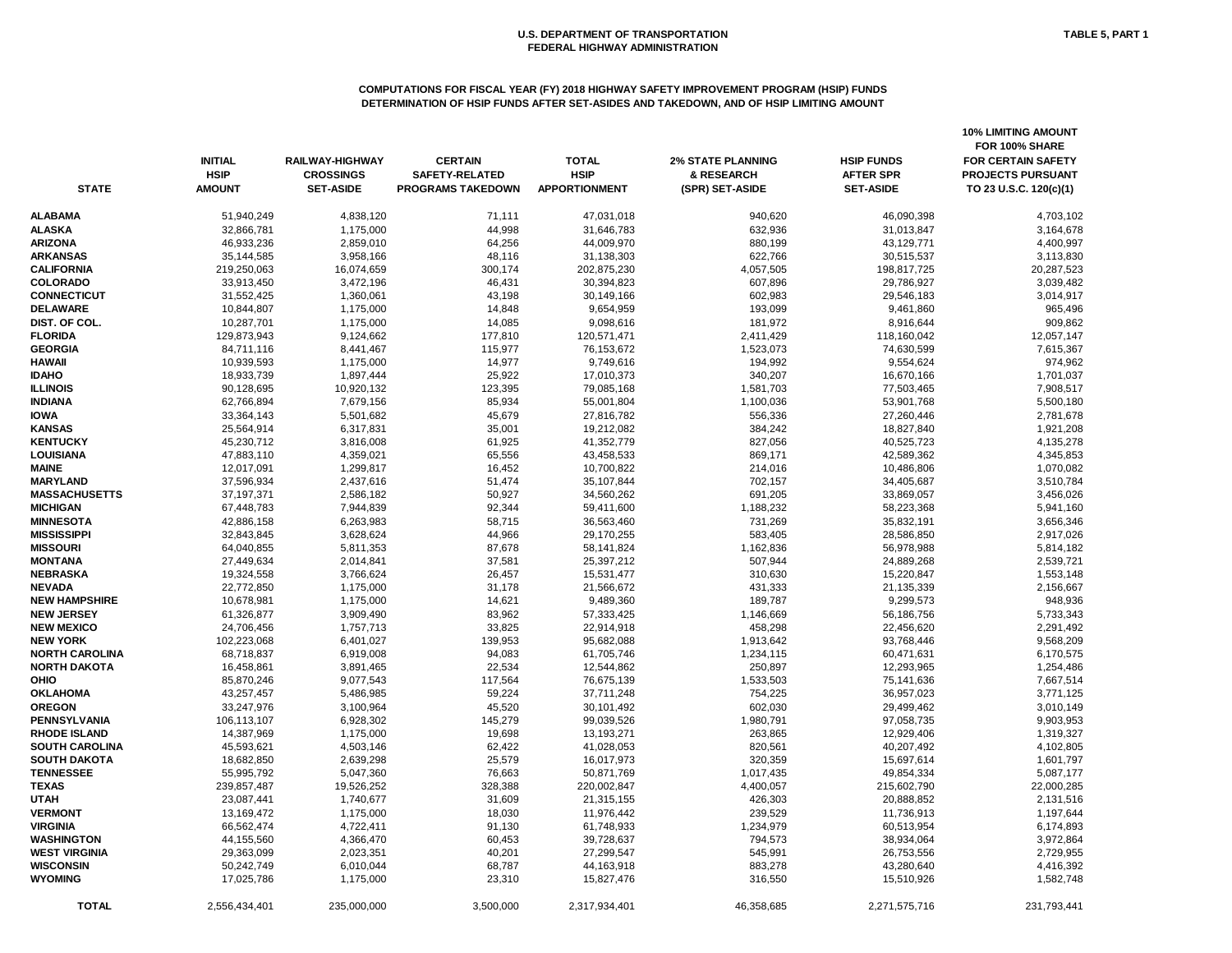U.S. DEPARTMENT OF TRANSPORTATION
FEDERAL HIGHWAY ADMINISTRATION

TABLE 5, PART 1

## COMPUTATIONS FOR FISCAL YEAR (FY) 2018 HIGHWAY SAFETY IMPROVEMENT PROGRAM (HSIP) FUNDS
## DETERMINATION OF HSIP FUNDS AFTER SET-ASIDES AND TAKEDOWN, AND OF HSIP LIMITING AMOUNT

| STATE | INITIAL HSIP AMOUNT | RAILWAY-HIGHWAY CROSSINGS SET-ASIDE | CERTAIN SAFETY-RELATED PROGRAMS TAKEDOWN | TOTAL HSIP APPORTIONMENT | 2% STATE PLANNING & RESEARCH (SPR) SET-ASIDE | HSIP FUNDS AFTER SPR SET-ASIDE | 10% LIMITING AMOUNT FOR 100% SHARE FOR CERTAIN SAFETY PROJECTS PURSUANT TO 23 U.S.C. 120(c)(1) |
|---|---|---|---|---|---|---|---|
| ALABAMA | 51,940,249 | 4,838,120 | 71,111 | 47,031,018 | 940,620 | 46,090,398 | 4,703,102 |
| ALASKA | 32,866,781 | 1,175,000 | 44,998 | 31,646,783 | 632,936 | 31,013,847 | 3,164,678 |
| ARIZONA | 46,933,236 | 2,859,010 | 64,256 | 44,009,970 | 880,199 | 43,129,771 | 4,400,997 |
| ARKANSAS | 35,144,585 | 3,958,166 | 48,116 | 31,138,303 | 622,766 | 30,515,537 | 3,113,830 |
| CALIFORNIA | 219,250,063 | 16,074,659 | 300,174 | 202,875,230 | 4,057,505 | 198,817,725 | 20,287,523 |
| COLORADO | 33,913,450 | 3,472,196 | 46,431 | 30,394,823 | 607,896 | 29,786,927 | 3,039,482 |
| CONNECTICUT | 31,552,425 | 1,360,061 | 43,198 | 30,149,166 | 602,983 | 29,546,183 | 3,014,917 |
| DELAWARE | 10,844,807 | 1,175,000 | 14,848 | 9,654,959 | 193,099 | 9,461,860 | 965,496 |
| DIST. OF COL. | 10,287,701 | 1,175,000 | 14,085 | 9,098,616 | 181,972 | 8,916,644 | 909,862 |
| FLORIDA | 129,873,943 | 9,124,662 | 177,810 | 120,571,471 | 2,411,429 | 118,160,042 | 12,057,147 |
| GEORGIA | 84,711,116 | 8,441,467 | 115,977 | 76,153,672 | 1,523,073 | 74,630,599 | 7,615,367 |
| HAWAII | 10,939,593 | 1,175,000 | 14,977 | 9,749,616 | 194,992 | 9,554,624 | 974,962 |
| IDAHO | 18,933,739 | 1,897,444 | 25,922 | 17,010,373 | 340,207 | 16,670,166 | 1,701,037 |
| ILLINOIS | 90,128,695 | 10,920,132 | 123,395 | 79,085,168 | 1,581,703 | 77,503,465 | 7,908,517 |
| INDIANA | 62,766,894 | 7,679,156 | 85,934 | 55,001,804 | 1,100,036 | 53,901,768 | 5,500,180 |
| IOWA | 33,364,143 | 5,501,682 | 45,679 | 27,816,782 | 556,336 | 27,260,446 | 2,781,678 |
| KANSAS | 25,564,914 | 6,317,831 | 35,001 | 19,212,082 | 384,242 | 18,827,840 | 1,921,208 |
| KENTUCKY | 45,230,712 | 3,816,008 | 61,925 | 41,352,779 | 827,056 | 40,525,723 | 4,135,278 |
| LOUISIANA | 47,883,110 | 4,359,021 | 65,556 | 43,458,533 | 869,171 | 42,589,362 | 4,345,853 |
| MAINE | 12,017,091 | 1,299,817 | 16,452 | 10,700,822 | 214,016 | 10,486,806 | 1,070,082 |
| MARYLAND | 37,596,934 | 2,437,616 | 51,474 | 35,107,844 | 702,157 | 34,405,687 | 3,510,784 |
| MASSACHUSETTS | 37,197,371 | 2,586,182 | 50,927 | 34,560,262 | 691,205 | 33,869,057 | 3,456,026 |
| MICHIGAN | 67,448,783 | 7,944,839 | 92,344 | 59,411,600 | 1,188,232 | 58,223,368 | 5,941,160 |
| MINNESOTA | 42,886,158 | 6,263,983 | 58,715 | 36,563,460 | 731,269 | 35,832,191 | 3,656,346 |
| MISSISSIPPI | 32,843,845 | 3,628,624 | 44,966 | 29,170,255 | 583,405 | 28,586,850 | 2,917,026 |
| MISSOURI | 64,040,855 | 5,811,353 | 87,678 | 58,141,824 | 1,162,836 | 56,978,988 | 5,814,182 |
| MONTANA | 27,449,634 | 2,014,841 | 37,581 | 25,397,212 | 507,944 | 24,889,268 | 2,539,721 |
| NEBRASKA | 19,324,558 | 3,766,624 | 26,457 | 15,531,477 | 310,630 | 15,220,847 | 1,553,148 |
| NEVADA | 22,772,850 | 1,175,000 | 31,178 | 21,566,672 | 431,333 | 21,135,339 | 2,156,667 |
| NEW HAMPSHIRE | 10,678,981 | 1,175,000 | 14,621 | 9,489,360 | 189,787 | 9,299,573 | 948,936 |
| NEW JERSEY | 61,326,877 | 3,909,490 | 83,962 | 57,333,425 | 1,146,669 | 56,186,756 | 5,733,343 |
| NEW MEXICO | 24,706,456 | 1,757,713 | 33,825 | 22,914,918 | 458,298 | 22,456,620 | 2,291,492 |
| NEW YORK | 102,223,068 | 6,401,027 | 139,953 | 95,682,088 | 1,913,642 | 93,768,446 | 9,568,209 |
| NORTH CAROLINA | 68,718,837 | 6,919,008 | 94,083 | 61,705,746 | 1,234,115 | 60,471,631 | 6,170,575 |
| NORTH DAKOTA | 16,458,861 | 3,891,465 | 22,534 | 12,544,862 | 250,897 | 12,293,965 | 1,254,486 |
| OHIO | 85,870,246 | 9,077,543 | 117,564 | 76,675,139 | 1,533,503 | 75,141,636 | 7,667,514 |
| OKLAHOMA | 43,257,457 | 5,486,985 | 59,224 | 37,711,248 | 754,225 | 36,957,023 | 3,771,125 |
| OREGON | 33,247,976 | 3,100,964 | 45,520 | 30,101,492 | 602,030 | 29,499,462 | 3,010,149 |
| PENNSYLVANIA | 106,113,107 | 6,928,302 | 145,279 | 99,039,526 | 1,980,791 | 97,058,735 | 9,903,953 |
| RHODE ISLAND | 14,387,969 | 1,175,000 | 19,698 | 13,193,271 | 263,865 | 12,929,406 | 1,319,327 |
| SOUTH CAROLINA | 45,593,621 | 4,503,146 | 62,422 | 41,028,053 | 820,561 | 40,207,492 | 4,102,805 |
| SOUTH DAKOTA | 18,682,850 | 2,639,298 | 25,579 | 16,017,973 | 320,359 | 15,697,614 | 1,601,797 |
| TENNESSEE | 55,995,792 | 5,047,360 | 76,663 | 50,871,769 | 1,017,435 | 49,854,334 | 5,087,177 |
| TEXAS | 239,857,487 | 19,526,252 | 328,388 | 220,002,847 | 4,400,057 | 215,602,790 | 22,000,285 |
| UTAH | 23,087,441 | 1,740,677 | 31,609 | 21,315,155 | 426,303 | 20,888,852 | 2,131,516 |
| VERMONT | 13,169,472 | 1,175,000 | 18,030 | 11,976,442 | 239,529 | 11,736,913 | 1,197,644 |
| VIRGINIA | 66,562,474 | 4,722,411 | 91,130 | 61,748,933 | 1,234,979 | 60,513,954 | 6,174,893 |
| WASHINGTON | 44,155,560 | 4,366,470 | 60,453 | 39,728,637 | 794,573 | 38,934,064 | 3,972,864 |
| WEST VIRGINIA | 29,363,099 | 2,023,351 | 40,201 | 27,299,547 | 545,991 | 26,753,556 | 2,729,955 |
| WISCONSIN | 50,242,749 | 6,010,044 | 68,787 | 44,163,918 | 883,278 | 43,280,640 | 4,416,392 |
| WYOMING | 17,025,786 | 1,175,000 | 23,310 | 15,827,476 | 316,550 | 15,510,926 | 1,582,748 |
| TOTAL | 2,556,434,401 | 235,000,000 | 3,500,000 | 2,317,934,401 | 46,358,685 | 2,271,575,716 | 231,793,441 |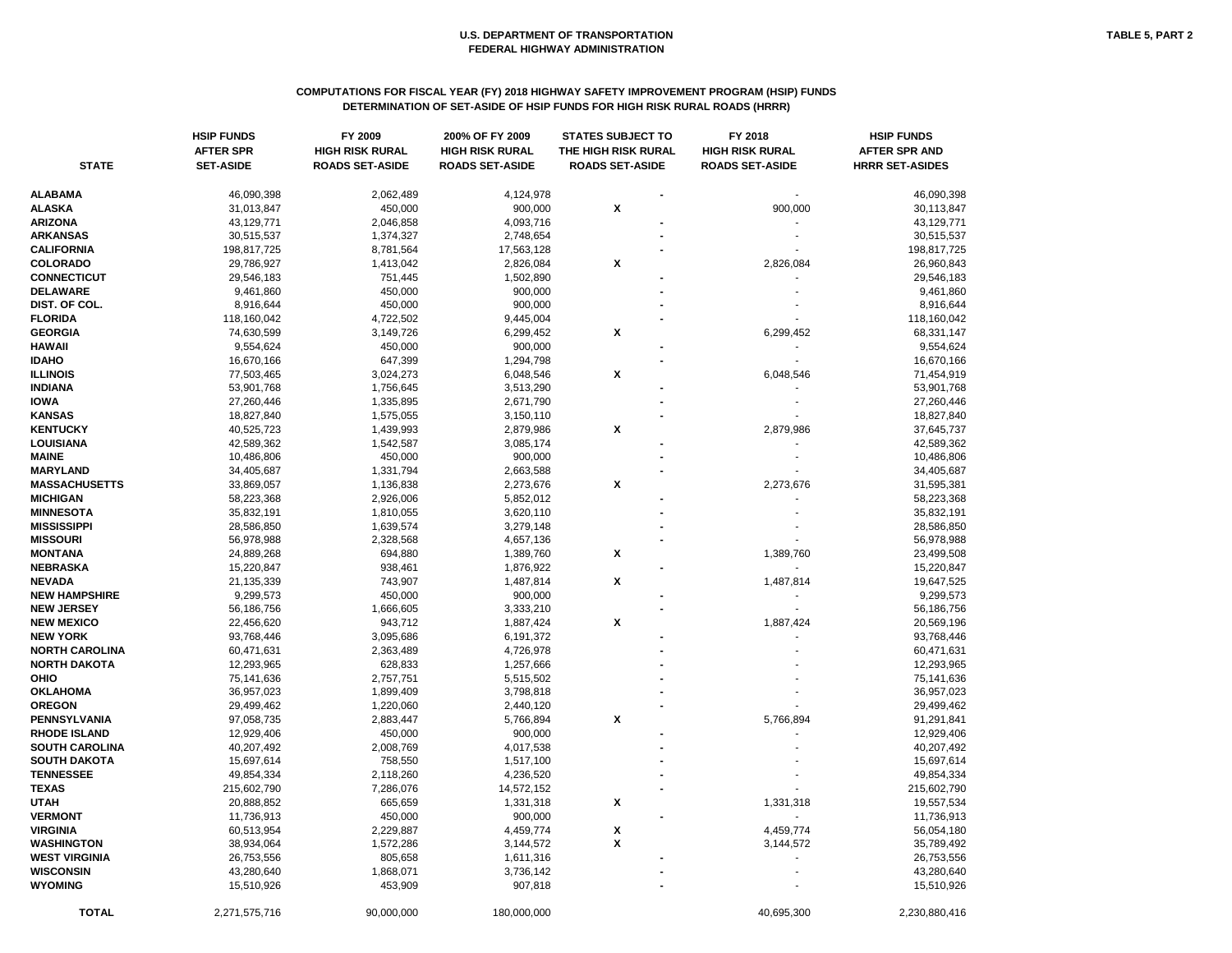**U.S. DEPARTMENT OF TRANSPORTATION**
**FEDERAL HIGHWAY ADMINISTRATION**

**TABLE 5, PART 2**

**COMPUTATIONS FOR FISCAL YEAR (FY) 2018 HIGHWAY SAFETY IMPROVEMENT PROGRAM (HSIP) FUNDS**
**DETERMINATION OF SET-ASIDE OF HSIP FUNDS FOR HIGH RISK RURAL ROADS (HRRR)**

| STATE | HSIP FUNDS AFTER SPR SET-ASIDE | FY 2009 HIGH RISK RURAL ROADS SET-ASIDE | 200% OF FY 2009 HIGH RISK RURAL ROADS SET-ASIDE | STATES SUBJECT TO THE HIGH RISK RURAL ROADS SET-ASIDE | FY 2018 HIGH RISK RURAL ROADS SET-ASIDE | HSIP FUNDS AFTER SPR AND HRRR SET-ASIDES |
|---|---|---|---|---|---|---|
| ALABAMA | 46,090,398 | 2,062,489 | 4,124,978 | - | - | 46,090,398 |
| ALASKA | 31,013,847 | 450,000 | 900,000 | X | 900,000 | 30,113,847 |
| ARIZONA | 43,129,771 | 2,046,858 | 4,093,716 | - | - | 43,129,771 |
| ARKANSAS | 30,515,537 | 1,374,327 | 2,748,654 | - | - | 30,515,537 |
| CALIFORNIA | 198,817,725 | 8,781,564 | 17,563,128 | - | - | 198,817,725 |
| COLORADO | 29,786,927 | 1,413,042 | 2,826,084 | X | 2,826,084 | 26,960,843 |
| CONNECTICUT | 29,546,183 | 751,445 | 1,502,890 | - | - | 29,546,183 |
| DELAWARE | 9,461,860 | 450,000 | 900,000 | - | - | 9,461,860 |
| DIST. OF COL. | 8,916,644 | 450,000 | 900,000 | - | - | 8,916,644 |
| FLORIDA | 118,160,042 | 4,722,502 | 9,445,004 | - | - | 118,160,042 |
| GEORGIA | 74,630,599 | 3,149,726 | 6,299,452 | X | 6,299,452 | 68,331,147 |
| HAWAII | 9,554,624 | 450,000 | 900,000 | - | - | 9,554,624 |
| IDAHO | 16,670,166 | 647,399 | 1,294,798 | - | - | 16,670,166 |
| ILLINOIS | 77,503,465 | 3,024,273 | 6,048,546 | X | 6,048,546 | 71,454,919 |
| INDIANA | 53,901,768 | 1,756,645 | 3,513,290 | - | - | 53,901,768 |
| IOWA | 27,260,446 | 1,335,895 | 2,671,790 | - | - | 27,260,446 |
| KANSAS | 18,827,840 | 1,575,055 | 3,150,110 | - | - | 18,827,840 |
| KENTUCKY | 40,525,723 | 1,439,993 | 2,879,986 | X | 2,879,986 | 37,645,737 |
| LOUISIANA | 42,589,362 | 1,542,587 | 3,085,174 | - | - | 42,589,362 |
| MAINE | 10,486,806 | 450,000 | 900,000 | - | - | 10,486,806 |
| MARYLAND | 34,405,687 | 1,331,794 | 2,663,588 | - | - | 34,405,687 |
| MASSACHUSETTS | 33,869,057 | 1,136,838 | 2,273,676 | X | 2,273,676 | 31,595,381 |
| MICHIGAN | 58,223,368 | 2,926,006 | 5,852,012 | - | - | 58,223,368 |
| MINNESOTA | 35,832,191 | 1,810,055 | 3,620,110 | - | - | 35,832,191 |
| MISSISSIPPI | 28,586,850 | 1,639,574 | 3,279,148 | - | - | 28,586,850 |
| MISSOURI | 56,978,988 | 2,328,568 | 4,657,136 | - | - | 56,978,988 |
| MONTANA | 24,889,268 | 694,880 | 1,389,760 | X | 1,389,760 | 23,499,508 |
| NEBRASKA | 15,220,847 | 938,461 | 1,876,922 | - | - | 15,220,847 |
| NEVADA | 21,135,339 | 743,907 | 1,487,814 | X | 1,487,814 | 19,647,525 |
| NEW HAMPSHIRE | 9,299,573 | 450,000 | 900,000 | - | - | 9,299,573 |
| NEW JERSEY | 56,186,756 | 1,666,605 | 3,333,210 | - | - | 56,186,756 |
| NEW MEXICO | 22,456,620 | 943,712 | 1,887,424 | X | 1,887,424 | 20,569,196 |
| NEW YORK | 93,768,446 | 3,095,686 | 6,191,372 | - | - | 93,768,446 |
| NORTH CAROLINA | 60,471,631 | 2,363,489 | 4,726,978 | - | - | 60,471,631 |
| NORTH DAKOTA | 12,293,965 | 628,833 | 1,257,666 | - | - | 12,293,965 |
| OHIO | 75,141,636 | 2,757,751 | 5,515,502 | - | - | 75,141,636 |
| OKLAHOMA | 36,957,023 | 1,899,409 | 3,798,818 | - | - | 36,957,023 |
| OREGON | 29,499,462 | 1,220,060 | 2,440,120 | - | - | 29,499,462 |
| PENNSYLVANIA | 97,058,735 | 2,883,447 | 5,766,894 | X | 5,766,894 | 91,291,841 |
| RHODE ISLAND | 12,929,406 | 450,000 | 900,000 | - | - | 12,929,406 |
| SOUTH CAROLINA | 40,207,492 | 2,008,769 | 4,017,538 | - | - | 40,207,492 |
| SOUTH DAKOTA | 15,697,614 | 758,550 | 1,517,100 | - | - | 15,697,614 |
| TENNESSEE | 49,854,334 | 2,118,260 | 4,236,520 | - | - | 49,854,334 |
| TEXAS | 215,602,790 | 7,286,076 | 14,572,152 | - | - | 215,602,790 |
| UTAH | 20,888,852 | 665,659 | 1,331,318 | X | 1,331,318 | 19,557,534 |
| VERMONT | 11,736,913 | 450,000 | 900,000 | - | - | 11,736,913 |
| VIRGINIA | 60,513,954 | 2,229,887 | 4,459,774 | X | 4,459,774 | 56,054,180 |
| WASHINGTON | 38,934,064 | 1,572,286 | 3,144,572 | X | 3,144,572 | 35,789,492 |
| WEST VIRGINIA | 26,753,556 | 805,658 | 1,611,316 | - | - | 26,753,556 |
| WISCONSIN | 43,280,640 | 1,868,071 | 3,736,142 | - | - | 43,280,640 |
| WYOMING | 15,510,926 | 453,909 | 907,818 | - | - | 15,510,926 |
| **TOTAL** | 2,271,575,716 | 90,000,000 | 180,000,000 | | 40,695,300 | 2,230,880,416 |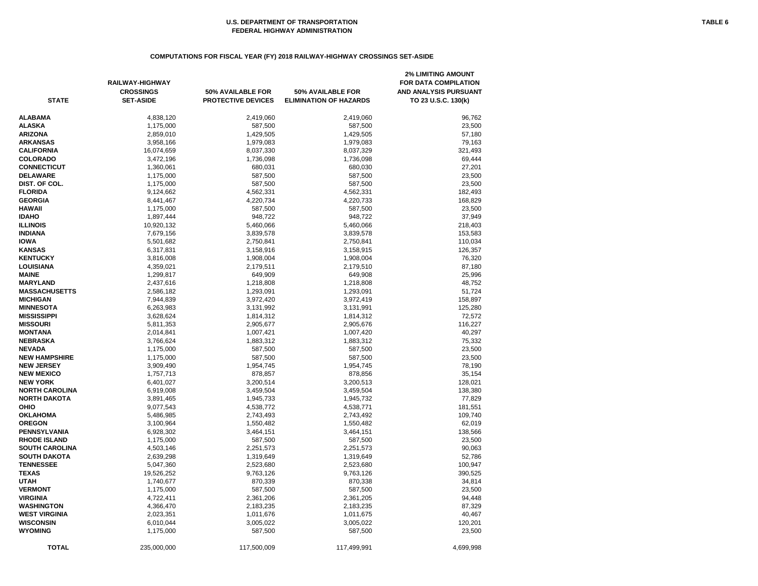U.S. DEPARTMENT OF TRANSPORTATION
FEDERAL HIGHWAY ADMINISTRATION

TABLE 6

## COMPUTATIONS FOR FISCAL YEAR (FY) 2018 RAILWAY-HIGHWAY CROSSINGS SET-ASIDE

| STATE | RAILWAY-HIGHWAY CROSSINGS SET-ASIDE | 50% AVAILABLE FOR PROTECTIVE DEVICES | 50% AVAILABLE FOR ELIMINATION OF HAZARDS | 2% LIMITING AMOUNT FOR DATA COMPILATION AND ANALYSIS PURSUANT TO 23 U.S.C. 130(k) |
|---|---|---|---|---|
| ALABAMA | 4,838,120 | 2,419,060 | 2,419,060 | 96,762 |
| ALASKA | 1,175,000 | 587,500 | 587,500 | 23,500 |
| ARIZONA | 2,859,010 | 1,429,505 | 1,429,505 | 57,180 |
| ARKANSAS | 3,958,166 | 1,979,083 | 1,979,083 | 79,163 |
| CALIFORNIA | 16,074,659 | 8,037,330 | 8,037,329 | 321,493 |
| COLORADO | 3,472,196 | 1,736,098 | 1,736,098 | 69,444 |
| CONNECTICUT | 1,360,061 | 680,031 | 680,030 | 27,201 |
| DELAWARE | 1,175,000 | 587,500 | 587,500 | 23,500 |
| DIST. OF COL. | 1,175,000 | 587,500 | 587,500 | 23,500 |
| FLORIDA | 9,124,662 | 4,562,331 | 4,562,331 | 182,493 |
| GEORGIA | 8,441,467 | 4,220,734 | 4,220,733 | 168,829 |
| HAWAII | 1,175,000 | 587,500 | 587,500 | 23,500 |
| IDAHO | 1,897,444 | 948,722 | 948,722 | 37,949 |
| ILLINOIS | 10,920,132 | 5,460,066 | 5,460,066 | 218,403 |
| INDIANA | 7,679,156 | 3,839,578 | 3,839,578 | 153,583 |
| IOWA | 5,501,682 | 2,750,841 | 2,750,841 | 110,034 |
| KANSAS | 6,317,831 | 3,158,916 | 3,158,915 | 126,357 |
| KENTUCKY | 3,816,008 | 1,908,004 | 1,908,004 | 76,320 |
| LOUISIANA | 4,359,021 | 2,179,511 | 2,179,510 | 87,180 |
| MAINE | 1,299,817 | 649,909 | 649,908 | 25,996 |
| MARYLAND | 2,437,616 | 1,218,808 | 1,218,808 | 48,752 |
| MASSACHUSETTS | 2,586,182 | 1,293,091 | 1,293,091 | 51,724 |
| MICHIGAN | 7,944,839 | 3,972,420 | 3,972,419 | 158,897 |
| MINNESOTA | 6,263,983 | 3,131,992 | 3,131,991 | 125,280 |
| MISSISSIPPI | 3,628,624 | 1,814,312 | 1,814,312 | 72,572 |
| MISSOURI | 5,811,353 | 2,905,677 | 2,905,676 | 116,227 |
| MONTANA | 2,014,841 | 1,007,421 | 1,007,420 | 40,297 |
| NEBRASKA | 3,766,624 | 1,883,312 | 1,883,312 | 75,332 |
| NEVADA | 1,175,000 | 587,500 | 587,500 | 23,500 |
| NEW HAMPSHIRE | 1,175,000 | 587,500 | 587,500 | 23,500 |
| NEW JERSEY | 3,909,490 | 1,954,745 | 1,954,745 | 78,190 |
| NEW MEXICO | 1,757,713 | 878,857 | 878,856 | 35,154 |
| NEW YORK | 6,401,027 | 3,200,514 | 3,200,513 | 128,021 |
| NORTH CAROLINA | 6,919,008 | 3,459,504 | 3,459,504 | 138,380 |
| NORTH DAKOTA | 3,891,465 | 1,945,733 | 1,945,732 | 77,829 |
| OHIO | 9,077,543 | 4,538,772 | 4,538,771 | 181,551 |
| OKLAHOMA | 5,486,985 | 2,743,493 | 2,743,492 | 109,740 |
| OREGON | 3,100,964 | 1,550,482 | 1,550,482 | 62,019 |
| PENNSYLVANIA | 6,928,302 | 3,464,151 | 3,464,151 | 138,566 |
| RHODE ISLAND | 1,175,000 | 587,500 | 587,500 | 23,500 |
| SOUTH CAROLINA | 4,503,146 | 2,251,573 | 2,251,573 | 90,063 |
| SOUTH DAKOTA | 2,639,298 | 1,319,649 | 1,319,649 | 52,786 |
| TENNESSEE | 5,047,360 | 2,523,680 | 2,523,680 | 100,947 |
| TEXAS | 19,526,252 | 9,763,126 | 9,763,126 | 390,525 |
| UTAH | 1,740,677 | 870,339 | 870,338 | 34,814 |
| VERMONT | 1,175,000 | 587,500 | 587,500 | 23,500 |
| VIRGINIA | 4,722,411 | 2,361,206 | 2,361,205 | 94,448 |
| WASHINGTON | 4,366,470 | 2,183,235 | 2,183,235 | 87,329 |
| WEST VIRGINIA | 2,023,351 | 1,011,676 | 1,011,675 | 40,467 |
| WISCONSIN | 6,010,044 | 3,005,022 | 3,005,022 | 120,201 |
| WYOMING | 1,175,000 | 587,500 | 587,500 | 23,500 |
| TOTAL | 235,000,000 | 117,500,009 | 117,499,991 | 4,699,998 |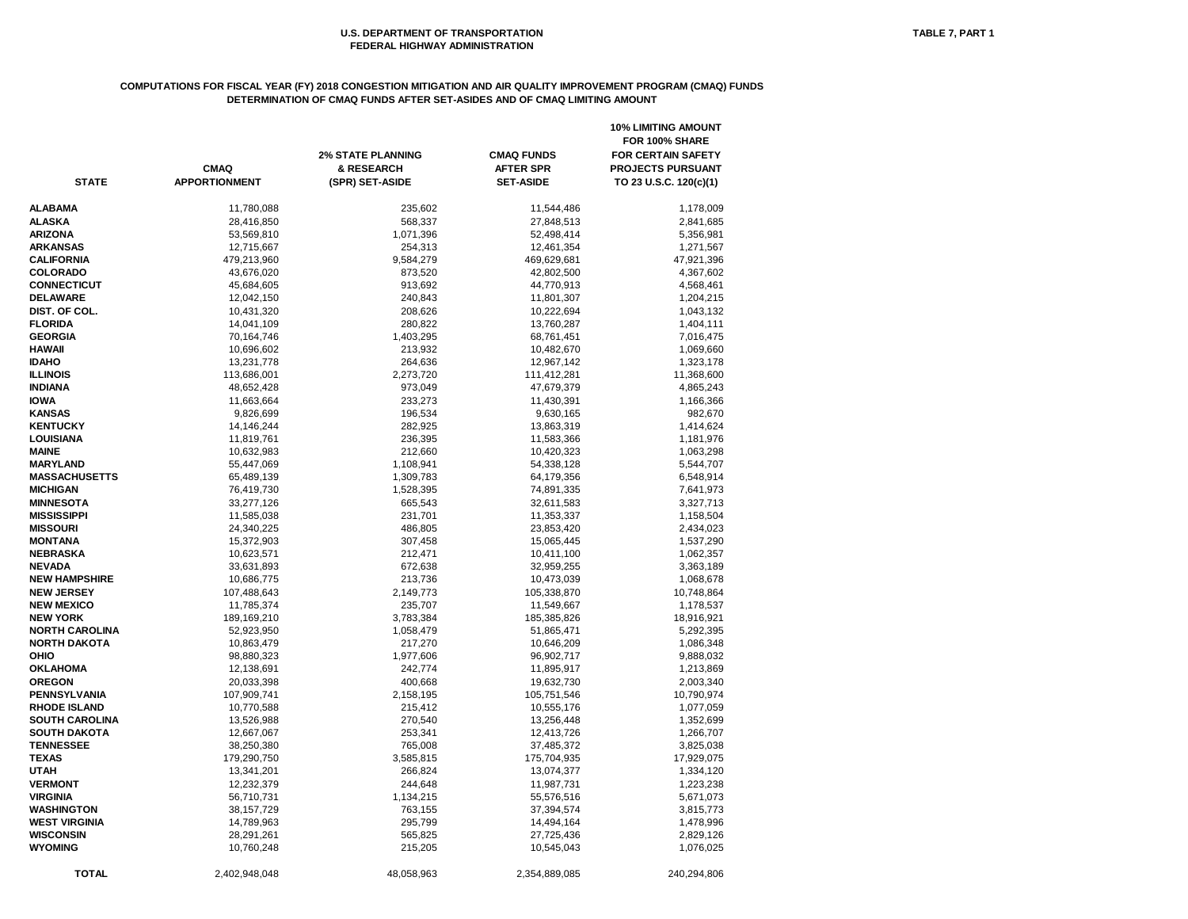U.S. DEPARTMENT OF TRANSPORTATION
FEDERAL HIGHWAY ADMINISTRATION

TABLE 7, PART 1

**COMPUTATIONS FOR FISCAL YEAR (FY) 2018 CONGESTION MITIGATION AND AIR QUALITY IMPROVEMENT PROGRAM (CMAQ) FUNDS**
**DETERMINATION OF CMAQ FUNDS AFTER SET-ASIDES AND OF CMAQ LIMITING AMOUNT**

| STATE | CMAQ APPORTIONMENT | 2% STATE PLANNING & RESEARCH (SPR) SET-ASIDE | CMAQ FUNDS AFTER SPR SET-ASIDE | 10% LIMITING AMOUNT FOR 100% SHARE FOR CERTAIN SAFETY PROJECTS PURSUANT TO 23 U.S.C. 120(c)(1) |
|---|---|---|---|---|
| ALABAMA | 11,780,088 | 235,602 | 11,544,486 | 1,178,009 |
| ALASKA | 28,416,850 | 568,337 | 27,848,513 | 2,841,685 |
| ARIZONA | 53,569,810 | 1,071,396 | 52,498,414 | 5,356,981 |
| ARKANSAS | 12,715,667 | 254,313 | 12,461,354 | 1,271,567 |
| CALIFORNIA | 479,213,960 | 9,584,279 | 469,629,681 | 47,921,396 |
| COLORADO | 43,676,020 | 873,520 | 42,802,500 | 4,367,602 |
| CONNECTICUT | 45,684,605 | 913,692 | 44,770,913 | 4,568,461 |
| DELAWARE | 12,042,150 | 240,843 | 11,801,307 | 1,204,215 |
| DIST. OF COL. | 10,431,320 | 208,626 | 10,222,694 | 1,043,132 |
| FLORIDA | 14,041,109 | 280,822 | 13,760,287 | 1,404,111 |
| GEORGIA | 70,164,746 | 1,403,295 | 68,761,451 | 7,016,475 |
| HAWAII | 10,696,602 | 213,932 | 10,482,670 | 1,069,660 |
| IDAHO | 13,231,778 | 264,636 | 12,967,142 | 1,323,178 |
| ILLINOIS | 113,686,001 | 2,273,720 | 111,412,281 | 11,368,600 |
| INDIANA | 48,652,428 | 973,049 | 47,679,379 | 4,865,243 |
| IOWA | 11,663,664 | 233,273 | 11,430,391 | 1,166,366 |
| KANSAS | 9,826,699 | 196,534 | 9,630,165 | 982,670 |
| KENTUCKY | 14,146,244 | 282,925 | 13,863,319 | 1,414,624 |
| LOUISIANA | 11,819,761 | 236,395 | 11,583,366 | 1,181,976 |
| MAINE | 10,632,983 | 212,660 | 10,420,323 | 1,063,298 |
| MARYLAND | 55,447,069 | 1,108,941 | 54,338,128 | 5,544,707 |
| MASSACHUSETTS | 65,489,139 | 1,309,783 | 64,179,356 | 6,548,914 |
| MICHIGAN | 76,419,730 | 1,528,395 | 74,891,335 | 7,641,973 |
| MINNESOTA | 33,277,126 | 665,543 | 32,611,583 | 3,327,713 |
| MISSISSIPPI | 11,585,038 | 231,701 | 11,353,337 | 1,158,504 |
| MISSOURI | 24,340,225 | 486,805 | 23,853,420 | 2,434,023 |
| MONTANA | 15,372,903 | 307,458 | 15,065,445 | 1,537,290 |
| NEBRASKA | 10,623,571 | 212,471 | 10,411,100 | 1,062,357 |
| NEVADA | 33,631,893 | 672,638 | 32,959,255 | 3,363,189 |
| NEW HAMPSHIRE | 10,686,775 | 213,736 | 10,473,039 | 1,068,678 |
| NEW JERSEY | 107,488,643 | 2,149,773 | 105,338,870 | 10,748,864 |
| NEW MEXICO | 11,785,374 | 235,707 | 11,549,667 | 1,178,537 |
| NEW YORK | 189,169,210 | 3,783,384 | 185,385,826 | 18,916,921 |
| NORTH CAROLINA | 52,923,950 | 1,058,479 | 51,865,471 | 5,292,395 |
| NORTH DAKOTA | 10,863,479 | 217,270 | 10,646,209 | 1,086,348 |
| OHIO | 98,880,323 | 1,977,606 | 96,902,717 | 9,888,032 |
| OKLAHOMA | 12,138,691 | 242,774 | 11,895,917 | 1,213,869 |
| OREGON | 20,033,398 | 400,668 | 19,632,730 | 2,003,340 |
| PENNSYLVANIA | 107,909,741 | 2,158,195 | 105,751,546 | 10,790,974 |
| RHODE ISLAND | 10,770,588 | 215,412 | 10,555,176 | 1,077,059 |
| SOUTH CAROLINA | 13,526,988 | 270,540 | 13,256,448 | 1,352,699 |
| SOUTH DAKOTA | 12,667,067 | 253,341 | 12,413,726 | 1,266,707 |
| TENNESSEE | 38,250,380 | 765,008 | 37,485,372 | 3,825,038 |
| TEXAS | 179,290,750 | 3,585,815 | 175,704,935 | 17,929,075 |
| UTAH | 13,341,201 | 266,824 | 13,074,377 | 1,334,120 |
| VERMONT | 12,232,379 | 244,648 | 11,987,731 | 1,223,238 |
| VIRGINIA | 56,710,731 | 1,134,215 | 55,576,516 | 5,671,073 |
| WASHINGTON | 38,157,729 | 763,155 | 37,394,574 | 3,815,773 |
| WEST VIRGINIA | 14,789,963 | 295,799 | 14,494,164 | 1,478,996 |
| WISCONSIN | 28,291,261 | 565,825 | 27,725,436 | 2,829,126 |
| WYOMING | 10,760,248 | 215,205 | 10,545,043 | 1,076,025 |
| **TOTAL** | 2,402,948,048 | 48,058,963 | 2,354,889,085 | 240,294,806 |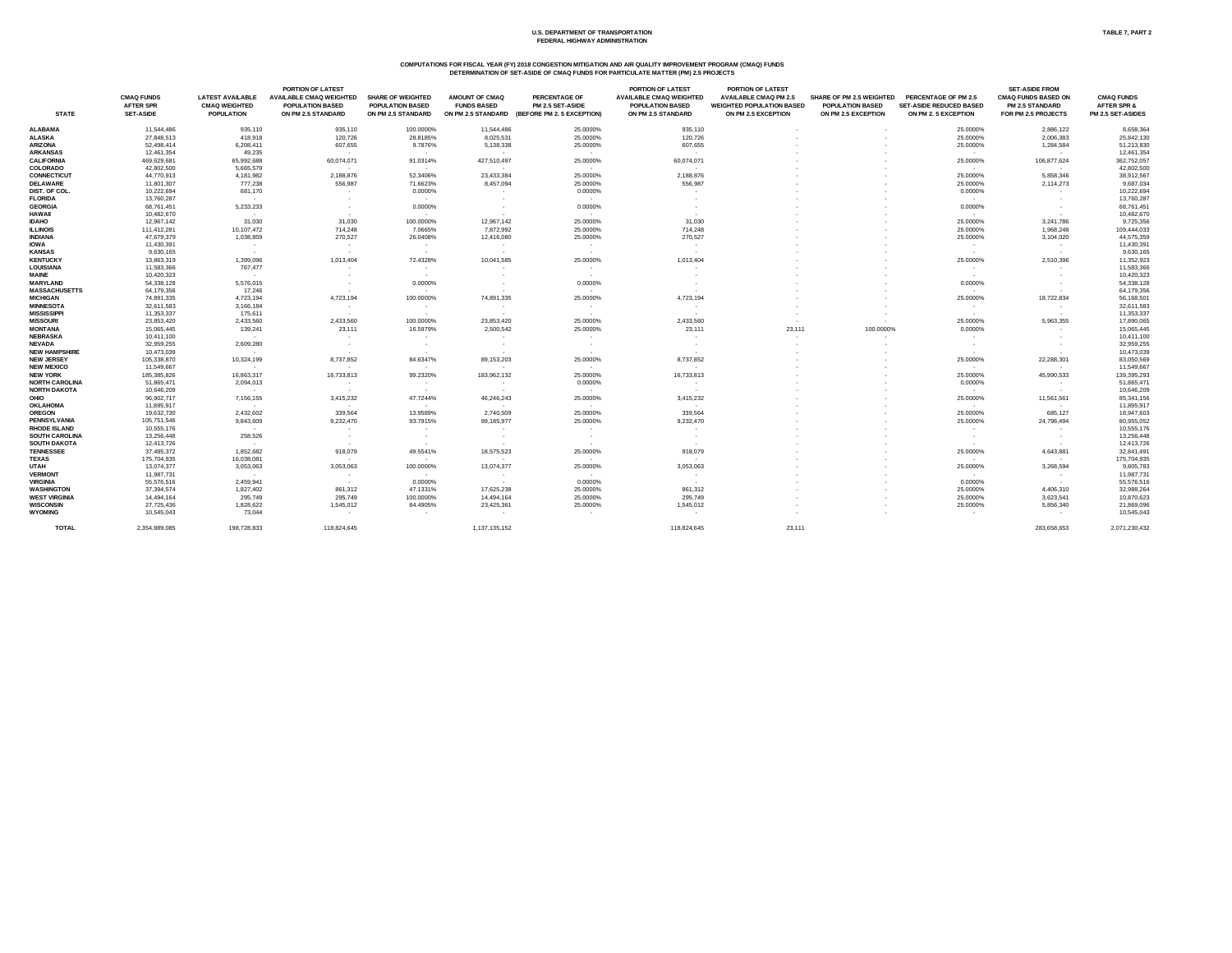U.S. DEPARTMENT OF TRANSPORTATION
FEDERAL HIGHWAY ADMINISTRATION

TABLE 7, PART 2

COMPUTATIONS FOR FISCAL YEAR (FY) 2018 CONGESTION MITIGATION AND AIR QUALITY IMPROVEMENT PROGRAM (CMAQ) FUNDS
DETERMINATION OF SET-ASIDE OF CMAQ FUNDS FOR PARTICULATE MATTER (PM) 2.5 PROJECTS

| STATE | CMAQ FUNDS AFTER SPR SET-ASIDE | LATEST AVAILABLE CMAQ WEIGHTED POPULATION | PORTION OF LATEST AVAILABLE CMAQ WEIGHTED POPULATION BASED ON PM 2.5 STANDARD | SHARE OF WEIGHTED POPULATION BASED ON PM 2.5 STANDARD | AMOUNT OF CMAQ FUNDS BASED ON PM 2.5 STANDARD | PERCENTAGE OF PM 2.5 SET-ASIDE (BEFORE PM 2. 5 EXCEPTION) | PORTION OF LATEST AVAILABLE CMAQ WEIGHTED POPULATION BASED ON PM 2.5 STANDARD | PORTION OF LATEST AVAILABLE CMAQ PM 2.5 WEIGHTED POPULATION BASED ON PM 2.5 EXCEPTION | SHARE OF PM 2.5 WEIGHTED POPULATION BASED ON PM 2.5 EXCEPTION | PERCENTAGE OF PM 2.5 SET-ASIDE REDUCED BASED ON PM 2. 5 EXCEPTION | SET-ASIDE FROM CMAQ FUNDS BASED ON PM 2.5 STANDARD FOR PM 2.5 PROJECTS | CMAQ FUNDS AFTER SPR & PM 2.5 SET-ASIDES |
|---|---|---|---|---|---|---|---|---|---|---|---|---|
| ALABAMA | 11,544,486 | 935,110 | 935,110 | 100.0000% | 11,544,486 | 25.0000% | 935,110 | - | - | 25.0000% | 2,886,122 | 8,658,364 |
| ALASKA | 27,848,513 | 418,918 | 120,726 | 28.8185% | 8,025,531 | 25.0000% | 120,726 | - | - | 25.0000% | 2,006,383 | 25,842,130 |
| ARIZONA | 52,498,414 | 6,208,411 | 607,655 | 9.7876% | 5,138,338 | 25.0000% | 607,655 | - | - | 25.0000% | 1,284,584 | 51,213,830 |
| ARKANSAS | 12,461,354 | 49,235 | - | - | - | - | - | - | - | - | - | 12,461,354 |
| CALIFORNIA | 469,629,681 | 65,992,688 | 60,074,071 | 91.0314% | 427,510,497 | 25.0000% | 60,074,071 | - | - | 25.0000% | 106,877,624 | 362,752,057 |
| COLORADO | 42,802,500 | 5,665,579 | - | - | - | - | - | - | - | - | - | 42,802,500 |
| CONNECTICUT | 44,770,913 | 4,181,982 | 2,188,876 | 52.3406% | 23,433,384 | 25.0000% | 2,188,876 | - | - | 25.0000% | 5,858,346 | 38,912,567 |
| DELAWARE | 11,801,307 | 777,238 | 556,987 | 71.6623% | 8,457,094 | 25.0000% | 556,987 | - | - | 25.0000% | 2,114,273 | 9,687,034 |
| DIST. OF COL. | 10,222,694 | 681,170 | - | 0.0000% | - | 0.0000% | - | - | - | 0.0000% | - | 10,222,694 |
| FLORIDA | 13,760,287 | - | - | - | - | - | - | - | - | - | - | 13,760,287 |
| GEORGIA | 68,761,451 | 5,233,233 | - | 0.0000% | - | 0.0000% | - | - | - | 0.0000% | - | 68,761,451 |
| HAWAII | 10,482,670 | - | - | - | - | - | - | - | - | - | - | 10,482,670 |
| IDAHO | 12,967,142 | 31,030 | 31,030 | 100.0000% | 12,967,142 | 25.0000% | 31,030 | - | - | 25.0000% | 3,241,786 | 9,725,356 |
| ILLINOIS | 111,412,281 | 10,107,472 | 714,248 | 7.0665% | 7,872,992 | 25.0000% | 714,248 | - | - | 25.0000% | 1,968,248 | 109,444,033 |
| INDIANA | 47,679,379 | 1,038,859 | 270,527 | 26.0408% | 12,416,080 | 25.0000% | 270,527 | - | - | 25.0000% | 3,104,020 | 44,575,359 |
| IOWA | 11,430,391 | - | - | - | - | - | - | - | - | - | - | 11,430,391 |
| KANSAS | 9,630,165 | - | - | - | - | - | - | - | - | - | - | 9,630,165 |
| KENTUCKY | 13,863,319 | 1,399,096 | 1,013,404 | 72.4328% | 10,041,585 | 25.0000% | 1,013,404 | - | - | 25.0000% | 2,510,396 | 11,352,923 |
| LOUISIANA | 11,583,366 | 767,477 | - | - | - | - | - | - | - | - | - | 11,583,366 |
| MAINE | 10,420,323 | - | - | - | - | - | - | - | - | - | - | 10,420,323 |
| MARYLAND | 54,338,128 | 5,576,015 | - | 0.0000% | - | 0.0000% | - | - | - | 0.0000% | - | 54,338,128 |
| MASSACHUSETTS | 64,179,356 | 17,246 | - | - | - | - | - | - | - | - | - | 64,179,356 |
| MICHIGAN | 74,891,335 | 4,723,194 | 4,723,194 | 100.0000% | 74,891,335 | 25.0000% | 4,723,194 | - | - | 25.0000% | 18,722,834 | 56,168,501 |
| MINNESOTA | 32,611,583 | 3,166,184 | - | - | - | - | - | - | - | - | - | 32,611,583 |
| MISSISSIPPI | 11,353,337 | 175,611 | - | - | - | - | - | - | - | - | - | 11,353,337 |
| MISSOURI | 23,853,420 | 2,433,560 | 2,433,560 | 100.0000% | 23,853,420 | 25.0000% | 2,433,560 | - | - | 25.0000% | 5,963,355 | 17,890,065 |
| MONTANA | 15,065,445 | 139,241 | 23,111 | 16.5979% | 2,500,542 | 25.0000% | 23,111 | 23,111 | 100.0000% | 0.0000% | - | 15,065,445 |
| NEBRASKA | 10,411,100 | - | - | - | - | - | - | - | - | - | - | 10,411,100 |
| NEVADA | 32,959,255 | 2,609,280 | - | - | - | - | - | - | - | - | - | 32,959,255 |
| NEW HAMPSHIRE | 10,473,039 | - | - | - | - | - | - | - | - | - | - | 10,473,039 |
| NEW JERSEY | 105,338,870 | 10,324,199 | 8,737,852 | 84.6347% | 89,153,203 | 25.0000% | 8,737,852 | - | - | 25.0000% | 22,288,301 | 83,050,569 |
| NEW MEXICO | 11,549,667 | - | - | - | - | - | - | - | - | - | - | 11,549,667 |
| NEW YORK | 185,385,826 | 16,863,317 | 16,733,813 | 99.2320% | 183,962,132 | 25.0000% | 16,733,813 | - | - | 25.0000% | 45,990,533 | 139,395,293 |
| NORTH CAROLINA | 51,865,471 | 2,094,013 | - | 0.0000% | - | 0.0000% | - | - | - | 0.0000% | - | 51,865,471 |
| NORTH DAKOTA | 10,646,209 | - | - | - | - | - | - | - | - | - | - | 10,646,209 |
| OHIO | 96,902,717 | 7,156,155 | 3,415,232 | 47.7244% | 46,246,243 | 25.0000% | 3,415,232 | - | - | 25.0000% | 11,561,561 | 85,341,156 |
| OKLAHOMA | 11,895,917 | - | - | - | - | - | - | - | - | - | - | 11,895,917 |
| OREGON | 19,632,730 | 2,432,602 | 339,564 | 13.9589% | 2,740,509 | 25.0000% | 339,564 | - | - | 25.0000% | 685,127 | 18,947,603 |
| PENNSYLVANIA | 105,751,546 | 9,843,609 | 9,232,470 | 93.7915% | 99,185,977 | 25.0000% | 9,232,470 | - | - | 25.0000% | 24,796,494 | 80,955,052 |
| RHODE ISLAND | 10,555,176 | - | - | - | - | - | - | - | - | - | - | 10,555,176 |
| SOUTH CAROLINA | 13,256,448 | 258,526 | - | - | - | - | - | - | - | - | - | 13,256,448 |
| SOUTH DAKOTA | 12,413,726 | - | - | - | - | - | - | - | - | - | - | 12,413,726 |
| TENNESSEE | 37,485,372 | 1,852,682 | 918,079 | 49.5541% | 18,575,523 | 25.0000% | 918,079 | - | - | 25.0000% | 4,643,881 | 32,841,491 |
| TEXAS | 175,704,935 | 16,038,081 | - | - | - | - | - | - | - | - | - | 175,704,935 |
| UTAH | 13,074,377 | 3,053,063 | 3,053,063 | 100.0000% | 13,074,377 | 25.0000% | 3,053,063 | - | - | 25.0000% | 3,268,594 | 9,805,783 |
| VERMONT | 11,987,731 | - | - | - | - | - | - | - | - | - | - | 11,987,731 |
| VIRGINIA | 55,576,516 | 2,459,941 | - | 0.0000% | - | 0.0000% | - | - | - | 0.0000% | - | 55,576,516 |
| WASHINGTON | 37,394,574 | 1,827,402 | 861,312 | 47.1331% | 17,625,238 | 25.0000% | 861,312 | - | - | 25.0000% | 4,406,310 | 32,988,264 |
| WEST VIRGINIA | 14,494,164 | 295,749 | 295,749 | 100.0000% | 14,494,164 | 25.0000% | 295,749 | - | - | 25.0000% | 3,623,541 | 10,870,623 |
| WISCONSIN | 27,725,436 | 1,828,622 | 1,545,012 | 84.4905% | 23,425,361 | 25.0000% | 1,545,012 | - | - | 25.0000% | 5,856,340 | 21,869,096 |
| WYOMING | 10,545,043 | 73,044 | - | - | - | - | - | - | - | - | - | 10,545,043 |
| TOTAL | 2,354,889,085 | 198,728,833 | 118,824,645 | | 1,137,135,152 | | 118,824,645 | 23,111 | | | 283,658,653 | 2,071,230,432 |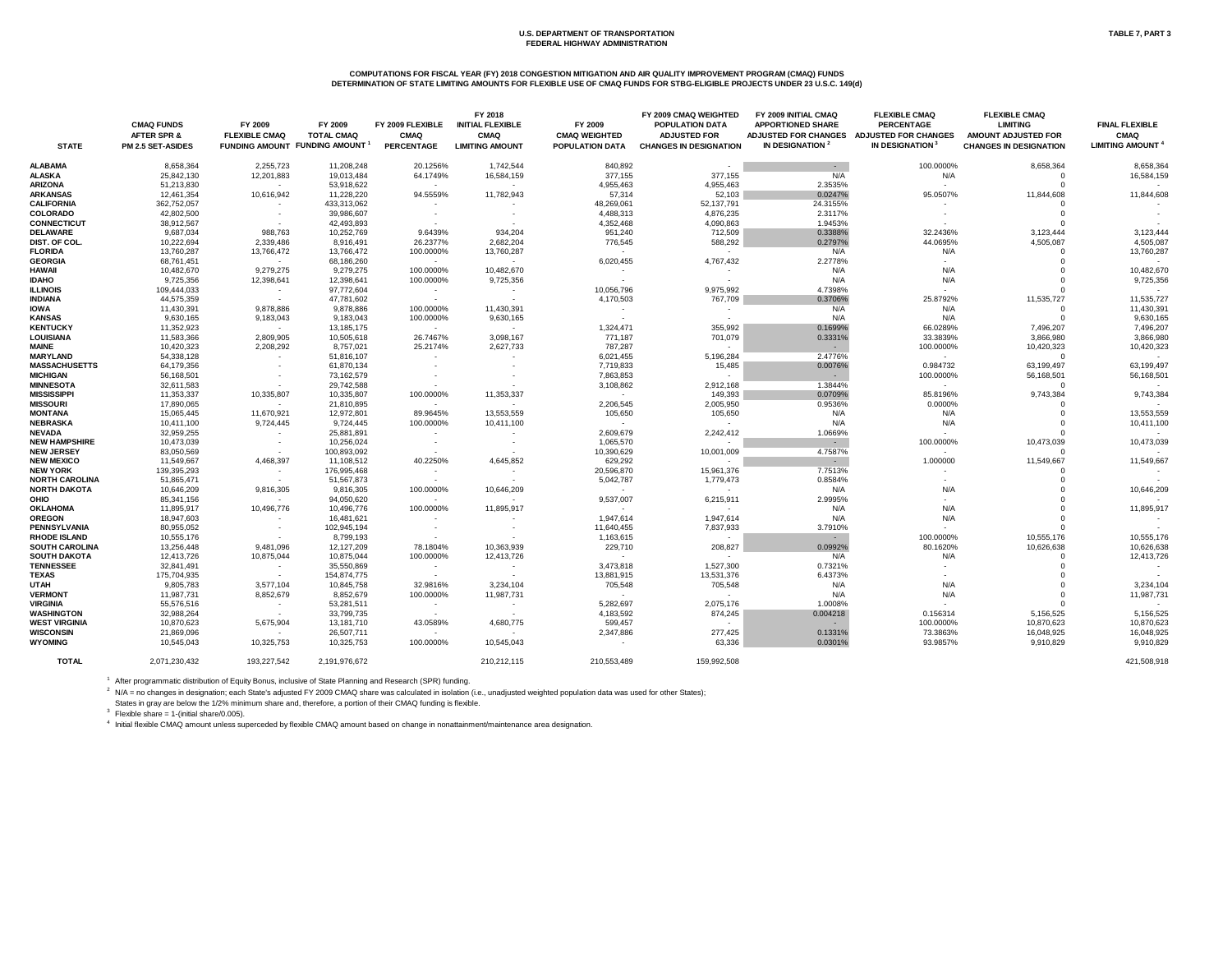U.S. DEPARTMENT OF TRANSPORTATION
FEDERAL HIGHWAY ADMINISTRATION

TABLE 7, PART 3

**COMPUTATIONS FOR FISCAL YEAR (FY) 2018 CONGESTION MITIGATION AND AIR QUALITY IMPROVEMENT PROGRAM (CMAQ) FUNDS**
**DETERMINATION OF STATE LIMITING AMOUNTS FOR FLEXIBLE USE OF CMAQ FUNDS FOR STBG-ELIGIBLE PROJECTS UNDER 23 U.S.C. 149(d)**

| STATE | CMAQ FUNDS AFTER SPR & PM 2.5 SET-ASIDES | FY 2009 FLEXIBLE CMAQ FUNDING AMOUNT | FY 2009 TOTAL CMAQ FUNDING AMOUNT [1] | FY 2009 FLEXIBLE CMAQ PERCENTAGE | FY 2018 INITIAL FLEXIBLE CMAQ LIMITING AMOUNT | FY 2009 CMAQ WEIGHTED POPULATION DATA | FY 2009 CMAQ WEIGHTED POPULATION DATA ADJUSTED FOR CHANGES IN DESIGNATION | FY 2009 INITIAL CMAQ APPORTIONED SHARE ADJUSTED FOR CHANGES IN DESIGNATION [2] | FLEXIBLE CMAQ PERCENTAGE ADJUSTED FOR CHANGES IN DESIGNATION [3] | FLEXIBLE CMAQ LIMITING AMOUNT ADJUSTED FOR CHANGES IN DESIGNATION | FINAL FLEXIBLE CMAQ LIMITING AMOUNT [4] |
|---|---|---|---|---|---|---|---|---|---|---|---|
| ALABAMA | 8,658,364 | 2,255,723 | 11,208,248 | 20.1256% | 1,742,544 | 840,892 | - | - | 100.0000% | 8,658,364 | 8,658,364 |
| ALASKA | 25,842,130 | 12,201,883 | 19,013,484 | 64.1749% | 16,584,159 | 377,155 | 377,155 | N/A | N/A | 0 | 16,584,159 |
| ARIZONA | 51,213,830 | - | 53,918,622 | - | - | 4,955,463 | 4,955,463 | 2.3535% | - | 0 | - |
| ARKANSAS | 12,461,354 | 10,616,942 | 11,228,220 | 94.5559% | 11,782,943 | 57,314 | 52,103 | 0.0247% | 95.0507% | 11,844,608 | 11,844,608 |
| CALIFORNIA | 362,752,057 | - | 433,313,062 | - | - | 48,269,061 | 52,137,791 | 24.3155% | - | 0 | - |
| COLORADO | 42,802,500 | - | 39,986,607 | - | - | 4,488,313 | 4,876,235 | 2.3117% | - | 0 | - |
| CONNECTICUT | 38,912,567 | - | 42,493,893 | - | - | 4,352,468 | 4,090,863 | 1.9453% | - | 0 | - |
| DELAWARE | 9,687,034 | 988,763 | 10,252,769 | 9.6439% | 934,204 | 951,240 | 712,509 | 0.3388% | 32.2436% | 3,123,444 | 3,123,444 |
| DIST. OF COL. | 10,222,694 | 2,339,486 | 8,916,491 | 26.2377% | 2,682,204 | 776,545 | 588,292 | 0.2797% | 44.0695% | 4,505,087 | 4,505,087 |
| FLORIDA | 13,760,287 | 13,766,472 | 13,766,472 | 100.0000% | 13,760,287 | - | - | N/A | N/A | 0 | 13,760,287 |
| GEORGIA | 68,761,451 | - | 68,186,260 | - | - | 6,020,455 | 4,767,432 | 2.2778% | - | 0 | - |
| HAWAII | 10,482,670 | 9,279,275 | 9,279,275 | 100.0000% | 10,482,670 | - | - | N/A | N/A | 0 | 10,482,670 |
| IDAHO | 9,725,356 | 12,398,641 | 12,398,641 | 100.0000% | 9,725,356 | - | - | N/A | N/A | 0 | 9,725,356 |
| ILLINOIS | 109,444,033 | - | 97,772,604 | - | - | 10,056,796 | 9,975,992 | 4.7398% | - | 0 | - |
| INDIANA | 44,575,359 | - | 47,781,602 | - | - | 4,170,503 | 767,709 | 0.3706% | 25.8792% | 11,535,727 | 11,535,727 |
| IOWA | 11,430,391 | 9,878,886 | 9,878,886 | 100.0000% | 11,430,391 | - | - | N/A | N/A | 0 | 11,430,391 |
| KANSAS | 9,630,165 | 9,183,043 | 9,183,043 | 100.0000% | 9,630,165 | - | - | N/A | N/A | 0 | 9,630,165 |
| KENTUCKY | 11,352,923 | - | 13,185,175 | - | - | 1,324,471 | 355,992 | 0.1699% | 66.0289% | 7,496,207 | 7,496,207 |
| LOUISIANA | 11,583,366 | 2,809,905 | 10,505,618 | 26.7467% | 3,098,167 | 771,187 | 701,079 | 0.3331% | 33.3839% | 3,866,980 | 3,866,980 |
| MAINE | 10,420,323 | 2,208,292 | 8,757,021 | 25.2174% | 2,627,733 | 787,287 | - | - | 100.0000% | 10,420,323 | 10,420,323 |
| MARYLAND | 54,338,128 | - | 51,816,107 | - | - | 6,021,455 | 5,196,284 | 2.4776% | - | 0 | - |
| MASSACHUSETTS | 64,179,356 | - | 61,870,134 | - | - | 7,719,833 | 15,485 | 0.0076% | 0.984732 | 63,199,497 | 63,199,497 |
| MICHIGAN | 56,168,501 | - | 73,162,579 | - | - | 7,863,853 | - | - | 100.0000% | 56,168,501 | 56,168,501 |
| MINNESOTA | 32,611,583 | - | 29,742,588 | - | - | 3,108,862 | 2,912,168 | 1.3844% | - | 0 | - |
| MISSISSIPPI | 11,353,337 | 10,335,807 | 10,335,807 | 100.0000% | 11,353,337 | - | 149,393 | 0.0709% | 85.8196% | 9,743,384 | 9,743,384 |
| MISSOURI | 17,890,065 | - | 21,810,895 | - | - | 2,206,545 | 2,005,950 | 0.9536% | 0.0000% | 0 | - |
| MONTANA | 15,065,445 | 11,670,921 | 12,972,801 | 89.9645% | 13,553,559 | 105,650 | 105,650 | N/A | N/A | 0 | 13,553,559 |
| NEBRASKA | 10,411,100 | 9,724,445 | 9,724,445 | 100.0000% | 10,411,100 | - | - | N/A | N/A | 0 | 10,411,100 |
| NEVADA | 32,959,255 | - | 25,881,891 | - | - | 2,609,679 | 2,242,412 | 1.0669% | - | 0 | - |
| NEW HAMPSHIRE | 10,473,039 | - | 10,256,024 | - | - | 1,065,570 | - | - | 100.0000% | 10,473,039 | 10,473,039 |
| NEW JERSEY | 83,050,569 | - | 100,893,092 | - | - | 10,390,629 | 10,001,009 | 4.7587% | - | 0 | - |
| NEW MEXICO | 11,549,667 | 4,468,397 | 11,108,512 | 40.2250% | 4,645,852 | 629,292 | - | - | 1.000000 | 11,549,667 | 11,549,667 |
| NEW YORK | 139,395,293 | - | 176,995,468 | - | - | 20,596,870 | 15,961,376 | 7.7513% | - | 0 | - |
| NORTH CAROLINA | 51,865,471 | - | 51,567,873 | - | - | 5,042,787 | 1,779,473 | 0.8584% | - | 0 | - |
| NORTH DAKOTA | 10,646,209 | 9,816,305 | 9,816,305 | 100.0000% | 10,646,209 | - | - | N/A | N/A | 0 | 10,646,209 |
| OHIO | 85,341,156 | - | 94,050,620 | - | - | 9,537,007 | 6,215,911 | 2.9995% | - | 0 | - |
| OKLAHOMA | 11,895,917 | 10,496,776 | 10,496,776 | 100.0000% | 11,895,917 | - | - | N/A | N/A | 0 | 11,895,917 |
| OREGON | 18,947,603 | - | 16,481,621 | - | - | 1,947,614 | 1,947,614 | N/A | N/A | 0 | - |
| PENNSYLVANIA | 80,955,052 | - | 102,945,194 | - | - | 11,640,455 | 7,837,933 | 3.7910% | - | 0 | - |
| RHODE ISLAND | 10,555,176 | - | 8,799,193 | - | - | 1,163,615 | - | - | 100.0000% | 10,555,176 | 10,555,176 |
| SOUTH CAROLINA | 13,256,448 | 9,481,096 | 12,127,209 | 78.1804% | 10,363,939 | 229,710 | 208,827 | 0.0992% | 80.1620% | 10,626,638 | 10,626,638 |
| SOUTH DAKOTA | 12,413,726 | 10,875,044 | 10,875,044 | 100.0000% | 12,413,726 | - | - | N/A | N/A | 0 | 12,413,726 |
| TENNESSEE | 32,841,491 | - | 35,550,869 | - | - | 3,473,818 | 1,527,300 | 0.7321% | - | 0 | - |
| TEXAS | 175,704,935 | - | 154,874,775 | - | - | 13,881,915 | 13,531,376 | 6.4373% | - | 0 | - |
| UTAH | 9,805,783 | 3,577,104 | 10,845,758 | 32.9816% | 3,234,104 | 705,548 | 705,548 | N/A | N/A | 0 | 3,234,104 |
| VERMONT | 11,987,731 | 8,852,679 | 8,852,679 | 100.0000% | 11,987,731 | - | - | N/A | N/A | 0 | 11,987,731 |
| VIRGINIA | 55,576,516 | - | 53,281,511 | - | - | 5,282,697 | 2,075,176 | 1.0008% | - | 0 | - |
| WASHINGTON | 32,988,264 | - | 33,799,735 | - | - | 4,183,592 | 874,245 | 0.004218 | 0.156314 | 5,156,525 | 5,156,525 |
| WEST VIRGINIA | 10,870,623 | 5,675,904 | 13,181,710 | 43.0589% | 4,680,775 | 599,457 | - | - | 100.0000% | 10,870,623 | 10,870,623 |
| WISCONSIN | 21,869,096 | - | 26,507,711 | - | - | 2,347,886 | 277,425 | 0.1331% | 73.3863% | 16,048,925 | 16,048,925 |
| WYOMING | 10,545,043 | 10,325,753 | 10,325,753 | 100.0000% | 10,545,043 | - | 63,336 | 0.0301% | 93.9857% | 9,910,829 | 9,910,829 |
| TOTAL | 2,071,230,432 | 193,227,542 | 2,191,976,672 | | 210,212,115 | 210,553,489 | 159,992,508 | | | | 421,508,918 |

[1] After programmatic distribution of Equity Bonus, inclusive of State Planning and Research (SPR) funding.

[2] N/A = no changes in designation; each State's adjusted FY 2009 CMAQ share was calculated in isolation (i.e., unadjusted weighted population data was used for other States);
States in gray are below the 1/2% minimum share and, therefore, a portion of their CMAQ funding is flexible.

[3] Flexible share = 1-(initial share/0.005).

[4] Initial flexible CMAQ amount unless superceded by flexible CMAQ amount based on change in nonattainment/maintenance area designation.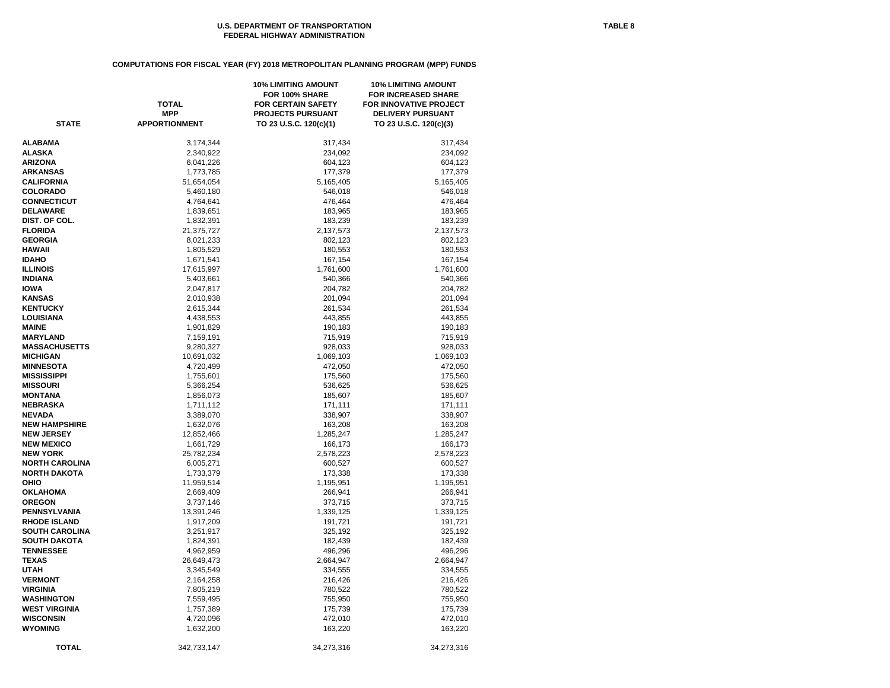U.S. DEPARTMENT OF TRANSPORTATION
FEDERAL HIGHWAY ADMINISTRATION

TABLE 8

## COMPUTATIONS FOR FISCAL YEAR (FY) 2018 METROPOLITAN PLANNING PROGRAM (MPP) FUNDS

| STATE | TOTAL MPP APPORTIONMENT | 10% LIMITING AMOUNT FOR 100% SHARE FOR CERTAIN SAFETY PROJECTS PURSUANT TO 23 U.S.C. 120(c)(1) | 10% LIMITING AMOUNT FOR INCREASED SHARE FOR INNOVATIVE PROJECT DELIVERY PURSUANT TO 23 U.S.C. 120(c)(3) |
|---|---|---|---|
| ALABAMA | 3,174,344 | 317,434 | 317,434 |
| ALASKA | 2,340,922 | 234,092 | 234,092 |
| ARIZONA | 6,041,226 | 604,123 | 604,123 |
| ARKANSAS | 1,773,785 | 177,379 | 177,379 |
| CALIFORNIA | 51,654,054 | 5,165,405 | 5,165,405 |
| COLORADO | 5,460,180 | 546,018 | 546,018 |
| CONNECTICUT | 4,764,641 | 476,464 | 476,464 |
| DELAWARE | 1,839,651 | 183,965 | 183,965 |
| DIST. OF COL. | 1,832,391 | 183,239 | 183,239 |
| FLORIDA | 21,375,727 | 2,137,573 | 2,137,573 |
| GEORGIA | 8,021,233 | 802,123 | 802,123 |
| HAWAII | 1,805,529 | 180,553 | 180,553 |
| IDAHO | 1,671,541 | 167,154 | 167,154 |
| ILLINOIS | 17,615,997 | 1,761,600 | 1,761,600 |
| INDIANA | 5,403,661 | 540,366 | 540,366 |
| IOWA | 2,047,817 | 204,782 | 204,782 |
| KANSAS | 2,010,938 | 201,094 | 201,094 |
| KENTUCKY | 2,615,344 | 261,534 | 261,534 |
| LOUISIANA | 4,438,553 | 443,855 | 443,855 |
| MAINE | 1,901,829 | 190,183 | 190,183 |
| MARYLAND | 7,159,191 | 715,919 | 715,919 |
| MASSACHUSETTS | 9,280,327 | 928,033 | 928,033 |
| MICHIGAN | 10,691,032 | 1,069,103 | 1,069,103 |
| MINNESOTA | 4,720,499 | 472,050 | 472,050 |
| MISSISSIPPI | 1,755,601 | 175,560 | 175,560 |
| MISSOURI | 5,366,254 | 536,625 | 536,625 |
| MONTANA | 1,856,073 | 185,607 | 185,607 |
| NEBRASKA | 1,711,112 | 171,111 | 171,111 |
| NEVADA | 3,389,070 | 338,907 | 338,907 |
| NEW HAMPSHIRE | 1,632,076 | 163,208 | 163,208 |
| NEW JERSEY | 12,852,466 | 1,285,247 | 1,285,247 |
| NEW MEXICO | 1,661,729 | 166,173 | 166,173 |
| NEW YORK | 25,782,234 | 2,578,223 | 2,578,223 |
| NORTH CAROLINA | 6,005,271 | 600,527 | 600,527 |
| NORTH DAKOTA | 1,733,379 | 173,338 | 173,338 |
| OHIO | 11,959,514 | 1,195,951 | 1,195,951 |
| OKLAHOMA | 2,669,409 | 266,941 | 266,941 |
| OREGON | 3,737,146 | 373,715 | 373,715 |
| PENNSYLVANIA | 13,391,246 | 1,339,125 | 1,339,125 |
| RHODE ISLAND | 1,917,209 | 191,721 | 191,721 |
| SOUTH CAROLINA | 3,251,917 | 325,192 | 325,192 |
| SOUTH DAKOTA | 1,824,391 | 182,439 | 182,439 |
| TENNESSEE | 4,962,959 | 496,296 | 496,296 |
| TEXAS | 26,649,473 | 2,664,947 | 2,664,947 |
| UTAH | 3,345,549 | 334,555 | 334,555 |
| VERMONT | 2,164,258 | 216,426 | 216,426 |
| VIRGINIA | 7,805,219 | 780,522 | 780,522 |
| WASHINGTON | 7,559,495 | 755,950 | 755,950 |
| WEST VIRGINIA | 1,757,389 | 175,739 | 175,739 |
| WISCONSIN | 4,720,096 | 472,010 | 472,010 |
| WYOMING | 1,632,200 | 163,220 | 163,220 |
| TOTAL | 342,733,147 | 34,273,316 | 34,273,316 |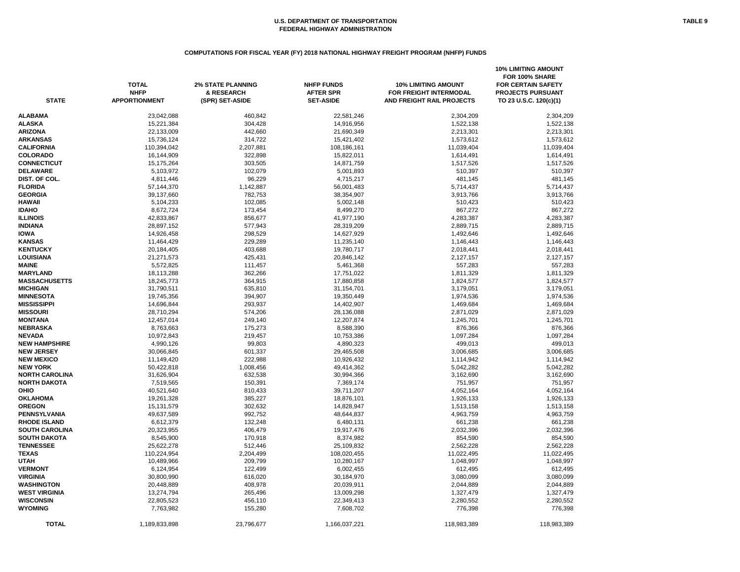**U.S. DEPARTMENT OF TRANSPORTATION**
**FEDERAL HIGHWAY ADMINISTRATION**

**TABLE 9**

**COMPUTATIONS FOR FISCAL YEAR (FY) 2018 NATIONAL HIGHWAY FREIGHT PROGRAM (NHFP) FUNDS**

| STATE | TOTAL NHFP APPORTIONMENT | 2% STATE PLANNING & RESEARCH (SPR) SET-ASIDE | NHFP FUNDS AFTER SPR SET-ASIDE | 10% LIMITING AMOUNT FOR FREIGHT INTERMODAL AND FREIGHT RAIL PROJECTS | 10% LIMITING AMOUNT FOR 100% SHARE FOR CERTAIN SAFETY PROJECTS PURSUANT TO 23 U.S.C. 120(c)(1) |
|---|---|---|---|---|---|
| ALABAMA | 23,042,088 | 460,842 | 22,581,246 | 2,304,209 | 2,304,209 |
| ALASKA | 15,221,384 | 304,428 | 14,916,956 | 1,522,138 | 1,522,138 |
| ARIZONA | 22,133,009 | 442,660 | 21,690,349 | 2,213,301 | 2,213,301 |
| ARKANSAS | 15,736,124 | 314,722 | 15,421,402 | 1,573,612 | 1,573,612 |
| CALIFORNIA | 110,394,042 | 2,207,881 | 108,186,161 | 11,039,404 | 11,039,404 |
| COLORADO | 16,144,909 | 322,898 | 15,822,011 | 1,614,491 | 1,614,491 |
| CONNECTICUT | 15,175,264 | 303,505 | 14,871,759 | 1,517,526 | 1,517,526 |
| DELAWARE | 5,103,972 | 102,079 | 5,001,893 | 510,397 | 510,397 |
| DIST. OF COL. | 4,811,446 | 96,229 | 4,715,217 | 481,145 | 481,145 |
| FLORIDA | 57,144,370 | 1,142,887 | 56,001,483 | 5,714,437 | 5,714,437 |
| GEORGIA | 39,137,660 | 782,753 | 38,354,907 | 3,913,766 | 3,913,766 |
| HAWAII | 5,104,233 | 102,085 | 5,002,148 | 510,423 | 510,423 |
| IDAHO | 8,672,724 | 173,454 | 8,499,270 | 867,272 | 867,272 |
| ILLINOIS | 42,833,867 | 856,677 | 41,977,190 | 4,283,387 | 4,283,387 |
| INDIANA | 28,897,152 | 577,943 | 28,319,209 | 2,889,715 | 2,889,715 |
| IOWA | 14,926,458 | 298,529 | 14,627,929 | 1,492,646 | 1,492,646 |
| KANSAS | 11,464,429 | 229,289 | 11,235,140 | 1,146,443 | 1,146,443 |
| KENTUCKY | 20,184,405 | 403,688 | 19,780,717 | 2,018,441 | 2,018,441 |
| LOUISIANA | 21,271,573 | 425,431 | 20,846,142 | 2,127,157 | 2,127,157 |
| MAINE | 5,572,825 | 111,457 | 5,461,368 | 557,283 | 557,283 |
| MARYLAND | 18,113,288 | 362,266 | 17,751,022 | 1,811,329 | 1,811,329 |
| MASSACHUSETTS | 18,245,773 | 364,915 | 17,880,858 | 1,824,577 | 1,824,577 |
| MICHIGAN | 31,790,511 | 635,810 | 31,154,701 | 3,179,051 | 3,179,051 |
| MINNESOTA | 19,745,356 | 394,907 | 19,350,449 | 1,974,536 | 1,974,536 |
| MISSISSIPPI | 14,696,844 | 293,937 | 14,402,907 | 1,469,684 | 1,469,684 |
| MISSOURI | 28,710,294 | 574,206 | 28,136,088 | 2,871,029 | 2,871,029 |
| MONTANA | 12,457,014 | 249,140 | 12,207,874 | 1,245,701 | 1,245,701 |
| NEBRASKA | 8,763,663 | 175,273 | 8,588,390 | 876,366 | 876,366 |
| NEVADA | 10,972,843 | 219,457 | 10,753,386 | 1,097,284 | 1,097,284 |
| NEW HAMPSHIRE | 4,990,126 | 99,803 | 4,890,323 | 499,013 | 499,013 |
| NEW JERSEY | 30,066,845 | 601,337 | 29,465,508 | 3,006,685 | 3,006,685 |
| NEW MEXICO | 11,149,420 | 222,988 | 10,926,432 | 1,114,942 | 1,114,942 |
| NEW YORK | 50,422,818 | 1,008,456 | 49,414,362 | 5,042,282 | 5,042,282 |
| NORTH CAROLINA | 31,626,904 | 632,538 | 30,994,366 | 3,162,690 | 3,162,690 |
| NORTH DAKOTA | 7,519,565 | 150,391 | 7,369,174 | 751,957 | 751,957 |
| OHIO | 40,521,640 | 810,433 | 39,711,207 | 4,052,164 | 4,052,164 |
| OKLAHOMA | 19,261,328 | 385,227 | 18,876,101 | 1,926,133 | 1,926,133 |
| OREGON | 15,131,579 | 302,632 | 14,828,947 | 1,513,158 | 1,513,158 |
| PENNSYLVANIA | 49,637,589 | 992,752 | 48,644,837 | 4,963,759 | 4,963,759 |
| RHODE ISLAND | 6,612,379 | 132,248 | 6,480,131 | 661,238 | 661,238 |
| SOUTH CAROLINA | 20,323,955 | 406,479 | 19,917,476 | 2,032,396 | 2,032,396 |
| SOUTH DAKOTA | 8,545,900 | 170,918 | 8,374,982 | 854,590 | 854,590 |
| TENNESSEE | 25,622,278 | 512,446 | 25,109,832 | 2,562,228 | 2,562,228 |
| TEXAS | 110,224,954 | 2,204,499 | 108,020,455 | 11,022,495 | 11,022,495 |
| UTAH | 10,489,966 | 209,799 | 10,280,167 | 1,048,997 | 1,048,997 |
| VERMONT | 6,124,954 | 122,499 | 6,002,455 | 612,495 | 612,495 |
| VIRGINIA | 30,800,990 | 616,020 | 30,184,970 | 3,080,099 | 3,080,099 |
| WASHINGTON | 20,448,889 | 408,978 | 20,039,911 | 2,044,889 | 2,044,889 |
| WEST VIRGINIA | 13,274,794 | 265,496 | 13,009,298 | 1,327,479 | 1,327,479 |
| WISCONSIN | 22,805,523 | 456,110 | 22,349,413 | 2,280,552 | 2,280,552 |
| WYOMING | 7,763,982 | 155,280 | 7,608,702 | 776,398 | 776,398 |
| **TOTAL** | 1,189,833,898 | 23,796,677 | 1,166,037,221 | 118,983,389 | 118,983,389 |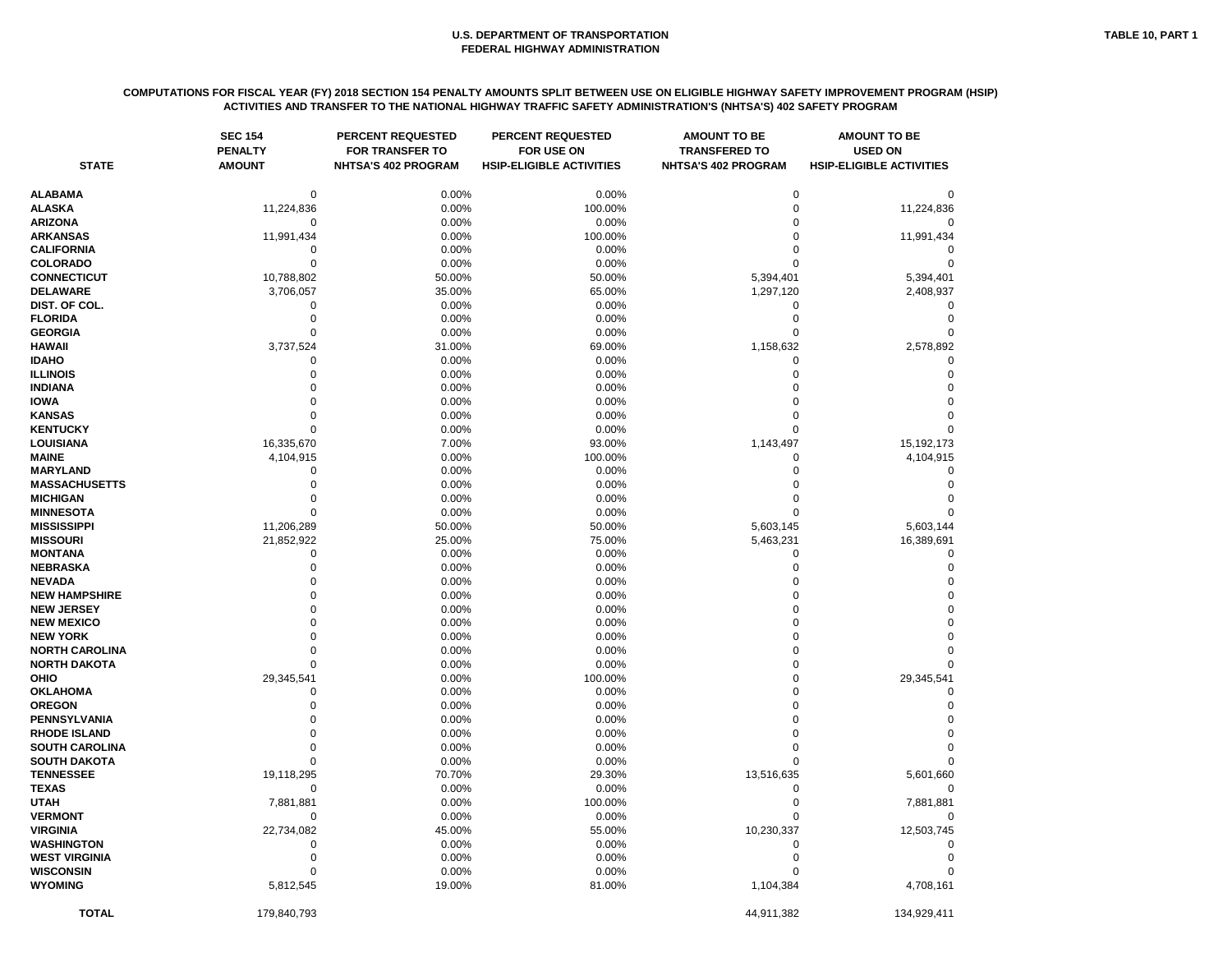U.S. DEPARTMENT OF TRANSPORTATION
FEDERAL HIGHWAY ADMINISTRATION

**TABLE 10, PART 1**

**COMPUTATIONS FOR FISCAL YEAR (FY) 2018 SECTION 154 PENALTY AMOUNTS SPLIT BETWEEN USE ON ELIGIBLE HIGHWAY SAFETY IMPROVEMENT PROGRAM (HSIP) ACTIVITIES AND TRANSFER TO THE NATIONAL HIGHWAY TRAFFIC SAFETY ADMINISTRATION'S (NHTSA'S) 402 SAFETY PROGRAM**

| STATE | SEC 154 PENALTY AMOUNT | PERCENT REQUESTED FOR TRANSFER TO NHTSA'S 402 PROGRAM | PERCENT REQUESTED FOR USE ON HSIP-ELIGIBLE ACTIVITIES | AMOUNT TO BE TRANSFERED TO NHTSA'S 402 PROGRAM | AMOUNT TO BE USED ON HSIP-ELIGIBLE ACTIVITIES |
|---|---|---|---|---|---|
| ALABAMA | 0 | 0.00% | 0.00% | 0 | 0 |
| ALASKA | 11,224,836 | 0.00% | 100.00% | 0 | 11,224,836 |
| ARIZONA | 0 | 0.00% | 0.00% | 0 | 0 |
| ARKANSAS | 11,991,434 | 0.00% | 100.00% | 0 | 11,991,434 |
| CALIFORNIA | 0 | 0.00% | 0.00% | 0 | 0 |
| COLORADO | 0 | 0.00% | 0.00% | 0 | 0 |
| CONNECTICUT | 10,788,802 | 50.00% | 50.00% | 5,394,401 | 5,394,401 |
| DELAWARE | 3,706,057 | 35.00% | 65.00% | 1,297,120 | 2,408,937 |
| DIST. OF COL. | 0 | 0.00% | 0.00% | 0 | 0 |
| FLORIDA | 0 | 0.00% | 0.00% | 0 | 0 |
| GEORGIA | 0 | 0.00% | 0.00% | 0 | 0 |
| HAWAII | 3,737,524 | 31.00% | 69.00% | 1,158,632 | 2,578,892 |
| IDAHO | 0 | 0.00% | 0.00% | 0 | 0 |
| ILLINOIS | 0 | 0.00% | 0.00% | 0 | 0 |
| INDIANA | 0 | 0.00% | 0.00% | 0 | 0 |
| IOWA | 0 | 0.00% | 0.00% | 0 | 0 |
| KANSAS | 0 | 0.00% | 0.00% | 0 | 0 |
| KENTUCKY | 0 | 0.00% | 0.00% | 0 | 0 |
| LOUISIANA | 16,335,670 | 7.00% | 93.00% | 1,143,497 | 15,192,173 |
| MAINE | 4,104,915 | 0.00% | 100.00% | 0 | 4,104,915 |
| MARYLAND | 0 | 0.00% | 0.00% | 0 | 0 |
| MASSACHUSETTS | 0 | 0.00% | 0.00% | 0 | 0 |
| MICHIGAN | 0 | 0.00% | 0.00% | 0 | 0 |
| MINNESOTA | 0 | 0.00% | 0.00% | 0 | 0 |
| MISSISSIPPI | 11,206,289 | 50.00% | 50.00% | 5,603,145 | 5,603,144 |
| MISSOURI | 21,852,922 | 25.00% | 75.00% | 5,463,231 | 16,389,691 |
| MONTANA | 0 | 0.00% | 0.00% | 0 | 0 |
| NEBRASKA | 0 | 0.00% | 0.00% | 0 | 0 |
| NEVADA | 0 | 0.00% | 0.00% | 0 | 0 |
| NEW HAMPSHIRE | 0 | 0.00% | 0.00% | 0 | 0 |
| NEW JERSEY | 0 | 0.00% | 0.00% | 0 | 0 |
| NEW MEXICO | 0 | 0.00% | 0.00% | 0 | 0 |
| NEW YORK | 0 | 0.00% | 0.00% | 0 | 0 |
| NORTH CAROLINA | 0 | 0.00% | 0.00% | 0 | 0 |
| NORTH DAKOTA | 0 | 0.00% | 0.00% | 0 | 0 |
| OHIO | 29,345,541 | 0.00% | 100.00% | 0 | 29,345,541 |
| OKLAHOMA | 0 | 0.00% | 0.00% | 0 | 0 |
| OREGON | 0 | 0.00% | 0.00% | 0 | 0 |
| PENNSYLVANIA | 0 | 0.00% | 0.00% | 0 | 0 |
| RHODE ISLAND | 0 | 0.00% | 0.00% | 0 | 0 |
| SOUTH CAROLINA | 0 | 0.00% | 0.00% | 0 | 0 |
| SOUTH DAKOTA | 0 | 0.00% | 0.00% | 0 | 0 |
| TENNESSEE | 19,118,295 | 70.70% | 29.30% | 13,516,635 | 5,601,660 |
| TEXAS | 0 | 0.00% | 0.00% | 0 | 0 |
| UTAH | 7,881,881 | 0.00% | 100.00% | 0 | 7,881,881 |
| VERMONT | 0 | 0.00% | 0.00% | 0 | 0 |
| VIRGINIA | 22,734,082 | 45.00% | 55.00% | 10,230,337 | 12,503,745 |
| WASHINGTON | 0 | 0.00% | 0.00% | 0 | 0 |
| WEST VIRGINIA | 0 | 0.00% | 0.00% | 0 | 0 |
| WISCONSIN | 0 | 0.00% | 0.00% | 0 | 0 |
| WYOMING | 5,812,545 | 19.00% | 81.00% | 1,104,384 | 4,708,161 |
| TOTAL | 179,840,793 | | | 44,911,382 | 134,929,411 |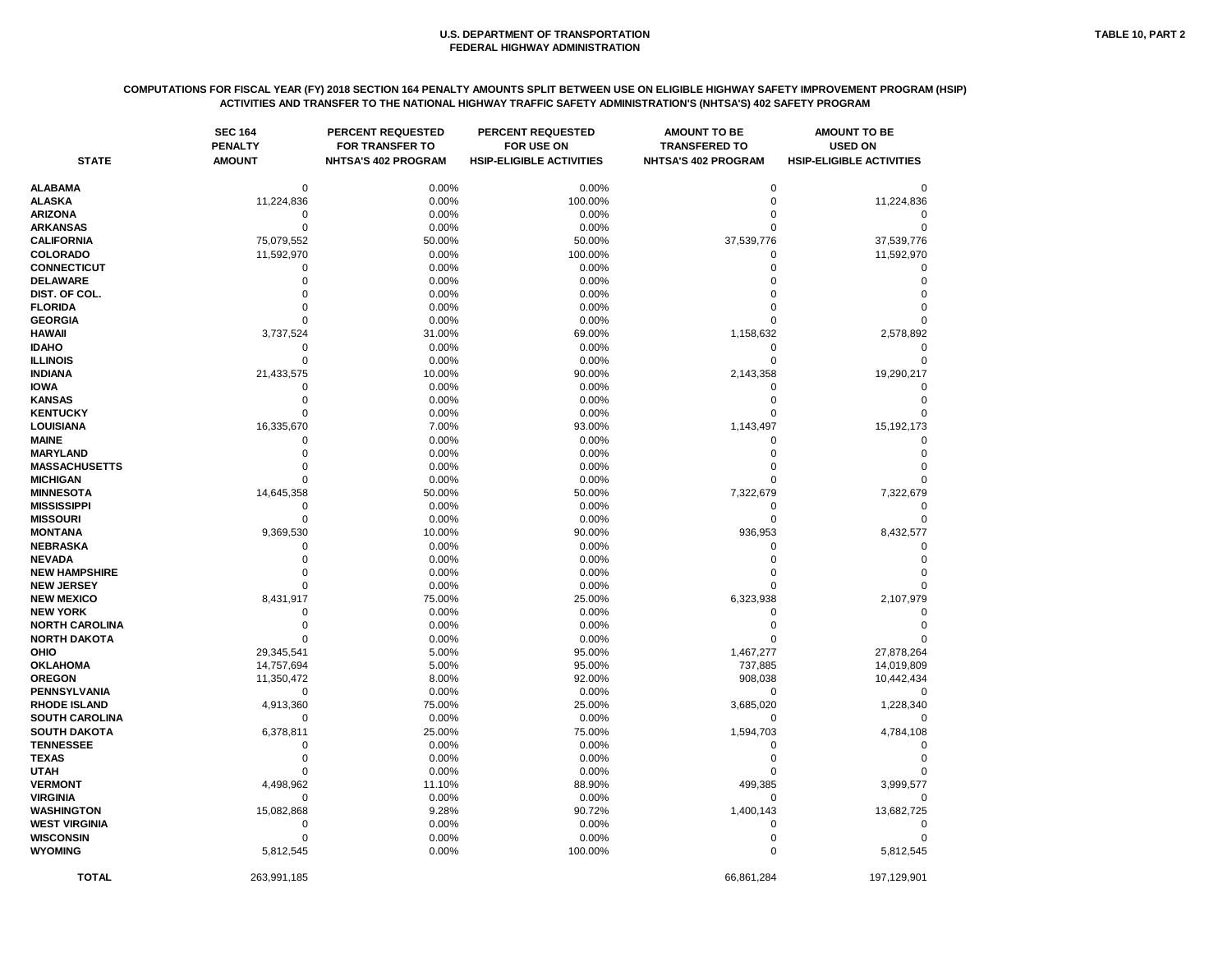U.S. DEPARTMENT OF TRANSPORTATION
FEDERAL HIGHWAY ADMINISTRATION

TABLE 10, PART 2

**COMPUTATIONS FOR FISCAL YEAR (FY) 2018 SECTION 164 PENALTY AMOUNTS SPLIT BETWEEN USE ON ELIGIBLE HIGHWAY SAFETY IMPROVEMENT PROGRAM (HSIP) ACTIVITIES AND TRANSFER TO THE NATIONAL HIGHWAY TRAFFIC SAFETY ADMINISTRATION'S (NHTSA'S) 402 SAFETY PROGRAM**

| STATE | SEC 164 PENALTY AMOUNT | PERCENT REQUESTED FOR TRANSFER TO NHTSA'S 402 PROGRAM | PERCENT REQUESTED FOR USE ON HSIP-ELIGIBLE ACTIVITIES | AMOUNT TO BE TRANSFERED TO NHTSA'S 402 PROGRAM | AMOUNT TO BE USED ON HSIP-ELIGIBLE ACTIVITIES |
|---|---|---|---|---|---|
| ALABAMA | 0 | 0.00% | 0.00% | 0 | 0 |
| ALASKA | 11,224,836 | 0.00% | 100.00% | 0 | 11,224,836 |
| ARIZONA | 0 | 0.00% | 0.00% | 0 | 0 |
| ARKANSAS | 0 | 0.00% | 0.00% | 0 | 0 |
| CALIFORNIA | 75,079,552 | 50.00% | 50.00% | 37,539,776 | 37,539,776 |
| COLORADO | 11,592,970 | 0.00% | 100.00% | 0 | 11,592,970 |
| CONNECTICUT | 0 | 0.00% | 0.00% | 0 | 0 |
| DELAWARE | 0 | 0.00% | 0.00% | 0 | 0 |
| DIST. OF COL. | 0 | 0.00% | 0.00% | 0 | 0 |
| FLORIDA | 0 | 0.00% | 0.00% | 0 | 0 |
| GEORGIA | 0 | 0.00% | 0.00% | 0 | 0 |
| HAWAII | 3,737,524 | 31.00% | 69.00% | 1,158,632 | 2,578,892 |
| IDAHO | 0 | 0.00% | 0.00% | 0 | 0 |
| ILLINOIS | 0 | 0.00% | 0.00% | 0 | 0 |
| INDIANA | 21,433,575 | 10.00% | 90.00% | 2,143,358 | 19,290,217 |
| IOWA | 0 | 0.00% | 0.00% | 0 | 0 |
| KANSAS | 0 | 0.00% | 0.00% | 0 | 0 |
| KENTUCKY | 0 | 0.00% | 0.00% | 0 | 0 |
| LOUISIANA | 16,335,670 | 7.00% | 93.00% | 1,143,497 | 15,192,173 |
| MAINE | 0 | 0.00% | 0.00% | 0 | 0 |
| MARYLAND | 0 | 0.00% | 0.00% | 0 | 0 |
| MASSACHUSETTS | 0 | 0.00% | 0.00% | 0 | 0 |
| MICHIGAN | 0 | 0.00% | 0.00% | 0 | 0 |
| MINNESOTA | 14,645,358 | 50.00% | 50.00% | 7,322,679 | 7,322,679 |
| MISSISSIPPI | 0 | 0.00% | 0.00% | 0 | 0 |
| MISSOURI | 0 | 0.00% | 0.00% | 0 | 0 |
| MONTANA | 9,369,530 | 10.00% | 90.00% | 936,953 | 8,432,577 |
| NEBRASKA | 0 | 0.00% | 0.00% | 0 | 0 |
| NEVADA | 0 | 0.00% | 0.00% | 0 | 0 |
| NEW HAMPSHIRE | 0 | 0.00% | 0.00% | 0 | 0 |
| NEW JERSEY | 0 | 0.00% | 0.00% | 0 | 0 |
| NEW MEXICO | 8,431,917 | 75.00% | 25.00% | 6,323,938 | 2,107,979 |
| NEW YORK | 0 | 0.00% | 0.00% | 0 | 0 |
| NORTH CAROLINA | 0 | 0.00% | 0.00% | 0 | 0 |
| NORTH DAKOTA | 0 | 0.00% | 0.00% | 0 | 0 |
| OHIO | 29,345,541 | 5.00% | 95.00% | 1,467,277 | 27,878,264 |
| OKLAHOMA | 14,757,694 | 5.00% | 95.00% | 737,885 | 14,019,809 |
| OREGON | 11,350,472 | 8.00% | 92.00% | 908,038 | 10,442,434 |
| PENNSYLVANIA | 0 | 0.00% | 0.00% | 0 | 0 |
| RHODE ISLAND | 4,913,360 | 75.00% | 25.00% | 3,685,020 | 1,228,340 |
| SOUTH CAROLINA | 0 | 0.00% | 0.00% | 0 | 0 |
| SOUTH DAKOTA | 6,378,811 | 25.00% | 75.00% | 1,594,703 | 4,784,108 |
| TENNESSEE | 0 | 0.00% | 0.00% | 0 | 0 |
| TEXAS | 0 | 0.00% | 0.00% | 0 | 0 |
| UTAH | 0 | 0.00% | 0.00% | 0 | 0 |
| VERMONT | 4,498,962 | 11.10% | 88.90% | 499,385 | 3,999,577 |
| VIRGINIA | 0 | 0.00% | 0.00% | 0 | 0 |
| WASHINGTON | 15,082,868 | 9.28% | 90.72% | 1,400,143 | 13,682,725 |
| WEST VIRGINIA | 0 | 0.00% | 0.00% | 0 | 0 |
| WISCONSIN | 0 | 0.00% | 0.00% | 0 | 0 |
| WYOMING | 5,812,545 | 0.00% | 100.00% | 0 | 5,812,545 |
| TOTAL | 263,991,185 | | | 66,861,284 | 197,129,901 |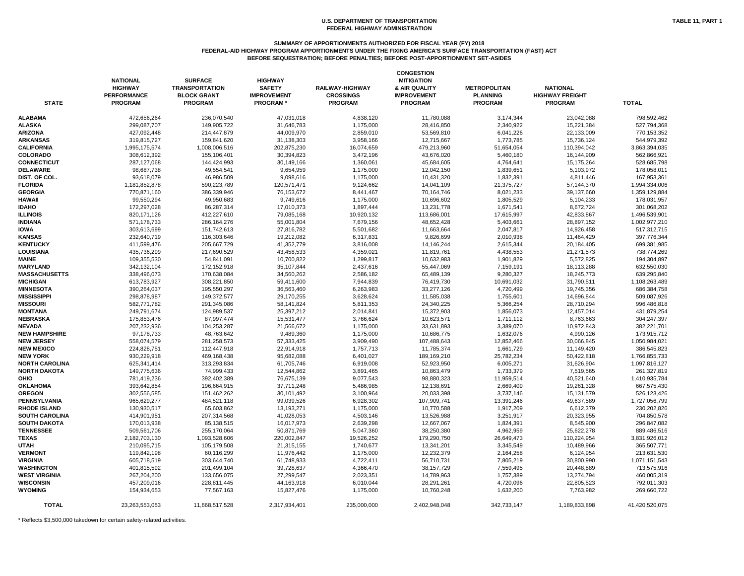U.S. DEPARTMENT OF TRANSPORTATION
FEDERAL HIGHWAY ADMINISTRATION

TABLE 11, PART 1

## SUMMARY OF APPORTIONMENTS AUTHORIZED FOR FISCAL YEAR (FY) 2018
## FEDERAL-AID HIGHWAY PROGRAM APPORTIONMENTS UNDER THE FIXING AMERICA'S SURFACE TRANSPORTATION (FAST) ACT
## BEFORE SEQUESTRATION; BEFORE PENALTIES; BEFORE POST-APPORTIONMENT SET-ASIDES

| STATE | NATIONAL HIGHWAY PERFORMANCE PROGRAM | SURFACE TRANSPORTATION BLOCK GRANT PROGRAM | HIGHWAY SAFETY IMPROVEMENT PROGRAM * | RAILWAY-HIGHWAY CROSSINGS PROGRAM | CONGESTION MITIGATION & AIR QUALITY IMPROVEMENT PROGRAM | METROPOLITAN PLANNING PROGRAM | NATIONAL HIGHWAY FREIGHT PROGRAM | TOTAL |
|---|---|---|---|---|---|---|---|---|
| ALABAMA | 472,656,264 | 236,070,540 | 47,031,018 | 4,838,120 | 11,780,088 | 3,174,344 | 23,042,088 | 798,592,462 |
| ALASKA | 299,087,707 | 149,905,722 | 31,646,783 | 1,175,000 | 28,416,850 | 2,340,922 | 15,221,384 | 527,794,368 |
| ARIZONA | 427,092,448 | 214,447,879 | 44,009,970 | 2,859,010 | 53,569,810 | 6,041,226 | 22,133,009 | 770,153,352 |
| ARKANSAS | 319,815,727 | 159,841,620 | 31,138,303 | 3,958,166 | 12,715,667 | 1,773,785 | 15,736,124 | 544,979,392 |
| CALIFORNIA | 1,995,175,574 | 1,008,006,516 | 202,875,230 | 16,074,659 | 479,213,960 | 51,654,054 | 110,394,042 | 3,863,394,035 |
| COLORADO | 308,612,392 | 155,106,401 | 30,394,823 | 3,472,196 | 43,676,020 | 5,460,180 | 16,144,909 | 562,866,921 |
| CONNECTICUT | 287,127,068 | 144,424,993 | 30,149,166 | 1,360,061 | 45,684,605 | 4,764,641 | 15,175,264 | 528,685,798 |
| DELAWARE | 98,687,738 | 49,554,541 | 9,654,959 | 1,175,000 | 12,042,150 | 1,839,651 | 5,103,972 | 178,058,011 |
| DIST. OF COL. | 93,618,079 | 46,986,509 | 9,098,616 | 1,175,000 | 10,431,320 | 1,832,391 | 4,811,446 | 167,953,361 |
| FLORIDA | 1,181,852,878 | 590,223,789 | 120,571,471 | 9,124,662 | 14,041,109 | 21,375,727 | 57,144,370 | 1,994,334,006 |
| GEORGIA | 770,871,160 | 386,339,946 | 76,153,672 | 8,441,467 | 70,164,746 | 8,021,233 | 39,137,660 | 1,359,129,884 |
| HAWAII | 99,550,294 | 49,950,683 | 9,749,616 | 1,175,000 | 10,696,602 | 1,805,529 | 5,104,233 | 178,031,957 |
| IDAHO | 172,297,028 | 86,287,314 | 17,010,373 | 1,897,444 | 13,231,778 | 1,671,541 | 8,672,724 | 301,068,202 |
| ILLINOIS | 820,171,126 | 412,227,610 | 79,085,168 | 10,920,132 | 113,686,001 | 17,615,997 | 42,833,867 | 1,496,539,901 |
| INDIANA | 571,178,733 | 286,164,276 | 55,001,804 | 7,679,156 | 48,652,428 | 5,403,661 | 28,897,152 | 1,002,977,210 |
| IOWA | 303,613,699 | 151,742,613 | 27,816,782 | 5,501,682 | 11,663,664 | 2,047,817 | 14,926,458 | 517,312,715 |
| KANSAS | 232,640,719 | 116,303,646 | 19,212,082 | 6,317,831 | 9,826,699 | 2,010,938 | 11,464,429 | 397,776,344 |
| KENTUCKY | 411,599,476 | 205,667,729 | 41,352,779 | 3,816,008 | 14,146,244 | 2,615,344 | 20,184,405 | 699,381,985 |
| LOUISIANA | 435,736,299 | 217,690,529 | 43,458,533 | 4,359,021 | 11,819,761 | 4,438,553 | 21,271,573 | 738,774,269 |
| MAINE | 109,355,530 | 54,841,091 | 10,700,822 | 1,299,817 | 10,632,983 | 1,901,829 | 5,572,825 | 194,304,897 |
| MARYLAND | 342,132,104 | 172,152,918 | 35,107,844 | 2,437,616 | 55,447,069 | 7,159,191 | 18,113,288 | 632,550,030 |
| MASSACHUSETTS | 338,496,073 | 170,638,084 | 34,560,262 | 2,586,182 | 65,489,139 | 9,280,327 | 18,245,773 | 639,295,840 |
| MICHIGAN | 613,783,927 | 308,221,850 | 59,411,600 | 7,944,839 | 76,419,730 | 10,691,032 | 31,790,511 | 1,108,263,489 |
| MINNESOTA | 390,264,037 | 195,550,297 | 36,563,460 | 6,263,983 | 33,277,126 | 4,720,499 | 19,745,356 | 686,384,758 |
| MISSISSIPPI | 298,878,987 | 149,372,577 | 29,170,255 | 3,628,624 | 11,585,038 | 1,755,601 | 14,696,844 | 509,087,926 |
| MISSOURI | 582,771,782 | 291,345,086 | 58,141,824 | 5,811,353 | 24,340,225 | 5,366,254 | 28,710,294 | 996,486,818 |
| MONTANA | 249,791,674 | 124,989,537 | 25,397,212 | 2,014,841 | 15,372,903 | 1,856,073 | 12,457,014 | 431,879,254 |
| NEBRASKA | 175,853,476 | 87,997,474 | 15,531,477 | 3,766,624 | 10,623,571 | 1,711,112 | 8,763,663 | 304,247,397 |
| NEVADA | 207,232,936 | 104,253,287 | 21,566,672 | 1,175,000 | 33,631,893 | 3,389,070 | 10,972,843 | 382,221,701 |
| NEW HAMPSHIRE | 97,178,733 | 48,763,642 | 9,489,360 | 1,175,000 | 10,686,775 | 1,632,076 | 4,990,126 | 173,915,712 |
| NEW JERSEY | 558,074,579 | 281,258,573 | 57,333,425 | 3,909,490 | 107,488,643 | 12,852,466 | 30,066,845 | 1,050,984,021 |
| NEW MEXICO | 224,828,751 | 112,447,918 | 22,914,918 | 1,757,733 | 11,785,374 | 1,661,729 | 11,149,420 | 386,545,823 |
| NEW YORK | 930,229,918 | 469,168,438 | 95,682,088 | 6,401,027 | 189,169,210 | 25,782,234 | 50,422,818 | 1,766,855,733 |
| NORTH CAROLINA | 625,341,414 | 313,293,834 | 61,705,746 | 6,919,008 | 52,923,950 | 6,005,271 | 31,626,904 | 1,097,816,127 |
| NORTH DAKOTA | 149,775,636 | 74,999,433 | 12,544,862 | 3,891,465 | 10,863,479 | 1,733,379 | 7,519,565 | 261,327,819 |
| OHIO | 781,419,236 | 392,402,389 | 76,675,139 | 9,077,543 | 98,880,323 | 11,959,514 | 40,521,640 | 1,410,935,784 |
| OKLAHOMA | 393,642,854 | 196,664,915 | 37,711,248 | 5,486,985 | 12,138,691 | 2,669,409 | 19,261,328 | 667,575,430 |
| OREGON | 302,556,585 | 151,462,262 | 30,101,492 | 3,100,964 | 20,033,398 | 3,737,146 | 15,131,579 | 526,123,426 |
| PENNSYLVANIA | 965,629,277 | 484,521,118 | 99,039,526 | 6,928,302 | 107,909,741 | 13,391,246 | 49,637,589 | 1,727,056,799 |
| RHODE ISLAND | 130,930,517 | 65,603,862 | 13,193,271 | 1,175,000 | 10,770,588 | 1,917,209 | 6,612,379 | 230,202,826 |
| SOUTH CAROLINA | 414,901,951 | 207,314,568 | 41,028,053 | 4,503,146 | 13,526,988 | 3,251,917 | 20,323,955 | 704,850,578 |
| SOUTH DAKOTA | 170,013,938 | 85,138,515 | 16,017,973 | 2,639,298 | 12,667,067 | 1,824,391 | 8,545,900 | 296,847,082 |
| TENNESSEE | 509,561,706 | 255,170,064 | 50,871,769 | 5,047,360 | 38,250,380 | 4,962,959 | 25,622,278 | 889,486,516 |
| TEXAS | 2,182,703,130 | 1,093,528,606 | 220,002,847 | 19,526,252 | 179,290,750 | 26,649,473 | 110,224,954 | 3,831,926,012 |
| UTAH | 210,095,715 | 105,179,508 | 21,315,155 | 1,740,677 | 13,341,201 | 3,345,549 | 10,489,966 | 365,507,771 |
| VERMONT | 119,842,198 | 60,116,299 | 11,976,442 | 1,175,000 | 12,232,379 | 2,164,258 | 6,124,954 | 213,631,530 |
| VIRGINIA | 605,718,519 | 303,644,740 | 61,748,933 | 4,722,411 | 56,710,731 | 7,805,219 | 30,800,990 | 1,071,151,543 |
| WASHINGTON | 401,815,592 | 201,499,104 | 39,728,637 | 4,366,470 | 38,157,729 | 7,559,495 | 20,448,889 | 713,575,916 |
| WEST VIRGINIA | 267,204,200 | 133,656,075 | 27,299,547 | 2,023,351 | 14,789,963 | 1,757,389 | 13,274,794 | 460,005,319 |
| WISCONSIN | 457,209,016 | 228,811,445 | 44,163,918 | 6,010,044 | 28,291,261 | 4,720,096 | 22,805,523 | 792,011,303 |
| WYOMING | 154,934,653 | 77,567,163 | 15,827,476 | 1,175,000 | 10,760,248 | 1,632,200 | 7,763,982 | 269,660,722 |
| TOTAL | 23,263,553,053 | 11,668,517,528 | 2,317,934,401 | 235,000,000 | 2,402,948,048 | 342,733,147 | 1,189,833,898 | 41,420,520,075 |

* Reflects $3,500,000 takedown for certain safety-related activities.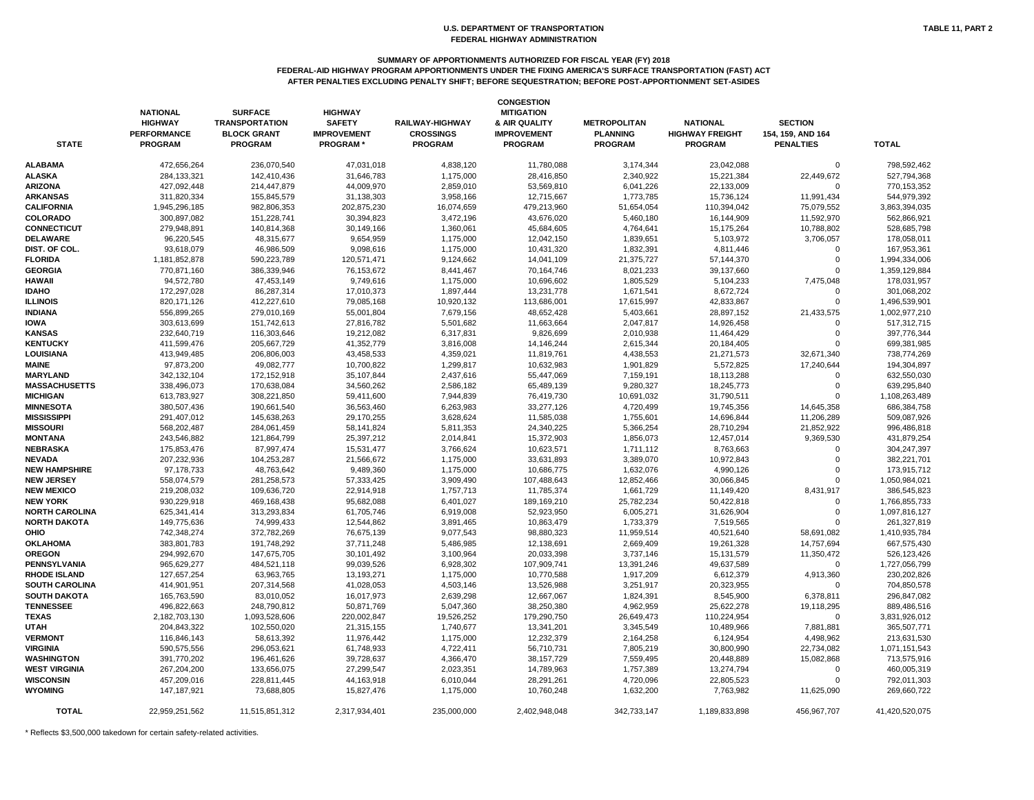U.S. DEPARTMENT OF TRANSPORTATION
FEDERAL HIGHWAY ADMINISTRATION

TABLE 11, PART 2

### SUMMARY OF APPORTIONMENTS AUTHORIZED FOR FISCAL YEAR (FY) 2018
### FEDERAL-AID HIGHWAY PROGRAM APPORTIONMENTS UNDER THE FIXING AMERICA'S SURFACE TRANSPORTATION (FAST) ACT
### AFTER PENALTIES EXCLUDING PENALTY SHIFT; BEFORE SEQUESTRATION; BEFORE POST-APPORTIONMENT SET-ASIDES

| STATE | NATIONAL HIGHWAY PERFORMANCE PROGRAM | SURFACE TRANSPORTATION BLOCK GRANT PROGRAM | HIGHWAY SAFETY IMPROVEMENT PROGRAM * | RAILWAY-HIGHWAY CROSSINGS PROGRAM | CONGESTION MITIGATION & AIR QUALITY IMPROVEMENT PROGRAM | METROPOLITAN PLANNING PROGRAM | NATIONAL HIGHWAY FREIGHT PROGRAM | SECTION 154, 159, AND 164 PENALTIES | TOTAL |
|---|---|---|---|---|---|---|---|---|---|
| ALABAMA | 472,656,264 | 236,070,540 | 47,031,018 | 4,838,120 | 11,780,088 | 3,174,344 | 23,042,088 | 0 | 798,592,462 |
| ALASKA | 284,133,321 | 142,410,436 | 31,646,783 | 1,175,000 | 28,416,850 | 2,340,922 | 15,221,384 | 22,449,672 | 527,794,368 |
| ARIZONA | 427,092,448 | 214,447,879 | 44,009,970 | 2,859,010 | 53,569,810 | 6,041,226 | 22,133,009 | 0 | 770,153,352 |
| ARKANSAS | 311,820,334 | 155,845,579 | 31,138,303 | 3,958,166 | 12,715,667 | 1,773,785 | 15,736,124 | 11,991,434 | 544,979,392 |
| CALIFORNIA | 1,945,296,185 | 982,806,353 | 202,875,230 | 16,074,659 | 479,213,960 | 51,654,054 | 110,394,042 | 75,079,552 | 3,863,394,035 |
| COLORADO | 300,897,082 | 151,228,741 | 30,394,823 | 3,472,196 | 43,676,020 | 5,460,180 | 16,144,909 | 11,592,970 | 562,866,921 |
| CONNECTICUT | 279,948,891 | 140,814,368 | 30,149,166 | 1,360,061 | 45,684,605 | 4,764,641 | 15,175,264 | 10,788,802 | 528,685,798 |
| DELAWARE | 96,220,545 | 48,315,677 | 9,654,959 | 1,175,000 | 12,042,150 | 1,839,651 | 5,103,972 | 3,706,057 | 178,058,011 |
| DIST. OF COL. | 93,618,079 | 46,986,509 | 9,098,616 | 1,175,000 | 10,431,320 | 1,832,391 | 4,811,446 | 0 | 167,953,361 |
| FLORIDA | 1,181,852,878 | 590,223,789 | 120,571,471 | 9,124,662 | 14,041,109 | 21,375,727 | 57,144,370 | 0 | 1,994,334,006 |
| GEORGIA | 770,871,160 | 386,339,946 | 76,153,672 | 8,441,467 | 70,164,746 | 8,021,233 | 39,137,660 | 0 | 1,359,129,884 |
| HAWAII | 94,572,780 | 47,453,149 | 9,749,616 | 1,175,000 | 10,696,602 | 1,805,529 | 5,104,233 | 7,475,048 | 178,031,957 |
| IDAHO | 172,297,028 | 86,287,314 | 17,010,373 | 1,897,444 | 13,231,778 | 1,671,541 | 8,672,724 | 0 | 301,068,202 |
| ILLINOIS | 820,171,126 | 412,227,610 | 79,085,168 | 10,920,132 | 113,686,001 | 17,615,997 | 42,833,867 | 0 | 1,496,539,901 |
| INDIANA | 556,899,265 | 279,010,169 | 55,001,804 | 7,679,156 | 48,652,428 | 5,403,661 | 28,897,152 | 21,433,575 | 1,002,977,210 |
| IOWA | 303,613,699 | 151,742,613 | 27,816,782 | 5,501,682 | 11,663,664 | 2,047,817 | 14,926,458 | 0 | 517,312,715 |
| KANSAS | 232,640,719 | 116,303,646 | 19,212,082 | 6,317,831 | 9,826,699 | 2,010,938 | 11,464,429 | 0 | 397,776,344 |
| KENTUCKY | 411,599,476 | 205,667,729 | 41,352,779 | 3,816,008 | 14,146,244 | 2,615,344 | 20,184,405 | 0 | 699,381,985 |
| LOUISIANA | 413,949,485 | 206,806,003 | 43,458,533 | 4,359,021 | 11,819,761 | 4,438,553 | 21,271,573 | 32,671,340 | 738,774,269 |
| MAINE | 97,873,200 | 49,082,777 | 10,700,822 | 1,299,817 | 10,632,983 | 1,901,829 | 5,572,825 | 17,240,644 | 194,304,897 |
| MARYLAND | 342,132,104 | 172,152,918 | 35,107,844 | 2,437,616 | 55,447,069 | 7,159,191 | 18,113,288 | 0 | 632,550,030 |
| MASSACHUSETTS | 338,496,073 | 170,638,084 | 34,560,262 | 2,586,182 | 65,489,139 | 9,280,327 | 18,245,773 | 0 | 639,295,840 |
| MICHIGAN | 613,783,927 | 308,221,850 | 59,411,600 | 7,944,839 | 76,419,730 | 10,691,032 | 31,790,511 | 0 | 1,108,263,489 |
| MINNESOTA | 380,507,436 | 190,661,540 | 36,563,460 | 6,263,983 | 33,277,126 | 4,720,499 | 19,745,356 | 14,645,358 | 686,384,758 |
| MISSISSIPPI | 291,407,012 | 145,638,263 | 29,170,255 | 3,628,624 | 11,585,038 | 1,755,601 | 14,696,844 | 11,206,289 | 509,087,926 |
| MISSOURI | 568,202,487 | 284,061,459 | 58,141,824 | 5,811,353 | 24,340,225 | 5,366,254 | 28,710,294 | 21,852,922 | 996,486,818 |
| MONTANA | 243,546,882 | 121,864,799 | 25,397,212 | 2,014,841 | 15,372,903 | 1,856,073 | 12,457,014 | 9,369,530 | 431,879,254 |
| NEBRASKA | 175,853,476 | 87,997,474 | 15,531,477 | 3,766,624 | 10,623,571 | 1,711,112 | 8,763,663 | 0 | 304,247,397 |
| NEVADA | 207,232,936 | 104,253,287 | 21,566,672 | 1,175,000 | 33,631,893 | 3,389,070 | 10,972,843 | 0 | 382,221,701 |
| NEW HAMPSHIRE | 97,178,733 | 48,763,642 | 9,489,360 | 1,175,000 | 10,686,775 | 1,632,076 | 4,990,126 | 0 | 173,915,712 |
| NEW JERSEY | 558,074,579 | 281,258,573 | 57,333,425 | 3,909,490 | 107,488,643 | 12,852,466 | 30,066,845 | 0 | 1,050,984,021 |
| NEW MEXICO | 219,208,032 | 109,636,720 | 22,914,918 | 1,757,713 | 11,785,374 | 1,661,729 | 11,149,420 | 8,431,917 | 386,545,823 |
| NEW YORK | 930,229,918 | 469,168,438 | 95,682,088 | 6,401,027 | 189,169,210 | 25,782,234 | 50,422,818 | 0 | 1,766,855,733 |
| NORTH CAROLINA | 625,341,414 | 313,293,834 | 61,705,746 | 6,919,008 | 52,923,950 | 6,005,271 | 31,626,904 | 0 | 1,097,816,127 |
| NORTH DAKOTA | 149,775,636 | 74,999,433 | 12,544,862 | 3,891,465 | 10,863,479 | 1,733,379 | 7,519,565 | 0 | 261,327,819 |
| OHIO | 742,348,274 | 372,782,269 | 76,675,139 | 9,077,543 | 98,880,323 | 11,959,514 | 40,521,640 | 58,691,082 | 1,410,935,784 |
| OKLAHOMA | 383,801,783 | 191,748,292 | 37,711,248 | 5,486,985 | 12,138,691 | 2,669,409 | 19,261,328 | 14,757,694 | 667,575,430 |
| OREGON | 294,992,670 | 147,675,705 | 30,101,492 | 3,100,964 | 20,033,398 | 3,737,146 | 15,131,579 | 11,350,472 | 526,123,426 |
| PENNSYLVANIA | 965,629,277 | 484,521,118 | 99,039,526 | 6,928,302 | 107,909,741 | 13,391,246 | 49,637,589 | 0 | 1,727,056,799 |
| RHODE ISLAND | 127,657,254 | 63,963,765 | 13,193,271 | 1,175,000 | 10,770,588 | 1,917,209 | 6,612,379 | 4,913,360 | 230,202,826 |
| SOUTH CAROLINA | 414,901,951 | 207,314,568 | 41,028,053 | 4,503,146 | 13,526,988 | 3,251,917 | 20,323,955 | 0 | 704,850,578 |
| SOUTH DAKOTA | 165,763,590 | 83,010,052 | 16,017,973 | 2,639,298 | 12,667,067 | 1,824,391 | 8,545,900 | 6,378,811 | 296,847,082 |
| TENNESSEE | 496,822,663 | 248,790,812 | 50,871,769 | 5,047,360 | 38,250,380 | 4,962,959 | 25,622,278 | 19,118,295 | 889,486,516 |
| TEXAS | 2,182,703,130 | 1,093,528,606 | 220,002,847 | 19,526,252 | 179,290,750 | 26,649,473 | 110,224,954 | 0 | 3,831,926,012 |
| UTAH | 204,843,322 | 102,550,020 | 21,315,155 | 1,740,677 | 13,341,201 | 3,345,549 | 10,489,966 | 7,881,881 | 365,507,771 |
| VERMONT | 116,846,143 | 58,613,392 | 11,976,442 | 1,175,000 | 12,232,379 | 2,164,258 | 6,124,954 | 4,498,962 | 213,631,530 |
| VIRGINIA | 590,575,556 | 296,053,621 | 61,748,933 | 4,722,411 | 56,710,731 | 7,805,219 | 30,800,990 | 22,734,082 | 1,071,151,543 |
| WASHINGTON | 391,770,202 | 196,461,626 | 39,728,637 | 4,366,470 | 38,157,729 | 7,559,495 | 20,448,889 | 15,082,868 | 713,575,916 |
| WEST VIRGINIA | 267,204,200 | 133,656,075 | 27,299,547 | 2,023,351 | 14,789,963 | 1,757,389 | 13,274,794 | 0 | 460,005,319 |
| WISCONSIN | 457,209,016 | 228,811,445 | 44,163,918 | 6,010,044 | 28,291,261 | 4,720,096 | 22,805,523 | 0 | 792,011,303 |
| WYOMING | 147,187,921 | 73,688,805 | 15,827,476 | 1,175,000 | 10,760,248 | 1,632,200 | 7,763,982 | 11,625,090 | 269,660,722 |
| TOTAL | 22,959,251,562 | 11,515,851,312 | 2,317,934,401 | 235,000,000 | 2,402,948,048 | 342,733,147 | 1,189,833,898 | 456,967,707 | 41,420,520,075 |

* Reflects $3,500,000 takedown for certain safety-related activities.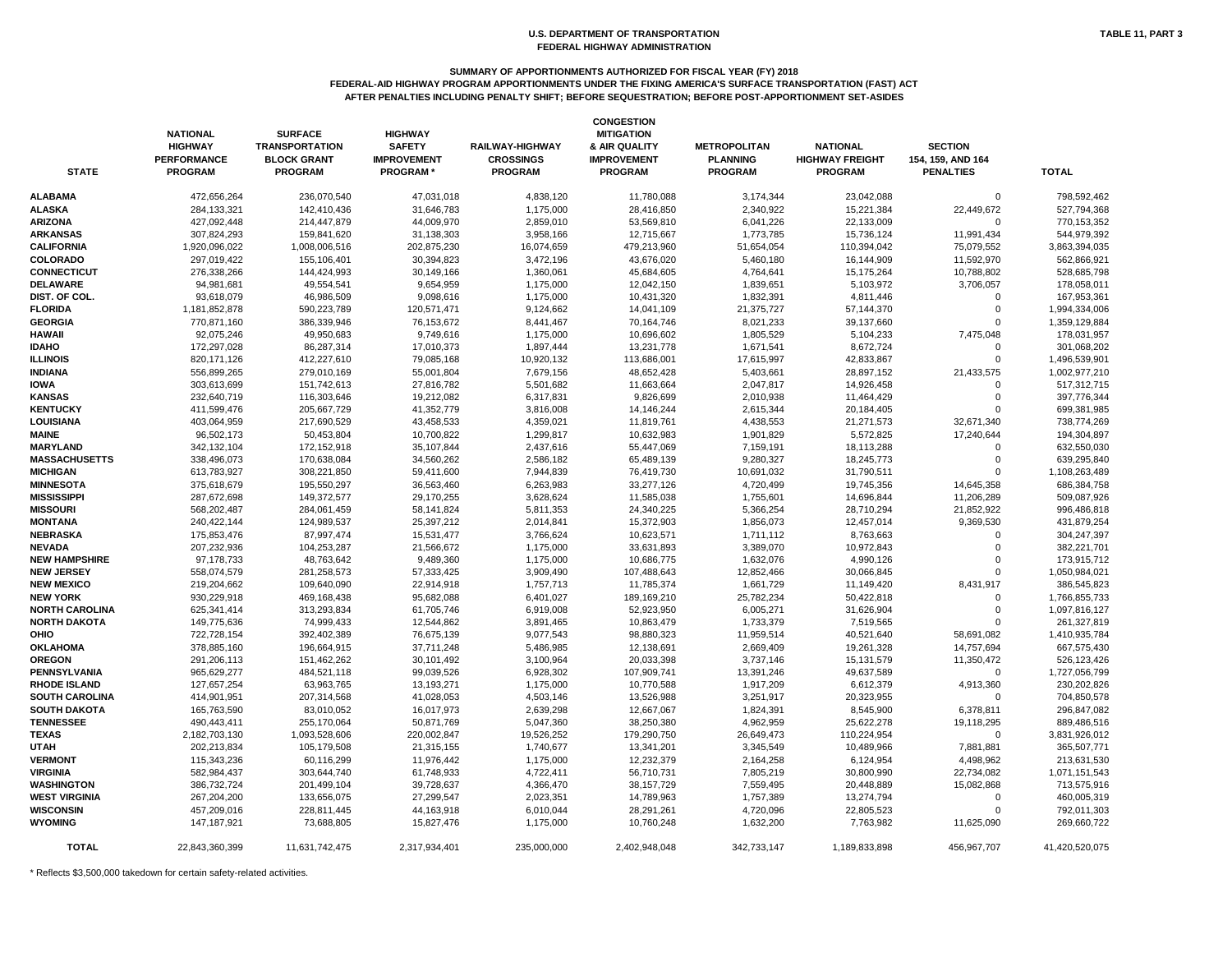**U.S. DEPARTMENT OF TRANSPORTATION**
**FEDERAL HIGHWAY ADMINISTRATION**

**TABLE 11, PART 3**

**SUMMARY OF APPORTIONMENTS AUTHORIZED FOR FISCAL YEAR (FY) 2018**
**FEDERAL-AID HIGHWAY PROGRAM APPORTIONMENTS UNDER THE FIXING AMERICA'S SURFACE TRANSPORTATION (FAST) ACT**
**AFTER PENALTIES INCLUDING PENALTY SHIFT; BEFORE SEQUESTRATION; BEFORE POST-APPORTIONMENT SET-ASIDES**

| STATE | NATIONAL HIGHWAY PERFORMANCE PROGRAM | SURFACE TRANSPORTATION BLOCK GRANT PROGRAM | HIGHWAY SAFETY IMPROVEMENT PROGRAM * | RAILWAY-HIGHWAY CROSSINGS PROGRAM | CONGESTION MITIGATION & AIR QUALITY IMPROVEMENT PROGRAM | METROPOLITAN PLANNING PROGRAM | NATIONAL HIGHWAY FREIGHT PROGRAM | SECTION 154, 159, AND 164 PENALTIES | TOTAL |
|---|---|---|---|---|---|---|---|---|---|
| ALABAMA | 472,656,264 | 236,070,540 | 47,031,018 | 4,838,120 | 11,780,088 | 3,174,344 | 23,042,088 | 0 | 798,592,462 |
| ALASKA | 284,133,321 | 142,410,436 | 31,646,783 | 1,175,000 | 28,416,850 | 2,340,922 | 15,221,384 | 22,449,672 | 527,794,368 |
| ARIZONA | 427,092,448 | 214,447,879 | 44,009,970 | 2,859,010 | 53,569,810 | 6,041,226 | 22,133,009 | 0 | 770,153,352 |
| ARKANSAS | 307,824,293 | 159,841,620 | 31,138,303 | 3,958,166 | 12,715,667 | 1,773,785 | 15,736,124 | 11,991,434 | 544,979,392 |
| CALIFORNIA | 1,920,096,022 | 1,008,006,516 | 202,875,230 | 16,074,659 | 479,213,960 | 51,654,054 | 110,394,042 | 75,079,552 | 3,863,394,035 |
| COLORADO | 297,019,422 | 155,106,401 | 30,394,823 | 3,472,196 | 43,676,020 | 5,460,180 | 16,144,909 | 11,592,970 | 562,866,921 |
| CONNECTICUT | 276,338,266 | 144,424,993 | 30,149,166 | 1,360,061 | 45,684,605 | 4,764,641 | 15,175,264 | 10,788,802 | 528,685,798 |
| DELAWARE | 94,981,681 | 49,554,541 | 9,654,959 | 1,175,000 | 12,042,150 | 1,839,651 | 5,103,972 | 3,706,057 | 178,058,011 |
| DIST. OF COL. | 93,618,079 | 46,986,509 | 9,098,616 | 1,175,000 | 10,431,320 | 1,832,391 | 4,811,446 | 0 | 167,953,361 |
| FLORIDA | 1,181,852,878 | 590,223,789 | 120,571,471 | 9,124,662 | 14,041,109 | 21,375,727 | 57,144,370 | 0 | 1,994,334,006 |
| GEORGIA | 770,871,160 | 386,339,946 | 76,153,672 | 8,441,467 | 70,164,746 | 8,021,233 | 39,137,660 | 0 | 1,359,129,884 |
| HAWAII | 92,075,246 | 49,950,683 | 9,749,616 | 1,175,000 | 10,696,602 | 1,805,529 | 5,104,233 | 7,475,048 | 178,031,957 |
| IDAHO | 172,297,028 | 86,287,314 | 17,010,373 | 1,897,444 | 13,231,778 | 1,671,541 | 8,672,724 | 0 | 301,068,202 |
| ILLINOIS | 820,171,126 | 412,227,610 | 79,085,168 | 10,920,132 | 113,686,001 | 17,615,997 | 42,833,867 | 0 | 1,496,539,901 |
| INDIANA | 556,899,265 | 279,010,169 | 55,001,804 | 7,679,156 | 48,652,428 | 5,403,661 | 28,897,152 | 21,433,575 | 1,002,977,210 |
| IOWA | 303,613,699 | 151,742,613 | 27,816,782 | 5,501,682 | 11,663,664 | 2,047,817 | 14,926,458 | 0 | 517,312,715 |
| KANSAS | 232,640,719 | 116,303,646 | 19,212,082 | 6,317,831 | 9,826,699 | 2,010,938 | 11,464,429 | 0 | 397,776,344 |
| KENTUCKY | 411,599,476 | 205,667,729 | 41,352,779 | 3,816,008 | 14,146,244 | 2,615,344 | 20,184,405 | 0 | 699,381,985 |
| LOUISIANA | 403,064,959 | 217,690,529 | 43,458,533 | 4,359,021 | 11,819,761 | 4,438,553 | 21,271,573 | 32,671,340 | 738,774,269 |
| MAINE | 96,502,173 | 50,453,804 | 10,700,822 | 1,299,817 | 10,632,983 | 1,901,829 | 5,572,825 | 17,240,644 | 194,304,897 |
| MARYLAND | 342,132,104 | 172,152,918 | 35,107,844 | 2,437,616 | 55,447,069 | 7,159,191 | 18,113,288 | 0 | 632,550,030 |
| MASSACHUSETTS | 338,496,073 | 170,638,084 | 34,560,262 | 2,586,182 | 65,489,139 | 9,280,327 | 18,245,773 | 0 | 639,295,840 |
| MICHIGAN | 613,783,927 | 308,221,850 | 59,411,600 | 7,944,839 | 76,419,730 | 10,691,032 | 31,790,511 | 0 | 1,108,263,489 |
| MINNESOTA | 375,618,679 | 195,550,297 | 36,563,460 | 6,263,983 | 33,277,126 | 4,720,499 | 19,745,356 | 14,645,358 | 686,384,758 |
| MISSISSIPPI | 287,672,698 | 149,372,577 | 29,170,255 | 3,628,624 | 11,585,038 | 1,755,601 | 14,696,844 | 11,206,289 | 509,087,926 |
| MISSOURI | 568,202,487 | 284,061,459 | 58,141,824 | 5,811,353 | 24,340,225 | 5,366,254 | 28,710,294 | 21,852,922 | 996,486,818 |
| MONTANA | 240,422,144 | 124,989,537 | 25,397,212 | 2,014,841 | 15,372,903 | 1,856,073 | 12,457,014 | 9,369,530 | 431,879,254 |
| NEBRASKA | 175,853,476 | 87,997,474 | 15,531,477 | 3,766,624 | 10,623,571 | 1,711,112 | 8,763,663 | 0 | 304,247,397 |
| NEVADA | 207,232,936 | 104,253,287 | 21,566,672 | 1,175,000 | 33,631,893 | 3,389,070 | 10,972,843 | 0 | 382,221,701 |
| NEW HAMPSHIRE | 97,178,733 | 48,763,642 | 9,489,360 | 1,175,000 | 10,686,775 | 1,632,076 | 4,990,126 | 0 | 173,915,712 |
| NEW JERSEY | 558,074,579 | 281,258,573 | 57,333,425 | 3,909,490 | 107,488,643 | 12,852,466 | 30,066,845 | 0 | 1,050,984,021 |
| NEW MEXICO | 219,204,662 | 109,640,090 | 22,914,918 | 1,757,713 | 11,785,374 | 1,661,729 | 11,149,420 | 8,431,917 | 386,545,823 |
| NEW YORK | 930,229,918 | 469,168,438 | 95,682,088 | 6,401,027 | 189,169,210 | 25,782,234 | 50,422,818 | 0 | 1,766,855,733 |
| NORTH CAROLINA | 625,341,414 | 313,293,834 | 61,705,746 | 6,919,008 | 52,923,950 | 6,005,271 | 31,626,904 | 0 | 1,097,816,127 |
| NORTH DAKOTA | 149,775,636 | 74,999,433 | 12,544,862 | 3,891,465 | 10,863,479 | 1,733,379 | 7,519,565 | 0 | 261,327,819 |
| OHIO | 722,728,154 | 392,402,389 | 76,675,139 | 9,077,543 | 98,880,323 | 11,959,514 | 40,521,640 | 58,691,082 | 1,410,935,784 |
| OKLAHOMA | 378,885,160 | 196,664,915 | 37,711,248 | 5,486,985 | 12,138,691 | 2,669,409 | 19,261,328 | 14,757,694 | 667,575,430 |
| OREGON | 291,206,113 | 151,462,262 | 30,101,492 | 3,100,964 | 20,033,398 | 3,737,146 | 15,131,579 | 11,350,472 | 526,123,426 |
| PENNSYLVANIA | 965,629,277 | 484,521,118 | 99,039,526 | 6,928,302 | 107,909,741 | 13,391,246 | 49,637,589 | 0 | 1,727,056,799 |
| RHODE ISLAND | 127,657,254 | 63,963,765 | 13,193,271 | 1,175,000 | 10,770,588 | 1,917,209 | 6,612,379 | 4,913,360 | 230,202,826 |
| SOUTH CAROLINA | 414,901,951 | 207,314,568 | 41,028,053 | 4,503,146 | 13,526,988 | 3,251,917 | 20,323,955 | 0 | 704,850,578 |
| SOUTH DAKOTA | 165,763,590 | 83,010,052 | 16,017,973 | 2,639,298 | 12,667,067 | 1,824,391 | 8,545,900 | 6,378,811 | 296,847,082 |
| TENNESSEE | 490,443,411 | 255,170,064 | 50,871,769 | 5,047,360 | 38,250,380 | 4,962,959 | 25,622,278 | 19,118,295 | 889,486,516 |
| TEXAS | 2,182,703,130 | 1,093,528,606 | 220,002,847 | 19,526,252 | 179,290,750 | 26,649,473 | 110,224,954 | 0 | 3,831,926,012 |
| UTAH | 202,213,834 | 105,179,508 | 21,315,155 | 1,740,677 | 13,341,201 | 3,345,549 | 10,489,966 | 7,881,881 | 365,507,771 |
| VERMONT | 115,343,236 | 60,116,299 | 11,976,442 | 1,175,000 | 12,232,379 | 2,164,258 | 6,124,954 | 4,498,962 | 213,631,530 |
| VIRGINIA | 582,984,437 | 303,644,740 | 61,748,933 | 4,722,411 | 56,710,731 | 7,805,219 | 30,800,990 | 22,734,082 | 1,071,151,543 |
| WASHINGTON | 386,732,724 | 201,499,104 | 39,728,637 | 4,366,470 | 38,157,729 | 7,559,495 | 20,448,889 | 15,082,868 | 713,575,916 |
| WEST VIRGINIA | 267,204,200 | 133,656,075 | 27,299,547 | 2,023,351 | 14,789,963 | 1,757,389 | 13,274,794 | 0 | 460,005,319 |
| WISCONSIN | 457,209,016 | 228,811,445 | 44,163,918 | 6,010,044 | 28,291,261 | 4,720,096 | 22,805,523 | 0 | 792,011,303 |
| WYOMING | 147,187,921 | 73,688,805 | 15,827,476 | 1,175,000 | 10,760,248 | 1,632,200 | 7,763,982 | 11,625,090 | 269,660,722 |
| **TOTAL** | 22,843,360,399 | 11,631,742,475 | 2,317,934,401 | 235,000,000 | 2,402,948,048 | 342,733,147 | 1,189,833,898 | 456,967,707 | 41,420,520,075 |

\* Reflects $3,500,000 takedown for certain safety-related activities.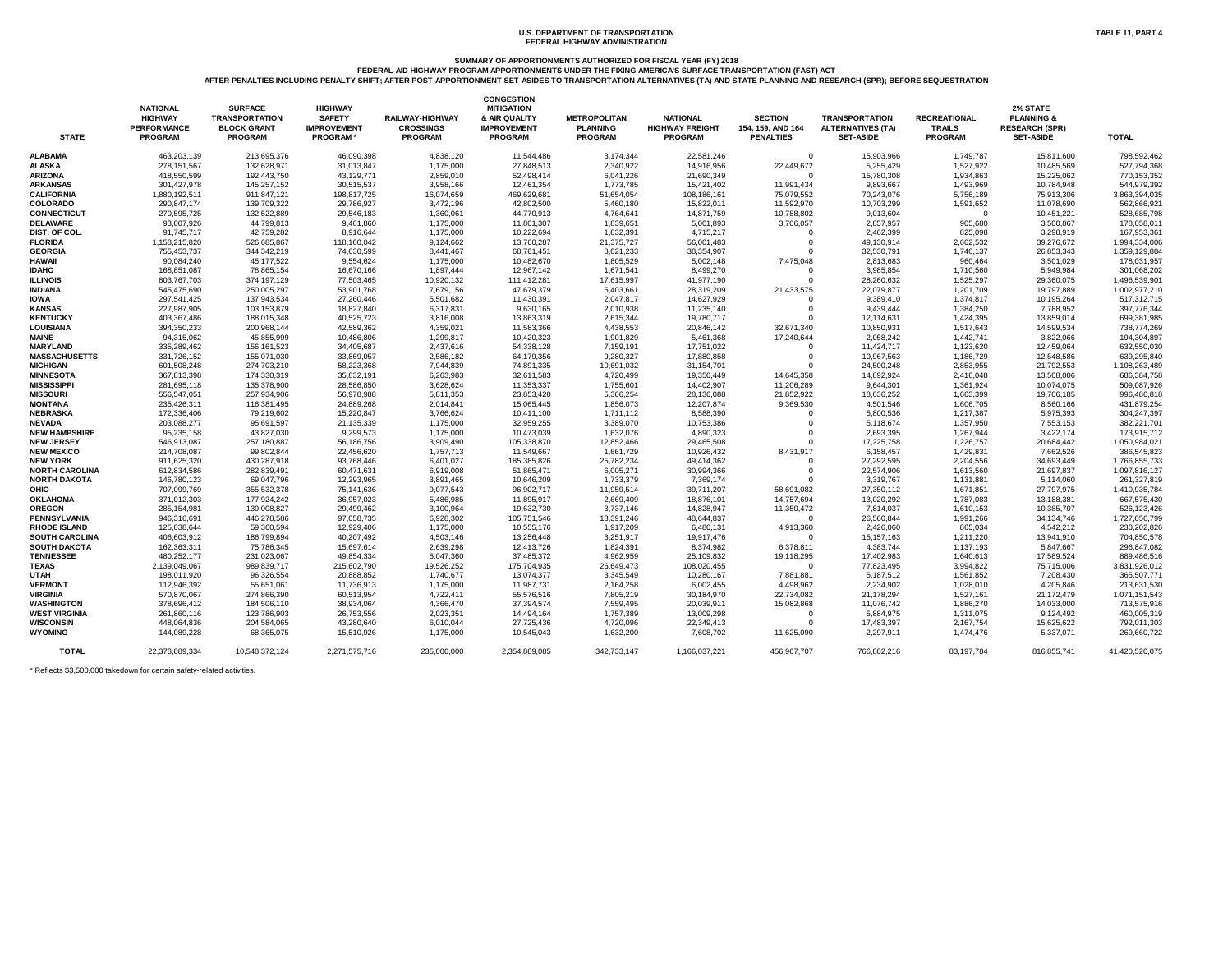U.S. DEPARTMENT OF TRANSPORTATION
FEDERAL HIGHWAY ADMINISTRATION

TABLE 11, PART 4

### SUMMARY OF APPORTIONMENTS AUTHORIZED FOR FISCAL YEAR (FY) 2018
### FEDERAL-AID HIGHWAY PROGRAM APPORTIONMENTS UNDER THE FIXING AMERICA'S SURFACE TRANSPORTATION (FAST) ACT
### AFTER PENALTIES INCLUDING PENALTY SHIFT; AFTER POST-APPORTIONMENT SET-ASIDES TO TRANSPORTATION ALTERNATIVES (TA) AND STATE PLANNING AND RESEARCH (SPR); BEFORE SEQUESTRATION

| STATE | NATIONAL HIGHWAY PERFORMANCE PROGRAM | SURFACE TRANSPORTATION BLOCK GRANT PROGRAM | HIGHWAY SAFETY IMPROVEMENT PROGRAM * | RAILWAY-HIGHWAY CROSSINGS PROGRAM | CONGESTION MITIGATION & AIR QUALITY IMPROVEMENT PROGRAM | METROPOLITAN PLANNING PROGRAM | NATIONAL HIGHWAY FREIGHT PROGRAM | SECTION 154, 159, AND 164 PENALTIES | TRANSPORTATION ALTERNATIVES (TA) SET-ASIDE | RECREATIONAL TRAILS PROGRAM | 2% STATE PLANNING & RESEARCH (SPR) SET-ASIDE | TOTAL |
|---|---|---|---|---|---|---|---|---|---|---|---|---|
| ALABAMA | 463,203,139 | 213,695,376 | 46,090,398 | 4,838,120 | 11,544,486 | 3,174,344 | 22,581,246 | 0 | 15,903,966 | 1,749,787 | 15,811,600 | 798,592,462 |
| ALASKA | 278,151,567 | 132,628,971 | 31,013,847 | 1,175,000 | 27,848,513 | 2,340,922 | 14,916,956 | 22,449,672 | 5,255,429 | 1,527,922 | 10,485,569 | 527,794,368 |
| ARIZONA | 418,550,599 | 192,443,750 | 43,129,771 | 2,859,010 | 52,498,414 | 6,041,226 | 21,690,349 | 0 | 15,780,308 | 1,934,863 | 15,225,062 | 770,153,352 |
| ARKANSAS | 301,427,978 | 145,257,152 | 30,515,537 | 3,958,166 | 12,461,354 | 1,773,785 | 15,421,402 | 11,991,434 | 9,893,667 | 1,493,969 | 10,784,948 | 544,979,392 |
| CALIFORNIA | 1,880,192,511 | 911,847,121 | 198,817,725 | 16,074,659 | 469,629,681 | 51,654,054 | 108,186,161 | 75,079,552 | 70,243,076 | 5,756,189 | 75,913,306 | 3,863,394,035 |
| COLORADO | 290,847,174 | 139,709,322 | 29,786,927 | 3,472,196 | 42,802,500 | 5,460,180 | 15,822,011 | 11,592,970 | 10,703,299 | 1,591,652 | 11,078,690 | 562,866,921 |
| CONNECTICUT | 270,595,725 | 132,522,889 | 29,546,183 | 1,360,061 | 44,770,913 | 4,764,641 | 14,871,759 | 10,788,802 | 9,013,604 | 0 | 10,451,221 | 528,685,798 |
| DELAWARE | 93,007,926 | 44,799,813 | 9,461,860 | 1,175,000 | 11,801,307 | 1,839,651 | 5,001,893 | 3,706,057 | 2,857,957 | 905,680 | 3,500,867 | 178,058,011 |
| DIST. OF COL. | 91,745,717 | 42,759,282 | 8,916,644 | 1,175,000 | 10,222,694 | 1,832,391 | 4,715,217 | 0 | 2,462,399 | 825,098 | 3,298,919 | 167,953,361 |
| FLORIDA | 1,158,215,820 | 526,685,867 | 118,160,042 | 9,124,662 | 13,760,287 | 21,375,727 | 56,001,483 | 0 | 49,130,914 | 2,602,532 | 39,276,672 | 1,994,334,006 |
| GEORGIA | 755,453,737 | 344,342,219 | 74,630,599 | 8,441,467 | 68,761,451 | 8,021,233 | 38,354,907 | 0 | 32,530,791 | 1,740,137 | 26,853,343 | 1,359,129,884 |
| HAWAII | 90,084,240 | 45,177,522 | 9,554,624 | 1,175,000 | 10,482,670 | 1,805,529 | 5,002,148 | 7,475,048 | 2,813,683 | 960,464 | 3,501,029 | 178,031,957 |
| IDAHO | 168,851,087 | 78,865,154 | 16,670,166 | 1,897,444 | 12,967,142 | 1,671,541 | 8,499,270 | 0 | 3,985,854 | 1,710,560 | 5,949,984 | 301,068,202 |
| ILLINOIS | 803,767,703 | 374,197,129 | 77,503,465 | 10,920,132 | 111,412,281 | 17,615,997 | 41,977,190 | 0 | 28,260,632 | 1,525,297 | 29,360,075 | 1,496,539,901 |
| INDIANA | 545,475,690 | 250,005,297 | 53,901,768 | 7,679,156 | 47,679,379 | 5,403,661 | 28,319,209 | 21,433,575 | 22,079,877 | 1,201,709 | 19,797,889 | 1,002,977,210 |
| IOWA | 297,541,425 | 137,943,534 | 27,260,446 | 5,501,682 | 11,430,391 | 2,047,817 | 14,627,929 | 0 | 9,389,410 | 1,374,817 | 10,195,264 | 517,312,715 |
| KANSAS | 227,987,905 | 103,153,879 | 18,827,840 | 6,317,831 | 9,630,165 | 2,010,938 | 11,235,140 | 0 | 9,439,444 | 1,384,250 | 7,788,952 | 397,776,344 |
| KENTUCKY | 403,367,486 | 188,015,348 | 40,525,723 | 3,816,008 | 13,863,319 | 2,615,344 | 19,780,717 | 0 | 12,114,631 | 1,424,395 | 13,859,014 | 699,381,985 |
| LOUISIANA | 394,350,233 | 200,968,144 | 42,589,362 | 4,359,021 | 11,583,366 | 4,438,553 | 20,846,142 | 32,671,340 | 10,850,931 | 1,517,643 | 14,599,534 | 738,774,269 |
| MAINE | 94,315,062 | 45,855,999 | 10,486,806 | 1,299,817 | 10,420,323 | 1,901,829 | 5,461,368 | 17,240,644 | 2,058,242 | 1,442,741 | 3,822,066 | 194,304,897 |
| MARYLAND | 335,289,462 | 156,161,523 | 34,405,687 | 2,437,616 | 54,338,128 | 7,159,191 | 17,751,022 | 0 | 11,424,717 | 1,123,620 | 12,459,064 | 632,550,030 |
| MASSACHUSETTS | 331,726,152 | 155,071,030 | 33,869,057 | 2,586,182 | 64,179,356 | 9,280,327 | 17,880,858 | 0 | 10,967,563 | 1,186,729 | 12,548,586 | 639,295,840 |
| MICHIGAN | 601,508,248 | 274,703,210 | 58,223,368 | 7,944,839 | 74,891,335 | 10,691,032 | 31,154,701 | 0 | 24,500,248 | 2,853,955 | 21,792,553 | 1,108,263,489 |
| MINNESOTA | 367,813,398 | 174,330,319 | 35,832,191 | 6,263,983 | 32,611,583 | 4,720,499 | 19,350,449 | 14,645,358 | 14,892,924 | 2,416,048 | 13,508,006 | 686,384,758 |
| MISSISSIPPI | 281,695,118 | 135,378,900 | 28,586,850 | 3,628,624 | 11,353,337 | 1,755,601 | 14,402,907 | 11,206,289 | 9,644,301 | 1,361,924 | 10,074,075 | 509,087,926 |
| MISSOURI | 556,547,051 | 257,934,906 | 56,978,988 | 5,811,353 | 23,853,420 | 5,366,254 | 28,136,088 | 21,852,922 | 18,636,252 | 1,663,399 | 19,706,185 | 996,486,818 |
| MONTANA | 235,426,311 | 116,381,495 | 24,889,268 | 2,014,841 | 15,065,445 | 1,856,073 | 12,207,874 | 9,369,530 | 4,501,546 | 1,606,705 | 8,560,166 | 431,879,254 |
| NEBRASKA | 172,336,406 | 79,219,602 | 15,220,847 | 3,766,624 | 10,411,100 | 1,711,112 | 8,588,390 | 0 | 5,800,536 | 1,217,387 | 5,975,393 | 304,247,397 |
| NEVADA | 203,088,277 | 95,691,597 | 21,135,339 | 1,175,000 | 32,959,255 | 3,389,070 | 10,753,386 | 0 | 5,118,674 | 1,357,950 | 7,553,153 | 382,221,701 |
| NEW HAMPSHIRE | 95,235,158 | 43,827,030 | 9,299,573 | 1,175,000 | 10,473,039 | 1,632,076 | 4,890,323 | 0 | 2,693,395 | 1,267,944 | 3,422,174 | 173,915,712 |
| NEW JERSEY | 546,913,087 | 257,180,887 | 56,186,756 | 3,909,490 | 105,338,870 | 12,852,466 | 29,465,508 | 0 | 17,225,758 | 1,226,757 | 20,684,442 | 1,050,984,021 |
| NEW MEXICO | 214,708,087 | 99,802,844 | 22,456,620 | 1,757,713 | 11,549,667 | 1,661,729 | 10,926,432 | 8,431,917 | 6,158,457 | 1,429,831 | 7,662,526 | 386,545,823 |
| NEW YORK | 911,625,320 | 430,287,918 | 93,768,446 | 6,401,027 | 185,385,826 | 25,782,234 | 49,414,362 | 0 | 27,292,595 | 2,204,556 | 34,693,449 | 1,766,855,733 |
| NORTH CAROLINA | 612,834,586 | 282,839,491 | 60,471,631 | 6,919,008 | 51,865,471 | 6,005,271 | 30,994,366 | 0 | 22,574,906 | 1,613,560 | 21,697,837 | 1,097,816,127 |
| NORTH DAKOTA | 146,780,123 | 69,047,796 | 12,293,965 | 3,891,465 | 10,646,209 | 1,733,379 | 7,369,174 | 0 | 3,319,767 | 1,131,881 | 5,114,060 | 261,327,819 |
| OHIO | 707,099,769 | 355,532,378 | 75,141,636 | 9,077,543 | 96,902,717 | 11,959,514 | 39,711,207 | 58,691,082 | 27,350,112 | 1,671,851 | 27,797,975 | 1,410,935,784 |
| OKLAHOMA | 371,012,303 | 177,924,242 | 36,957,023 | 5,486,985 | 11,895,917 | 2,669,409 | 18,876,101 | 14,757,694 | 13,020,292 | 1,787,083 | 13,188,381 | 667,575,430 |
| OREGON | 285,154,981 | 139,008,827 | 29,499,462 | 3,100,964 | 19,632,730 | 3,737,146 | 14,828,947 | 11,350,472 | 7,814,037 | 1,610,153 | 10,385,707 | 526,123,426 |
| PENNSYLVANIA | 946,316,691 | 446,278,586 | 97,058,735 | 6,928,302 | 105,751,546 | 13,391,246 | 48,644,837 | 0 | 26,560,844 | 1,991,266 | 34,134,746 | 1,727,056,799 |
| RHODE ISLAND | 125,038,644 | 59,360,594 | 12,929,406 | 1,175,000 | 10,555,176 | 1,917,209 | 6,480,131 | 4,913,360 | 2,426,060 | 865,034 | 4,542,212 | 230,202,826 |
| SOUTH CAROLINA | 406,603,912 | 186,799,894 | 40,207,492 | 4,503,146 | 13,256,448 | 3,251,917 | 19,917,476 | 0 | 15,157,163 | 1,211,220 | 13,941,910 | 704,850,578 |
| SOUTH DAKOTA | 162,363,311 | 75,786,345 | 15,697,614 | 2,639,298 | 12,413,726 | 1,824,391 | 8,374,982 | 6,378,811 | 4,383,744 | 1,137,193 | 5,847,667 | 296,847,082 |
| TENNESSEE | 480,252,177 | 231,023,067 | 49,854,334 | 5,047,360 | 37,485,372 | 4,962,959 | 25,109,832 | 19,118,295 | 17,402,983 | 1,640,613 | 17,589,524 | 889,486,516 |
| TEXAS | 2,139,049,067 | 989,839,717 | 215,602,790 | 19,526,252 | 175,704,935 | 26,649,473 | 108,020,455 | 0 | 77,823,495 | 3,994,822 | 75,715,006 | 3,831,926,012 |
| UTAH | 198,011,920 | 96,326,554 | 20,888,852 | 1,740,677 | 13,074,377 | 3,345,549 | 10,280,167 | 7,881,881 | 5,187,512 | 1,561,852 | 7,208,430 | 365,507,771 |
| VERMONT | 112,946,392 | 55,651,061 | 11,736,913 | 1,175,000 | 11,987,731 | 2,164,258 | 6,002,455 | 4,498,962 | 2,234,902 | 1,028,010 | 4,205,846 | 213,631,530 |
| VIRGINIA | 570,870,067 | 274,866,390 | 60,513,954 | 4,722,411 | 55,576,516 | 7,805,219 | 30,184,970 | 22,734,082 | 21,178,294 | 1,527,161 | 21,172,479 | 1,071,151,543 |
| WASHINGTON | 378,696,412 | 184,506,110 | 38,934,064 | 4,366,470 | 37,394,574 | 7,559,495 | 20,039,911 | 15,082,868 | 11,076,742 | 1,886,270 | 14,033,000 | 713,575,916 |
| WEST VIRGINIA | 261,860,116 | 123,786,903 | 26,753,556 | 2,023,351 | 14,494,164 | 1,757,389 | 13,009,298 | 0 | 5,884,975 | 1,311,075 | 9,124,492 | 460,005,319 |
| WISCONSIN | 448,064,836 | 204,584,065 | 43,280,640 | 6,010,044 | 27,725,436 | 4,720,096 | 22,349,413 | 0 | 17,483,397 | 2,167,754 | 15,625,622 | 792,011,303 |
| WYOMING | 144,089,228 | 68,365,075 | 15,510,926 | 1,175,000 | 10,545,043 | 1,632,200 | 7,608,702 | 11,625,090 | 2,297,911 | 1,474,476 | 5,337,071 | 269,660,722 |
| TOTAL | 22,378,089,334 | 10,548,372,124 | 2,271,575,716 | 235,000,000 | 2,354,889,085 | 342,733,147 | 1,166,037,221 | 456,967,707 | 766,802,216 | 83,197,784 | 816,855,741 | 41,420,520,075 |

* Reflects $3,500,000 takedown for certain safety-related activities.